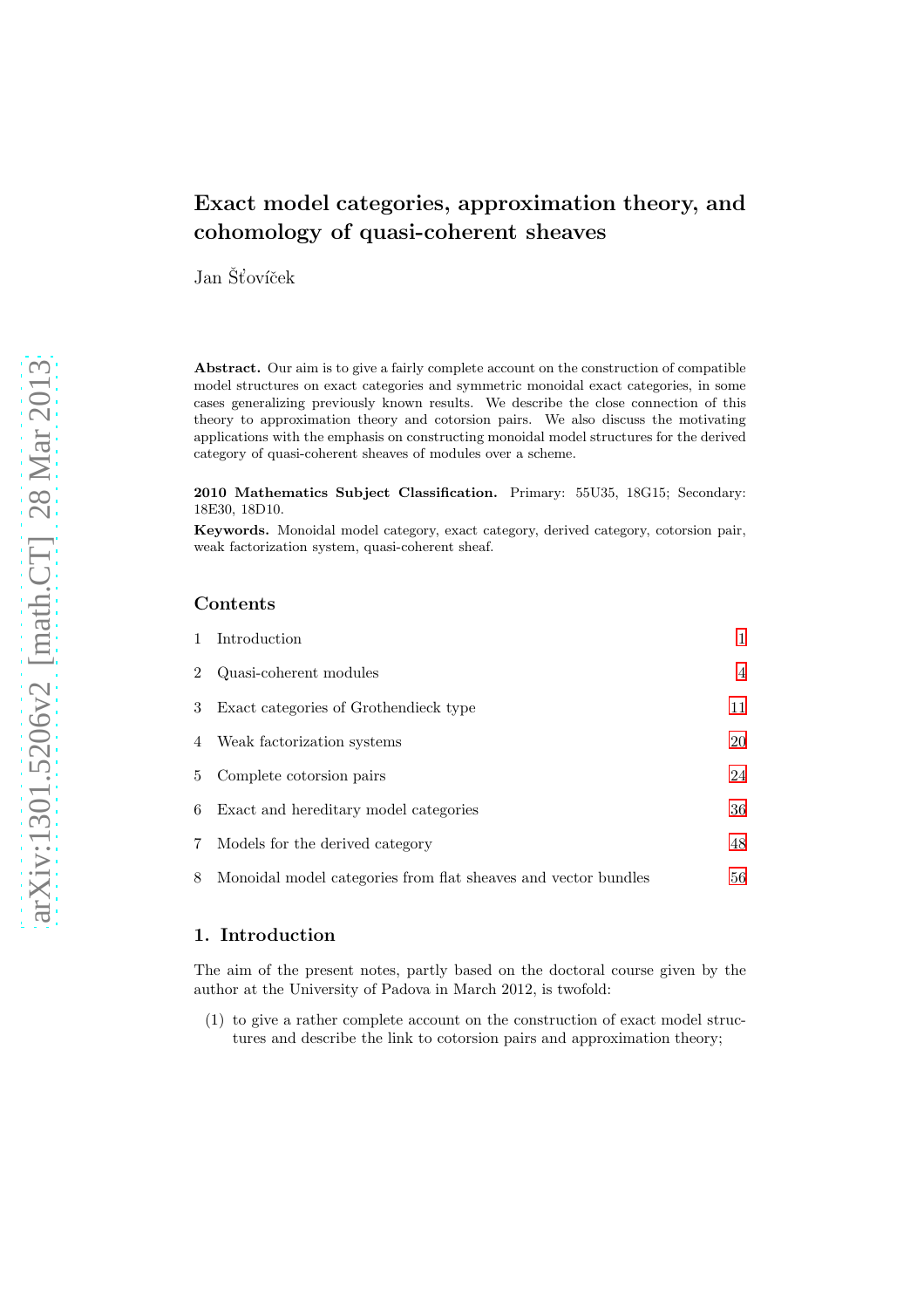# Exact model categories, approximation theory, and cohomology of quasi-coherent sheaves

Jan Šťovíček

**Abstract.** Our aim is to give a fairly complete account on the construction of compatible model structures on exact categories and symmetric monoidal exact categories, in some cases generalizing previously known results. We describe the close connection of this theory to approximation theory and cotorsion pairs. We also discuss the motivating applications with the emphasis on constructing monoidal model structures for the derived category of quasi-coherent sheaves of modules over a scheme.

**2010 Mathematics Subject Classification.** Primary: 55U35, 18G15; Secondary: 18E30, 18D10.

**Keywords.** Monoidal model category, exact category, derived category, cotorsion pair, weak factorization system, quasi-coherent sheaf.

## Contents

| | | |
|---|---|---|
| 1 | Introduction | 1 |
| 2 | Quasi-coherent modules | 4 |
| 3 | Exact categories of Grothendieck type | 11 |
| 4 | Weak factorization systems | 20 |
| 5 | Complete cotorsion pairs | 24 |
| 6 | Exact and hereditary model categories | 36 |
| 7 | Models for the derived category | 48 |
| 8 | Monoidal model categories from flat sheaves and vector bundles | 56 |

## 1. Introduction

The aim of the present notes, partly based on the doctoral course given by the author at the University of Padova in March 2012, is twofold:

(1) to give a rather complete account on the construction of exact model structures and describe the link to cotorsion pairs and approximation theory;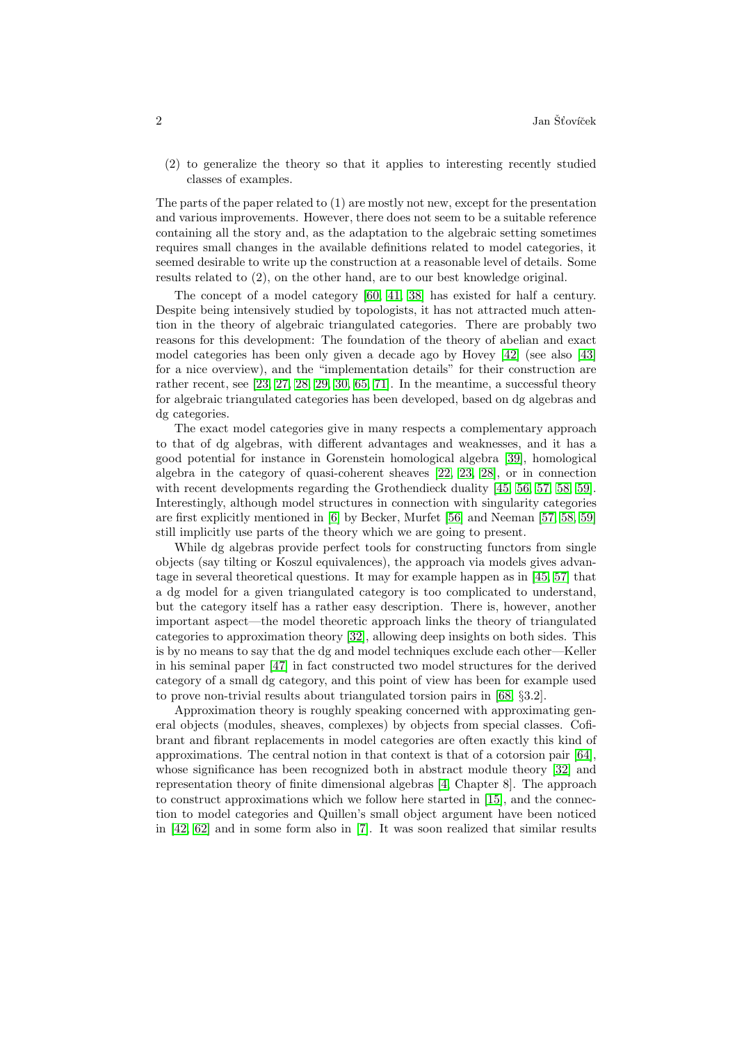(2) to generalize the theory so that it applies to interesting recently studied classes of examples.

The parts of the paper related to (1) are mostly not new, except for the presentation and various improvements. However, there does not seem to be a suitable reference containing all the story and, as the adaptation to the algebraic setting sometimes requires small changes in the available definitions related to model categories, it seemed desirable to write up the construction at a reasonable level of details. Some results related to (2), on the other hand, are to our best knowledge original.

The concept of a model category [60, 41, 38] has existed for half a century. Despite being intensively studied by topologists, it has not attracted much attention in the theory of algebraic triangulated categories. There are probably two reasons for this development: The foundation of the theory of abelian and exact model categories has been only given a decade ago by Hovey [42] (see also [43] for a nice overview), and the "implementation details" for their construction are rather recent, see [23, 27, 28, 29, 30, 65, 71]. In the meantime, a successful theory for algebraic triangulated categories has been developed, based on dg algebras and dg categories.

The exact model categories give in many respects a complementary approach to that of dg algebras, with different advantages and weaknesses, and it has a good potential for instance in Gorenstein homological algebra [39], homological algebra in the category of quasi-coherent sheaves [22, 23, 28], or in connection with recent developments regarding the Grothendieck duality [45, 56, 57, 58, 59]. Interestingly, although model structures in connection with singularity categories are first explicitly mentioned in [6] by Becker, Murfet [56] and Neeman [57, 58, 59] still implicitly use parts of the theory which we are going to present.

While dg algebras provide perfect tools for constructing functors from single objects (say tilting or Koszul equivalences), the approach via models gives advantage in several theoretical questions. It may for example happen as in [45, 57] that a dg model for a given triangulated category is too complicated to understand, but the category itself has a rather easy description. There is, however, another important aspect—the model theoretic approach links the theory of triangulated categories to approximation theory [32], allowing deep insights on both sides. This is by no means to say that the dg and model techniques exclude each other—Keller in his seminal paper [47] in fact constructed two model structures for the derived category of a small dg category, and this point of view has been for example used to prove non-trivial results about triangulated torsion pairs in [68, §3.2].

Approximation theory is roughly speaking concerned with approximating general objects (modules, sheaves, complexes) by objects from special classes. Cofibrant and fibrant replacements in model categories are often exactly this kind of approximations. The central notion in that context is that of a cotorsion pair [64], whose significance has been recognized both in abstract module theory [32] and representation theory of finite dimensional algebras [4, Chapter 8]. The approach to construct approximations which we follow here started in [15], and the connection to model categories and Quillen's small object argument have been noticed in [42, 62] and in some form also in [7]. It was soon realized that similar results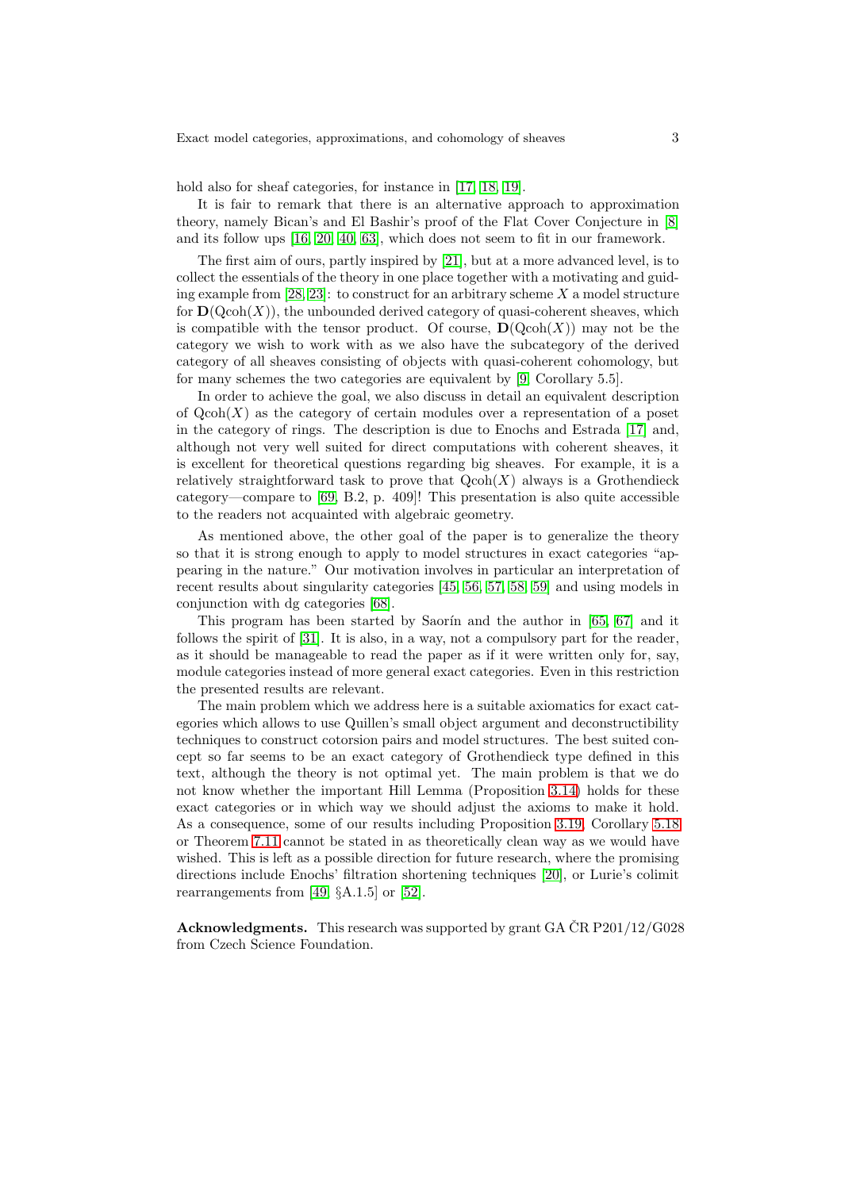hold also for sheaf categories, for instance in [17, 18, 19].

It is fair to remark that there is an alternative approach to approximation theory, namely Bican's and El Bashir's proof of the Flat Cover Conjecture in [8] and its follow ups [16, 20, 40, 63], which does not seem to fit in our framework.

The first aim of ours, partly inspired by [21], but at a more advanced level, is to collect the essentials of the theory in one place together with a motivating and guiding example from [28, 23]: to construct for an arbitrary scheme $X$ a model structure for $\mathbf{D}(\mathrm{Qcoh}(X))$, the unbounded derived category of quasi-coherent sheaves, which is compatible with the tensor product. Of course, $\mathbf{D}(\mathrm{Qcoh}(X))$ may not be the category we wish to work with as we also have the subcategory of the derived category of all sheaves consisting of objects with quasi-coherent cohomology, but for many schemes the two categories are equivalent by [9, Corollary 5.5].

In order to achieve the goal, we also discuss in detail an equivalent description of $\mathrm{Qcoh}(X)$ as the category of certain modules over a representation of a poset in the category of rings. The description is due to Enochs and Estrada [17] and, although not very well suited for direct computations with coherent sheaves, it is excellent for theoretical questions regarding big sheaves. For example, it is a relatively straightforward task to prove that $\mathrm{Qcoh}(X)$ always is a Grothendieck category—compare to [69, B.2, p. 409]! This presentation is also quite accessible to the readers not acquainted with algebraic geometry.

As mentioned above, the other goal of the paper is to generalize the theory so that it is strong enough to apply to model structures in exact categories "appearing in the nature." Our motivation involves in particular an interpretation of recent results about singularity categories [45, 56, 57, 58, 59] and using models in conjunction with dg categories [68].

This program has been started by Saorín and the author in [65, 67] and it follows the spirit of [31]. It is also, in a way, not a compulsory part for the reader, as it should be manageable to read the paper as if it were written only for, say, module categories instead of more general exact categories. Even in this restriction the presented results are relevant.

The main problem which we address here is a suitable axiomatics for exact categories which allows to use Quillen's small object argument and deconstructibility techniques to construct cotorsion pairs and model structures. The best suited concept so far seems to be an exact category of Grothendieck type defined in this text, although the theory is not optimal yet. The main problem is that we do not know whether the important Hill Lemma (Proposition 3.14) holds for these exact categories or in which way we should adjust the axioms to make it hold. As a consequence, some of our results including Proposition 3.19, Corollary 5.18 or Theorem 7.11 cannot be stated in as theoretically clean way as we would have wished. This is left as a possible direction for future research, where the promising directions include Enochs' filtration shortening techniques [20], or Lurie's colimit rearrangements from [49, §A.1.5] or [52].

**Acknowledgments.** This research was supported by grant GA ČR P201/12/G028 from Czech Science Foundation.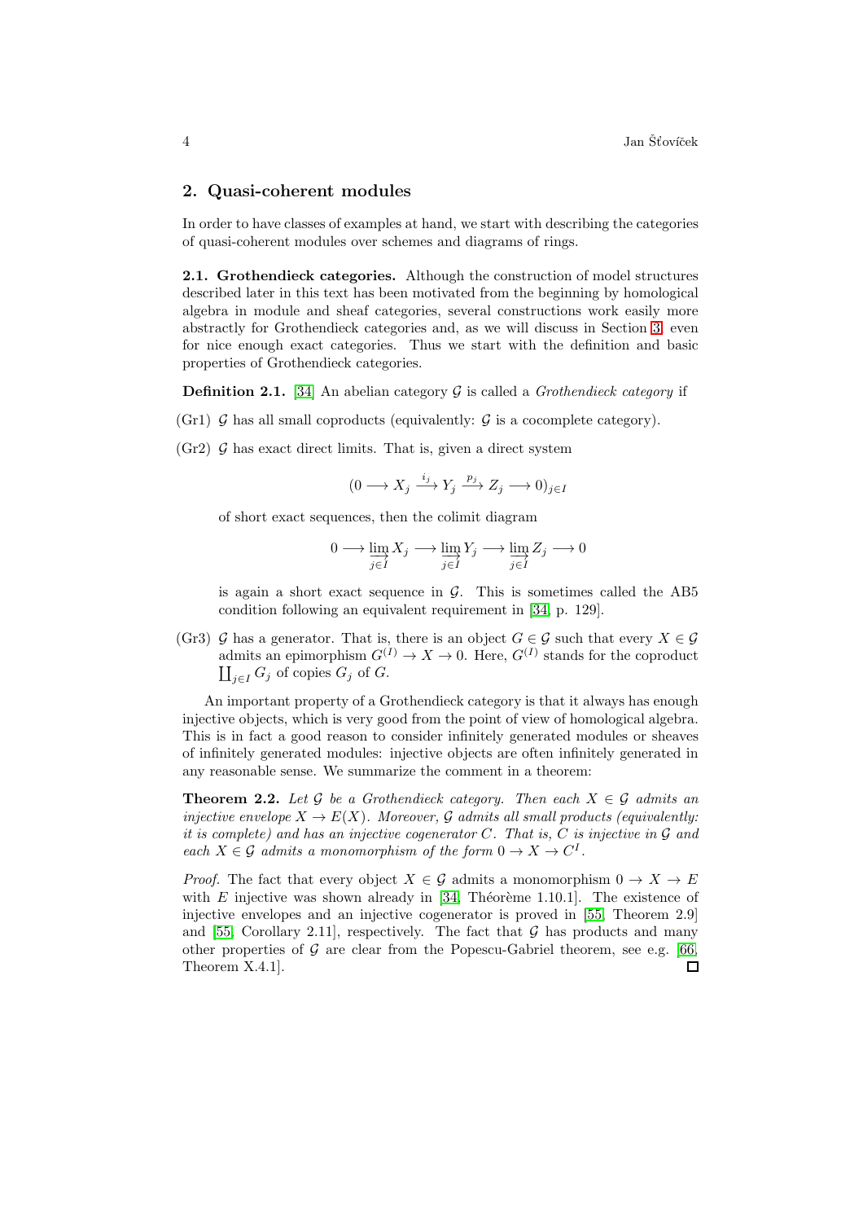## 2. Quasi-coherent modules

In order to have classes of examples at hand, we start with describing the categories of quasi-coherent modules over schemes and diagrams of rings.

**2.1. Grothendieck categories.** Although the construction of model structures described later in this text has been motivated from the beginning by homological algebra in module and sheaf categories, several constructions work easily more abstractly for Grothendieck categories and, as we will discuss in Section 3, even for nice enough exact categories. Thus we start with the definition and basic properties of Grothendieck categories.

**Definition 2.1.** [34] An abelian category $\mathcal{G}$ is called a *Grothendieck category* if

(Gr1) $\mathcal{G}$ has all small coproducts (equivalently: $\mathcal{G}$ is a cocomplete category).

(Gr2) $\mathcal{G}$ has exact direct limits. That is, given a direct system

$$(0 \longrightarrow X_j \xrightarrow{i_j} Y_j \xrightarrow{p_j} Z_j \longrightarrow 0)_{j \in I}$$

of short exact sequences, then the colimit diagram

$$0 \longrightarrow \varinjlim_{j \in I} X_j \longrightarrow \varinjlim_{j \in I} Y_j \longrightarrow \varinjlim_{j \in I} Z_j \longrightarrow 0$$

is again a short exact sequence in $\mathcal{G}$. This is sometimes called the AB5 condition following an equivalent requirement in [34, p. 129].

(Gr3) $\mathcal{G}$ has a generator. That is, there is an object $G \in \mathcal{G}$ such that every $X \in \mathcal{G}$ admits an epimorphism $G^{(I)} \to X \to 0$. Here, $G^{(I)}$ stands for the coproduct $\coprod_{j \in I} G_j$ of copies $G_j$ of $G$.

An important property of a Grothendieck category is that it always has enough injective objects, which is very good from the point of view of homological algebra. This is in fact a good reason to consider infinitely generated modules or sheaves of infinitely generated modules: injective objects are often infinitely generated in any reasonable sense. We summarize the comment in a theorem:

**Theorem 2.2.** *Let $\mathcal{G}$ be a Grothendieck category. Then each $X \in \mathcal{G}$ admits an injective envelope $X \to E(X)$. Moreover, $\mathcal{G}$ admits all small products (equivalently: it is complete) and has an injective cogenerator $C$. That is, $C$ is injective in $\mathcal{G}$ and each $X \in \mathcal{G}$ admits a monomorphism of the form $0 \to X \to C^I$.*

*Proof.* The fact that every object $X \in \mathcal{G}$ admits a monomorphism $0 \to X \to E$ with $E$ injective was shown already in [34, Théorème 1.10.1]. The existence of injective envelopes and an injective cogenerator is proved in [55, Theorem 2.9] and [55, Corollary 2.11], respectively. The fact that $\mathcal{G}$ has products and many other properties of $\mathcal{G}$ are clear from the Popescu-Gabriel theorem, see e.g. [66, Theorem X.4.1]. $\square$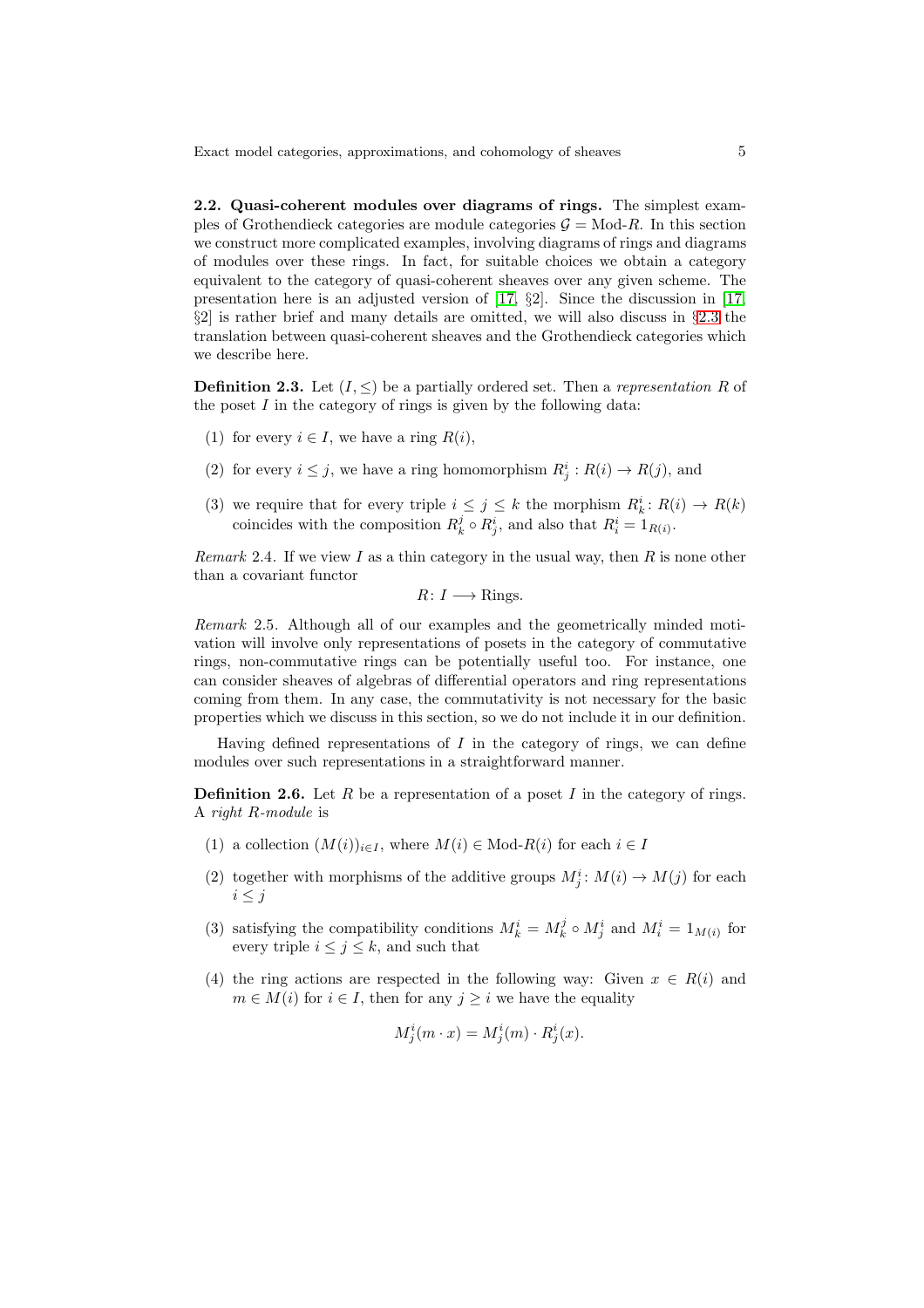**2.2. Quasi-coherent modules over diagrams of rings.** The simplest examples of Grothendieck categories are module categories $\mathcal{G} = \text{Mod-}R$. In this section we construct more complicated examples, involving diagrams of rings and diagrams of modules over these rings. In fact, for suitable choices we obtain a category equivalent to the category of quasi-coherent sheaves over any given scheme. The presentation here is an adjusted version of [17, §2]. Since the discussion in [17, §2] is rather brief and many details are omitted, we will also discuss in §2.3 the translation between quasi-coherent sheaves and the Grothendieck categories which we describe here.

**Definition 2.3.** Let $(I, \leq)$ be a partially ordered set. Then a *representation* $R$ of the poset $I$ in the category of rings is given by the following data:

1. for every $i \in I$, we have a ring $R(i)$,
2. for every $i \leq j$, we have a ring homomorphism $R^i_j : R(i) \to R(j)$, and
3. we require that for every triple $i \leq j \leq k$ the morphism $R^i_k \colon R(i) \to R(k)$ coincides with the composition $R^j_k \circ R^i_j$, and also that $R^i_i = 1_{R(i)}$.

*Remark* 2.4. If we view $I$ as a thin category in the usual way, then $R$ is none other than a covariant functor

$$R \colon I \longrightarrow \text{Rings}.$$

*Remark* 2.5. Although all of our examples and the geometrically minded motivation will involve only representations of posets in the category of commutative rings, non-commutative rings can be potentially useful too. For instance, one can consider sheaves of algebras of differential operators and ring representations coming from them. In any case, the commutativity is not necessary for the basic properties which we discuss in this section, so we do not include it in our definition.

Having defined representations of $I$ in the category of rings, we can define modules over such representations in a straightforward manner.

**Definition 2.6.** Let $R$ be a representation of a poset $I$ in the category of rings. A *right $R$-module* is

1. a collection $(M(i))_{i \in I}$, where $M(i) \in \text{Mod-}R(i)$ for each $i \in I$
2. together with morphisms of the additive groups $M^i_j \colon M(i) \to M(j)$ for each $i \leq j$
3. satisfying the compatibility conditions $M^i_k = M^j_k \circ M^i_j$ and $M^i_i = 1_{M(i)}$ for every triple $i \leq j \leq k$, and such that
4. the ring actions are respected in the following way: Given $x \in R(i)$ and $m \in M(i)$ for $i \in I$, then for any $j \geq i$ we have the equality

$$M^i_j(m \cdot x) = M^i_j(m) \cdot R^i_j(x).$$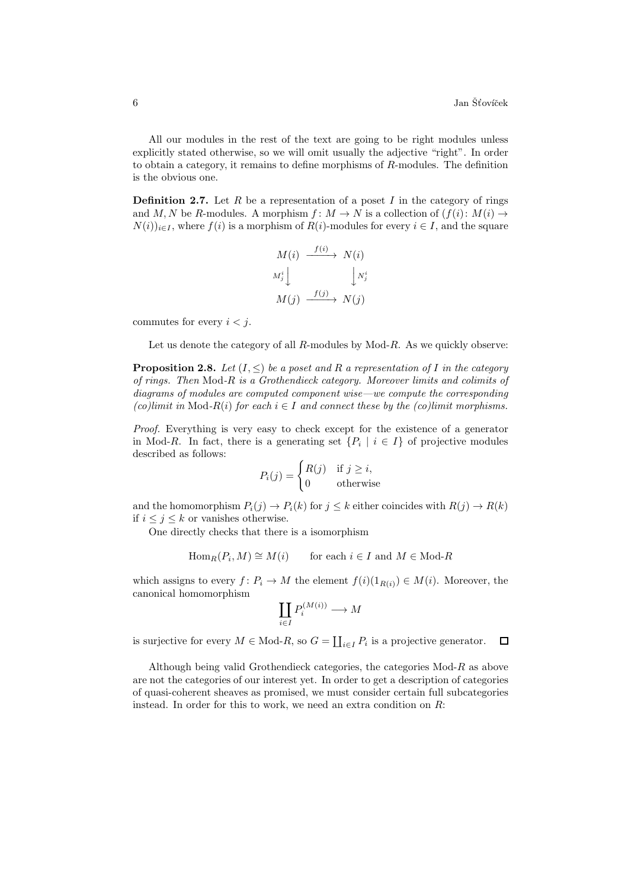All our modules in the rest of the text are going to be right modules unless explicitly stated otherwise, so we will omit usually the adjective "right". In order to obtain a category, it remains to define morphisms of $R$-modules. The definition is the obvious one.

**Definition 2.7.** Let $R$ be a representation of a poset $I$ in the category of rings and $M, N$ be $R$-modules. A morphism $f\colon M \to N$ is a collection of $(f(i)\colon M(i) \to N(i))_{i\in I}$, where $f(i)$ is a morphism of $R(i)$-modules for every $i \in I$, and the square

$$\begin{array}{ccc} M(i) & \xrightarrow{f(i)} & N(i) \\ {\scriptstyle M^i_j}\downarrow & & \downarrow{\scriptstyle N^i_j} \\ M(j) & \xrightarrow{f(j)} & N(j) \end{array}$$

commutes for every $i < j$.

Let us denote the category of all $R$-modules by Mod-$R$. As we quickly observe:

**Proposition 2.8.** *Let $(I, \leq)$ be a poset and $R$ a representation of $I$ in the category of rings. Then* Mod-$R$ *is a Grothendieck category. Moreover limits and colimits of diagrams of modules are computed component wise—we compute the corresponding (co)limit in* Mod-$R(i)$ *for each $i \in I$ and connect these by the (co)limit morphisms.*

*Proof.* Everything is very easy to check except for the existence of a generator in Mod-$R$. In fact, there is a generating set $\{P_i \mid i \in I\}$ of projective modules described as follows:

$$P_i(j) = \begin{cases} R(j) & \text{if } j \geq i, \\ 0 & \text{otherwise} \end{cases}$$

and the homomorphism $P_i(j) \to P_i(k)$ for $j \leq k$ either coincides with $R(j) \to R(k)$ if $i \leq j \leq k$ or vanishes otherwise.

One directly checks that there is a isomorphism

$$\operatorname{Hom}_R(P_i, M) \cong M(i) \qquad \text{for each } i \in I \text{ and } M \in \text{Mod-}R$$

which assigns to every $f\colon P_i \to M$ the element $f(i)(1_{R(i)}) \in M(i)$. Moreover, the canonical homomorphism

$$\coprod_{i\in I} P_i^{(M(i))} \longrightarrow M$$

is surjective for every $M \in$ Mod-$R$, so $G = \coprod_{i\in I} P_i$ is a projective generator. $\square$

Although being valid Grothendieck categories, the categories Mod-$R$ as above are not the categories of our interest yet. In order to get a description of categories of quasi-coherent sheaves as promised, we must consider certain full subcategories instead. In order for this to work, we need an extra condition on $R$: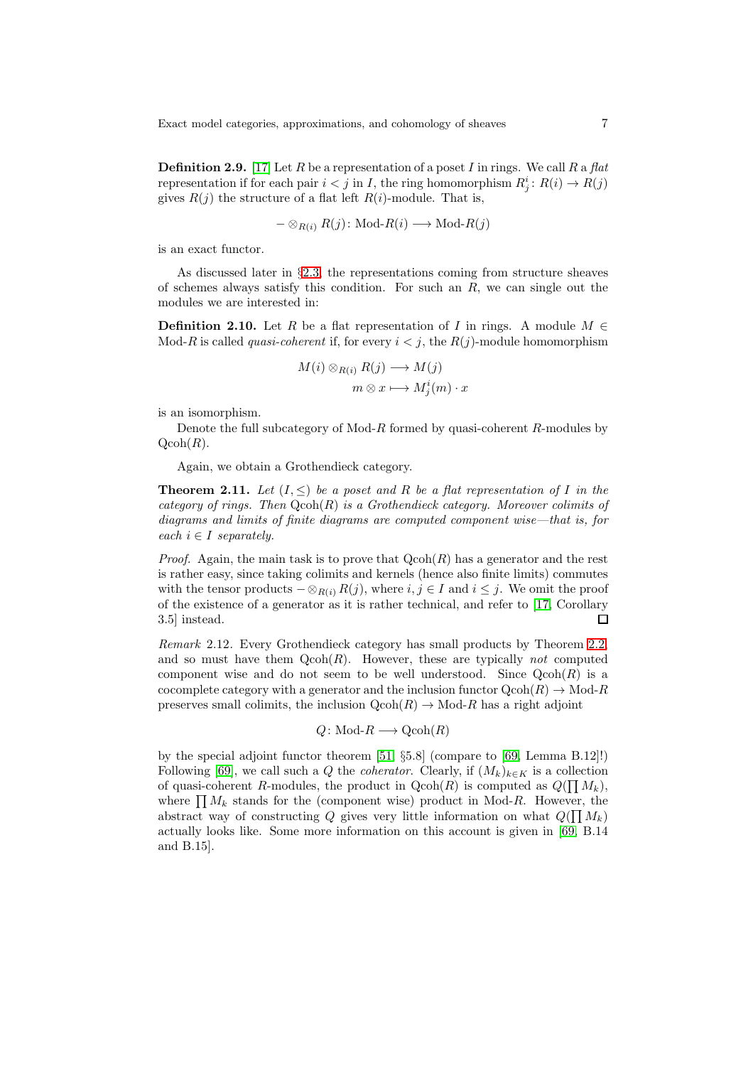**Definition 2.9.** [17] Let $R$ be a representation of a poset $I$ in rings. We call $R$ a *flat* representation if for each pair $i < j$ in $I$, the ring homomorphism $R^i_j: R(i) \to R(j)$ gives $R(j)$ the structure of a flat left $R(i)$-module. That is,

$$- \otimes_{R(i)} R(j) \colon \text{Mod-}R(i) \longrightarrow \text{Mod-}R(j)$$

is an exact functor.

As discussed later in §2.3, the representations coming from structure sheaves of schemes always satisfy this condition. For such an $R$, we can single out the modules we are interested in:

**Definition 2.10.** Let $R$ be a flat representation of $I$ in rings. A module $M \in \text{Mod-}R$ is called *quasi-coherent* if, for every $i < j$, the $R(j)$-module homomorphism

$$\begin{aligned} M(i) \otimes_{R(i)} R(j) &\longrightarrow M(j) \\ m \otimes x &\longmapsto M^i_j(m) \cdot x \end{aligned}$$

is an isomorphism.

Denote the full subcategory of Mod-$R$ formed by quasi-coherent $R$-modules by $\text{Qcoh}(R)$.

Again, we obtain a Grothendieck category.

**Theorem 2.11.** *Let $(I, \leq)$ be a poset and $R$ be a flat representation of $I$ in the category of rings. Then $\text{Qcoh}(R)$ is a Grothendieck category. Moreover colimits of diagrams and limits of finite diagrams are computed component wise—that is, for each $i \in I$ separately.*

*Proof.* Again, the main task is to prove that $\text{Qcoh}(R)$ has a generator and the rest is rather easy, since taking colimits and kernels (hence also finite limits) commutes with the tensor products $- \otimes_{R(i)} R(j)$, where $i, j \in I$ and $i \leq j$. We omit the proof of the existence of a generator as it is rather technical, and refer to [17, Corollary 3.5] instead. □

*Remark* 2.12. Every Grothendieck category has small products by Theorem 2.2, and so must have them $\text{Qcoh}(R)$. However, these are typically *not* computed component wise and do not seem to be well understood. Since $\text{Qcoh}(R)$ is a cocomplete category with a generator and the inclusion functor $\text{Qcoh}(R) \to \text{Mod-}R$ preserves small colimits, the inclusion $\text{Qcoh}(R) \to \text{Mod-}R$ has a right adjoint

$$Q \colon \text{Mod-}R \longrightarrow \text{Qcoh}(R)$$

by the special adjoint functor theorem [51, §5.8] (compare to [69, Lemma B.12]!) Following [69], we call such a $Q$ the *coherator*. Clearly, if $(M_k)_{k \in K}$ is a collection of quasi-coherent $R$-modules, the product in $\text{Qcoh}(R)$ is computed as $Q(\prod M_k)$, where $\prod M_k$ stands for the (component wise) product in Mod-$R$. However, the abstract way of constructing $Q$ gives very little information on what $Q(\prod M_k)$ actually looks like. Some more information on this account is given in [69, B.14 and B.15].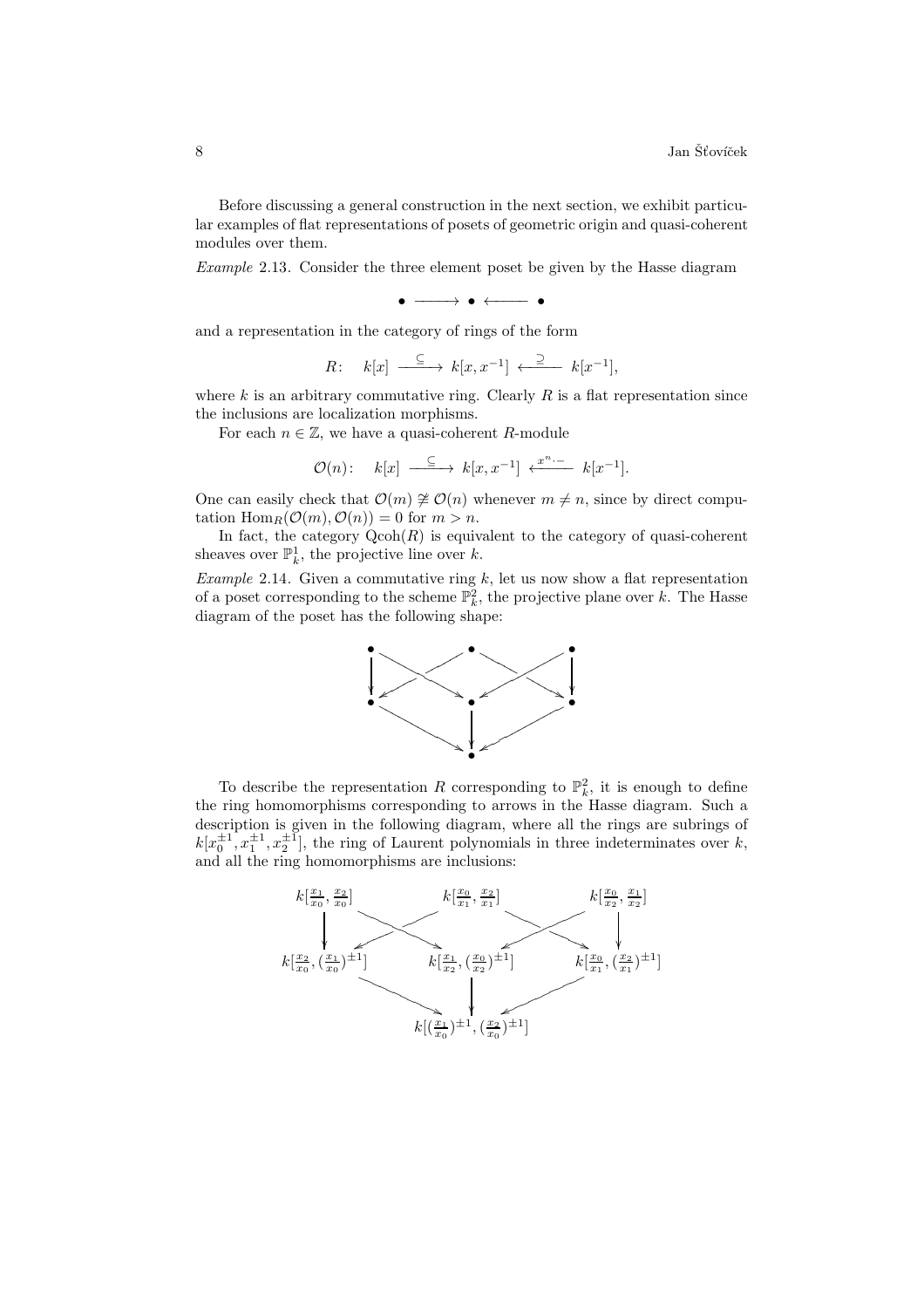Before discussing a general construction in the next section, we exhibit particular examples of flat representations of posets of geometric origin and quasi-coherent modules over them.

*Example* 2.13. Consider the three element poset be given by the Hasse diagram

$$\bullet \longrightarrow \bullet \longleftarrow \bullet$$

and a representation in the category of rings of the form

$$R\colon \quad k[x] \xrightarrow{\subseteq} k[x, x^{-1}] \xleftarrow{\supseteq} k[x^{-1}],$$

where $k$ is an arbitrary commutative ring. Clearly $R$ is a flat representation since the inclusions are localization morphisms.

For each $n \in \mathbb{Z}$, we have a quasi-coherent $R$-module

$$\mathcal{O}(n)\colon \quad k[x] \xrightarrow{\subseteq} k[x, x^{-1}] \xleftarrow{x^n \cdot -} k[x^{-1}].$$

One can easily check that $\mathcal{O}(m) \not\cong \mathcal{O}(n)$ whenever $m \neq n$, since by direct computation $\mathrm{Hom}_R(\mathcal{O}(m), \mathcal{O}(n)) = 0$ for $m > n$.

In fact, the category $\mathrm{Qcoh}(R)$ is equivalent to the category of quasi-coherent sheaves over $\mathbb{P}^1_k$, the projective line over $k$.

*Example* 2.14. Given a commutative ring $k$, let us now show a flat representation of a poset corresponding to the scheme $\mathbb{P}^2_k$, the projective plane over $k$. The Hasse diagram of the poset has the following shape:

$$\begin{array}{ccccc}
\bullet & & \bullet & & \bullet \\
\downarrow & \searrow\swarrow & & \searrow\swarrow & \downarrow \\
\bullet & & \bullet & & \bullet \\
& \searrow & \downarrow & \swarrow & \\
& & \bullet & &
\end{array}$$

To describe the representation $R$ corresponding to $\mathbb{P}^2_k$, it is enough to define the ring homomorphisms corresponding to arrows in the Hasse diagram. Such a description is given in the following diagram, where all the rings are subrings of $k[x_0^{\pm 1}, x_1^{\pm 1}, x_2^{\pm 1}]$, the ring of Laurent polynomials in three indeterminates over $k$, and all the ring homomorphisms are inclusions:

$$\begin{array}{ccccc}
k[\frac{x_1}{x_0}, \frac{x_2}{x_0}] & & k[\frac{x_0}{x_1}, \frac{x_2}{x_1}] & & k[\frac{x_0}{x_2}, \frac{x_1}{x_2}] \\
\downarrow & \searrow\swarrow & & \searrow\swarrow & \downarrow \\
k[\frac{x_2}{x_0}, (\frac{x_1}{x_0})^{\pm 1}] & & k[\frac{x_1}{x_2}, (\frac{x_0}{x_2})^{\pm 1}] & & k[\frac{x_0}{x_1}, (\frac{x_2}{x_1})^{\pm 1}] \\
& \searrow & \downarrow & \swarrow & \\
& & k[(\frac{x_1}{x_0})^{\pm 1}, (\frac{x_2}{x_0})^{\pm 1}] & &
\end{array}$$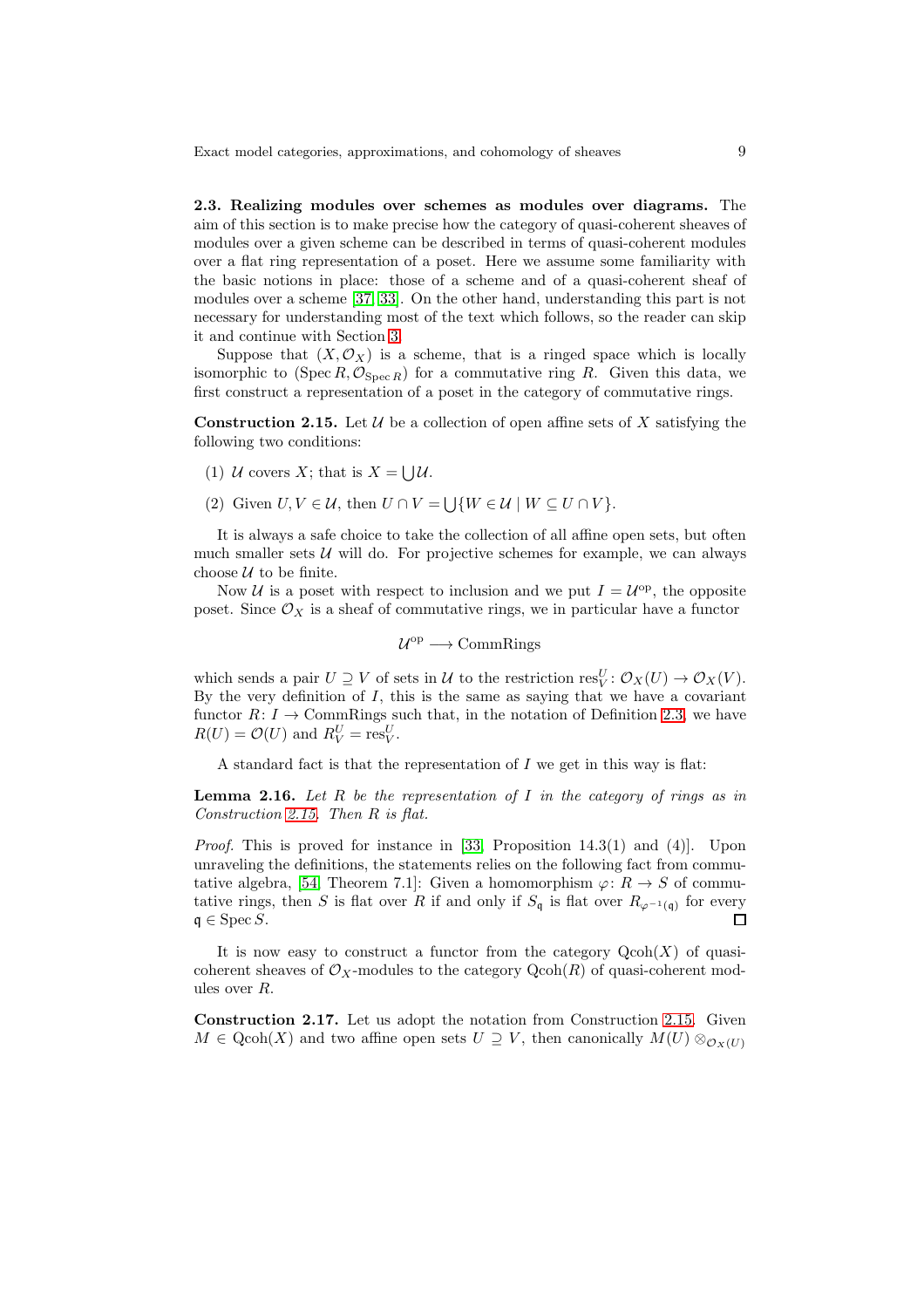**2.3. Realizing modules over schemes as modules over diagrams.** The aim of this section is to make precise how the category of quasi-coherent sheaves of modules over a given scheme can be described in terms of quasi-coherent modules over a flat ring representation of a poset. Here we assume some familiarity with the basic notions in place: those of a scheme and of a quasi-coherent sheaf of modules over a scheme [37, 33]. On the other hand, understanding this part is not necessary for understanding most of the text which follows, so the reader can skip it and continue with Section 3.

Suppose that $(X, \mathcal{O}_X)$ is a scheme, that is a ringed space which is locally isomorphic to $(\operatorname{Spec} R, \mathcal{O}_{\operatorname{Spec} R})$ for a commutative ring $R$. Given this data, we first construct a representation of a poset in the category of commutative rings.

**Construction 2.15.** Let $\mathcal{U}$ be a collection of open affine sets of $X$ satisfying the following two conditions:

(1) $\mathcal{U}$ covers $X$; that is $X = \bigcup \mathcal{U}$.

(2) Given $U, V \in \mathcal{U}$, then $U \cap V = \bigcup \{W \in \mathcal{U} \mid W \subseteq U \cap V\}$.

It is always a safe choice to take the collection of all affine open sets, but often much smaller sets $\mathcal{U}$ will do. For projective schemes for example, we can always choose $\mathcal{U}$ to be finite.

Now $\mathcal{U}$ is a poset with respect to inclusion and we put $I = \mathcal{U}^{\mathrm{op}}$, the opposite poset. Since $\mathcal{O}_X$ is a sheaf of commutative rings, we in particular have a functor

$$\mathcal{U}^{\mathrm{op}} \longrightarrow \mathrm{CommRings}$$

which sends a pair $U \supseteq V$ of sets in $\mathcal{U}$ to the restriction $\mathrm{res}^U_V \colon \mathcal{O}_X(U) \to \mathcal{O}_X(V)$. By the very definition of $I$, this is the same as saying that we have a covariant functor $R \colon I \to \mathrm{CommRings}$ such that, in the notation of Definition 2.3, we have $R(U) = \mathcal{O}(U)$ and $R^U_V = \mathrm{res}^U_V$.

A standard fact is that the representation of $I$ we get in this way is flat:

**Lemma 2.16.** *Let $R$ be the representation of $I$ in the category of rings as in Construction 2.15. Then $R$ is flat.*

*Proof.* This is proved for instance in [33, Proposition 14.3(1) and (4)]. Upon unraveling the definitions, the statements relies on the following fact from commutative algebra, [54, Theorem 7.1]: Given a homomorphism $\varphi \colon R \to S$ of commutative rings, then $S$ is flat over $R$ if and only if $S_{\mathfrak{q}}$ is flat over $R_{\varphi^{-1}(\mathfrak{q})}$ for every $\mathfrak{q} \in \operatorname{Spec} S$. $\square$

It is now easy to construct a functor from the category $\mathrm{Qcoh}(X)$ of quasi-coherent sheaves of $\mathcal{O}_X$-modules to the category $\mathrm{Qcoh}(R)$ of quasi-coherent modules over $R$.

**Construction 2.17.** Let us adopt the notation from Construction 2.15. Given $M \in \mathrm{Qcoh}(X)$ and two affine open sets $U \supseteq V$, then canonically $M(U) \otimes_{\mathcal{O}_X(U)}$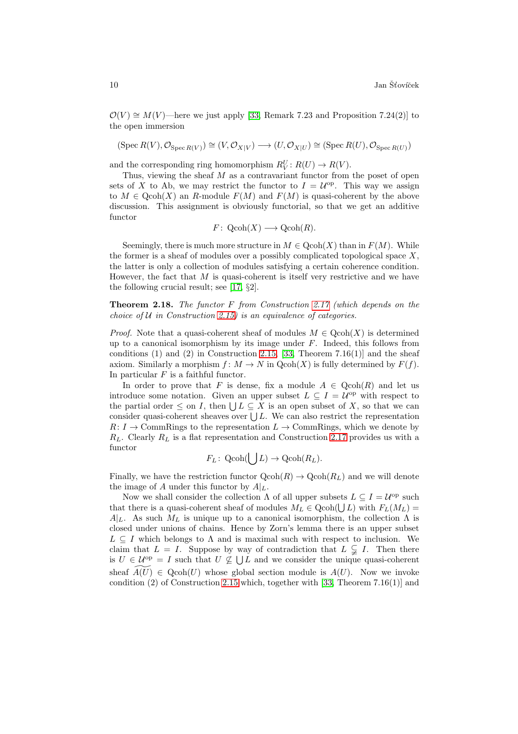$\mathcal{O}(V) \cong M(V)$—here we just apply [33, Remark 7.23 and Proposition 7.24(2)] to the open immersion

$$(\operatorname{Spec} R(V), \mathcal{O}_{\operatorname{Spec} R(V)}) \cong (V, \mathcal{O}_{X|V}) \longrightarrow (U, \mathcal{O}_{X|U}) \cong (\operatorname{Spec} R(U), \mathcal{O}_{\operatorname{Spec} R(U)})$$

and the corresponding ring homomorphism $R^U_V \colon R(U) \to R(V)$.

Thus, viewing the sheaf $M$ as a contravariant functor from the poset of open sets of $X$ to Ab, we may restrict the functor to $I = \mathcal{U}^{\mathrm{op}}$. This way we assign to $M \in \operatorname{Qcoh}(X)$ an $R$-module $F(M)$ and $F(M)$ is quasi-coherent by the above discussion. This assignment is obviously functorial, so that we get an additive functor

$$F \colon \operatorname{Qcoh}(X) \longrightarrow \operatorname{Qcoh}(R).$$

Seemingly, there is much more structure in $M \in \operatorname{Qcoh}(X)$ than in $F(M)$. While the former is a sheaf of modules over a possibly complicated topological space $X$, the latter is only a collection of modules satisfying a certain coherence condition. However, the fact that $M$ is quasi-coherent is itself very restrictive and we have the following crucial result; see [17, §2].

**Theorem 2.18.** *The functor $F$ from Construction 2.17 (which depends on the choice of $\mathcal{U}$ in Construction 2.15) is an equivalence of categories.*

*Proof.* Note that a quasi-coherent sheaf of modules $M \in \operatorname{Qcoh}(X)$ is determined up to a canonical isomorphism by its image under $F$. Indeed, this follows from conditions (1) and (2) in Construction 2.15, [33, Theorem 7.16(1)] and the sheaf axiom. Similarly a morphism $f \colon M \to N$ in $\operatorname{Qcoh}(X)$ is fully determined by $F(f)$. In particular $F$ is a faithful functor.

In order to prove that $F$ is dense, fix a module $A \in \operatorname{Qcoh}(R)$ and let us introduce some notation. Given an upper subset $L \subseteq I = \mathcal{U}^{\mathrm{op}}$ with respect to the partial order $\leq$ on $I$, then $\bigcup L \subseteq X$ is an open subset of $X$, so that we can consider quasi-coherent sheaves over $\bigcup L$. We can also restrict the representation $R \colon I \to \mathrm{CommRings}$ to the representation $L \to \mathrm{CommRings}$, which we denote by $R_L$. Clearly $R_L$ is a flat representation and Construction 2.17 provides us with a functor

$$F_L \colon \operatorname{Qcoh}(\bigcup L) \to \operatorname{Qcoh}(R_L).$$

Finally, we have the restriction functor $\operatorname{Qcoh}(R) \to \operatorname{Qcoh}(R_L)$ and we will denote the image of $A$ under this functor by $A|_L$.

Now we shall consider the collection $\Lambda$ of all upper subsets $L \subseteq I = \mathcal{U}^{\mathrm{op}}$ such that there is a quasi-coherent sheaf of modules $M_L \in \operatorname{Qcoh}(\bigcup L)$ with $F_L(M_L) = A|_L$. As such $M_L$ is unique up to a canonical isomorphism, the collection $\Lambda$ is closed under unions of chains. Hence by Zorn's lemma there is an upper subset $L \subseteq I$ which belongs to $\Lambda$ and is maximal such with respect to inclusion. We claim that $L = I$. Suppose by way of contradiction that $L \subsetneq I$. Then there is $U \in \mathcal{U}^{\mathrm{op}} = I$ such that $U \not\subseteq \bigcup L$ and we consider the unique quasi-coherent sheaf $\widetilde{A(U)} \in \operatorname{Qcoh}(U)$ whose global section module is $A(U)$. Now we invoke condition (2) of Construction 2.15 which, together with [33, Theorem 7.16(1)] and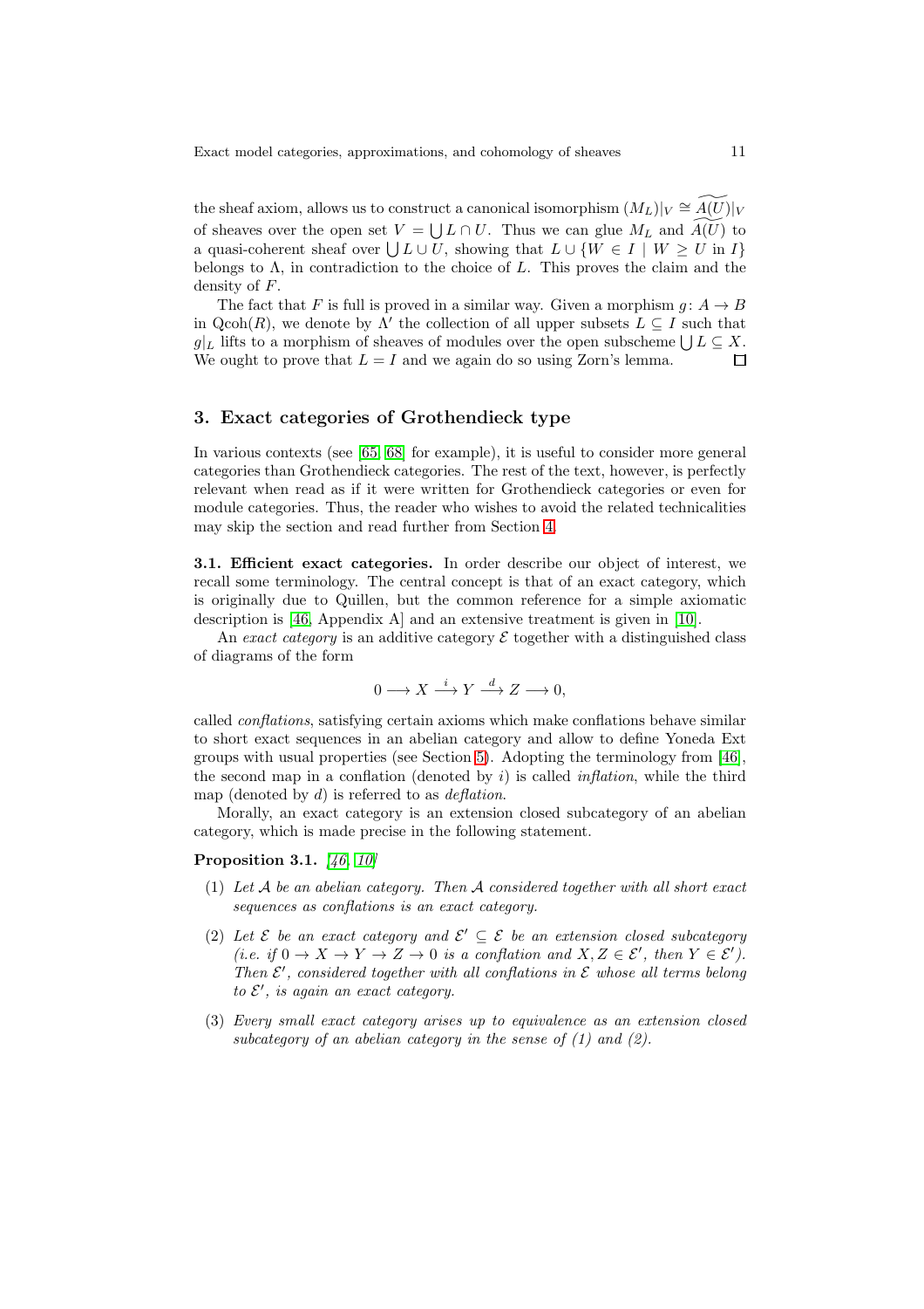the sheaf axiom, allows us to construct a canonical isomorphism $(M_L)|_V \cong \widetilde{A(U)}|_V$ of sheaves over the open set $V = \bigcup L \cap U$. Thus we can glue $M_L$ and $\widetilde{A(U)}$ to a quasi-coherent sheaf over $\bigcup L \cup U$, showing that $L \cup \{W \in I \mid W \geq U \text{ in } I\}$ belongs to $\Lambda$, in contradiction to the choice of $L$. This proves the claim and the density of $F$.

The fact that $F$ is full is proved in a similar way. Given a morphism $g\colon A \to B$ in $\mathrm{Qcoh}(R)$, we denote by $\Lambda'$ the collection of all upper subsets $L \subseteq I$ such that $g|_L$ lifts to a morphism of sheaves of modules over the open subscheme $\bigcup L \subseteq X$. We ought to prove that $L = I$ and we again do so using Zorn's lemma. □

## 3. Exact categories of Grothendieck type

In various contexts (see [65, 68] for example), it is useful to consider more general categories than Grothendieck categories. The rest of the text, however, is perfectly relevant when read as if it were written for Grothendieck categories or even for module categories. Thus, the reader who wishes to avoid the related technicalities may skip the section and read further from Section 4.

**3.1. Efficient exact categories.** In order describe our object of interest, we recall some terminology. The central concept is that of an exact category, which is originally due to Quillen, but the common reference for a simple axiomatic description is [46, Appendix A] and an extensive treatment is given in [10].

An *exact category* is an additive category $\mathcal{E}$ together with a distinguished class of diagrams of the form

$$0 \longrightarrow X \xrightarrow{\;i\;} Y \xrightarrow{\;d\;} Z \longrightarrow 0,$$

called *conflations*, satisfying certain axioms which make conflations behave similar to short exact sequences in an abelian category and allow to define Yoneda Ext groups with usual properties (see Section 5). Adopting the terminology from [46], the second map in a conflation (denoted by $i$) is called *inflation*, while the third map (denoted by $d$) is referred to as *deflation*.

Morally, an exact category is an extension closed subcategory of an abelian category, which is made precise in the following statement.

**Proposition 3.1.** *[46, 10]*

1. *Let $\mathcal{A}$ be an abelian category. Then $\mathcal{A}$ considered together with all short exact sequences as conflations is an exact category.*
2. *Let $\mathcal{E}$ be an exact category and $\mathcal{E}' \subseteq \mathcal{E}$ be an extension closed subcategory (i.e. if $0 \to X \to Y \to Z \to 0$ is a conflation and $X, Z \in \mathcal{E}'$, then $Y \in \mathcal{E}'$). Then $\mathcal{E}'$, considered together with all conflations in $\mathcal{E}$ whose all terms belong to $\mathcal{E}'$, is again an exact category.*
3. *Every small exact category arises up to equivalence as an extension closed subcategory of an abelian category in the sense of (1) and (2).*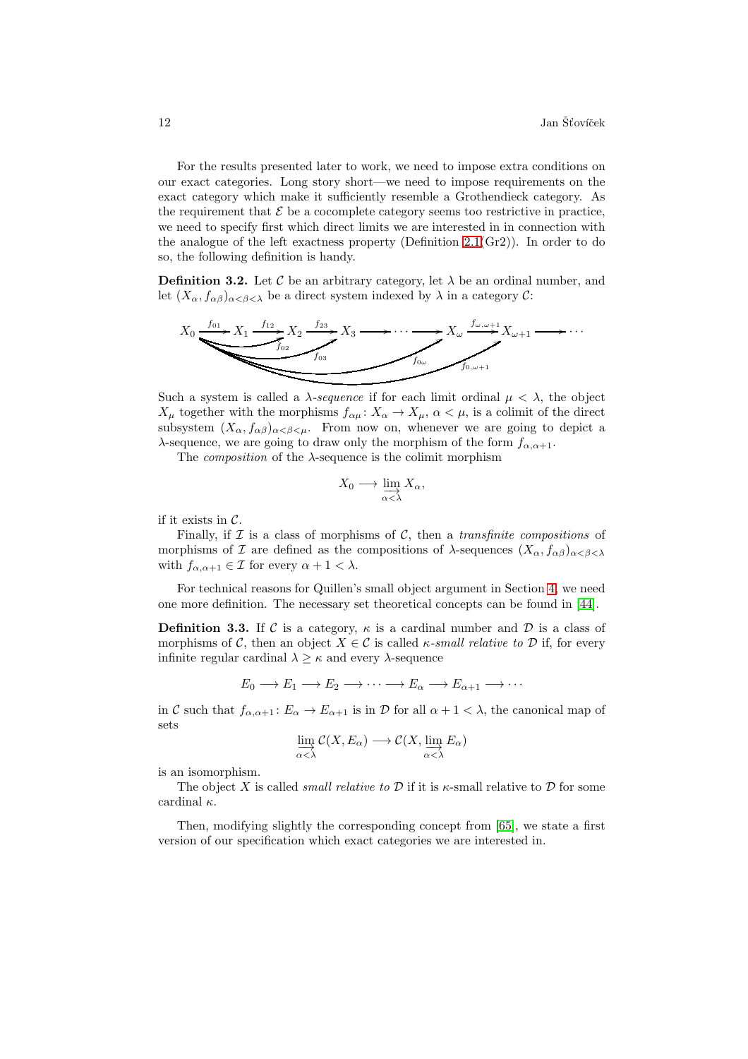For the results presented later to work, we need to impose extra conditions on our exact categories. Long story short—we need to impose requirements on the exact category which make it sufficiently resemble a Grothendieck category. As the requirement that $\mathcal{E}$ be a cocomplete category seems too restrictive in practice, we need to specify first which direct limits we are interested in in connection with the analogue of the left exactness property (Definition 2.1(Gr2)). In order to do so, the following definition is handy.

**Definition 3.2.** Let $\mathcal{C}$ be an arbitrary category, let $\lambda$ be an ordinal number, and let $(X_\alpha, f_{\alpha\beta})_{\alpha<\beta<\lambda}$ be a direct system indexed by $\lambda$ in a category $\mathcal{C}$:

$$X_0 \xrightarrow{f_{01}} X_1 \xrightarrow{f_{12}} X_2 \xrightarrow{f_{23}} X_3 \longrightarrow \cdots \longrightarrow X_\omega \xrightarrow{f_{\omega,\omega+1}} X_{\omega+1} \longrightarrow \cdots$$

(with morphisms $f_{02}$, $f_{03}$, $f_{0\omega}$, $f_{0,\omega+1}$ from $X_0$)

Such a system is called a *$\lambda$-sequence* if for each limit ordinal $\mu < \lambda$, the object $X_\mu$ together with the morphisms $f_{\alpha\mu}\colon X_\alpha \to X_\mu$, $\alpha < \mu$, is a colimit of the direct subsystem $(X_\alpha, f_{\alpha\beta})_{\alpha<\beta<\mu}$. From now on, whenever we are going to depict a $\lambda$-sequence, we are going to draw only the morphism of the form $f_{\alpha,\alpha+1}$.

The *composition* of the $\lambda$-sequence is the colimit morphism

$$X_0 \longrightarrow \varinjlim_{\alpha<\lambda} X_\alpha,$$

if it exists in $\mathcal{C}$.

Finally, if $\mathcal{I}$ is a class of morphisms of $\mathcal{C}$, then a *transfinite compositions* of morphisms of $\mathcal{I}$ are defined as the compositions of $\lambda$-sequences $(X_\alpha, f_{\alpha\beta})_{\alpha<\beta<\lambda}$ with $f_{\alpha,\alpha+1} \in \mathcal{I}$ for every $\alpha + 1 < \lambda$.

For technical reasons for Quillen's small object argument in Section 4, we need one more definition. The necessary set theoretical concepts can be found in [44].

**Definition 3.3.** If $\mathcal{C}$ is a category, $\kappa$ is a cardinal number and $\mathcal{D}$ is a class of morphisms of $\mathcal{C}$, then an object $X \in \mathcal{C}$ is called *$\kappa$-small relative to $\mathcal{D}$* if, for every infinite regular cardinal $\lambda \geq \kappa$ and every $\lambda$-sequence

$$E_0 \longrightarrow E_1 \longrightarrow E_2 \longrightarrow \cdots \longrightarrow E_\alpha \longrightarrow E_{\alpha+1} \longrightarrow \cdots$$

in $\mathcal{C}$ such that $f_{\alpha,\alpha+1}\colon E_\alpha \to E_{\alpha+1}$ is in $\mathcal{D}$ for all $\alpha + 1 < \lambda$, the canonical map of sets

$$\varinjlim_{\alpha<\lambda} \mathcal{C}(X, E_\alpha) \longrightarrow \mathcal{C}(X, \varinjlim_{\alpha<\lambda} E_\alpha)$$

is an isomorphism.

The object $X$ is called *small relative to $\mathcal{D}$* if it is $\kappa$-small relative to $\mathcal{D}$ for some cardinal $\kappa$.

Then, modifying slightly the corresponding concept from [65], we state a first version of our specification which exact categories we are interested in.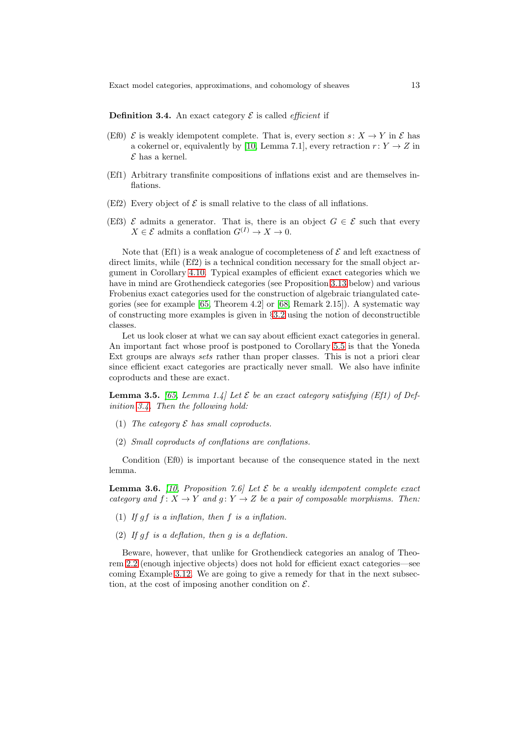**Definition 3.4.** An exact category $\mathcal{E}$ is called *efficient* if

(Ef0) $\mathcal{E}$ is weakly idempotent complete. That is, every section $s\colon X \to Y$ in $\mathcal{E}$ has a cokernel or, equivalently by [10, Lemma 7.1], every retraction $r\colon Y \to Z$ in $\mathcal{E}$ has a kernel.

(Ef1) Arbitrary transfinite compositions of inflations exist and are themselves inflations.

(Ef2) Every object of $\mathcal{E}$ is small relative to the class of all inflations.

(Ef3) $\mathcal{E}$ admits a generator. That is, there is an object $G \in \mathcal{E}$ such that every $X \in \mathcal{E}$ admits a conflation $G^{(I)} \to X \to 0$.

Note that (Ef1) is a weak analogue of cocompleteness of $\mathcal{E}$ and left exactness of direct limits, while (Ef2) is a technical condition necessary for the small object argument in Corollary 4.10. Typical examples of efficient exact categories which we have in mind are Grothendieck categories (see Proposition 3.13 below) and various Frobenius exact categories used for the construction of algebraic triangulated categories (see for example [65, Theorem 4.2] or [68, Remark 2.15]). A systematic way of constructing more examples is given in §3.2 using the notion of deconstructible classes.

Let us look closer at what we can say about efficient exact categories in general. An important fact whose proof is postponed to Corollary 5.5 is that the Yoneda Ext groups are always *sets* rather than proper classes. This is not a priori clear since efficient exact categories are practically never small. We also have infinite coproducts and these are exact.

**Lemma 3.5.** *[65, Lemma 1.4] Let $\mathcal{E}$ be an exact category satisfying (Ef1) of Definition 3.4. Then the following hold:*

1. *The category $\mathcal{E}$ has small coproducts.*
2. *Small coproducts of conflations are conflations.*

Condition (Ef0) is important because of the consequence stated in the next lemma.

**Lemma 3.6.** *[10, Proposition 7.6] Let $\mathcal{E}$ be a weakly idempotent complete exact category and $f\colon X \to Y$ and $g\colon Y \to Z$ be a pair of composable morphisms. Then:*

1. *If $gf$ is a inflation, then $f$ is a inflation.*
2. *If $gf$ is a deflation, then $g$ is a deflation.*

Beware, however, that unlike for Grothendieck categories an analog of Theorem 2.2 (enough injective objects) does not hold for efficient exact categories—see coming Example 3.12. We are going to give a remedy for that in the next subsection, at the cost of imposing another condition on $\mathcal{E}$.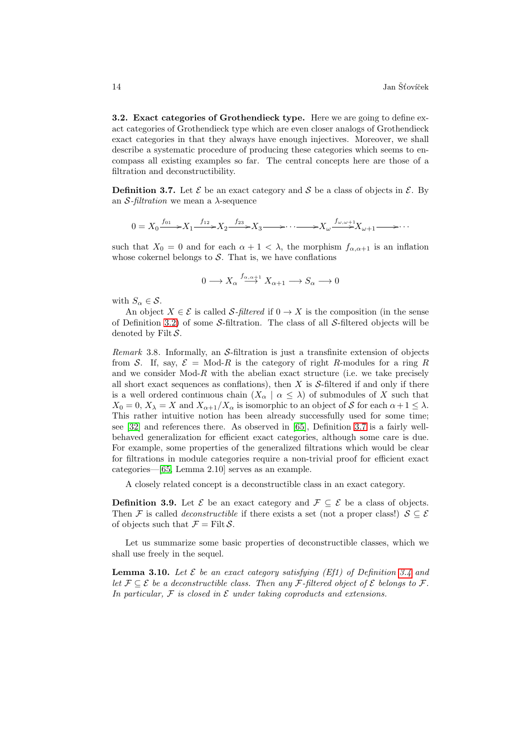**3.2. Exact categories of Grothendieck type.** Here we are going to define exact categories of Grothendieck type which are even closer analogs of Grothendieck exact categories in that they always have enough injectives. Moreover, we shall describe a systematic procedure of producing these categories which seems to encompass all existing examples so far. The central concepts here are those of a filtration and deconstructibility.

**Definition 3.7.** Let $\mathcal{E}$ be an exact category and $\mathcal{S}$ be a class of objects in $\mathcal{E}$. By an *$\mathcal{S}$-filtration* we mean a $\lambda$-sequence

$$0 = X_0 \xrightarrow{f_{01}} X_1 \xrightarrow{f_{12}} X_2 \xrightarrow{f_{23}} X_3 \longrightarrow \cdots \longrightarrow X_\omega \xrightarrow{f_{\omega,\omega+1}} X_{\omega+1} \longrightarrow \cdots$$

such that $X_0 = 0$ and for each $\alpha + 1 < \lambda$, the morphism $f_{\alpha,\alpha+1}$ is an inflation whose cokernel belongs to $\mathcal{S}$. That is, we have conflations

$$0 \longrightarrow X_\alpha \overset{f_{\alpha,\alpha+1}}{\longrightarrow} X_{\alpha+1} \longrightarrow S_\alpha \longrightarrow 0$$

with $S_\alpha \in \mathcal{S}$.

An object $X \in \mathcal{E}$ is called *$\mathcal{S}$-filtered* if $0 \to X$ is the composition (in the sense of Definition 3.2) of some $\mathcal{S}$-filtration. The class of all $\mathcal{S}$-filtered objects will be denoted by $\operatorname{Filt}\mathcal{S}$.

*Remark* 3.8. Informally, an $\mathcal{S}$-filtration is just a transfinite extension of objects from $\mathcal{S}$. If, say, $\mathcal{E} = \text{Mod-}R$ is the category of right $R$-modules for a ring $R$ and we consider Mod-$R$ with the abelian exact structure (i.e. we take precisely all short exact sequences as conflations), then $X$ is $\mathcal{S}$-filtered if and only if there is a well ordered continuous chain $(X_\alpha \mid \alpha \le \lambda)$ of submodules of $X$ such that $X_0 = 0$, $X_\lambda = X$ and $X_{\alpha+1}/X_\alpha$ is isomorphic to an object of $\mathcal{S}$ for each $\alpha+1 \le \lambda$. This rather intuitive notion has been already successfully used for some time; see [32] and references there. As observed in [65], Definition 3.7 is a fairly well-behaved generalization for efficient exact categories, although some care is due. For example, some properties of the generalized filtrations which would be clear for filtrations in module categories require a non-trivial proof for efficient exact categories—[65, Lemma 2.10] serves as an example.

A closely related concept is a deconstructible class in an exact category.

**Definition 3.9.** Let $\mathcal{E}$ be an exact category and $\mathcal{F} \subseteq \mathcal{E}$ be a class of objects. Then $\mathcal{F}$ is called *deconstructible* if there exists a set (not a proper class!) $\mathcal{S} \subseteq \mathcal{E}$ of objects such that $\mathcal{F} = \operatorname{Filt}\mathcal{S}$.

Let us summarize some basic properties of deconstructible classes, which we shall use freely in the sequel.

**Lemma 3.10.** *Let $\mathcal{E}$ be an exact category satisfying (Ef1) of Definition 3.4 and let $\mathcal{F} \subseteq \mathcal{E}$ be a deconstructible class. Then any $\mathcal{F}$-filtered object of $\mathcal{E}$ belongs to $\mathcal{F}$. In particular, $\mathcal{F}$ is closed in $\mathcal{E}$ under taking coproducts and extensions.*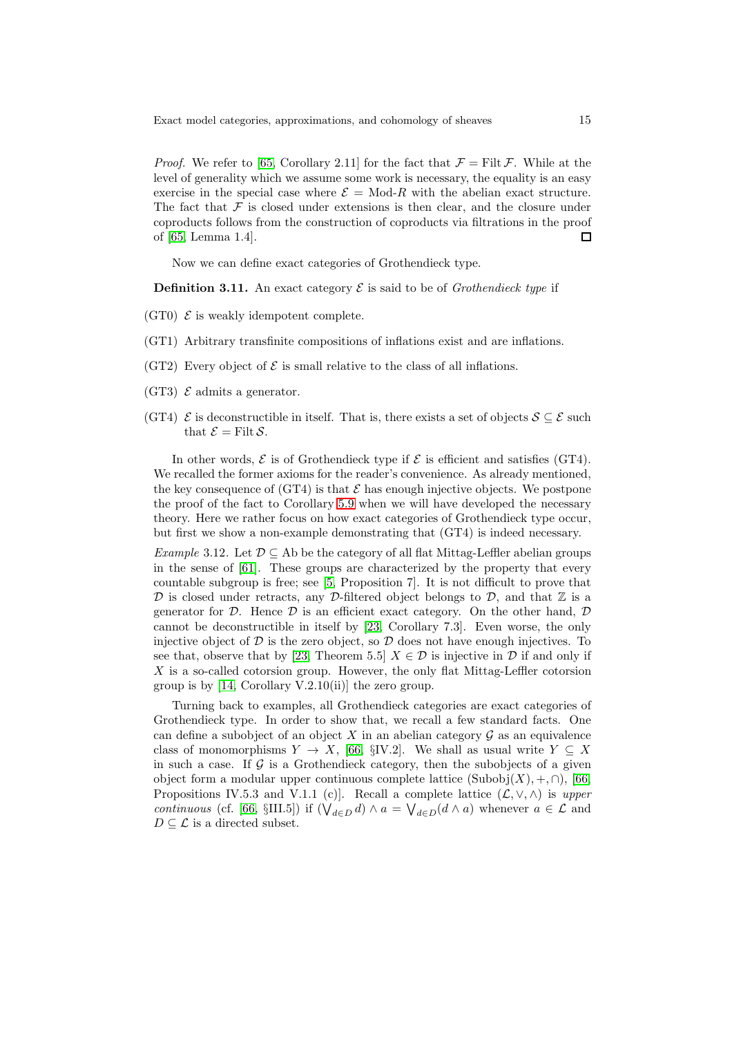*Proof.* We refer to [65, Corollary 2.11] for the fact that $\mathcal{F} = \operatorname{Filt} \mathcal{F}$. While at the level of generality which we assume some work is necessary, the equality is an easy exercise in the special case where $\mathcal{E} = \text{Mod-}R$ with the abelian exact structure. The fact that $\mathcal{F}$ is closed under extensions is then clear, and the closure under coproducts follows from the construction of coproducts via filtrations in the proof of [65, Lemma 1.4]. □

Now we can define exact categories of Grothendieck type.

**Definition 3.11.** An exact category $\mathcal{E}$ is said to be of *Grothendieck type* if

(GT0) $\mathcal{E}$ is weakly idempotent complete.

(GT1) Arbitrary transfinite compositions of inflations exist and are inflations.

(GT2) Every object of $\mathcal{E}$ is small relative to the class of all inflations.

(GT3) $\mathcal{E}$ admits a generator.

(GT4) $\mathcal{E}$ is deconstructible in itself. That is, there exists a set of objects $\mathcal{S} \subseteq \mathcal{E}$ such that $\mathcal{E} = \operatorname{Filt} \mathcal{S}$.

In other words, $\mathcal{E}$ is of Grothendieck type if $\mathcal{E}$ is efficient and satisfies (GT4). We recalled the former axioms for the reader's convenience. As already mentioned, the key consequence of (GT4) is that $\mathcal{E}$ has enough injective objects. We postpone the proof of the fact to Corollary 5.9 when we will have developed the necessary theory. Here we rather focus on how exact categories of Grothendieck type occur, but first we show a non-example demonstrating that (GT4) is indeed necessary.

*Example* 3.12. Let $\mathcal{D} \subseteq \mathrm{Ab}$ be the category of all flat Mittag-Leffler abelian groups in the sense of [61]. These groups are characterized by the property that every countable subgroup is free; see [5, Proposition 7]. It is not difficult to prove that $\mathcal{D}$ is closed under retracts, any $\mathcal{D}$-filtered object belongs to $\mathcal{D}$, and that $\mathbb{Z}$ is a generator for $\mathcal{D}$. Hence $\mathcal{D}$ is an efficient exact category. On the other hand, $\mathcal{D}$ cannot be deconstructible in itself by [23, Corollary 7.3]. Even worse, the only injective object of $\mathcal{D}$ is the zero object, so $\mathcal{D}$ does not have enough injectives. To see that, observe that by [23, Theorem 5.5] $X \in \mathcal{D}$ is injective in $\mathcal{D}$ if and only if $X$ is a so-called cotorsion group. However, the only flat Mittag-Leffler cotorsion group is by [14, Corollary V.2.10(ii)] the zero group.

Turning back to examples, all Grothendieck categories are exact categories of Grothendieck type. In order to show that, we recall a few standard facts. One can define a subobject of an object $X$ in an abelian category $\mathcal{G}$ as an equivalence class of monomorphisms $Y \to X$, [66, §IV.2]. We shall as usual write $Y \subseteq X$ in such a case. If $\mathcal{G}$ is a Grothendieck category, then the subobjects of a given object form a modular upper continuous complete lattice $(\operatorname{Subobj}(X), +, \cap)$, [66, Propositions IV.5.3 and V.1.1 (c)]. Recall a complete lattice $(\mathcal{L}, \vee, \wedge)$ is *upper continuous* (cf. [66, §III.5]) if $(\bigvee_{d \in D} d) \wedge a = \bigvee_{d \in D} (d \wedge a)$ whenever $a \in \mathcal{L}$ and $D \subseteq \mathcal{L}$ is a directed subset.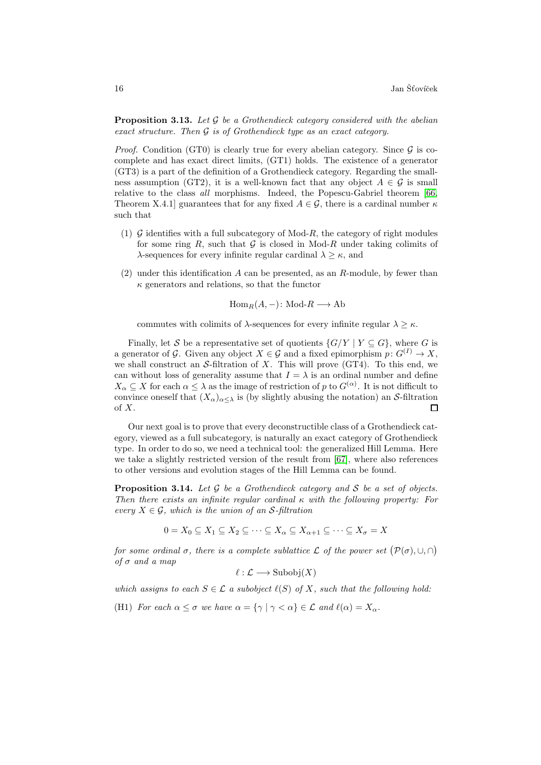**Proposition 3.13.** *Let $\mathcal{G}$ be a Grothendieck category considered with the abelian exact structure. Then $\mathcal{G}$ is of Grothendieck type as an exact category.*

*Proof.* Condition (GT0) is clearly true for every abelian category. Since $\mathcal{G}$ is cocomplete and has exact direct limits, (GT1) holds. The existence of a generator (GT3) is a part of the definition of a Grothendieck category. Regarding the smallness assumption (GT2), it is a well-known fact that any object $A \in \mathcal{G}$ is small relative to the class *all* morphisms. Indeed, the Popescu-Gabriel theorem [66, Theorem X.4.1] guarantees that for any fixed $A \in \mathcal{G}$, there is a cardinal number $\kappa$ such that

(1) $\mathcal{G}$ identifies with a full subcategory of Mod-$R$, the category of right modules for some ring $R$, such that $\mathcal{G}$ is closed in Mod-$R$ under taking colimits of $\lambda$-sequences for every infinite regular cardinal $\lambda \geq \kappa$, and

(2) under this identification $A$ can be presented, as an $R$-module, by fewer than $\kappa$ generators and relations, so that the functor

$$\operatorname{Hom}_R(A, -) \colon \text{Mod-}R \longrightarrow \text{Ab}$$

commutes with colimits of $\lambda$-sequences for every infinite regular $\lambda \geq \kappa$.

Finally, let $\mathcal{S}$ be a representative set of quotients $\{G/Y \mid Y \subseteq G\}$, where $G$ is a generator of $\mathcal{G}$. Given any object $X \in \mathcal{G}$ and a fixed epimorphism $p \colon G^{(I)} \to X$, we shall construct an $\mathcal{S}$-filtration of $X$. This will prove (GT4). To this end, we can without loss of generality assume that $I = \lambda$ is an ordinal number and define $X_\alpha \subseteq X$ for each $\alpha \leq \lambda$ as the image of restriction of $p$ to $G^{(\alpha)}$. It is not difficult to convince oneself that $(X_\alpha)_{\alpha \leq \lambda}$ is (by slightly abusing the notation) an $\mathcal{S}$-filtration of $X$. $\square$

Our next goal is to prove that every deconstructible class of a Grothendieck category, viewed as a full subcategory, is naturally an exact category of Grothendieck type. In order to do so, we need a technical tool: the generalized Hill Lemma. Here we take a slightly restricted version of the result from [67], where also references to other versions and evolution stages of the Hill Lemma can be found.

**Proposition 3.14.** *Let $\mathcal{G}$ be a Grothendieck category and $\mathcal{S}$ be a set of objects. Then there exists an infinite regular cardinal $\kappa$ with the following property: For every $X \in \mathcal{G}$, which is the union of an $\mathcal{S}$-filtration*

$$0 = X_0 \subseteq X_1 \subseteq X_2 \subseteq \cdots \subseteq X_\alpha \subseteq X_{\alpha+1} \subseteq \cdots \subseteq X_\sigma = X$$

*for some ordinal $\sigma$, there is a complete sublattice $\mathcal{L}$ of the power set $\big(\mathcal{P}(\sigma), \cup, \cap\big)$ of $\sigma$ and a map*

$$\ell : \mathcal{L} \longrightarrow \operatorname{Subobj}(X)$$

*which assigns to each $S \in \mathcal{L}$ a subobject $\ell(S)$ of $X$, such that the following hold:*

(H1) *For each $\alpha \leq \sigma$ we have $\alpha = \{\gamma \mid \gamma < \alpha\} \in \mathcal{L}$ and $\ell(\alpha) = X_\alpha$.*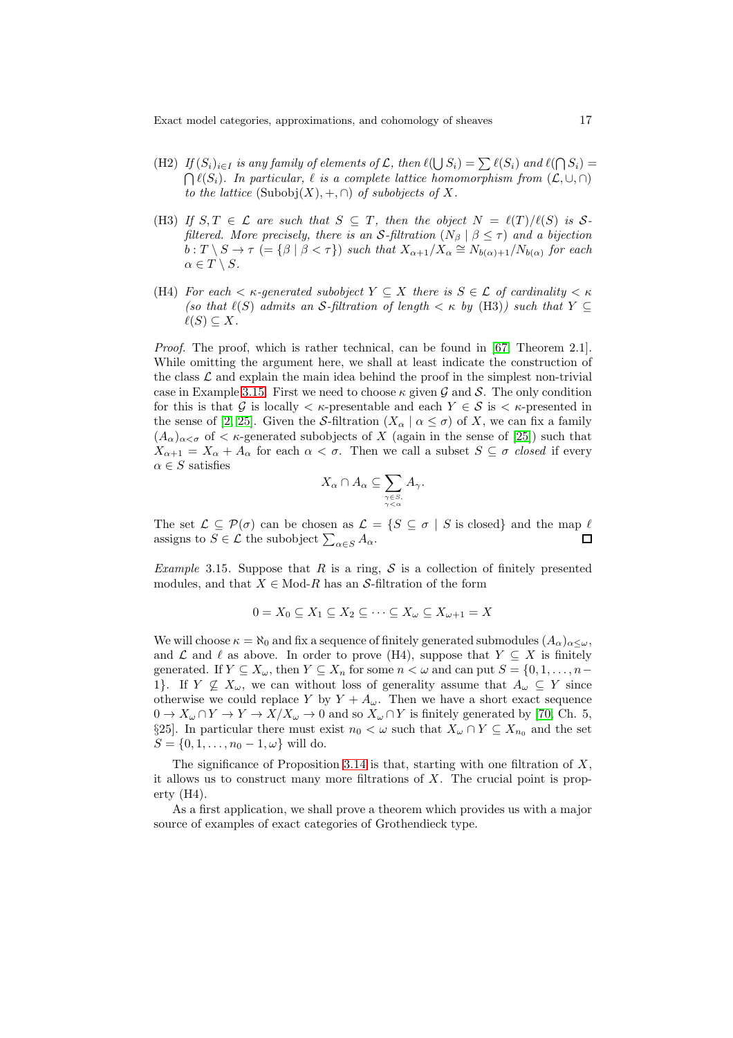(H2) *If $(S_i)_{i\in I}$ is any family of elements of $\mathcal{L}$, then $\ell(\bigcup S_i) = \sum \ell(S_i)$ and $\ell(\bigcap S_i) = \bigcap \ell(S_i)$. In particular, $\ell$ is a complete lattice homomorphism from $(\mathcal{L}, \cup, \cap)$ to the lattice $(\mathrm{Subobj}(X), +, \cap)$ of subobjects of $X$.*

(H3) *If $S, T \in \mathcal{L}$ are such that $S \subseteq T$, then the object $N = \ell(T)/\ell(S)$ is $\mathcal{S}$-filtered. More precisely, there is an $\mathcal{S}$-filtration $(N_\beta \mid \beta \le \tau)$ and a bijection $b : T \setminus S \to \tau$ $(= \{\beta \mid \beta < \tau\})$ such that $X_{\alpha+1}/X_\alpha \cong N_{b(\alpha)+1}/N_{b(\alpha)}$ for each $\alpha \in T \setminus S$.*

(H4) *For each $< \kappa$-generated subobject $Y \subseteq X$ there is $S \in \mathcal{L}$ of cardinality $< \kappa$ (so that $\ell(S)$ admits an $\mathcal{S}$-filtration of length $< \kappa$ by (H3)) such that $Y \subseteq \ell(S) \subseteq X$.*

*Proof.* The proof, which is rather technical, can be found in [67, Theorem 2.1]. While omitting the argument here, we shall at least indicate the construction of the class $\mathcal{L}$ and explain the main idea behind the proof in the simplest non-trivial case in Example 3.15. First we need to choose $\kappa$ given $\mathcal{G}$ and $\mathcal{S}$. The only condition for this is that $\mathcal{G}$ is locally $< \kappa$-presentable and each $Y \in \mathcal{S}$ is $< \kappa$-presented in the sense of [2, 25]. Given the $\mathcal{S}$-filtration $(X_\alpha \mid \alpha \le \sigma)$ of $X$, we can fix a family $(A_\alpha)_{\alpha<\sigma}$ of $< \kappa$-generated subobjects of $X$ (again in the sense of [25]) such that $X_{\alpha+1} = X_\alpha + A_\alpha$ for each $\alpha < \sigma$. Then we call a subset $S \subseteq \sigma$ *closed* if every $\alpha \in S$ satisfies

$$X_\alpha \cap A_\alpha \subseteq \sum_{\substack{\gamma \in S,\\ \gamma<\alpha}} A_\gamma.$$

The set $\mathcal{L} \subseteq \mathcal{P}(\sigma)$ can be chosen as $\mathcal{L} = \{S \subseteq \sigma \mid S \text{ is closed}\}$ and the map $\ell$ assigns to $S \in \mathcal{L}$ the subobject $\sum_{\alpha\in S} A_\alpha$. □

*Example* 3.15. Suppose that $R$ is a ring, $\mathcal{S}$ is a collection of finitely presented modules, and that $X \in \text{Mod-}R$ has an $\mathcal{S}$-filtration of the form

$$0 = X_0 \subseteq X_1 \subseteq X_2 \subseteq \cdots \subseteq X_\omega \subseteq X_{\omega+1} = X$$

We will choose $\kappa = \aleph_0$ and fix a sequence of finitely generated submodules $(A_\alpha)_{\alpha\le\omega}$, and $\mathcal{L}$ and $\ell$ as above. In order to prove (H4), suppose that $Y \subseteq X$ is finitely generated. If $Y \subseteq X_\omega$, then $Y \subseteq X_n$ for some $n < \omega$ and can put $S = \{0, 1, \dots, n-1\}$. If $Y \not\subseteq X_\omega$, we can without loss of generality assume that $A_\omega \subseteq Y$ since otherwise we could replace $Y$ by $Y + A_\omega$. Then we have a short exact sequence $0 \to X_\omega \cap Y \to Y \to X/X_\omega \to 0$ and so $X_\omega \cap Y$ is finitely generated by [70, Ch. 5, §25]. In particular there must exist $n_0 < \omega$ such that $X_\omega \cap Y \subseteq X_{n_0}$ and the set $S = \{0, 1, \dots, n_0 - 1, \omega\}$ will do.

The significance of Proposition 3.14 is that, starting with one filtration of $X$, it allows us to construct many more filtrations of $X$. The crucial point is property (H4).

As a first application, we shall prove a theorem which provides us with a major source of examples of exact categories of Grothendieck type.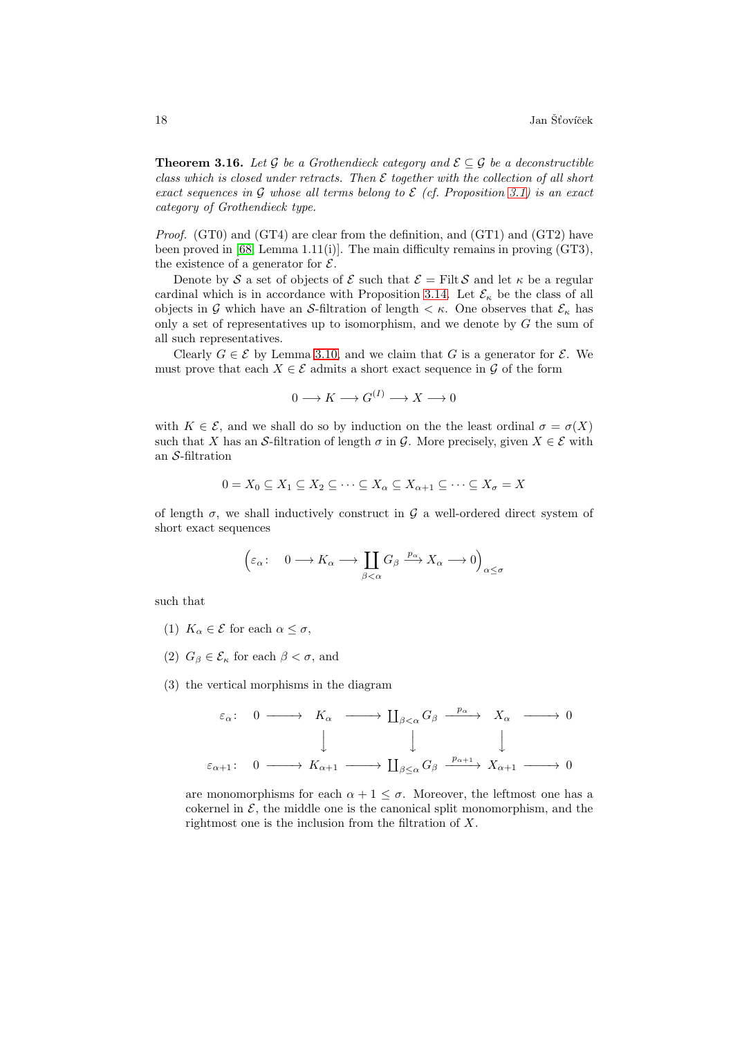**Theorem 3.16.** *Let $\mathcal{G}$ be a Grothendieck category and $\mathcal{E} \subseteq \mathcal{G}$ be a deconstructible class which is closed under retracts. Then $\mathcal{E}$ together with the collection of all short exact sequences in $\mathcal{G}$ whose all terms belong to $\mathcal{E}$ (cf. Proposition 3.1) is an exact category of Grothendieck type.*

*Proof.* (GT0) and (GT4) are clear from the definition, and (GT1) and (GT2) have been proved in [68, Lemma 1.11(i)]. The main difficulty remains in proving (GT3), the existence of a generator for $\mathcal{E}$.

Denote by $\mathcal{S}$ a set of objects of $\mathcal{E}$ such that $\mathcal{E} = \operatorname{Filt} \mathcal{S}$ and let $\kappa$ be a regular cardinal which is in accordance with Proposition 3.14. Let $\mathcal{E}_\kappa$ be the class of all objects in $\mathcal{G}$ which have an $\mathcal{S}$-filtration of length $< \kappa$. One observes that $\mathcal{E}_\kappa$ has only a set of representatives up to isomorphism, and we denote by $G$ the sum of all such representatives.

Clearly $G \in \mathcal{E}$ by Lemma 3.10, and we claim that $G$ is a generator for $\mathcal{E}$. We must prove that each $X \in \mathcal{E}$ admits a short exact sequence in $\mathcal{G}$ of the form

$$0 \longrightarrow K \longrightarrow G^{(I)} \longrightarrow X \longrightarrow 0$$

with $K \in \mathcal{E}$, and we shall do so by induction on the the least ordinal $\sigma = \sigma(X)$ such that $X$ has an $\mathcal{S}$-filtration of length $\sigma$ in $\mathcal{G}$. More precisely, given $X \in \mathcal{E}$ with an $\mathcal{S}$-filtration

$$0 = X_0 \subseteq X_1 \subseteq X_2 \subseteq \cdots \subseteq X_\alpha \subseteq X_{\alpha+1} \subseteq \cdots \subseteq X_\sigma = X$$

of length $\sigma$, we shall inductively construct in $\mathcal{G}$ a well-ordered direct system of short exact sequences

$$\Big(\varepsilon_\alpha\colon \quad 0 \longrightarrow K_\alpha \longrightarrow \coprod_{\beta<\alpha} G_\beta \xrightarrow{p_\alpha} X_\alpha \longrightarrow 0\Big)_{\alpha \leq \sigma}$$

such that

1. $K_\alpha \in \mathcal{E}$ for each $\alpha \leq \sigma$,
2. $G_\beta \in \mathcal{E}_\kappa$ for each $\beta < \sigma$, and
3. the vertical morphisms in the diagram

$$\begin{array}{ccccccccc}
\varepsilon_\alpha\colon & 0 & \longrightarrow & K_\alpha & \longrightarrow & \coprod_{\beta<\alpha} G_\beta & \xrightarrow{p_\alpha} & X_\alpha & \longrightarrow & 0 \\
 & & & \downarrow & & \downarrow & & \downarrow & & \\
\varepsilon_{\alpha+1}\colon & 0 & \longrightarrow & K_{\alpha+1} & \longrightarrow & \coprod_{\beta\leq\alpha} G_\beta & \xrightarrow{p_{\alpha+1}} & X_{\alpha+1} & \longrightarrow & 0
\end{array}$$

   are monomorphisms for each $\alpha + 1 \leq \sigma$. Moreover, the leftmost one has a cokernel in $\mathcal{E}$, the middle one is the canonical split monomorphism, and the rightmost one is the inclusion from the filtration of $X$.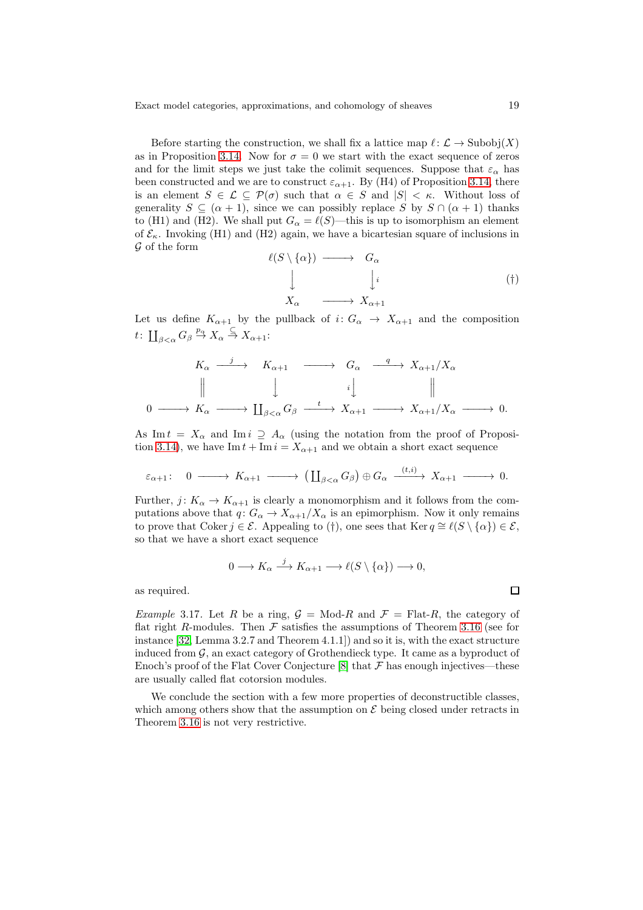Before starting the construction, we shall fix a lattice map $\ell\colon \mathcal{L} \to \operatorname{Subobj}(X)$ as in Proposition 3.14. Now for $\sigma = 0$ we start with the exact sequence of zeros and for the limit steps we just take the colimit sequences. Suppose that $\varepsilon_\alpha$ has been constructed and we are to construct $\varepsilon_{\alpha+1}$. By (H4) of Proposition 3.14, there is an element $S \in \mathcal{L} \subseteq \mathcal{P}(\sigma)$ such that $\alpha \in S$ and $|S| < \kappa$. Without loss of generality $S \subseteq (\alpha+1)$, since we can possibly replace $S$ by $S \cap (\alpha+1)$ thanks to (H1) and (H2). We shall put $G_\alpha = \ell(S)$—this is up to isomorphism an element of $\mathcal{E}_\kappa$. Invoking (H1) and (H2) again, we have a bicartesian square of inclusions in $\mathcal{G}$ of the form

$$\begin{array}{ccc} \ell(S \setminus \{\alpha\}) & \longrightarrow & G_\alpha \\ \big\downarrow & & \big\downarrow{\scriptstyle i} \\ X_\alpha & \longrightarrow & X_{\alpha+1} \end{array} \tag{†}$$

Let us define $K_{\alpha+1}$ by the pullback of $i\colon G_\alpha \to X_{\alpha+1}$ and the composition $t\colon \coprod_{\beta<\alpha} G_\beta \xrightarrow{p_\alpha} X_\alpha \overset{\subseteq}{\to} X_{\alpha+1}$:

$$\begin{array}{ccccccccc} & & K_\alpha & \xrightarrow{j} & K_{\alpha+1} & \longrightarrow & G_\alpha & \xrightarrow{q} & X_{\alpha+1}/X_\alpha & & \\ & & \| & & \big\downarrow & & {\scriptstyle i}\big\downarrow & & \| & & \\ 0 & \longrightarrow & K_\alpha & \longrightarrow & \coprod_{\beta<\alpha} G_\beta & \xrightarrow{t} & X_{\alpha+1} & \longrightarrow & X_{\alpha+1}/X_\alpha & \longrightarrow & 0. \end{array}$$

As $\operatorname{Im} t = X_\alpha$ and $\operatorname{Im} i \supseteq A_\alpha$ (using the notation from the proof of Proposition 3.14), we have $\operatorname{Im} t + \operatorname{Im} i = X_{\alpha+1}$ and we obtain a short exact sequence

$$\varepsilon_{\alpha+1}\colon \quad 0 \longrightarrow K_{\alpha+1} \longrightarrow \left(\textstyle\coprod_{\beta<\alpha} G_\beta\right) \oplus G_\alpha \xrightarrow{(t,i)} X_{\alpha+1} \longrightarrow 0.$$

Further, $j\colon K_\alpha \to K_{\alpha+1}$ is clearly a monomorphism and it follows from the computations above that $q\colon G_\alpha \to X_{\alpha+1}/X_\alpha$ is an epimorphism. Now it only remains to prove that $\operatorname{Coker} j \in \mathcal{E}$. Appealing to (†), one sees that $\operatorname{Ker} q \cong \ell(S \setminus \{\alpha\}) \in \mathcal{E}$, so that we have a short exact sequence

$$0 \longrightarrow K_\alpha \xrightarrow{j} K_{\alpha+1} \longrightarrow \ell(S \setminus \{\alpha\}) \longrightarrow 0,$$

as required. □

*Example* 3.17. Let $R$ be a ring, $\mathcal{G} = \text{Mod-}R$ and $\mathcal{F} = \text{Flat-}R$, the category of flat right $R$-modules. Then $\mathcal{F}$ satisfies the assumptions of Theorem 3.16 (see for instance [32, Lemma 3.2.7 and Theorem 4.1.1]) and so it is, with the exact structure induced from $\mathcal{G}$, an exact category of Grothendieck type. It came as a byproduct of Enoch's proof of the Flat Cover Conjecture [8] that $\mathcal{F}$ has enough injectives—these are usually called flat cotorsion modules.

We conclude the section with a few more properties of deconstructible classes, which among others show that the assumption on $\mathcal{E}$ being closed under retracts in Theorem 3.16 is not very restrictive.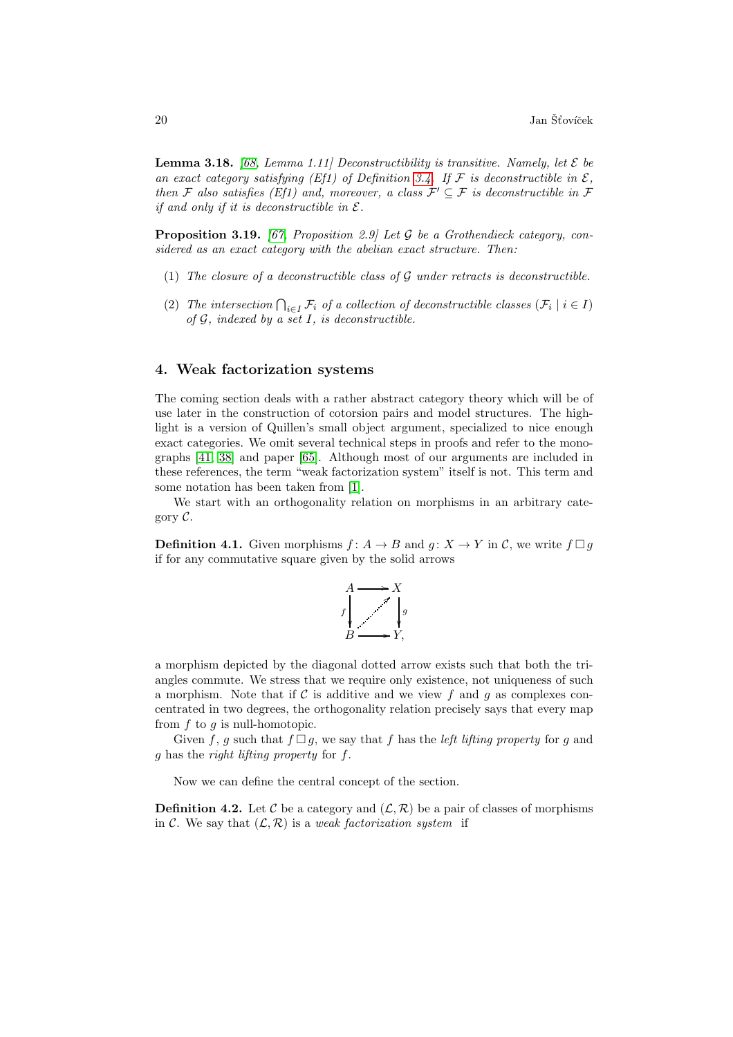**Lemma 3.18.** *[68, Lemma 1.11] Deconstructibility is transitive. Namely, let $\mathcal{E}$ be an exact category satisfying (Ef1) of Definition 3.4. If $\mathcal{F}$ is deconstructible in $\mathcal{E}$, then $\mathcal{F}$ also satisfies (Ef1) and, moreover, a class $\mathcal{F}' \subseteq \mathcal{F}$ is deconstructible in $\mathcal{F}$ if and only if it is deconstructible in $\mathcal{E}$.*

**Proposition 3.19.** *[67, Proposition 2.9] Let $\mathcal{G}$ be a Grothendieck category, considered as an exact category with the abelian exact structure. Then:*

1. *The closure of a deconstructible class of $\mathcal{G}$ under retracts is deconstructible.*
2. *The intersection $\bigcap_{i \in I} \mathcal{F}_i$ of a collection of deconstructible classes $(\mathcal{F}_i \mid i \in I)$ of $\mathcal{G}$, indexed by a set $I$, is deconstructible.*

## 4. Weak factorization systems

The coming section deals with a rather abstract category theory which will be of use later in the construction of cotorsion pairs and model structures. The highlight is a version of Quillen's small object argument, specialized to nice enough exact categories. We omit several technical steps in proofs and refer to the monographs [41, 38] and paper [65]. Although most of our arguments are included in these references, the term "weak factorization system" itself is not. This term and some notation has been taken from [1].

We start with an orthogonality relation on morphisms in an arbitrary category $\mathcal{C}$.

**Definition 4.1.** Given morphisms $f\colon A \to B$ and $g\colon X \to Y$ in $\mathcal{C}$, we write $f \,\square\, g$ if for any commutative square given by the solid arrows

$$\begin{array}{ccc} A & \longrightarrow & X \\ {\scriptstyle f}\downarrow & \nearrow & \downarrow{\scriptstyle g} \\ B & \longrightarrow & Y, \end{array}$$

a morphism depicted by the diagonal dotted arrow exists such that both the triangles commute. We stress that we require only existence, not uniqueness of such a morphism. Note that if $\mathcal{C}$ is additive and we view $f$ and $g$ as complexes concentrated in two degrees, the orthogonality relation precisely says that every map from $f$ to $g$ is null-homotopic.

Given $f$, $g$ such that $f \,\square\, g$, we say that $f$ has the *left lifting property* for $g$ and $g$ has the *right lifting property* for $f$.

Now we can define the central concept of the section.

**Definition 4.2.** Let $\mathcal{C}$ be a category and $(\mathcal{L}, \mathcal{R})$ be a pair of classes of morphisms in $\mathcal{C}$. We say that $(\mathcal{L}, \mathcal{R})$ is a *weak factorization system* if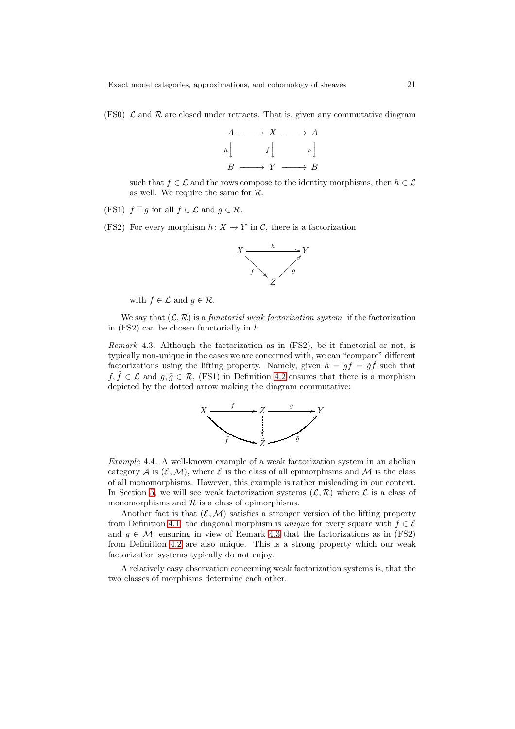(FS0) $\mathcal{L}$ and $\mathcal{R}$ are closed under retracts. That is, given any commutative diagram

$$\begin{array}{ccccc} A & \longrightarrow & X & \longrightarrow & A \\ {\scriptstyle h}\downarrow & & {\scriptstyle f}\downarrow & & {\scriptstyle h}\downarrow \\ B & \longrightarrow & Y & \longrightarrow & B \end{array}$$

such that $f \in \mathcal{L}$ and the rows compose to the identity morphisms, then $h \in \mathcal{L}$ as well. We require the same for $\mathcal{R}$.

(FS1) $f \,\square\, g$ for all $f \in \mathcal{L}$ and $g \in \mathcal{R}$.

(FS2) For every morphism $h\colon X \to Y$ in $\mathcal{C}$, there is a factorization

$$\begin{array}{ccc} X & \xrightarrow{\quad h \quad} & Y \\ & {\scriptstyle f}\searrow \quad \nearrow{\scriptstyle g} & \\ & Z & \end{array}$$

with $f \in \mathcal{L}$ and $g \in \mathcal{R}$.

We say that $(\mathcal{L}, \mathcal{R})$ is a *functorial weak factorization system* if the factorization in (FS2) can be chosen functorially in $h$.

*Remark* 4.3. Although the factorization as in (FS2), be it functorial or not, is typically non-unique in the cases we are concerned with, we can "compare" different factorizations using the lifting property. Namely, given $h = gf = \tilde{g}\tilde{f}$ such that $f, \tilde{f} \in \mathcal{L}$ and $g, \tilde{g} \in \mathcal{R}$, (FS1) in Definition 4.2 ensures that there is a morphism depicted by the dotted arrow making the diagram commutative:

$$\begin{array}{ccccc} X & \xrightarrow{\quad f \quad} & Z & \xrightarrow{\quad g \quad} & Y \\ & {\scriptstyle \tilde{f}}\searrow & \vdots & \nearrow{\scriptstyle \tilde{g}} & \\ & & \tilde{Z} & & \end{array}$$

*Example* 4.4. A well-known example of a weak factorization system in an abelian category $\mathcal{A}$ is $(\mathcal{E}, \mathcal{M})$, where $\mathcal{E}$ is the class of all epimorphisms and $\mathcal{M}$ is the class of all monomorphisms. However, this example is rather misleading in our context. In Section 5, we will see weak factorization systems $(\mathcal{L}, \mathcal{R})$ where $\mathcal{L}$ is a class of monomorphisms and $\mathcal{R}$ is a class of epimorphisms.

Another fact is that $(\mathcal{E}, \mathcal{M})$ satisfies a stronger version of the lifting property from Definition 4.1: the diagonal morphism is *unique* for every square with $f \in \mathcal{E}$ and $g \in \mathcal{M}$, ensuring in view of Remark 4.3 that the factorizations as in (FS2) from Definition 4.2 are also unique. This is a strong property which our weak factorization systems typically do not enjoy.

A relatively easy observation concerning weak factorization systems is, that the two classes of morphisms determine each other.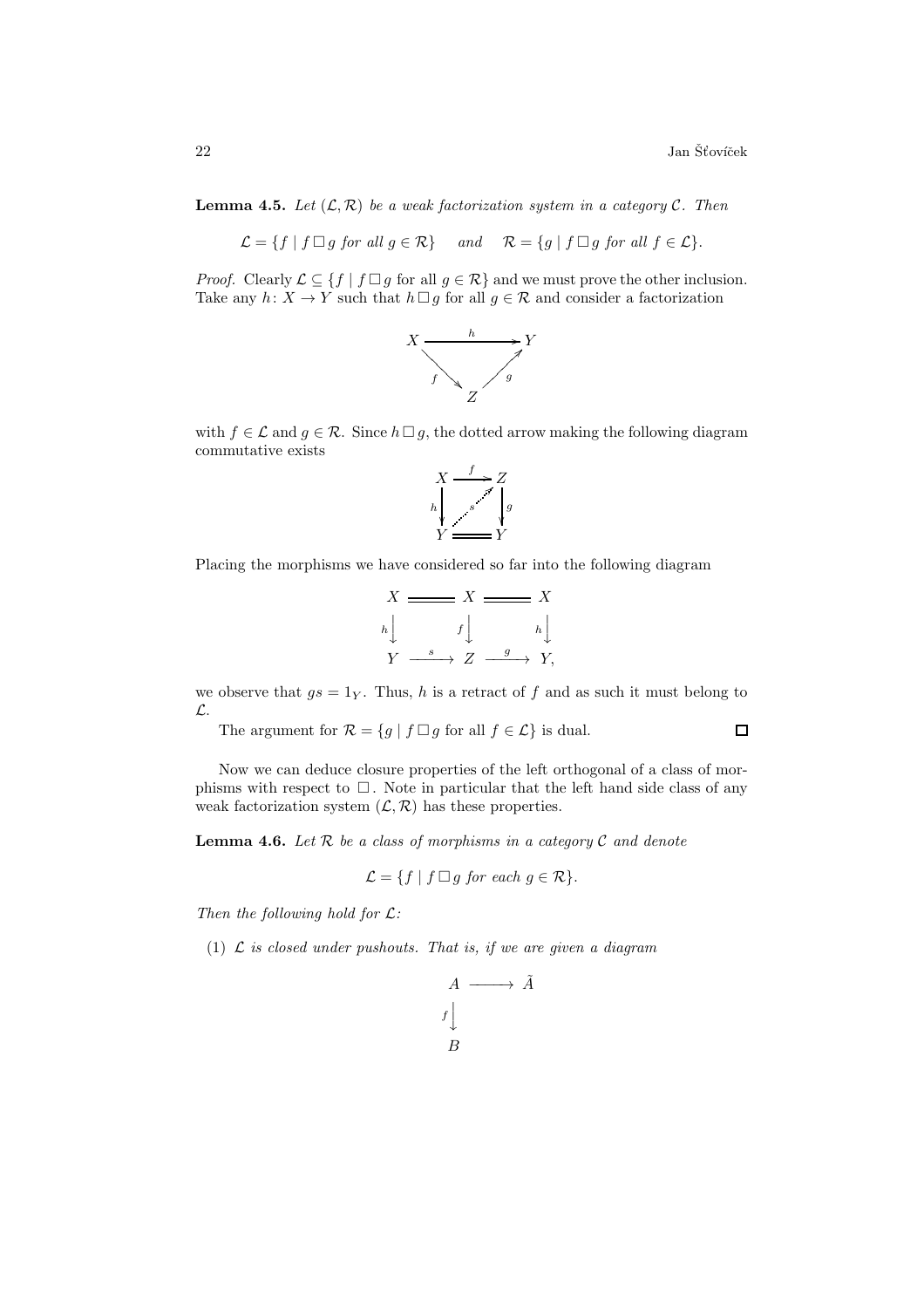**Lemma 4.5.** *Let $(\mathcal{L}, \mathcal{R})$ be a weak factorization system in a category $\mathcal{C}$. Then*

$$\mathcal{L} = \{f \mid f \,\square\, g \text{ for all } g \in \mathcal{R}\} \quad \text{and} \quad \mathcal{R} = \{g \mid f \,\square\, g \text{ for all } f \in \mathcal{L}\}.$$

*Proof.* Clearly $\mathcal{L} \subseteq \{f \mid f \,\square\, g \text{ for all } g \in \mathcal{R}\}$ and we must prove the other inclusion. Take any $h\colon X \to Y$ such that $h \,\square\, g$ for all $g \in \mathcal{R}$ and consider a factorization

$$\begin{array}{ccc} X & \xrightarrow{\quad h \quad} & Y \\ & {\scriptstyle f}\searrow \quad \nearrow{\scriptstyle g} & \\ & Z & \end{array}$$

with $f \in \mathcal{L}$ and $g \in \mathcal{R}$. Since $h \,\square\, g$, the dotted arrow making the following diagram commutative exists

$$\begin{array}{ccc} X & \xrightarrow{f} & Z \\ {\scriptstyle h}\downarrow & \nearrow{\scriptstyle s} & \downarrow{\scriptstyle g} \\ Y & = & Y \end{array}$$

Placing the morphisms we have considered so far into the following diagram

$$\begin{array}{ccccc} X & = & X & = & X \\ {\scriptstyle h}\downarrow & & {\scriptstyle f}\downarrow & & {\scriptstyle h}\downarrow \\ Y & \xrightarrow{s} & Z & \xrightarrow{g} & Y, \end{array}$$

we observe that $gs = 1_Y$. Thus, $h$ is a retract of $f$ and as such it must belong to $\mathcal{L}$.

The argument for $\mathcal{R} = \{g \mid f \,\square\, g \text{ for all } f \in \mathcal{L}\}$ is dual. $\square$

Now we can deduce closure properties of the left orthogonal of a class of morphisms with respect to $\square$. Note in particular that the left hand side class of any weak factorization system $(\mathcal{L}, \mathcal{R})$ has these properties.

**Lemma 4.6.** *Let $\mathcal{R}$ be a class of morphisms in a category $\mathcal{C}$ and denote*

$$\mathcal{L} = \{f \mid f \,\square\, g \text{ for each } g \in \mathcal{R}\}.$$

*Then the following hold for $\mathcal{L}$:*

(1) *$\mathcal{L}$ is closed under pushouts. That is, if we are given a diagram*

$$\begin{array}{ccc} A & \longrightarrow & \tilde{A} \\ {\scriptstyle f}\downarrow & & \\ B & & \end{array}$$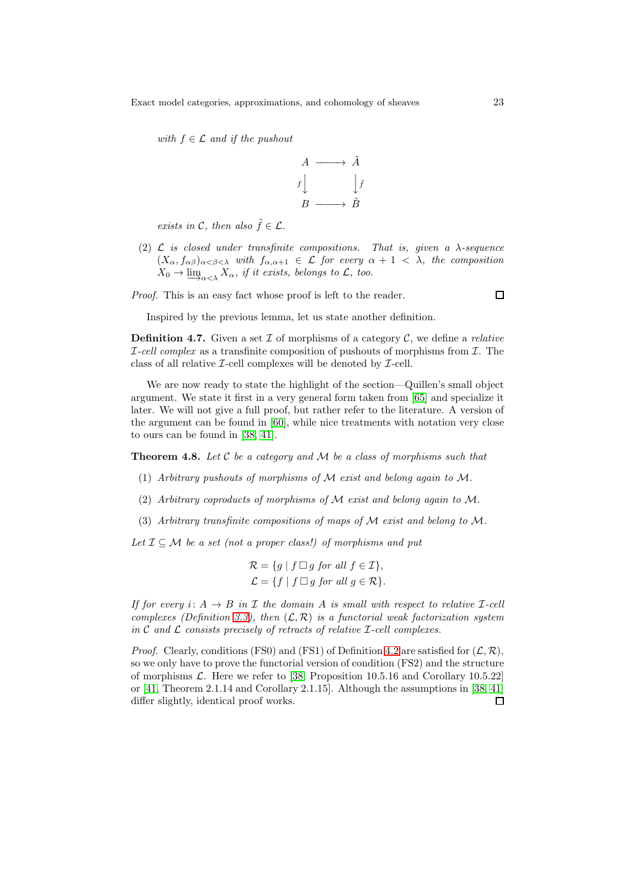*with $f \in \mathcal{L}$ and if the pushout*

$$\begin{array}{ccc} A & \longrightarrow & \tilde{A} \\ {\scriptstyle f}\downarrow & & \downarrow{\scriptstyle \tilde{f}} \\ B & \longrightarrow & \tilde{B} \end{array}$$

*exists in $\mathcal{C}$, then also $\tilde{f} \in \mathcal{L}$.*

(2) *$\mathcal{L}$ is closed under transfinite compositions. That is, given a $\lambda$-sequence $(X_\alpha, f_{\alpha\beta})_{\alpha<\beta<\lambda}$ with $f_{\alpha,\alpha+1} \in \mathcal{L}$ for every $\alpha + 1 < \lambda$, the composition $X_0 \to \varinjlim_{\alpha<\lambda} X_\alpha$, if it exists, belongs to $\mathcal{L}$, too.*

*Proof.* This is an easy fact whose proof is left to the reader. □

Inspired by the previous lemma, let us state another definition.

**Definition 4.7.** Given a set $\mathcal{I}$ of morphisms of a category $\mathcal{C}$, we define a *relative $\mathcal{I}$-cell complex* as a transfinite composition of pushouts of morphisms from $\mathcal{I}$. The class of all relative $\mathcal{I}$-cell complexes will be denoted by $\mathcal{I}$-cell.

We are now ready to state the highlight of the section—Quillen's small object argument. We state it first in a very general form taken from [65] and specialize it later. We will not give a full proof, but rather refer to the literature. A version of the argument can be found in [60], while nice treatments with notation very close to ours can be found in [38, 41].

**Theorem 4.8.** *Let $\mathcal{C}$ be a category and $\mathcal{M}$ be a class of morphisms such that*

(1) *Arbitrary pushouts of morphisms of $\mathcal{M}$ exist and belong again to $\mathcal{M}$.*

(2) *Arbitrary coproducts of morphisms of $\mathcal{M}$ exist and belong again to $\mathcal{M}$.*

(3) *Arbitrary transfinite compositions of maps of $\mathcal{M}$ exist and belong to $\mathcal{M}$.*

*Let $\mathcal{I} \subseteq \mathcal{M}$ be a set (not a proper class!) of morphisms and put*

$$\mathcal{R} = \{g \mid f \,\square\, g \text{ for all } f \in \mathcal{I}\},$$
$$\mathcal{L} = \{f \mid f \,\square\, g \text{ for all } g \in \mathcal{R}\}.$$

*If for every $i\colon A \to B$ in $\mathcal{I}$ the domain $A$ is small with respect to relative $\mathcal{I}$-cell complexes (Definition 3.3), then $(\mathcal{L}, \mathcal{R})$ is a functorial weak factorization system in $\mathcal{C}$ and $\mathcal{L}$ consists precisely of retracts of relative $\mathcal{I}$-cell complexes.*

*Proof.* Clearly, conditions (FS0) and (FS1) of Definition 4.2 are satisfied for $(\mathcal{L}, \mathcal{R})$, so we only have to prove the functorial version of condition (FS2) and the structure of morphisms $\mathcal{L}$. Here we refer to [38, Proposition 10.5.16 and Corollary 10.5.22] or [41, Theorem 2.1.14 and Corollary 2.1.15]. Although the assumptions in [38, 41] differ slightly, identical proof works. □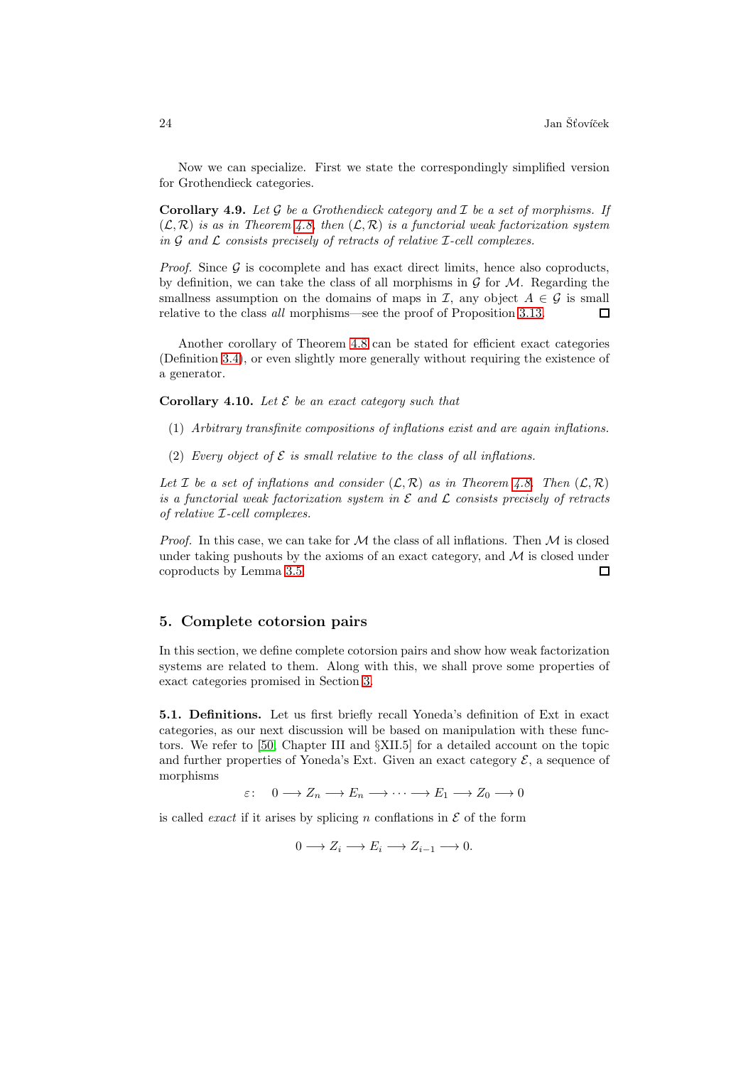Now we can specialize. First we state the correspondingly simplified version for Grothendieck categories.

**Corollary 4.9.** *Let $\mathcal{G}$ be a Grothendieck category and $\mathcal{I}$ be a set of morphisms. If $(\mathcal{L}, \mathcal{R})$ is as in Theorem 4.8, then $(\mathcal{L}, \mathcal{R})$ is a functorial weak factorization system in $\mathcal{G}$ and $\mathcal{L}$ consists precisely of retracts of relative $\mathcal{I}$-cell complexes.*

*Proof.* Since $\mathcal{G}$ is cocomplete and has exact direct limits, hence also coproducts, by definition, we can take the class of all morphisms in $\mathcal{G}$ for $\mathcal{M}$. Regarding the smallness assumption on the domains of maps in $\mathcal{I}$, any object $A \in \mathcal{G}$ is small relative to the class *all* morphisms—see the proof of Proposition 3.13. □

Another corollary of Theorem 4.8 can be stated for efficient exact categories (Definition 3.4), or even slightly more generally without requiring the existence of a generator.

**Corollary 4.10.** *Let $\mathcal{E}$ be an exact category such that*

(1) *Arbitrary transfinite compositions of inflations exist and are again inflations.*

(2) *Every object of $\mathcal{E}$ is small relative to the class of all inflations.*

*Let $\mathcal{I}$ be a set of inflations and consider $(\mathcal{L}, \mathcal{R})$ as in Theorem 4.8. Then $(\mathcal{L}, \mathcal{R})$ is a functorial weak factorization system in $\mathcal{E}$ and $\mathcal{L}$ consists precisely of retracts of relative $\mathcal{I}$-cell complexes.*

*Proof.* In this case, we can take for $\mathcal{M}$ the class of all inflations. Then $\mathcal{M}$ is closed under taking pushouts by the axioms of an exact category, and $\mathcal{M}$ is closed under coproducts by Lemma 3.5. □

## 5. Complete cotorsion pairs

In this section, we define complete cotorsion pairs and show how weak factorization systems are related to them. Along with this, we shall prove some properties of exact categories promised in Section 3.

**5.1. Definitions.** Let us first briefly recall Yoneda's definition of Ext in exact categories, as our next discussion will be based on manipulation with these functors. We refer to [50, Chapter III and §XII.5] for a detailed account on the topic and further properties of Yoneda's Ext. Given an exact category $\mathcal{E}$, a sequence of morphisms

$$\varepsilon\colon \quad 0 \longrightarrow Z_n \longrightarrow E_n \longrightarrow \cdots \longrightarrow E_1 \longrightarrow Z_0 \longrightarrow 0$$

is called *exact* if it arises by splicing $n$ conflations in $\mathcal{E}$ of the form

$$0 \longrightarrow Z_i \longrightarrow E_i \longrightarrow Z_{i-1} \longrightarrow 0.$$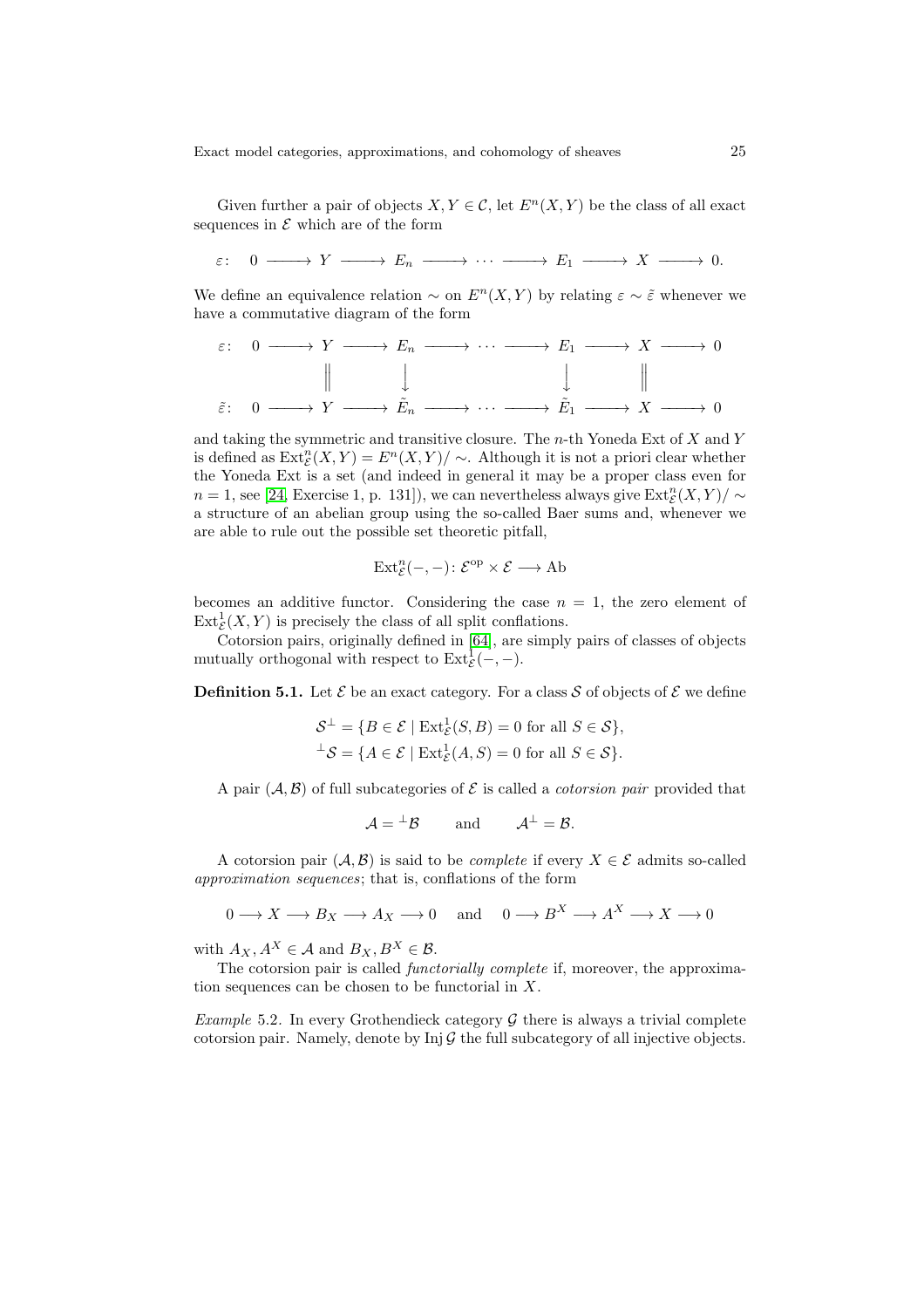Given further a pair of objects $X, Y \in \mathcal{C}$, let $E^n(X,Y)$ be the class of all exact sequences in $\mathcal{E}$ which are of the form

$$\varepsilon\colon \quad 0 \longrightarrow Y \longrightarrow E_n \longrightarrow \cdots \longrightarrow E_1 \longrightarrow X \longrightarrow 0.$$

We define an equivalence relation $\sim$ on $E^n(X,Y)$ by relating $\varepsilon \sim \tilde{\varepsilon}$ whenever we have a commutative diagram of the form

$$\begin{array}{ccccccccccccc}
\varepsilon\colon & 0 & \longrightarrow & Y & \longrightarrow & E_n & \longrightarrow & \cdots & \longrightarrow & E_1 & \longrightarrow & X & \longrightarrow & 0 \\
& & & \| & & \downarrow & & & & \downarrow & & \| & & \\
\tilde{\varepsilon}\colon & 0 & \longrightarrow & Y & \longrightarrow & \tilde{E}_n & \longrightarrow & \cdots & \longrightarrow & \tilde{E}_1 & \longrightarrow & X & \longrightarrow & 0
\end{array}$$

and taking the symmetric and transitive closure. The $n$-th Yoneda Ext of $X$ and $Y$ is defined as $\operatorname{Ext}^n_{\mathcal{E}}(X,Y) = E^n(X,Y)/\sim$. Although it is not a priori clear whether the Yoneda Ext is a set (and indeed in general it may be a proper class even for $n = 1$, see [24, Exercise 1, p. 131]), we can nevertheless always give $\operatorname{Ext}^n_{\mathcal{E}}(X,Y)/\sim$ a structure of an abelian group using the so-called Baer sums and, whenever we are able to rule out the possible set theoretic pitfall,

$$\operatorname{Ext}^n_{\mathcal{E}}(-,-)\colon \mathcal{E}^{\mathrm{op}} \times \mathcal{E} \longrightarrow \mathrm{Ab}$$

becomes an additive functor. Considering the case $n = 1$, the zero element of $\operatorname{Ext}^1_{\mathcal{E}}(X,Y)$ is precisely the class of all split conflations.

Cotorsion pairs, originally defined in [64], are simply pairs of classes of objects mutually orthogonal with respect to $\operatorname{Ext}^1_{\mathcal{E}}(-,-)$.

**Definition 5.1.** Let $\mathcal{E}$ be an exact category. For a class $\mathcal{S}$ of objects of $\mathcal{E}$ we define

$$\mathcal{S}^{\perp} = \{B \in \mathcal{E} \mid \operatorname{Ext}^1_{\mathcal{E}}(S,B) = 0 \text{ for all } S \in \mathcal{S}\},$$
$${}^{\perp}\mathcal{S} = \{A \in \mathcal{E} \mid \operatorname{Ext}^1_{\mathcal{E}}(A,S) = 0 \text{ for all } S \in \mathcal{S}\}.$$

A pair $(\mathcal{A},\mathcal{B})$ of full subcategories of $\mathcal{E}$ is called a *cotorsion pair* provided that

$$\mathcal{A} = {}^{\perp}\mathcal{B} \qquad \text{and} \qquad \mathcal{A}^{\perp} = \mathcal{B}.$$

A cotorsion pair $(\mathcal{A},\mathcal{B})$ is said to be *complete* if every $X \in \mathcal{E}$ admits so-called *approximation sequences*; that is, conflations of the form

$$0 \longrightarrow X \longrightarrow B_X \longrightarrow A_X \longrightarrow 0 \quad \text{ and } \quad 0 \longrightarrow B^X \longrightarrow A^X \longrightarrow X \longrightarrow 0$$

with $A_X, A^X \in \mathcal{A}$ and $B_X, B^X \in \mathcal{B}$.

The cotorsion pair is called *functorially complete* if, moreover, the approximation sequences can be chosen to be functorial in $X$.

*Example* 5.2. In every Grothendieck category $\mathcal{G}$ there is always a trivial complete cotorsion pair. Namely, denote by $\operatorname{Inj}\mathcal{G}$ the full subcategory of all injective objects.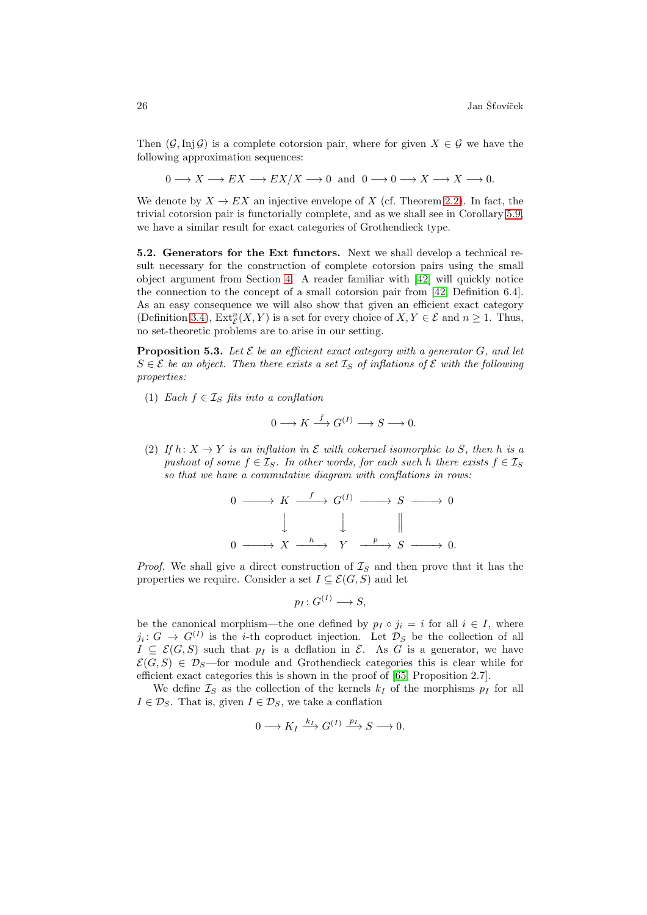Then $(\mathcal{G}, \operatorname{Inj}\mathcal{G})$ is a complete cotorsion pair, where for given $X \in \mathcal{G}$ we have the following approximation sequences:

$$0 \longrightarrow X \longrightarrow EX \longrightarrow EX/X \longrightarrow 0 \quad \text{and} \quad 0 \longrightarrow 0 \longrightarrow X \longrightarrow X \longrightarrow 0.$$

We denote by $X \to EX$ an injective envelope of $X$ (cf. Theorem 2.2). In fact, the trivial cotorsion pair is functorially complete, and as we shall see in Corollary 5.9, we have a similar result for exact categories of Grothendieck type.

**5.2. Generators for the Ext functors.** Next we shall develop a technical result necessary for the construction of complete cotorsion pairs using the small object argument from Section 4. A reader familiar with [42] will quickly notice the connection to the concept of a small cotorsion pair from [42, Definition 6.4]. As an easy consequence we will also show that given an efficient exact category (Definition 3.4), $\operatorname{Ext}^n_{\mathcal{E}}(X, Y)$ is a set for every choice of $X, Y \in \mathcal{E}$ and $n \geq 1$. Thus, no set-theoretic problems are to arise in our setting.

**Proposition 5.3.** *Let $\mathcal{E}$ be an efficient exact category with a generator $G$, and let $S \in \mathcal{E}$ be an object. Then there exists a set $\mathcal{I}_S$ of inflations of $\mathcal{E}$ with the following properties:*

(1) *Each $f \in \mathcal{I}_S$ fits into a conflation*

$$0 \longrightarrow K \xrightarrow{\ f\ } G^{(I)} \longrightarrow S \longrightarrow 0.$$

(2) *If $h\colon X \to Y$ is an inflation in $\mathcal{E}$ with cokernel isomorphic to $S$, then $h$ is a pushout of some $f \in \mathcal{I}_S$. In other words, for each such $h$ there exists $f \in \mathcal{I}_S$ so that we have a commutative diagram with conflations in rows:*

$$\begin{array}{ccccccccc}
0 & \longrightarrow & K & \xrightarrow{\ f\ } & G^{(I)} & \longrightarrow & S & \longrightarrow & 0 \\
 & & \downarrow & & \downarrow & & \| & & \\
0 & \longrightarrow & X & \xrightarrow{\ h\ } & Y & \xrightarrow{\ p\ } & S & \longrightarrow & 0.
\end{array}$$

*Proof.* We shall give a direct construction of $\mathcal{I}_S$ and then prove that it has the properties we require. Consider a set $I \subseteq \mathcal{E}(G, S)$ and let

$$p_I\colon G^{(I)} \longrightarrow S,$$

be the canonical morphism—the one defined by $p_I \circ j_i = i$ for all $i \in I$, where $j_i\colon G \to G^{(I)}$ is the $i$-th coproduct injection. Let $\mathcal{D}_S$ be the collection of all $I \subseteq \mathcal{E}(G, S)$ such that $p_I$ is a deflation in $\mathcal{E}$. As $G$ is a generator, we have $\mathcal{E}(G, S) \in \mathcal{D}_S$—for module and Grothendieck categories this is clear while for efficient exact categories this is shown in the proof of [65, Proposition 2.7].

We define $\mathcal{I}_S$ as the collection of the kernels $k_I$ of the morphisms $p_I$ for all $I \in \mathcal{D}_S$. That is, given $I \in \mathcal{D}_S$, we take a conflation

$$0 \longrightarrow K_I \xrightarrow{\ k_I\ } G^{(I)} \xrightarrow{\ p_I\ } S \longrightarrow 0.$$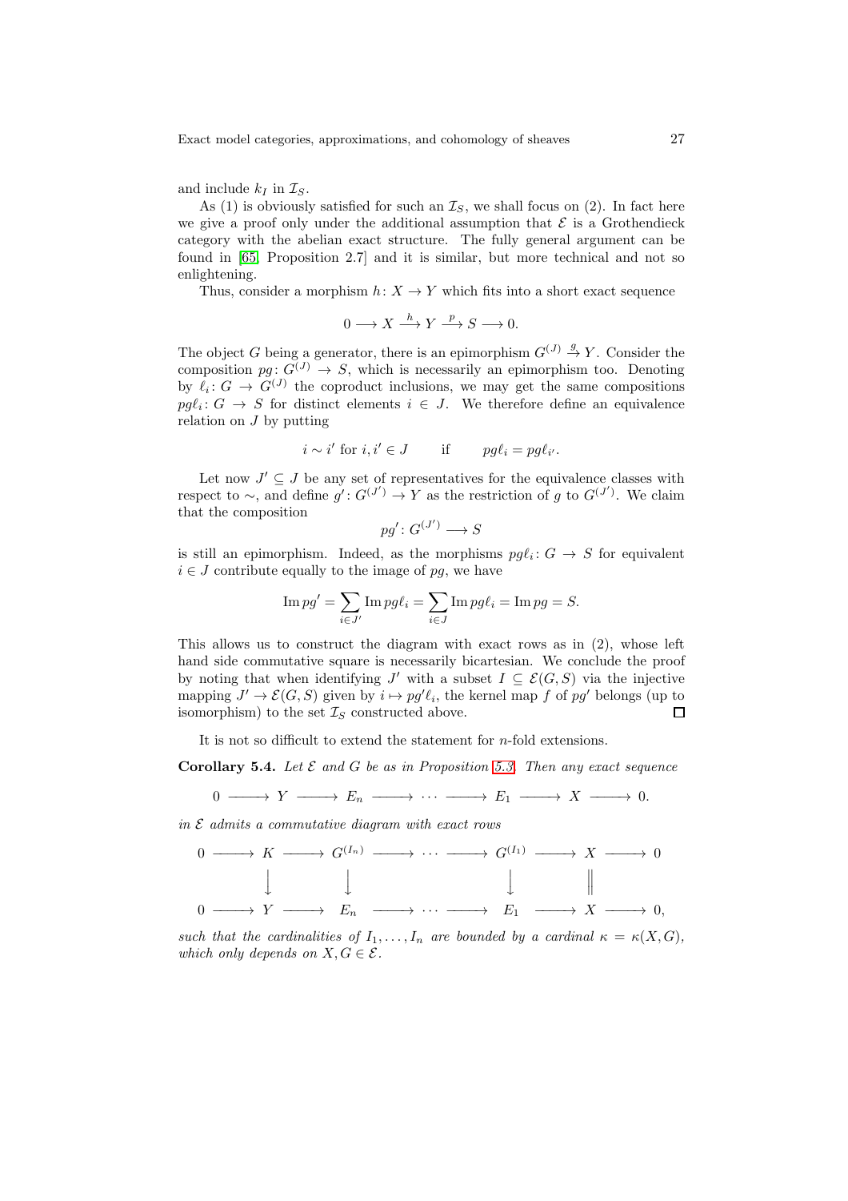and include $k_I$ in $\mathcal{I}_S$.

As (1) is obviously satisfied for such an $\mathcal{I}_S$, we shall focus on (2). In fact here we give a proof only under the additional assumption that $\mathcal{E}$ is a Grothendieck category with the abelian exact structure. The fully general argument can be found in [65, Proposition 2.7] and it is similar, but more technical and not so enlightening.

Thus, consider a morphism $h\colon X \to Y$ which fits into a short exact sequence

$$0 \longrightarrow X \xrightarrow{h} Y \xrightarrow{p} S \longrightarrow 0.$$

The object $G$ being a generator, there is an epimorphism $G^{(J)} \xrightarrow{g} Y$. Consider the composition $pg\colon G^{(J)} \to S$, which is necessarily an epimorphism too. Denoting by $\ell_i\colon G \to G^{(J)}$ the coproduct inclusions, we may get the same compositions $pg\ell_i\colon G \to S$ for distinct elements $i \in J$. We therefore define an equivalence relation on $J$ by putting

$$i \sim i' \text{ for } i, i' \in J \qquad \text{if} \qquad pg\ell_i = pg\ell_{i'}.$$

Let now $J' \subseteq J$ be any set of representatives for the equivalence classes with respect to $\sim$, and define $g'\colon G^{(J')} \to Y$ as the restriction of $g$ to $G^{(J')}$. We claim that the composition

$$pg'\colon G^{(J')} \longrightarrow S$$

is still an epimorphism. Indeed, as the morphisms $pg\ell_i\colon G \to S$ for equivalent $i \in J$ contribute equally to the image of $pg$, we have

$$\operatorname{Im} pg' = \sum_{i\in J'} \operatorname{Im} pg\ell_i = \sum_{i \in J} \operatorname{Im} pg\ell_i = \operatorname{Im} pg = S.$$

This allows us to construct the diagram with exact rows as in (2), whose left hand side commutative square is necessarily bicartesian. We conclude the proof by noting that when identifying $J'$ with a subset $I \subseteq \mathcal{E}(G,S)$ via the injective mapping $J' \to \mathcal{E}(G,S)$ given by $i \mapsto pg'\ell_i$, the kernel map $f$ of $pg'$ belongs (up to isomorphism) to the set $\mathcal{I}_S$ constructed above. $\square$

It is not so difficult to extend the statement for $n$-fold extensions.

**Corollary 5.4.** *Let $\mathcal{E}$ and $G$ be as in Proposition 5.3. Then any exact sequence*

$$0 \longrightarrow Y \longrightarrow E_n \longrightarrow \cdots \longrightarrow E_1 \longrightarrow X \longrightarrow 0.$$

*in $\mathcal{E}$ admits a commutative diagram with exact rows*

$$\begin{array}{ccccccccccccc}
0 & \longrightarrow & K & \longrightarrow & G^{(I_n)} & \longrightarrow & \cdots & \longrightarrow & G^{(I_1)} & \longrightarrow & X & \longrightarrow & 0 \\
 & & \downarrow & & \downarrow & & & & \downarrow & & \| & & \\
0 & \longrightarrow & Y & \longrightarrow & E_n & \longrightarrow & \cdots & \longrightarrow & E_1 & \longrightarrow & X & \longrightarrow & 0,
\end{array}$$

*such that the cardinalities of $I_1, \ldots, I_n$ are bounded by a cardinal $\kappa = \kappa(X, G)$, which only depends on $X, G \in \mathcal{E}$.*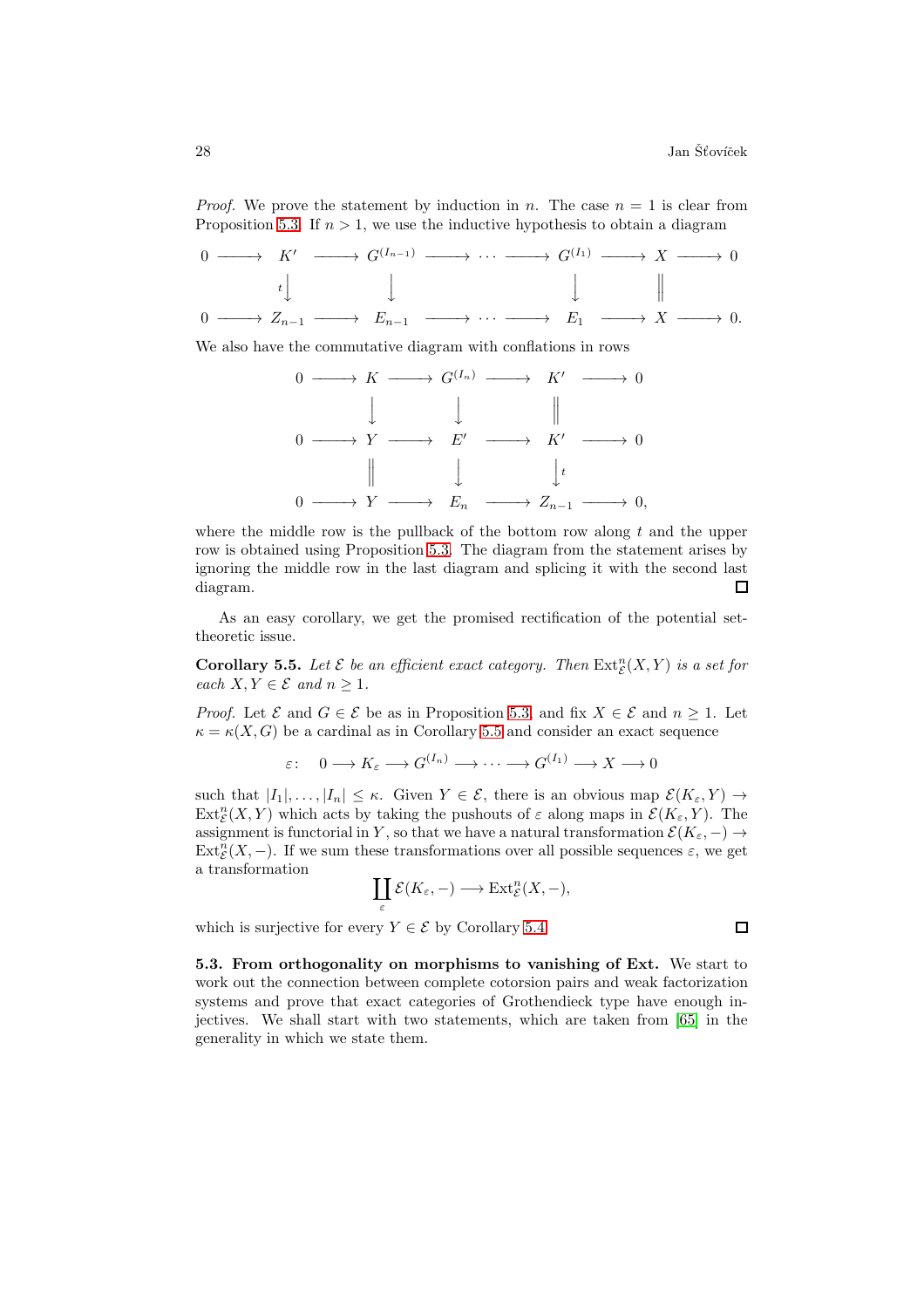*Proof.* We prove the statement by induction in $n$. The case $n = 1$ is clear from Proposition 5.3. If $n > 1$, we use the inductive hypothesis to obtain a diagram

$$\begin{array}{ccccccccccccc}
0 & \longrightarrow & K' & \longrightarrow & G^{(I_{n-1})} & \longrightarrow & \cdots & \longrightarrow & G^{(I_1)} & \longrightarrow & X & \longrightarrow & 0 \\
 & & \downarrow{\scriptstyle t} & & \downarrow & & & & \downarrow & & \| & & \\
0 & \longrightarrow & Z_{n-1} & \longrightarrow & E_{n-1} & \longrightarrow & \cdots & \longrightarrow & E_1 & \longrightarrow & X & \longrightarrow & 0.
\end{array}$$

We also have the commutative diagram with conflations in rows

$$\begin{array}{ccccccccc}
0 & \longrightarrow & K & \longrightarrow & G^{(I_n)} & \longrightarrow & K' & \longrightarrow & 0 \\
 & & \downarrow & & \downarrow & & \| & & \\
0 & \longrightarrow & Y & \longrightarrow & E' & \longrightarrow & K' & \longrightarrow & 0 \\
 & & \| & & \downarrow & & \downarrow{\scriptstyle t} & & \\
0 & \longrightarrow & Y & \longrightarrow & E_n & \longrightarrow & Z_{n-1} & \longrightarrow & 0,
\end{array}$$

where the middle row is the pullback of the bottom row along $t$ and the upper row is obtained using Proposition 5.3. The diagram from the statement arises by ignoring the middle row in the last diagram and splicing it with the second last diagram. □

As an easy corollary, we get the promised rectification of the potential set-theoretic issue.

**Corollary 5.5.** *Let $\mathcal{E}$ be an efficient exact category. Then $\operatorname{Ext}^n_{\mathcal{E}}(X, Y)$ is a set for each $X, Y \in \mathcal{E}$ and $n \geq 1$.*

*Proof.* Let $\mathcal{E}$ and $G \in \mathcal{E}$ be as in Proposition 5.3, and fix $X \in \mathcal{E}$ and $n \geq 1$. Let $\kappa = \kappa(X, G)$ be a cardinal as in Corollary 5.5 and consider an exact sequence

$$\varepsilon\colon \quad 0 \longrightarrow K_\varepsilon \longrightarrow G^{(I_n)} \longrightarrow \cdots \longrightarrow G^{(I_1)} \longrightarrow X \longrightarrow 0$$

such that $|I_1|, \ldots, |I_n| \leq \kappa$. Given $Y \in \mathcal{E}$, there is an obvious map $\mathcal{E}(K_\varepsilon, Y) \to \operatorname{Ext}^n_{\mathcal{E}}(X, Y)$ which acts by taking the pushouts of $\varepsilon$ along maps in $\mathcal{E}(K_\varepsilon, Y)$. The assignment is functorial in $Y$, so that we have a natural transformation $\mathcal{E}(K_\varepsilon, -) \to \operatorname{Ext}^n_{\mathcal{E}}(X, -)$. If we sum these transformations over all possible sequences $\varepsilon$, we get a transformation

$$\coprod_{\varepsilon} \mathcal{E}(K_\varepsilon, -) \longrightarrow \operatorname{Ext}^n_{\mathcal{E}}(X, -),$$

which is surjective for every $Y \in \mathcal{E}$ by Corollary 5.4. □

**5.3. From orthogonality on morphisms to vanishing of Ext.** We start to work out the connection between complete cotorsion pairs and weak factorization systems and prove that exact categories of Grothendieck type have enough injectives. We shall start with two statements, which are taken from [65] in the generality in which we state them.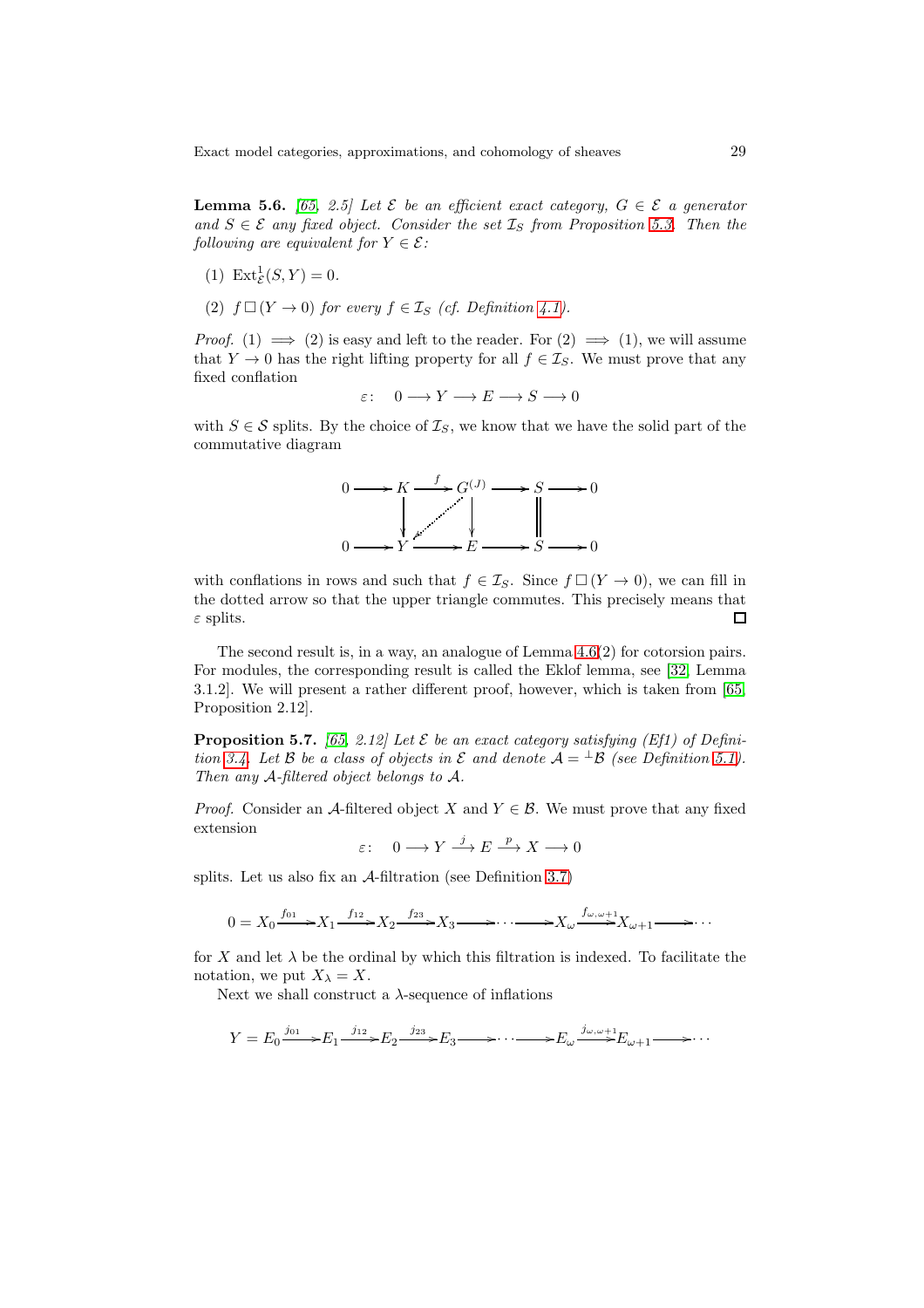**Lemma 5.6.** *[65, 2.5] Let $\mathcal{E}$ be an efficient exact category, $G \in \mathcal{E}$ a generator and $S \in \mathcal{E}$ any fixed object. Consider the set $\mathcal{I}_S$ from Proposition 5.3. Then the following are equivalent for $Y \in \mathcal{E}$:*

1. $\operatorname{Ext}^1_{\mathcal{E}}(S, Y) = 0$.
2. *$f \,\square\, (Y \to 0)$ for every $f \in \mathcal{I}_S$ (cf. Definition 4.1).*

*Proof.* (1) $\implies$ (2) is easy and left to the reader. For (2) $\implies$ (1), we will assume that $Y \to 0$ has the right lifting property for all $f \in \mathcal{I}_S$. We must prove that any fixed conflation

$$\varepsilon\colon \quad 0 \longrightarrow Y \longrightarrow E \longrightarrow S \longrightarrow 0$$

with $S \in \mathcal{S}$ splits. By the choice of $\mathcal{I}_S$, we know that we have the solid part of the commutative diagram

$$\begin{array}{ccccccccc} 0 & \longrightarrow & K & \xrightarrow{f} & G^{(J)} & \longrightarrow & S & \longrightarrow & 0 \\ & & \downarrow & \swarrow & \downarrow & & \| & & \\ 0 & \longrightarrow & Y & \longrightarrow & E & \longrightarrow & S & \longrightarrow & 0 \end{array}$$

with conflations in rows and such that $f \in \mathcal{I}_S$. Since $f \,\square\, (Y \to 0)$, we can fill in the dotted arrow so that the upper triangle commutes. This precisely means that $\varepsilon$ splits. $\square$

The second result is, in a way, an analogue of Lemma 4.6(2) for cotorsion pairs. For modules, the corresponding result is called the Eklof lemma, see [32, Lemma 3.1.2]. We will present a rather different proof, however, which is taken from [65, Proposition 2.12].

**Proposition 5.7.** *[65, 2.12] Let $\mathcal{E}$ be an exact category satisfying (Ef1) of Definition 3.4. Let $\mathcal{B}$ be a class of objects in $\mathcal{E}$ and denote $\mathcal{A} = {}^{\perp}\mathcal{B}$ (see Definition 5.1). Then any $\mathcal{A}$-filtered object belongs to $\mathcal{A}$.*

*Proof.* Consider an $\mathcal{A}$-filtered object $X$ and $Y \in \mathcal{B}$. We must prove that any fixed extension

$$\varepsilon\colon \quad 0 \longrightarrow Y \xrightarrow{j} E \xrightarrow{p} X \longrightarrow 0$$

splits. Let us also fix an $\mathcal{A}$-filtration (see Definition 3.7)

$$0 = X_0 \xrightarrow{f_{01}} X_1 \xrightarrow{f_{12}} X_2 \xrightarrow{f_{23}} X_3 \longrightarrow \cdots \longrightarrow X_\omega \xrightarrow{f_{\omega,\omega+1}} X_{\omega+1} \longrightarrow \cdots$$

for $X$ and let $\lambda$ be the ordinal by which this filtration is indexed. To facilitate the notation, we put $X_\lambda = X$.

Next we shall construct a $\lambda$-sequence of inflations

$$Y = E_0 \xrightarrow{j_{01}} E_1 \xrightarrow{j_{12}} E_2 \xrightarrow{j_{23}} E_3 \longrightarrow \cdots \longrightarrow E_\omega \xrightarrow{j_{\omega,\omega+1}} E_{\omega+1} \longrightarrow \cdots$$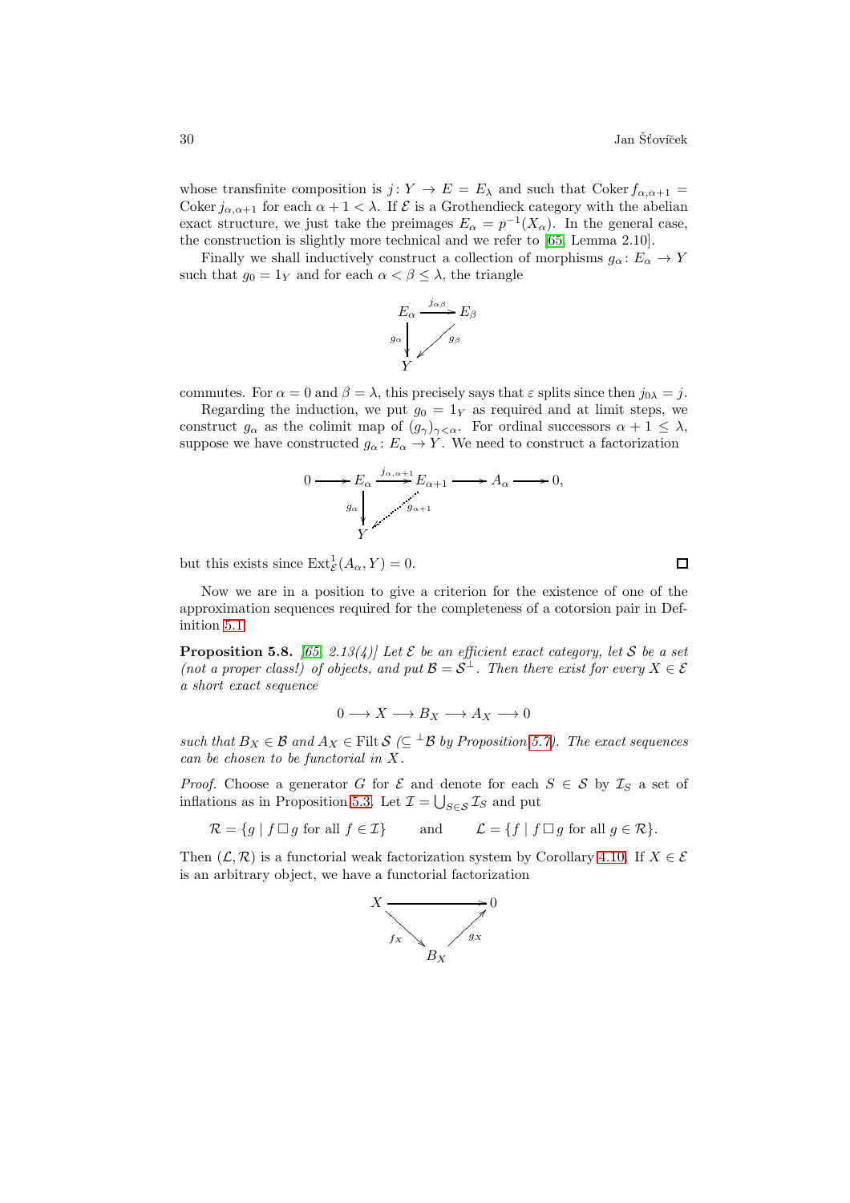whose transfinite composition is $j: Y \to E = E_\lambda$ and such that $\operatorname{Coker} f_{\alpha,\alpha+1} = \operatorname{Coker} j_{\alpha,\alpha+1}$ for each $\alpha + 1 < \lambda$. If $\mathcal{E}$ is a Grothendieck category with the abelian exact structure, we just take the preimages $E_\alpha = p^{-1}(X_\alpha)$. In the general case, the construction is slightly more technical and we refer to [65, Lemma 2.10].

Finally we shall inductively construct a collection of morphisms $g_\alpha : E_\alpha \to Y$ such that $g_0 = 1_Y$ and for each $\alpha < \beta \le \lambda$, the triangle

$$\begin{array}{ccc} E_\alpha & \xrightarrow{j_{\alpha\beta}} & E_\beta \\ {\scriptstyle g_\alpha}\downarrow & \swarrow {\scriptstyle g_\beta} & \\ Y & & \end{array}$$

commutes. For $\alpha = 0$ and $\beta = \lambda$, this precisely says that $\varepsilon$ splits since then $j_{0\lambda} = j$.

Regarding the induction, we put $g_0 = 1_Y$ as required and at limit steps, we construct $g_\alpha$ as the colimit map of $(g_\gamma)_{\gamma<\alpha}$. For ordinal successors $\alpha + 1 \le \lambda$, suppose we have constructed $g_\alpha : E_\alpha \to Y$. We need to construct a factorization

$$\begin{array}{ccccccccc} 0 & \longrightarrow & E_\alpha & \xrightarrow{j_{\alpha,\alpha+1}} & E_{\alpha+1} & \longrightarrow & A_\alpha & \longrightarrow & 0, \\ & & {\scriptstyle g_\alpha}\downarrow & \swarrow {\scriptstyle g_{\alpha+1}} & & & & & \\ & & Y & & & & & & \end{array}$$

but this exists since $\operatorname{Ext}^1_{\mathcal{E}}(A_\alpha, Y) = 0$. $\square$

Now we are in a position to give a criterion for the existence of one of the approximation sequences required for the completeness of a cotorsion pair in Definition 5.1.

**Proposition 5.8.** *[65, 2.13(4)] Let $\mathcal{E}$ be an efficient exact category, let $\mathcal{S}$ be a set (not a proper class!) of objects, and put $\mathcal{B} = \mathcal{S}^\perp$. Then there exist for every $X \in \mathcal{E}$ a short exact sequence*

$$0 \longrightarrow X \longrightarrow B_X \longrightarrow A_X \longrightarrow 0$$

*such that $B_X \in \mathcal{B}$ and $A_X \in \operatorname{Filt} \mathcal{S}$ ($\subseteq {}^\perp\mathcal{B}$ by Proposition 5.7). The exact sequences can be chosen to be functorial in $X$.*

*Proof.* Choose a generator $G$ for $\mathcal{E}$ and denote for each $S \in \mathcal{S}$ by $\mathcal{I}_S$ a set of inflations as in Proposition 5.3. Let $\mathcal{I} = \bigcup_{S\in\mathcal{S}} \mathcal{I}_S$ and put

$$\mathcal{R} = \{g \mid f \,\square\, g \text{ for all } f \in \mathcal{I}\} \qquad \text{and} \qquad \mathcal{L} = \{f \mid f \,\square\, g \text{ for all } g \in \mathcal{R}\}.$$

Then $(\mathcal{L}, \mathcal{R})$ is a functorial weak factorization system by Corollary 4.10. If $X \in \mathcal{E}$ is an arbitrary object, we have a functorial factorization

$$\begin{array}{ccc} X & \longrightarrow & 0 \\ & {\scriptstyle f_X}\searrow \quad \nearrow {\scriptstyle g_X} & \\ & B_X & \end{array}$$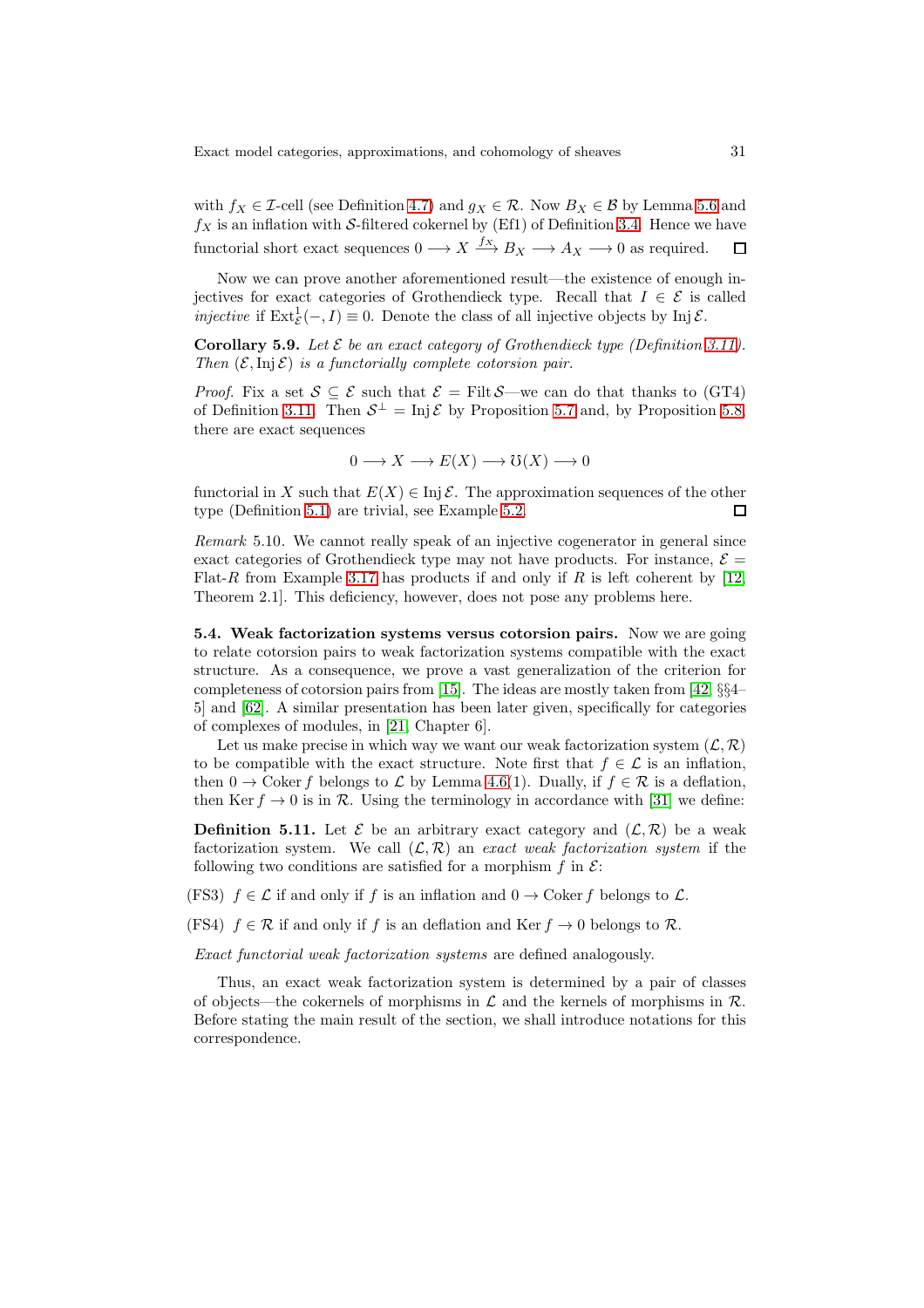with $f_X \in \mathcal{I}$-cell (see Definition 4.7) and $g_X \in \mathcal{R}$. Now $B_X \in \mathcal{B}$ by Lemma 5.6 and $f_X$ is an inflation with $\mathcal{S}$-filtered cokernel by (Ef1) of Definition 3.4. Hence we have functorial short exact sequences $0 \longrightarrow X \xrightarrow{f_X} B_X \longrightarrow A_X \longrightarrow 0$ as required. □

Now we can prove another aforementioned result—the existence of enough injectives for exact categories of Grothendieck type. Recall that $I \in \mathcal{E}$ is called *injective* if $\operatorname{Ext}^1_{\mathcal{E}}(-, I) \equiv 0$. Denote the class of all injective objects by $\operatorname{Inj} \mathcal{E}$.

**Corollary 5.9.** *Let $\mathcal{E}$ be an exact category of Grothendieck type (Definition 3.11). Then $(\mathcal{E}, \operatorname{Inj} \mathcal{E})$ is a functorially complete cotorsion pair.*

*Proof.* Fix a set $\mathcal{S} \subseteq \mathcal{E}$ such that $\mathcal{E} = \operatorname{Filt} \mathcal{S}$—we can do that thanks to (GT4) of Definition 3.11. Then $\mathcal{S}^\perp = \operatorname{Inj} \mathcal{E}$ by Proposition 5.7 and, by Proposition 5.8, there are exact sequences

$$0 \longrightarrow X \longrightarrow E(X) \longrightarrow \mho(X) \longrightarrow 0$$

functorial in $X$ such that $E(X) \in \operatorname{Inj} \mathcal{E}$. The approximation sequences of the other type (Definition 5.1) are trivial, see Example 5.2. □

*Remark* 5.10. We cannot really speak of an injective cogenerator in general since exact categories of Grothendieck type may not have products. For instance, $\mathcal{E} = \operatorname{Flat-}R$ from Example 3.17 has products if and only if $R$ is left coherent by [12, Theorem 2.1]. This deficiency, however, does not pose any problems here.

**5.4. Weak factorization systems versus cotorsion pairs.** Now we are going to relate cotorsion pairs to weak factorization systems compatible with the exact structure. As a consequence, we prove a vast generalization of the criterion for completeness of cotorsion pairs from [15]. The ideas are mostly taken from [42, §§4–5] and [62]. A similar presentation has been later given, specifically for categories of complexes of modules, in [21, Chapter 6].

Let us make precise in which way we want our weak factorization system $(\mathcal{L}, \mathcal{R})$ to be compatible with the exact structure. Note first that $f \in \mathcal{L}$ is an inflation, then $0 \to \operatorname{Coker} f$ belongs to $\mathcal{L}$ by Lemma 4.6(1). Dually, if $f \in \mathcal{R}$ is a deflation, then $\operatorname{Ker} f \to 0$ is in $\mathcal{R}$. Using the terminology in accordance with [31] we define:

**Definition 5.11.** Let $\mathcal{E}$ be an arbitrary exact category and $(\mathcal{L}, \mathcal{R})$ be a weak factorization system. We call $(\mathcal{L}, \mathcal{R})$ an *exact weak factorization system* if the following two conditions are satisfied for a morphism $f$ in $\mathcal{E}$:

(FS3) $f \in \mathcal{L}$ if and only if $f$ is an inflation and $0 \to \operatorname{Coker} f$ belongs to $\mathcal{L}$.

(FS4) $f \in \mathcal{R}$ if and only if $f$ is an deflation and $\operatorname{Ker} f \to 0$ belongs to $\mathcal{R}$.

*Exact functorial weak factorization systems* are defined analogously.

Thus, an exact weak factorization system is determined by a pair of classes of objects—the cokernels of morphisms in $\mathcal{L}$ and the kernels of morphisms in $\mathcal{R}$. Before stating the main result of the section, we shall introduce notations for this correspondence.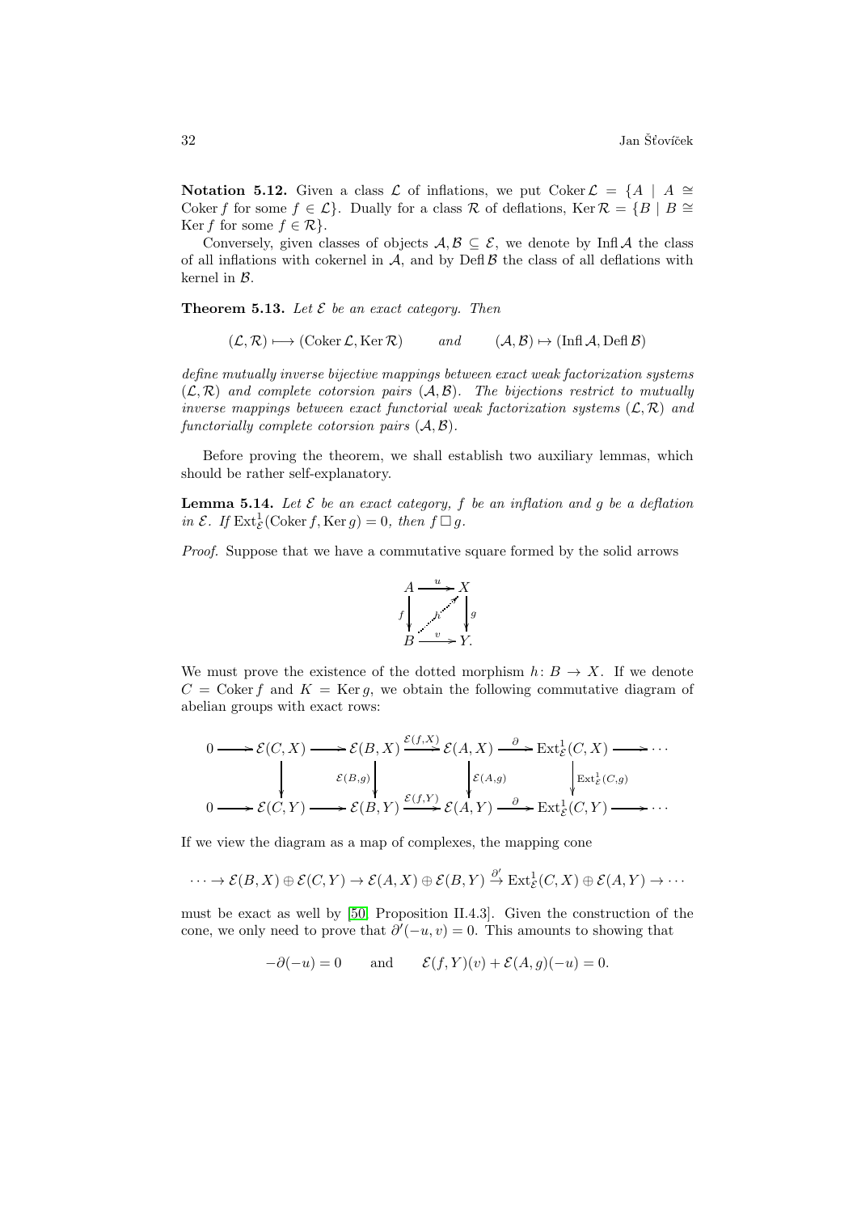**Notation 5.12.** Given a class $\mathcal{L}$ of inflations, we put $\operatorname{Coker}\mathcal{L} = \{A \mid A \cong \operatorname{Coker} f \text{ for some } f \in \mathcal{L}\}$. Dually for a class $\mathcal{R}$ of deflations, $\operatorname{Ker}\mathcal{R} = \{B \mid B \cong \operatorname{Ker} f \text{ for some } f \in \mathcal{R}\}$.

Conversely, given classes of objects $\mathcal{A}, \mathcal{B} \subseteq \mathcal{E}$, we denote by $\operatorname{Infl}\mathcal{A}$ the class of all inflations with cokernel in $\mathcal{A}$, and by $\operatorname{Defl}\mathcal{B}$ the class of all deflations with kernel in $\mathcal{B}$.

**Theorem 5.13.** *Let $\mathcal{E}$ be an exact category. Then*

$$(\mathcal{L}, \mathcal{R}) \longmapsto (\operatorname{Coker}\mathcal{L}, \operatorname{Ker}\mathcal{R}) \qquad \text{and} \qquad (\mathcal{A}, \mathcal{B}) \mapsto (\operatorname{Infl}\mathcal{A}, \operatorname{Defl}\mathcal{B})$$

*define mutually inverse bijective mappings between exact weak factorization systems $(\mathcal{L}, \mathcal{R})$ and complete cotorsion pairs $(\mathcal{A}, \mathcal{B})$. The bijections restrict to mutually inverse mappings between exact functorial weak factorization systems $(\mathcal{L}, \mathcal{R})$ and functorially complete cotorsion pairs $(\mathcal{A}, \mathcal{B})$.*

Before proving the theorem, we shall establish two auxiliary lemmas, which should be rather self-explanatory.

**Lemma 5.14.** *Let $\mathcal{E}$ be an exact category, $f$ be an inflation and $g$ be a deflation in $\mathcal{E}$. If $\operatorname{Ext}^1_{\mathcal{E}}(\operatorname{Coker} f, \operatorname{Ker} g) = 0$, then $f \,\square\, g$.*

*Proof.* Suppose that we have a commutative square formed by the solid arrows

$$\begin{array}{ccc} A & \xrightarrow{u} & X \\ {\scriptstyle f}\downarrow & \overset{h}{\nearrow} & \downarrow{\scriptstyle g} \\ B & \xrightarrow{v} & Y. \end{array}$$

We must prove the existence of the dotted morphism $h \colon B \to X$. If we denote $C = \operatorname{Coker} f$ and $K = \operatorname{Ker} g$, we obtain the following commutative diagram of abelian groups with exact rows:

$$\begin{array}{ccccccccc} 0 \to & \mathcal{E}(C, X) & \to & \mathcal{E}(B, X) & \xrightarrow{\mathcal{E}(f,X)} & \mathcal{E}(A, X) & \xrightarrow{\partial} & \operatorname{Ext}^1_{\mathcal{E}}(C, X) & \to \cdots \\ & \downarrow & & \downarrow{\scriptstyle \mathcal{E}(B,g)} & & \downarrow{\scriptstyle \mathcal{E}(A,g)} & & \downarrow{\scriptstyle \operatorname{Ext}^1_{\mathcal{E}}(C,g)} & \\ 0 \to & \mathcal{E}(C, Y) & \to & \mathcal{E}(B, Y) & \xrightarrow{\mathcal{E}(f,Y)} & \mathcal{E}(A, Y) & \xrightarrow{\partial} & \operatorname{Ext}^1_{\mathcal{E}}(C, Y) & \to \cdots \end{array}$$

If we view the diagram as a map of complexes, the mapping cone

$$\cdots \to \mathcal{E}(B, X) \oplus \mathcal{E}(C, Y) \to \mathcal{E}(A, X) \oplus \mathcal{E}(B, Y) \xrightarrow{\partial'} \operatorname{Ext}^1_{\mathcal{E}}(C, X) \oplus \mathcal{E}(A, Y) \to \cdots$$

must be exact as well by [50, Proposition II.4.3]. Given the construction of the cone, we only need to prove that $\partial'(-u, v) = 0$. This amounts to showing that

$$-\partial(-u) = 0 \qquad \text{and} \qquad \mathcal{E}(f, Y)(v) + \mathcal{E}(A, g)(-u) = 0.$$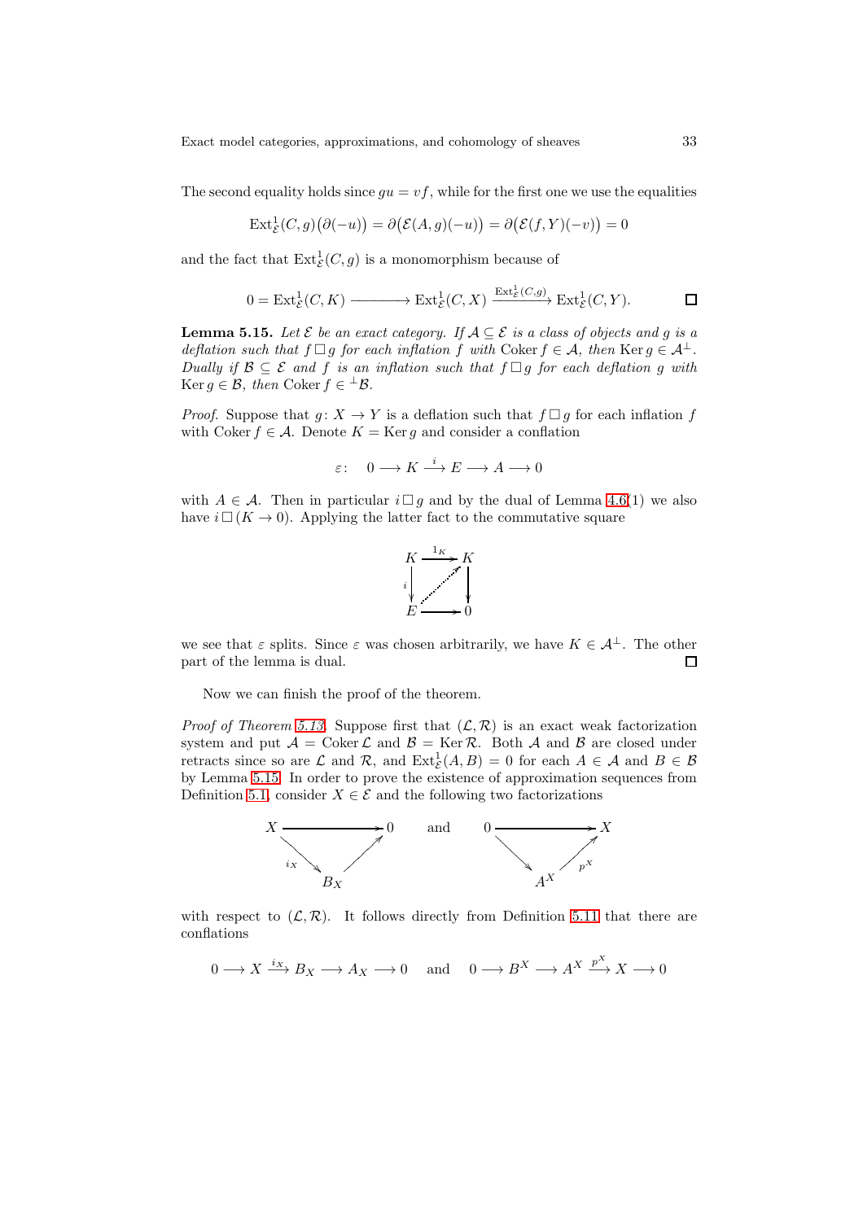The second equality holds since $gu = vf$, while for the first one we use the equalities

$$\operatorname{Ext}^1_{\mathcal{E}}(C,g)\big(\partial(-u)\big) = \partial\big(\mathcal{E}(A,g)(-u)\big) = \partial\big(\mathcal{E}(f,Y)(-v)\big) = 0$$

and the fact that $\operatorname{Ext}^1_{\mathcal{E}}(C,g)$ is a monomorphism because of

$$0 = \operatorname{Ext}^1_{\mathcal{E}}(C,K) \longrightarrow \operatorname{Ext}^1_{\mathcal{E}}(C,X) \xrightarrow{\operatorname{Ext}^1_{\mathcal{E}}(C,g)} \operatorname{Ext}^1_{\mathcal{E}}(C,Y). \qquad \square$$

**Lemma 5.15.** *Let $\mathcal{E}$ be an exact category. If $\mathcal{A} \subseteq \mathcal{E}$ is a class of objects and $g$ is a deflation such that $f \,\square\, g$ for each inflation $f$ with $\operatorname{Coker} f \in \mathcal{A}$, then $\operatorname{Ker} g \in \mathcal{A}^{\perp}$. Dually if $\mathcal{B} \subseteq \mathcal{E}$ and $f$ is an inflation such that $f \,\square\, g$ for each deflation $g$ with $\operatorname{Ker} g \in \mathcal{B}$, then $\operatorname{Coker} f \in {}^{\perp}\mathcal{B}$.*

*Proof.* Suppose that $g\colon X \to Y$ is a deflation such that $f \,\square\, g$ for each inflation $f$ with $\operatorname{Coker} f \in \mathcal{A}$. Denote $K = \operatorname{Ker} g$ and consider a conflation

$$\varepsilon\colon \quad 0 \longrightarrow K \xrightarrow{\ i\ } E \longrightarrow A \longrightarrow 0$$

with $A \in \mathcal{A}$. Then in particular $i \,\square\, g$ and by the dual of Lemma 4.6(1) we also have $i \,\square\, (K \to 0)$. Applying the latter fact to the commutative square

$$\begin{array}{ccc} K & \xrightarrow{1_K} & K \\ {\scriptstyle i}\downarrow & \nearrow & \downarrow \\ E & \longrightarrow & 0 \end{array}$$

we see that $\varepsilon$ splits. Since $\varepsilon$ was chosen arbitrarily, we have $K \in \mathcal{A}^{\perp}$. The other part of the lemma is dual. $\square$

Now we can finish the proof of the theorem.

*Proof of Theorem 5.13.* Suppose first that $(\mathcal{L}, \mathcal{R})$ is an exact weak factorization system and put $\mathcal{A} = \operatorname{Coker} \mathcal{L}$ and $\mathcal{B} = \operatorname{Ker} \mathcal{R}$. Both $\mathcal{A}$ and $\mathcal{B}$ are closed under retracts since so are $\mathcal{L}$ and $\mathcal{R}$, and $\operatorname{Ext}^1_{\mathcal{E}}(A,B) = 0$ for each $A \in \mathcal{A}$ and $B \in \mathcal{B}$ by Lemma 5.15. In order to prove the existence of approximation sequences from Definition 5.1, consider $X \in \mathcal{E}$ and the following two factorizations

$$X \longrightarrow 0 \ = \ X \xrightarrow{i_X} B_X \longrightarrow 0 \qquad \text{and} \qquad 0 \longrightarrow X \ = \ 0 \longrightarrow A^X \xrightarrow{p^X} X$$

with respect to $(\mathcal{L}, \mathcal{R})$. It follows directly from Definition 5.11 that there are conflations

$$0 \longrightarrow X \xrightarrow{i_X} B_X \longrightarrow A_X \longrightarrow 0 \quad \text{ and } \quad 0 \longrightarrow B^X \longrightarrow A^X \xrightarrow{p^X} X \longrightarrow 0$$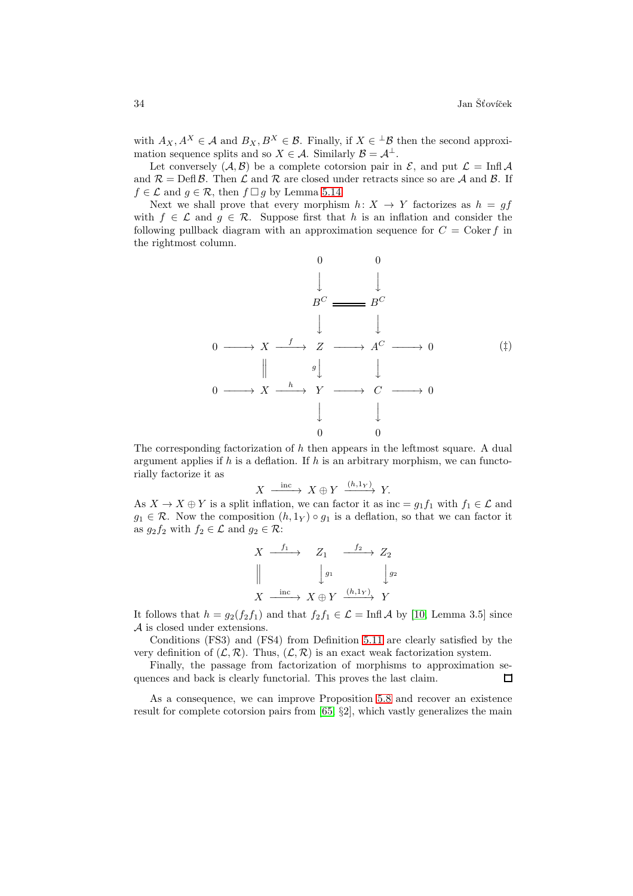with $A_X, A^X \in \mathcal{A}$ and $B_X, B^X \in \mathcal{B}$. Finally, if $X \in {}^\perp\mathcal{B}$ then the second approximation sequence splits and so $X \in \mathcal{A}$. Similarly $\mathcal{B} = \mathcal{A}^\perp$.

Let conversely $(\mathcal{A}, \mathcal{B})$ be a complete cotorsion pair in $\mathcal{E}$, and put $\mathcal{L} = \operatorname{Infl} \mathcal{A}$ and $\mathcal{R} = \operatorname{Defl} \mathcal{B}$. Then $\mathcal{L}$ and $\mathcal{R}$ are closed under retracts since so are $\mathcal{A}$ and $\mathcal{B}$. If $f \in \mathcal{L}$ and $g \in \mathcal{R}$, then $f \,\square\, g$ by Lemma 5.14.

Next we shall prove that every morphism $h\colon X \to Y$ factorizes as $h = gf$ with $f \in \mathcal{L}$ and $g \in \mathcal{R}$. Suppose first that $h$ is an inflation and consider the following pullback diagram with an approximation sequence for $C = \operatorname{Coker} f$ in the rightmost column.

$$
\begin{array}{ccccccccc}
 & & & & 0 & & 0 & & \\
 & & & & \downarrow & & \downarrow & & \\
 & & & & B^C & = & B^C & & \\
 & & & & \downarrow & & \downarrow & & \\
0 & \longrightarrow & X & \xrightarrow{f} & Z & \longrightarrow & A^C & \longrightarrow & 0 \\
 & & \| & & \downarrow{\scriptstyle g} & & \downarrow & & \\
0 & \longrightarrow & X & \xrightarrow{h} & Y & \longrightarrow & C & \longrightarrow & 0 \\
 & & & & \downarrow & & \downarrow & & \\
 & & & & 0 & & 0 & &
\end{array}
\qquad (\ddagger)
$$

The corresponding factorization of $h$ then appears in the leftmost square. A dual argument applies if $h$ is a deflation. If $h$ is an arbitrary morphism, we can functorially factorize it as

$$X \xrightarrow{\text{inc}} X \oplus Y \xrightarrow{(h, 1_Y)} Y.$$

As $X \to X \oplus Y$ is a split inflation, we can factor it as $\text{inc} = g_1 f_1$ with $f_1 \in \mathcal{L}$ and $g_1 \in \mathcal{R}$. Now the composition $(h, 1_Y) \circ g_1$ is a deflation, so that we can factor it as $g_2 f_2$ with $f_2 \in \mathcal{L}$ and $g_2 \in \mathcal{R}$:

$$
\begin{array}{ccccc}
X & \xrightarrow{f_1} & Z_1 & \xrightarrow{f_2} & Z_2 \\
\| & & \downarrow{\scriptstyle g_1} & & \downarrow{\scriptstyle g_2} \\
X & \xrightarrow{\text{inc}} & X \oplus Y & \xrightarrow{(h, 1_Y)} & Y
\end{array}
$$

It follows that $h = g_2(f_2 f_1)$ and that $f_2 f_1 \in \mathcal{L} = \operatorname{Infl} \mathcal{A}$ by [10, Lemma 3.5] since $\mathcal{A}$ is closed under extensions.

Conditions (FS3) and (FS4) from Definition 5.11 are clearly satisfied by the very definition of $(\mathcal{L}, \mathcal{R})$. Thus, $(\mathcal{L}, \mathcal{R})$ is an exact weak factorization system.

Finally, the passage from factorization of morphisms to approximation sequences and back is clearly functorial. This proves the last claim. $\square$

As a consequence, we can improve Proposition 5.8 and recover an existence result for complete cotorsion pairs from [65, §2], which vastly generalizes the main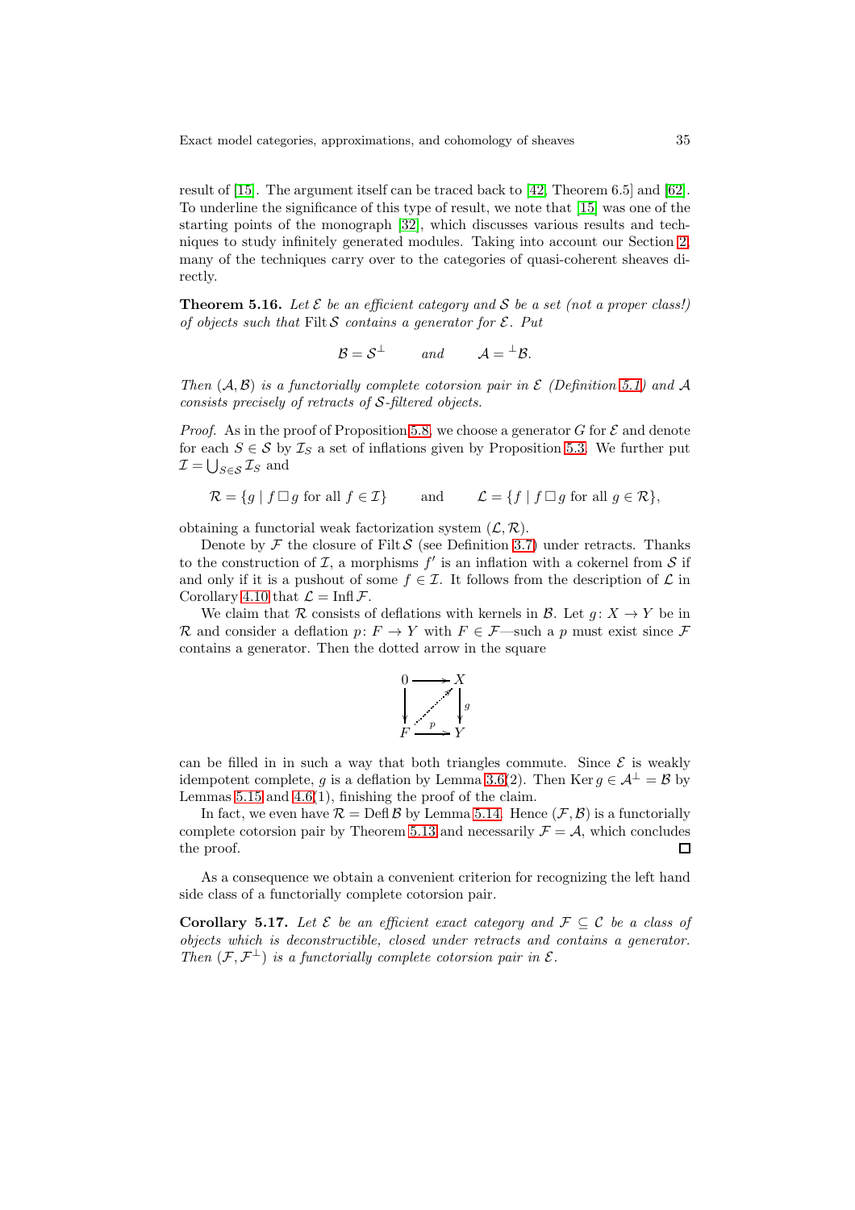result of [15]. The argument itself can be traced back to [42, Theorem 6.5] and [62]. To underline the significance of this type of result, we note that [15] was one of the starting points of the monograph [32], which discusses various results and techniques to study infinitely generated modules. Taking into account our Section 2, many of the techniques carry over to the categories of quasi-coherent sheaves directly.

**Theorem 5.16.** *Let $\mathcal{E}$ be an efficient category and $\mathcal{S}$ be a set (not a proper class!) of objects such that* $\operatorname{Filt}\mathcal{S}$ *contains a generator for $\mathcal{E}$. Put*

$$\mathcal{B} = \mathcal{S}^{\perp} \qquad \text{and} \qquad \mathcal{A} = {}^{\perp}\mathcal{B}.$$

*Then $(\mathcal{A}, \mathcal{B})$ is a functorially complete cotorsion pair in $\mathcal{E}$ (Definition 5.1) and $\mathcal{A}$ consists precisely of retracts of $\mathcal{S}$-filtered objects.*

*Proof.* As in the proof of Proposition 5.8, we choose a generator $G$ for $\mathcal{E}$ and denote for each $S \in \mathcal{S}$ by $\mathcal{I}_S$ a set of inflations given by Proposition 5.3. We further put $\mathcal{I} = \bigcup_{S\in\mathcal{S}} \mathcal{I}_S$ and

$$\mathcal{R} = \{g \mid f \,\square\, g \text{ for all } f \in \mathcal{I}\} \qquad \text{and} \qquad \mathcal{L} = \{f \mid f \,\square\, g \text{ for all } g \in \mathcal{R}\},$$

obtaining a functorial weak factorization system $(\mathcal{L}, \mathcal{R})$.

Denote by $\mathcal{F}$ the closure of $\operatorname{Filt}\mathcal{S}$ (see Definition 3.7) under retracts. Thanks to the construction of $\mathcal{I}$, a morphisms $f'$ is an inflation with a cokernel from $\mathcal{S}$ if and only if it is a pushout of some $f \in \mathcal{I}$. It follows from the description of $\mathcal{L}$ in Corollary 4.10 that $\mathcal{L} = \operatorname{Infl}\mathcal{F}$.

We claim that $\mathcal{R}$ consists of deflations with kernels in $\mathcal{B}$. Let $g\colon X \to Y$ be in $\mathcal{R}$ and consider a deflation $p\colon F \to Y$ with $F \in \mathcal{F}$—such a $p$ must exist since $\mathcal{F}$ contains a generator. Then the dotted arrow in the square

$$\begin{array}{ccc} 0 & \longrightarrow & X \\ \big\downarrow & \nearrow & \big\downarrow g \\ F & \xrightarrow{\;p\;} & Y \end{array}$$

can be filled in in such a way that both triangles commute. Since $\mathcal{E}$ is weakly idempotent complete, $g$ is a deflation by Lemma 3.6(2). Then $\operatorname{Ker} g \in \mathcal{A}^{\perp} = \mathcal{B}$ by Lemmas 5.15 and 4.6(1), finishing the proof of the claim.

In fact, we even have $\mathcal{R} = \operatorname{Defl}\mathcal{B}$ by Lemma 5.14. Hence $(\mathcal{F}, \mathcal{B})$ is a functorially complete cotorsion pair by Theorem 5.13 and necessarily $\mathcal{F} = \mathcal{A}$, which concludes the proof. ☐

As a consequence we obtain a convenient criterion for recognizing the left hand side class of a functorially complete cotorsion pair.

**Corollary 5.17.** *Let $\mathcal{E}$ be an efficient exact category and $\mathcal{F} \subseteq \mathcal{C}$ be a class of objects which is deconstructible, closed under retracts and contains a generator. Then $(\mathcal{F}, \mathcal{F}^{\perp})$ is a functorially complete cotorsion pair in $\mathcal{E}$.*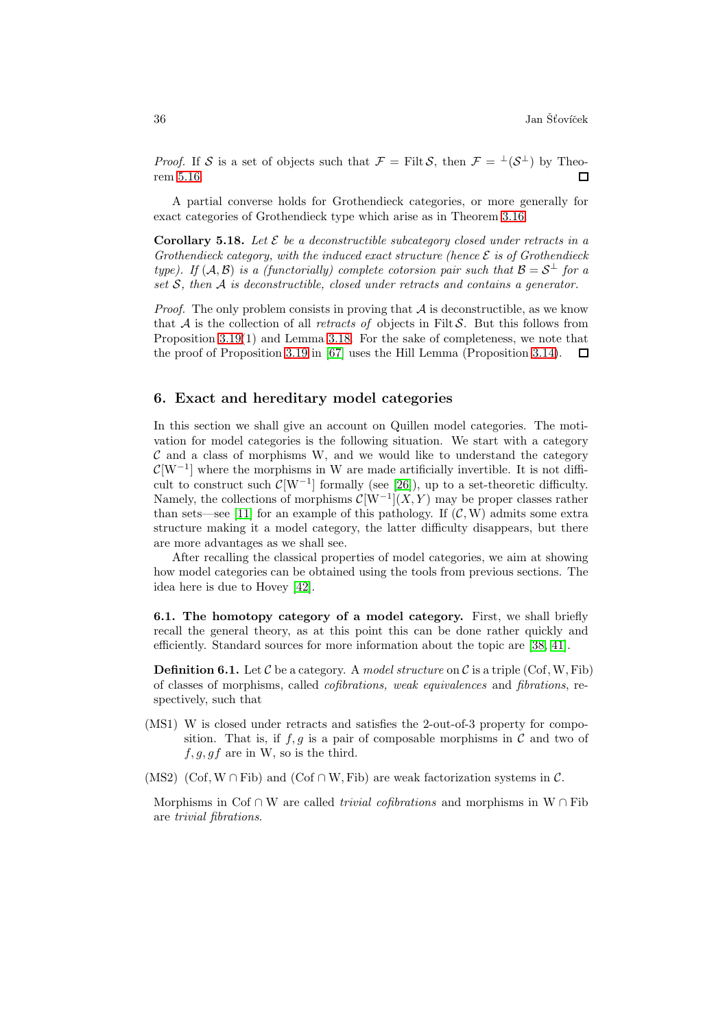*Proof.* If $\mathcal{S}$ is a set of objects such that $\mathcal{F} = \operatorname{Filt}\mathcal{S}$, then $\mathcal{F} = {}^\perp(\mathcal{S}^\perp)$ by Theorem 5.16. ☐

A partial converse holds for Grothendieck categories, or more generally for exact categories of Grothendieck type which arise as in Theorem 3.16.

**Corollary 5.18.** *Let $\mathcal{E}$ be a deconstructible subcategory closed under retracts in a Grothendieck category, with the induced exact structure (hence $\mathcal{E}$ is of Grothendieck type). If $(\mathcal{A}, \mathcal{B})$ is a (functorially) complete cotorsion pair such that $\mathcal{B} = \mathcal{S}^\perp$ for a set $\mathcal{S}$, then $\mathcal{A}$ is deconstructible, closed under retracts and contains a generator.*

*Proof.* The only problem consists in proving that $\mathcal{A}$ is deconstructible, as we know that $\mathcal{A}$ is the collection of all *retracts of* objects in $\operatorname{Filt}\mathcal{S}$. But this follows from Proposition 3.19(1) and Lemma 3.18. For the sake of completeness, we note that the proof of Proposition 3.19 in [67] uses the Hill Lemma (Proposition 3.14). ☐

## 6. Exact and hereditary model categories

In this section we shall give an account on Quillen model categories. The motivation for model categories is the following situation. We start with a category $\mathcal{C}$ and a class of morphisms $\mathrm{W}$, and we would like to understand the category $\mathcal{C}[\mathrm{W}^{-1}]$ where the morphisms in $\mathrm{W}$ are made artificially invertible. It is not difficult to construct such $\mathcal{C}[\mathrm{W}^{-1}]$ formally (see [26]), up to a set-theoretic difficulty. Namely, the collections of morphisms $\mathcal{C}[\mathrm{W}^{-1}](X, Y)$ may be proper classes rather than sets—see [11] for an example of this pathology. If $(\mathcal{C}, \mathrm{W})$ admits some extra structure making it a model category, the latter difficulty disappears, but there are more advantages as we shall see.

After recalling the classical properties of model categories, we aim at showing how model categories can be obtained using the tools from previous sections. The idea here is due to Hovey [42].

**6.1. The homotopy category of a model category.** First, we shall briefly recall the general theory, as at this point this can be done rather quickly and efficiently. Standard sources for more information about the topic are [38, 41].

**Definition 6.1.** Let $\mathcal{C}$ be a category. A *model structure* on $\mathcal{C}$ is a triple $(\mathrm{Cof}, \mathrm{W}, \mathrm{Fib})$ of classes of morphisms, called *cofibrations, weak equivalences* and *fibrations*, respectively, such that

(MS1) $\mathrm{W}$ is closed under retracts and satisfies the 2-out-of-3 property for composition. That is, if $f, g$ is a pair of composable morphisms in $\mathcal{C}$ and two of $f, g, gf$ are in $\mathrm{W}$, so is the third.

(MS2) $(\mathrm{Cof}, \mathrm{W} \cap \mathrm{Fib})$ and $(\mathrm{Cof} \cap \mathrm{W}, \mathrm{Fib})$ are weak factorization systems in $\mathcal{C}$.

Morphisms in $\mathrm{Cof} \cap \mathrm{W}$ are called *trivial cofibrations* and morphisms in $\mathrm{W} \cap \mathrm{Fib}$ are *trivial fibrations*.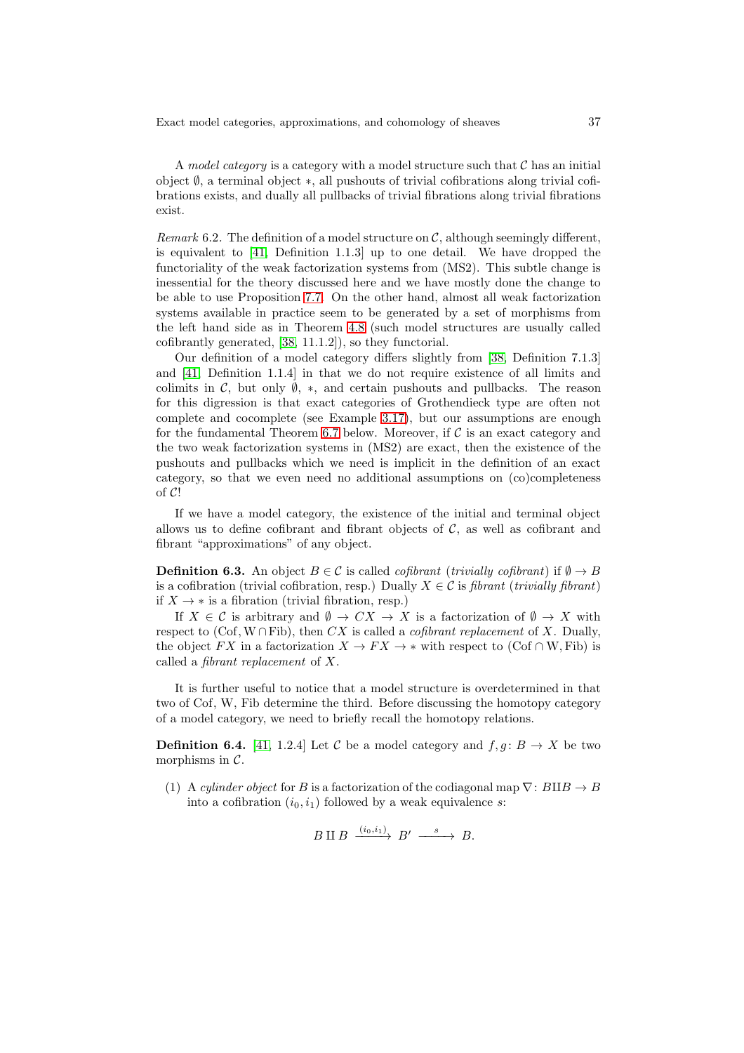A *model category* is a category with a model structure such that $\mathcal{C}$ has an initial object $\emptyset$, a terminal object $*$, all pushouts of trivial cofibrations along trivial cofibrations exists, and dually all pullbacks of trivial fibrations along trivial fibrations exist.

*Remark* 6.2. The definition of a model structure on $\mathcal{C}$, although seemingly different, is equivalent to [41, Definition 1.1.3] up to one detail. We have dropped the functoriality of the weak factorization systems from (MS2). This subtle change is inessential for the theory discussed here and we have mostly done the change to be able to use Proposition 7.7. On the other hand, almost all weak factorization systems available in practice seem to be generated by a set of morphisms from the left hand side as in Theorem 4.8 (such model structures are usually called cofibrantly generated, [38, 11.1.2]), so they functorial.

Our definition of a model category differs slightly from [38, Definition 7.1.3] and [41, Definition 1.1.4] in that we do not require existence of all limits and colimits in $\mathcal{C}$, but only $\emptyset$, $*$, and certain pushouts and pullbacks. The reason for this digression is that exact categories of Grothendieck type are often not complete and cocomplete (see Example 3.17), but our assumptions are enough for the fundamental Theorem 6.7 below. Moreover, if $\mathcal{C}$ is an exact category and the two weak factorization systems in (MS2) are exact, then the existence of the pushouts and pullbacks which we need is implicit in the definition of an exact category, so that we even need no additional assumptions on (co)completeness of $\mathcal{C}$!

If we have a model category, the existence of the initial and terminal object allows us to define cofibrant and fibrant objects of $\mathcal{C}$, as well as cofibrant and fibrant "approximations" of any object.

**Definition 6.3.** An object $B \in \mathcal{C}$ is called *cofibrant* (*trivially cofibrant*) if $\emptyset \to B$ is a cofibration (trivial cofibration, resp.) Dually $X \in \mathcal{C}$ is *fibrant* (*trivially fibrant*) if $X \to *$ is a fibration (trivial fibration, resp.)

If $X \in \mathcal{C}$ is arbitrary and $\emptyset \to CX \to X$ is a factorization of $\emptyset \to X$ with respect to $(\mathrm{Cof}, \mathrm{W} \cap \mathrm{Fib})$, then $CX$ is called a *cofibrant replacement* of $X$. Dually, the object $FX$ in a factorization $X \to FX \to *$ with respect to $(\mathrm{Cof} \cap \mathrm{W}, \mathrm{Fib})$ is called a *fibrant replacement* of $X$.

It is further useful to notice that a model structure is overdetermined in that two of Cof, W, Fib determine the third. Before discussing the homotopy category of a model category, we need to briefly recall the homotopy relations.

**Definition 6.4.** [41, 1.2.4] Let $\mathcal{C}$ be a model category and $f, g \colon B \to X$ be two morphisms in $\mathcal{C}$.

(1) A *cylinder object* for $B$ is a factorization of the codiagonal map $\nabla \colon B \amalg B \to B$ into a cofibration $(i_0, i_1)$ followed by a weak equivalence $s$:

$$B \amalg B \xrightarrow{(i_0, i_1)} B' \xrightarrow{\ s\ } B.$$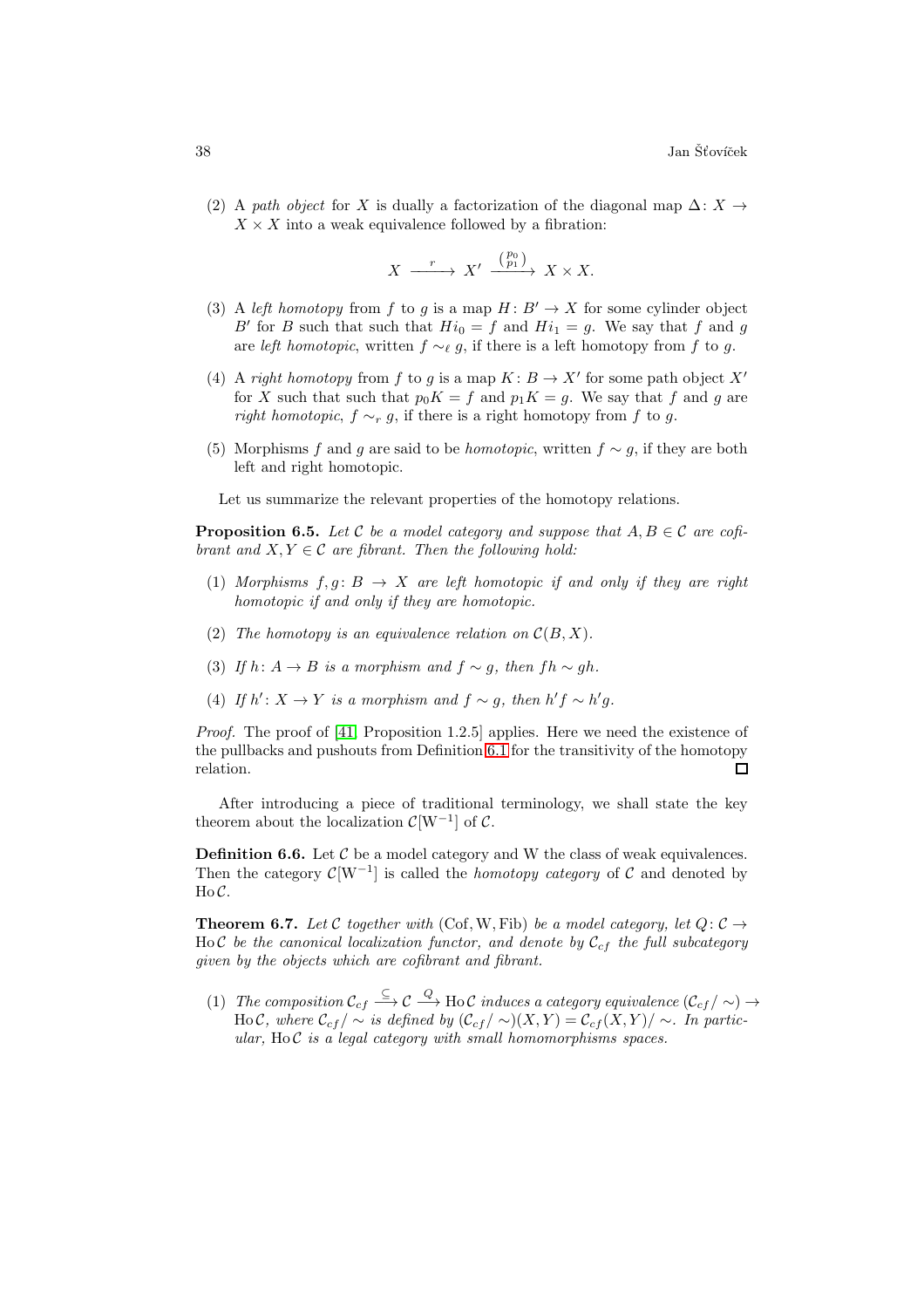(2) A *path object* for $X$ is dually a factorization of the diagonal map $\Delta\colon X \to X \times X$ into a weak equivalence followed by a fibration:

$$X \xrightarrow{\ r\ } X' \xrightarrow{\binom{p_0}{p_1}} X \times X.$$

(3) A *left homotopy* from $f$ to $g$ is a map $H\colon B' \to X$ for some cylinder object $B'$ for $B$ such that such that $Hi_0 = f$ and $Hi_1 = g$. We say that $f$ and $g$ are *left homotopic*, written $f \sim_\ell g$, if there is a left homotopy from $f$ to $g$.

(4) A *right homotopy* from $f$ to $g$ is a map $K\colon B \to X'$ for some path object $X'$ for $X$ such that $p_0K = f$ and $p_1K = g$. We say that $f$ and $g$ are *right homotopic*, $f \sim_r g$, if there is a right homotopy from $f$ to $g$.

(5) Morphisms $f$ and $g$ are said to be *homotopic*, written $f \sim g$, if they are both left and right homotopic.

Let us summarize the relevant properties of the homotopy relations.

**Proposition 6.5.** *Let $\mathcal{C}$ be a model category and suppose that $A, B \in \mathcal{C}$ are cofibrant and $X, Y \in \mathcal{C}$ are fibrant. Then the following hold:*

(1) *Morphisms $f, g\colon B \to X$ are left homotopic if and only if they are right homotopic if and only if they are homotopic.*

(2) *The homotopy is an equivalence relation on $\mathcal{C}(B, X)$.*

(3) *If $h\colon A \to B$ is a morphism and $f \sim g$, then $fh \sim gh$.*

(4) *If $h'\colon X \to Y$ is a morphism and $f \sim g$, then $h'f \sim h'g$.*

*Proof.* The proof of [41, Proposition 1.2.5] applies. Here we need the existence of the pullbacks and pushouts from Definition 6.1 for the transitivity of the homotopy relation. □

After introducing a piece of traditional terminology, we shall state the key theorem about the localization $\mathcal{C}[\mathrm{W}^{-1}]$ of $\mathcal{C}$.

**Definition 6.6.** Let $\mathcal{C}$ be a model category and W the class of weak equivalences. Then the category $\mathcal{C}[\mathrm{W}^{-1}]$ is called the *homotopy category* of $\mathcal{C}$ and denoted by $\operatorname{Ho}\mathcal{C}$.

**Theorem 6.7.** *Let $\mathcal{C}$ together with $(\mathrm{Cof}, \mathrm{W}, \mathrm{Fib})$ be a model category, let $Q\colon \mathcal{C} \to \operatorname{Ho}\mathcal{C}$ be the canonical localization functor, and denote by $\mathcal{C}_{cf}$ the full subcategory given by the objects which are cofibrant and fibrant.*

(1) *The composition $\mathcal{C}_{cf} \xrightarrow{\subseteq} \mathcal{C} \xrightarrow{Q} \operatorname{Ho}\mathcal{C}$ induces a category equivalence $(\mathcal{C}_{cf}/\sim) \to \operatorname{Ho}\mathcal{C}$, where $\mathcal{C}_{cf}/\sim$ is defined by $(\mathcal{C}_{cf}/\sim)(X, Y) = \mathcal{C}_{cf}(X, Y)/\sim$. In particular, $\operatorname{Ho}\mathcal{C}$ is a legal category with small homomorphisms spaces.*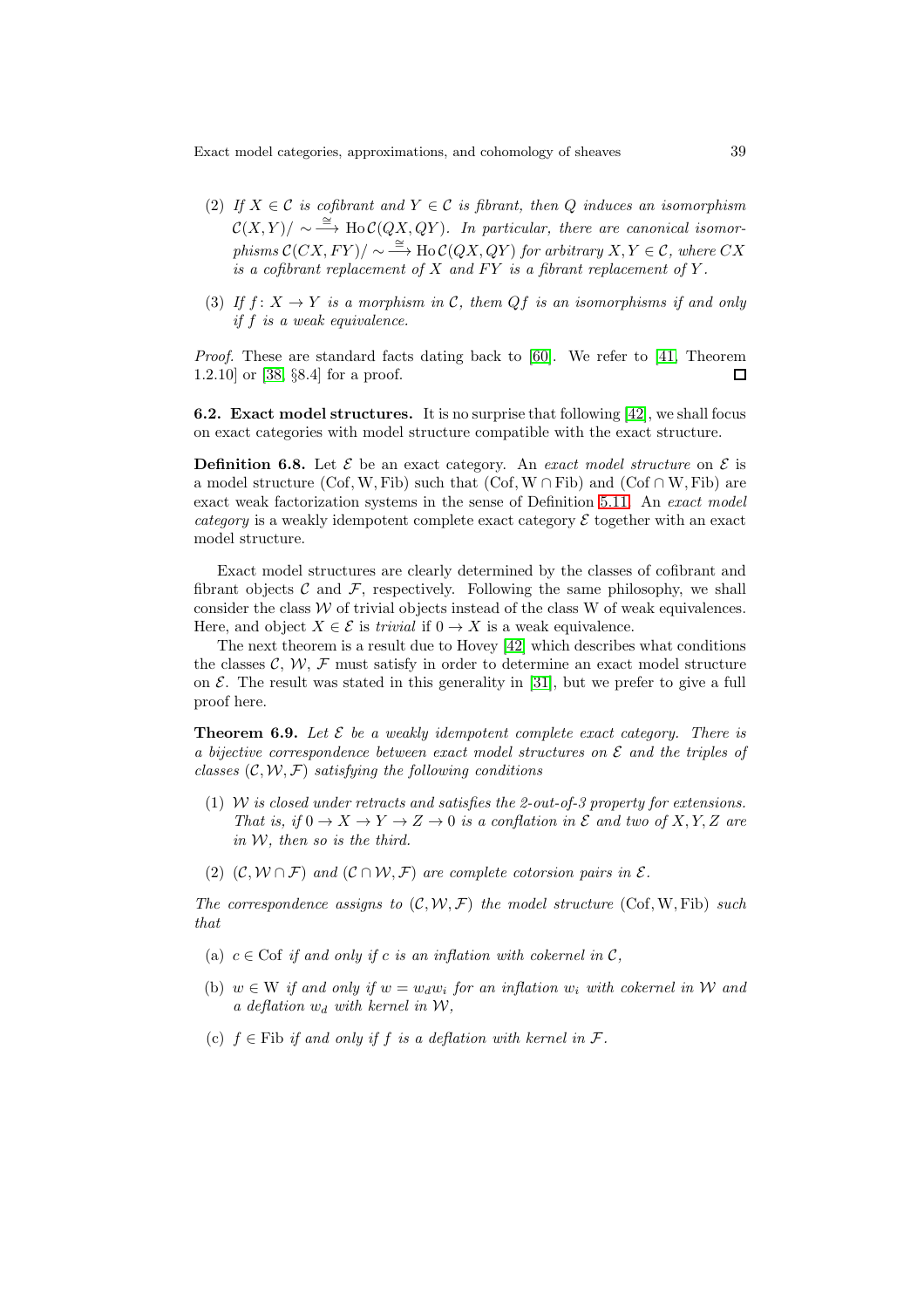(2) *If $X \in \mathcal{C}$ is cofibrant and $Y \in \mathcal{C}$ is fibrant, then $Q$ induces an isomorphism $\mathcal{C}(X,Y)/\sim \xrightarrow{\cong} \operatorname{Ho}\mathcal{C}(QX,QY)$. In particular, there are canonical isomorphisms $\mathcal{C}(CX,FY)/\sim \xrightarrow{\cong} \operatorname{Ho}\mathcal{C}(QX,QY)$ for arbitrary $X,Y \in \mathcal{C}$, where $CX$ is a cofibrant replacement of $X$ and $FY$ is a fibrant replacement of $Y$.*

(3) *If $f\colon X \to Y$ is a morphism in $\mathcal{C}$, then $Qf$ is an isomorphisms if and only if $f$ is a weak equivalence.*

*Proof.* These are standard facts dating back to [60]. We refer to [41, Theorem 1.2.10] or [38, §8.4] for a proof. ◻

**6.2. Exact model structures.** It is no surprise that following [42], we shall focus on exact categories with model structure compatible with the exact structure.

**Definition 6.8.** Let $\mathcal{E}$ be an exact category. An *exact model structure* on $\mathcal{E}$ is a model structure $(\mathrm{Cof}, \mathrm{W}, \mathrm{Fib})$ such that $(\mathrm{Cof}, \mathrm{W} \cap \mathrm{Fib})$ and $(\mathrm{Cof} \cap \mathrm{W}, \mathrm{Fib})$ are exact weak factorization systems in the sense of Definition 5.11. An *exact model category* is a weakly idempotent complete exact category $\mathcal{E}$ together with an exact model structure.

Exact model structures are clearly determined by the classes of cofibrant and fibrant objects $\mathcal{C}$ and $\mathcal{F}$, respectively. Following the same philosophy, we shall consider the class $\mathcal{W}$ of trivial objects instead of the class $\mathrm{W}$ of weak equivalences. Here, and object $X \in \mathcal{E}$ is *trivial* if $0 \to X$ is a weak equivalence.

The next theorem is a result due to Hovey [42] which describes what conditions the classes $\mathcal{C}$, $\mathcal{W}$, $\mathcal{F}$ must satisfy in order to determine an exact model structure on $\mathcal{E}$. The result was stated in this generality in [31], but we prefer to give a full proof here.

**Theorem 6.9.** *Let $\mathcal{E}$ be a weakly idempotent complete exact category. There is a bijective correspondence between exact model structures on $\mathcal{E}$ and the triples of classes $(\mathcal{C}, \mathcal{W}, \mathcal{F})$ satisfying the following conditions*

(1) *$\mathcal{W}$ is closed under retracts and satisfies the 2-out-of-3 property for extensions. That is, if $0 \to X \to Y \to Z \to 0$ is a conflation in $\mathcal{E}$ and two of $X, Y, Z$ are in $\mathcal{W}$, then so is the third.*

(2) *$(\mathcal{C}, \mathcal{W} \cap \mathcal{F})$ and $(\mathcal{C} \cap \mathcal{W}, \mathcal{F})$ are complete cotorsion pairs in $\mathcal{E}$.*

*The correspondence assigns to $(\mathcal{C}, \mathcal{W}, \mathcal{F})$ the model structure $(\mathrm{Cof}, \mathrm{W}, \mathrm{Fib})$ such that*

(a) *$c \in \mathrm{Cof}$ if and only if $c$ is an inflation with cokernel in $\mathcal{C}$,*

(b) *$w \in \mathrm{W}$ if and only if $w = w_d w_i$ for an inflation $w_i$ with cokernel in $\mathcal{W}$ and a deflation $w_d$ with kernel in $\mathcal{W}$,*

(c) *$f \in \mathrm{Fib}$ if and only if $f$ is a deflation with kernel in $\mathcal{F}$.*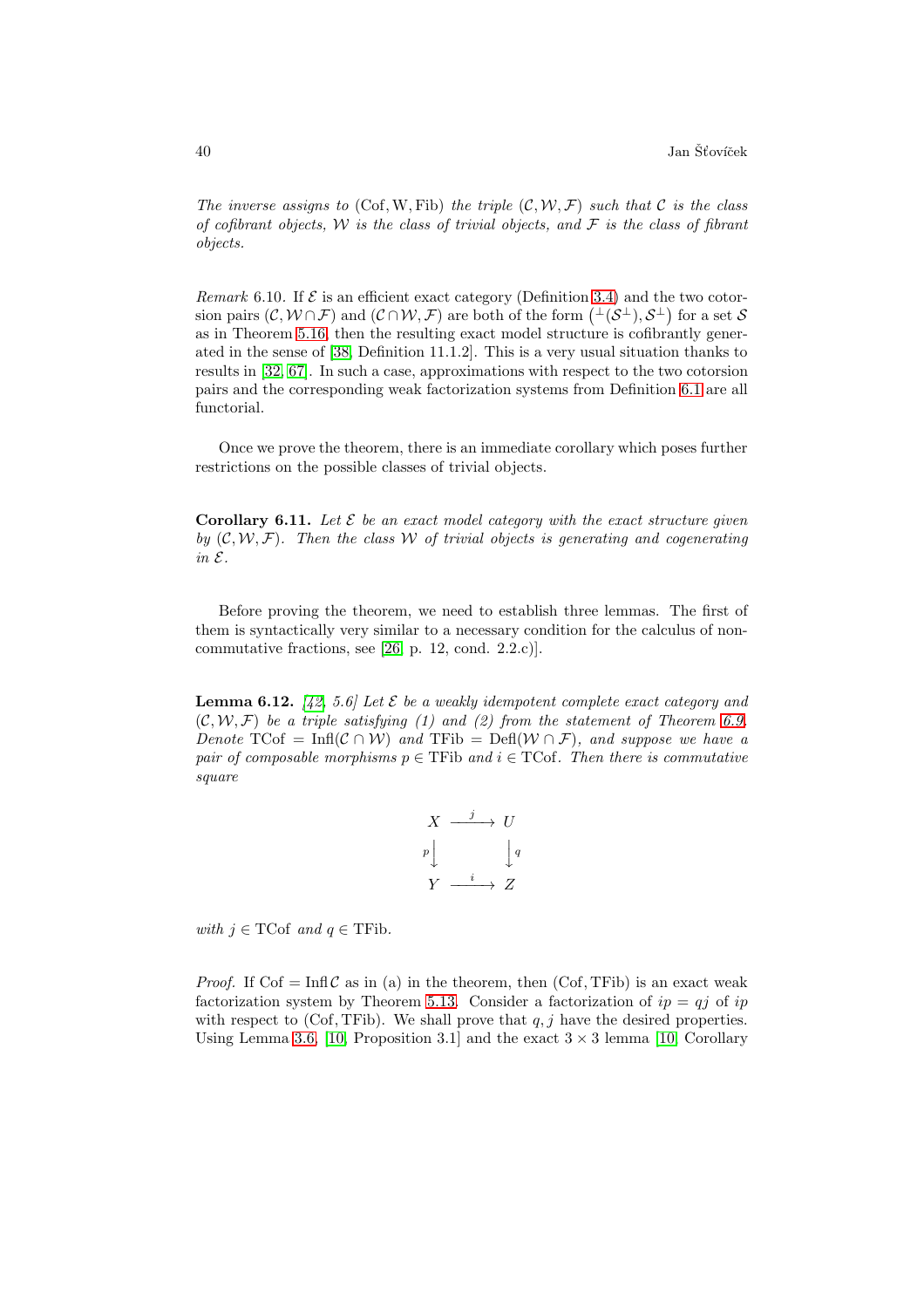*The inverse assigns to* $(\mathrm{Cof}, \mathrm{W}, \mathrm{Fib})$ *the triple* $(\mathcal{C}, \mathcal{W}, \mathcal{F})$ *such that* $\mathcal{C}$ *is the class of cofibrant objects,* $\mathcal{W}$ *is the class of trivial objects, and* $\mathcal{F}$ *is the class of fibrant objects.*

*Remark* 6.10. If $\mathcal{E}$ is an efficient exact category (Definition 3.4) and the two cotorsion pairs $(\mathcal{C}, \mathcal{W} \cap \mathcal{F})$ and $(\mathcal{C} \cap \mathcal{W}, \mathcal{F})$ are both of the form $\left({}^{\perp}(\mathcal{S}^{\perp}), \mathcal{S}^{\perp}\right)$ for a set $\mathcal{S}$ as in Theorem 5.16, then the resulting exact model structure is cofibrantly generated in the sense of [38, Definition 11.1.2]. This is a very usual situation thanks to results in [32, 67]. In such a case, approximations with respect to the two cotorsion pairs and the corresponding weak factorization systems from Definition 6.1 are all functorial.

Once we prove the theorem, there is an immediate corollary which poses further restrictions on the possible classes of trivial objects.

**Corollary 6.11.** *Let* $\mathcal{E}$ *be an exact model category with the exact structure given by* $(\mathcal{C}, \mathcal{W}, \mathcal{F})$*. Then the class* $\mathcal{W}$ *of trivial objects is generating and cogenerating in* $\mathcal{E}$*.*

Before proving the theorem, we need to establish three lemmas. The first of them is syntactically very similar to a necessary condition for the calculus of noncommutative fractions, see [26, p. 12, cond. 2.2.c)].

**Lemma 6.12.** *[42, 5.6] Let* $\mathcal{E}$ *be a weakly idempotent complete exact category and* $(\mathcal{C}, \mathcal{W}, \mathcal{F})$ *be a triple satisfying (1) and (2) from the statement of Theorem 6.9. Denote* $\mathrm{TCof} = \mathrm{Infl}(\mathcal{C} \cap \mathcal{W})$ *and* $\mathrm{TFib} = \mathrm{Defl}(\mathcal{W} \cap \mathcal{F})$*, and suppose we have a pair of composable morphisms* $p \in \mathrm{TFib}$ *and* $i \in \mathrm{TCof}$*. Then there is commutative square*

$$
\begin{array}{ccc}
X & \xrightarrow{\ j\ } & U \\
{\scriptstyle p}\big\downarrow & & \big\downarrow{\scriptstyle q} \\
Y & \xrightarrow{\ i\ } & Z
\end{array}
$$

*with* $j \in \mathrm{TCof}$ *and* $q \in \mathrm{TFib}$*.*

*Proof.* If $\mathrm{Cof} = \mathrm{Infl}\,\mathcal{C}$ as in (a) in the theorem, then $(\mathrm{Cof}, \mathrm{TFib})$ is an exact weak factorization system by Theorem 5.13. Consider a factorization of $ip = qj$ of $ip$ with respect to $(\mathrm{Cof}, \mathrm{TFib})$. We shall prove that $q, j$ have the desired properties. Using Lemma 3.6, [10, Proposition 3.1] and the exact $3 \times 3$ lemma [10, Corollary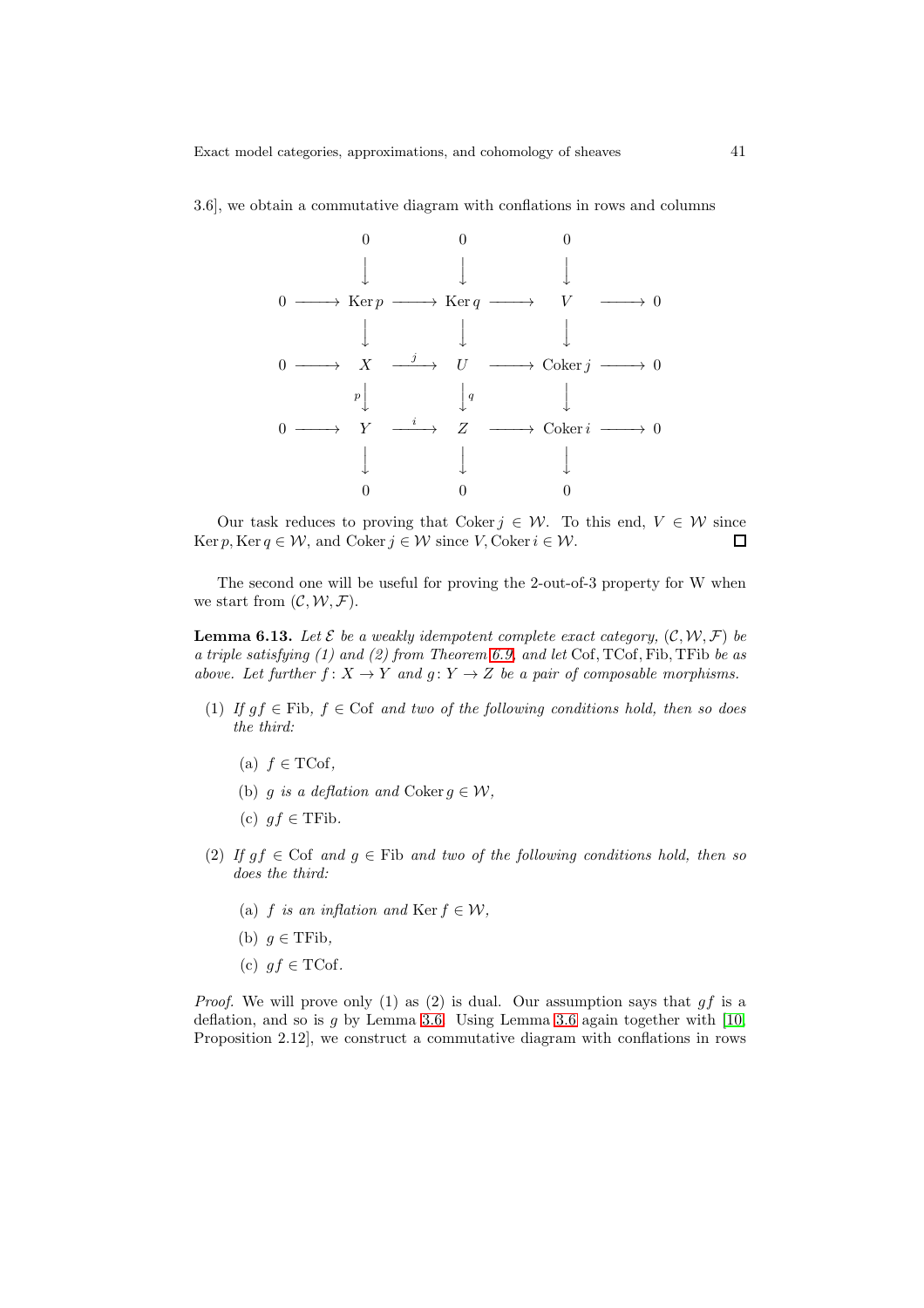3.6], we obtain a commutative diagram with conflations in rows and columns

$$
\begin{array}{ccccccccc}
 & & 0 & & 0 & & 0 & & \\
 & & \downarrow & & \downarrow & & \downarrow & & \\
0 & \longrightarrow & \operatorname{Ker} p & \longrightarrow & \operatorname{Ker} q & \longrightarrow & V & \longrightarrow & 0 \\
 & & \downarrow & & \downarrow & & \downarrow & & \\
0 & \longrightarrow & X & \xrightarrow{j} & U & \longrightarrow & \operatorname{Coker} j & \longrightarrow & 0 \\
 & & {\scriptstyle p}\downarrow & & \downarrow{\scriptstyle q} & & \downarrow & & \\
0 & \longrightarrow & Y & \xrightarrow{i} & Z & \longrightarrow & \operatorname{Coker} i & \longrightarrow & 0 \\
 & & \downarrow & & \downarrow & & \downarrow & & \\
 & & 0 & & 0 & & 0 & &
\end{array}
$$

Our task reduces to proving that $\operatorname{Coker} j \in \mathcal{W}$. To this end, $V \in \mathcal{W}$ since $\operatorname{Ker} p, \operatorname{Ker} q \in \mathcal{W}$, and $\operatorname{Coker} j \in \mathcal{W}$ since $V, \operatorname{Coker} i \in \mathcal{W}$. ☐

The second one will be useful for proving the 2-out-of-3 property for W when we start from $(\mathcal{C}, \mathcal{W}, \mathcal{F})$.

**Lemma 6.13.** *Let $\mathcal{E}$ be a weakly idempotent complete exact category, $(\mathcal{C}, \mathcal{W}, \mathcal{F})$ be a triple satisfying (1) and (2) from Theorem 6.9, and let* Cof, TCof, Fib, TFib *be as above. Let further $f\colon X \to Y$ and $g\colon Y \to Z$ be a pair of composable morphisms.*

1. *If $gf \in \mathrm{Fib}$, $f \in \mathrm{Cof}$ and two of the following conditions hold, then so does the third:*
   - (a) *$f \in \mathrm{TCof}$,*
   - (b) *$g$ is a deflation and $\operatorname{Coker} g \in \mathcal{W}$,*
   - (c) *$gf \in \mathrm{TFib}$.*
2. *If $gf \in \mathrm{Cof}$ and $g \in \mathrm{Fib}$ and two of the following conditions hold, then so does the third:*
   - (a) *$f$ is an inflation and $\operatorname{Ker} f \in \mathcal{W}$,*
   - (b) *$g \in \mathrm{TFib}$,*
   - (c) *$gf \in \mathrm{TCof}$.*

*Proof.* We will prove only (1) as (2) is dual. Our assumption says that $gf$ is a deflation, and so is $g$ by Lemma 3.6. Using Lemma 3.6 again together with [10, Proposition 2.12], we construct a commutative diagram with conflations in rows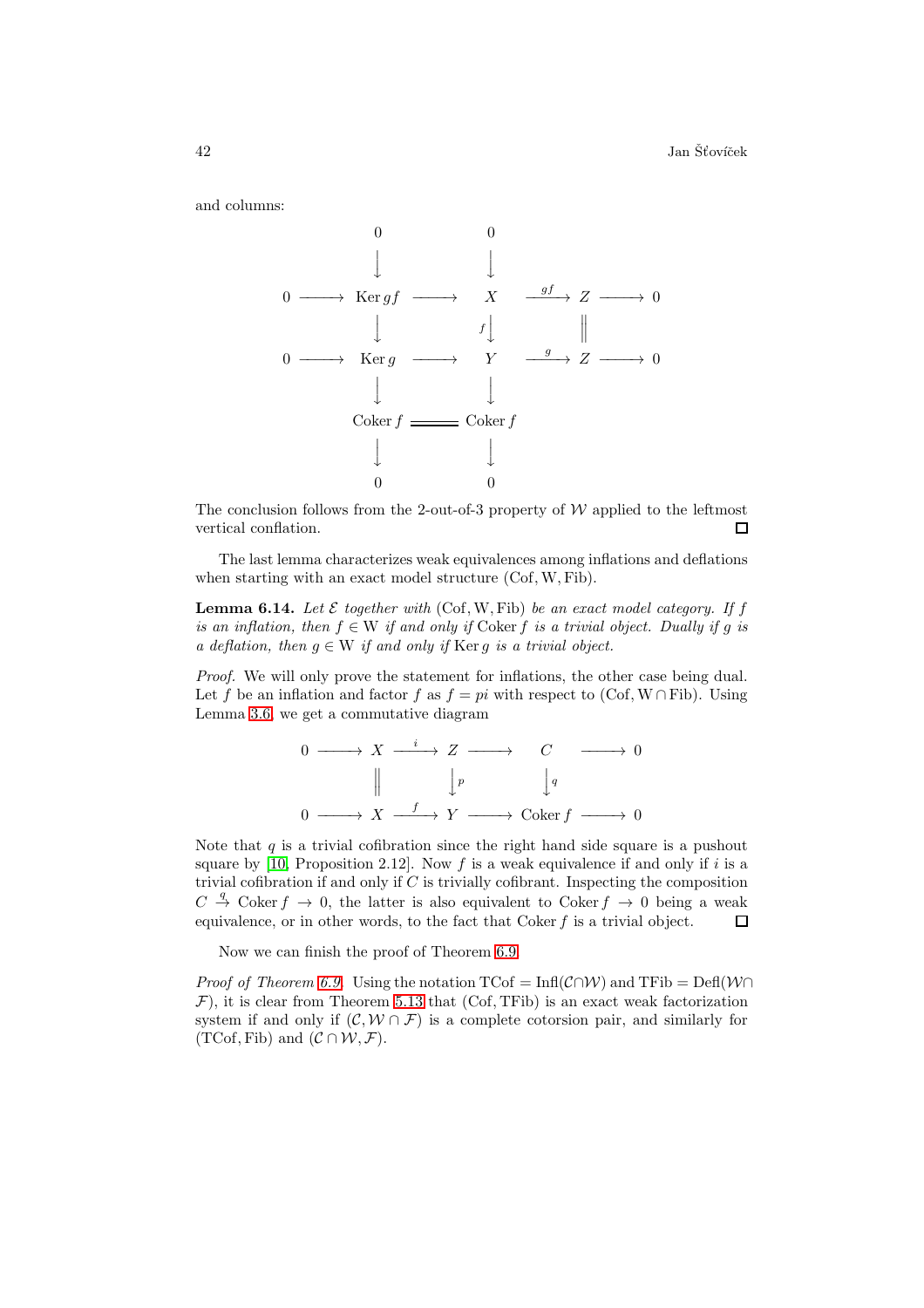and columns:

$$
\begin{array}{ccccccccc}
 & & 0 & & 0 & & & & \\
 & & \downarrow & & \downarrow & & & & \\
0 & \longrightarrow & \operatorname{Ker} gf & \longrightarrow & X & \xrightarrow{gf} & Z & \longrightarrow & 0 \\
 & & \downarrow & & \downarrow{\scriptstyle f} & & \| & & \\
0 & \longrightarrow & \operatorname{Ker} g & \longrightarrow & Y & \xrightarrow{g} & Z & \longrightarrow & 0 \\
 & & \downarrow & & \downarrow & & & & \\
 & & \operatorname{Coker} f & = & \operatorname{Coker} f & & & & \\
 & & \downarrow & & \downarrow & & & & \\
 & & 0 & & 0 & & & &
\end{array}
$$

The conclusion follows from the 2-out-of-3 property of $\mathcal{W}$ applied to the leftmost vertical conflation. $\square$

The last lemma characterizes weak equivalences among inflations and deflations when starting with an exact model structure $(\mathrm{Cof}, \mathrm{W}, \mathrm{Fib})$.

**Lemma 6.14.** *Let $\mathcal{E}$ together with $(\mathrm{Cof}, \mathrm{W}, \mathrm{Fib})$ be an exact model category. If $f$ is an inflation, then $f \in \mathrm{W}$ if and only if $\operatorname{Coker} f$ is a trivial object. Dually if $g$ is a deflation, then $g \in \mathrm{W}$ if and only if $\operatorname{Ker} g$ is a trivial object.*

*Proof.* We will only prove the statement for inflations, the other case being dual. Let $f$ be an inflation and factor $f$ as $f = pi$ with respect to $(\mathrm{Cof}, \mathrm{W} \cap \mathrm{Fib})$. Using Lemma 3.6, we get a commutative diagram

$$
\begin{array}{ccccccccc}
0 & \longrightarrow & X & \xrightarrow{i} & Z & \longrightarrow & C & \longrightarrow & 0 \\
 & & \| & & \downarrow{\scriptstyle p} & & \downarrow{\scriptstyle q} & & \\
0 & \longrightarrow & X & \xrightarrow{f} & Y & \longrightarrow & \operatorname{Coker} f & \longrightarrow & 0
\end{array}
$$

Note that $q$ is a trivial cofibration since the right hand side square is a pushout square by [10, Proposition 2.12]. Now $f$ is a weak equivalence if and only if $i$ is a trivial cofibration if and only if $C$ is trivially cofibrant. Inspecting the composition $C \xrightarrow{q} \operatorname{Coker} f \to 0$, the latter is also equivalent to $\operatorname{Coker} f \to 0$ being a weak equivalence, or in other words, to the fact that $\operatorname{Coker} f$ is a trivial object. $\square$

Now we can finish the proof of Theorem 6.9.

*Proof of Theorem 6.9.* Using the notation $\mathrm{TCof} = \mathrm{Infl}(\mathcal{C} \cap \mathcal{W})$ and $\mathrm{TFib} = \mathrm{Defl}(\mathcal{W} \cap \mathcal{F})$, it is clear from Theorem 5.13 that $(\mathrm{Cof}, \mathrm{TFib})$ is an exact weak factorization system if and only if $(\mathcal{C}, \mathcal{W} \cap \mathcal{F})$ is a complete cotorsion pair, and similarly for $(\mathrm{TCof}, \mathrm{Fib})$ and $(\mathcal{C} \cap \mathcal{W}, \mathcal{F})$.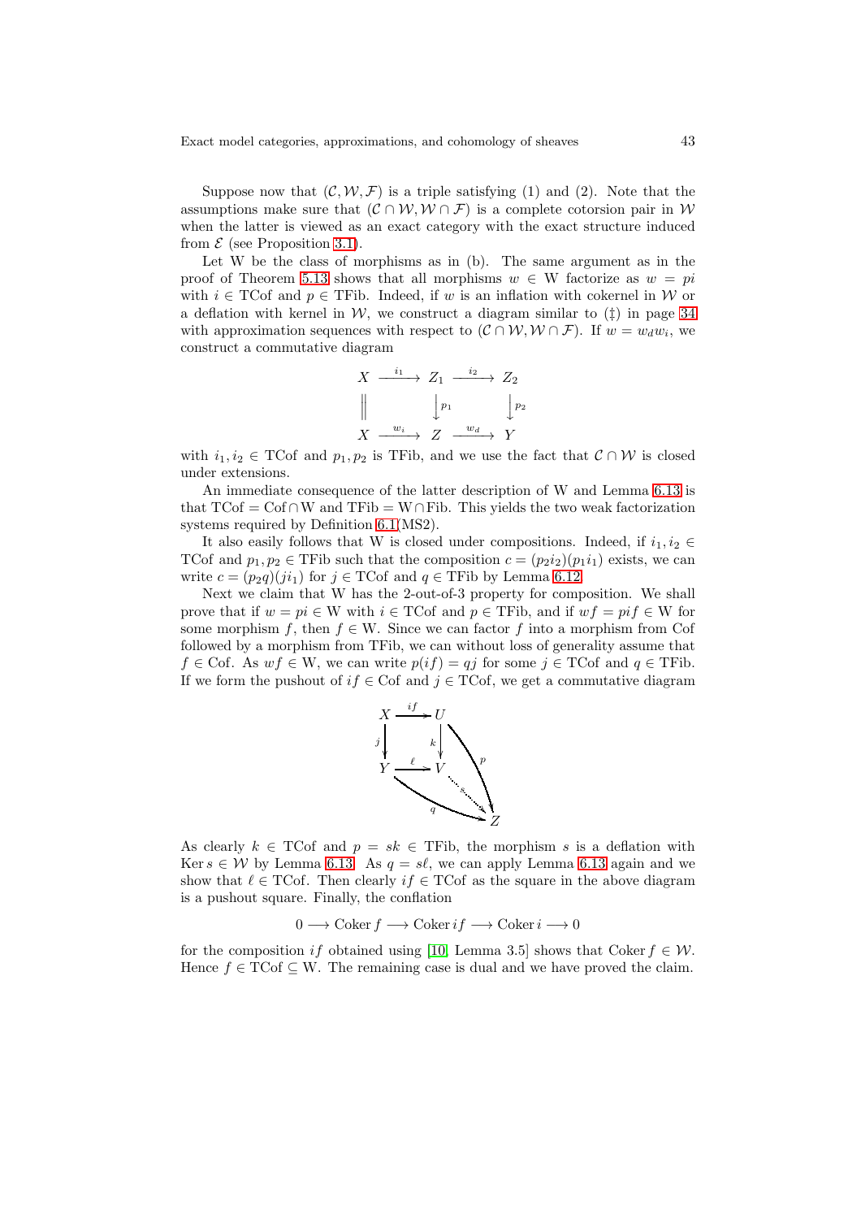Suppose now that $(\mathcal{C}, \mathcal{W}, \mathcal{F})$ is a triple satisfying (1) and (2). Note that the assumptions make sure that $(\mathcal{C} \cap \mathcal{W}, \mathcal{W} \cap \mathcal{F})$ is a complete cotorsion pair in $\mathcal{W}$ when the latter is viewed as an exact category with the exact structure induced from $\mathcal{E}$ (see Proposition 3.1).

Let W be the class of morphisms as in (b). The same argument as in the proof of Theorem 5.13 shows that all morphisms $w \in$ W factorize as $w = pi$ with $i \in$ TCof and $p \in$ TFib. Indeed, if $w$ is an inflation with cokernel in $\mathcal{W}$ or a deflation with kernel in $\mathcal{W}$, we construct a diagram similar to (‡) in page 34 with approximation sequences with respect to $(\mathcal{C} \cap \mathcal{W}, \mathcal{W} \cap \mathcal{F})$. If $w = w_d w_i$, we construct a commutative diagram

$$
\begin{array}{ccccc}
X & \xrightarrow{i_1} & Z_1 & \xrightarrow{i_2} & Z_2 \\
\| & & \downarrow{\scriptstyle p_1} & & \downarrow{\scriptstyle p_2} \\
X & \xrightarrow{w_i} & Z & \xrightarrow{w_d} & Y
\end{array}
$$

with $i_1, i_2 \in$ TCof and $p_1, p_2$ is TFib, and we use the fact that $\mathcal{C} \cap \mathcal{W}$ is closed under extensions.

An immediate consequence of the latter description of W and Lemma 6.13 is that TCof = Cof ∩ W and TFib = W ∩ Fib. This yields the two weak factorization systems required by Definition 6.1(MS2).

It also easily follows that W is closed under compositions. Indeed, if $i_1, i_2 \in$ TCof and $p_1, p_2 \in$ TFib such that the composition $c = (p_2 i_2)(p_1 i_1)$ exists, we can write $c = (p_2 q)(j i_1)$ for $j \in$ TCof and $q \in$ TFib by Lemma 6.12.

Next we claim that W has the 2-out-of-3 property for composition. We shall prove that if $w = pi \in$ W with $i \in$ TCof and $p \in$ TFib, and if $wf = pif \in$ W for some morphism $f$, then $f \in$ W. Since we can factor $f$ into a morphism from Cof followed by a morphism from TFib, we can without loss of generality assume that $f \in$ Cof. As $wf \in$ W, we can write $p(if) = qj$ for some $j \in$ TCof and $q \in$ TFib. If we form the pushout of $if \in$ Cof and $j \in$ TCof, we get a commutative diagram

$$
\begin{array}{ccc}
X & \xrightarrow{if} & U \\
\downarrow{\scriptstyle j} & & \downarrow{\scriptstyle k} \\
Y & \xrightarrow{\ell} & V
\end{array}
\qquad p: U \to Z,\quad q: Y \to Z,\quad s: V \dashrightarrow Z
$$

As clearly $k \in$ TCof and $p = sk \in$ TFib, the morphism $s$ is a deflation with $\operatorname{Ker} s \in \mathcal{W}$ by Lemma 6.13. As $q = s\ell$, we can apply Lemma 6.13 again and we show that $\ell \in$ TCof. Then clearly $if \in$ TCof as the square in the above diagram is a pushout square. Finally, the conflation

$$0 \longrightarrow \operatorname{Coker} f \longrightarrow \operatorname{Coker} if \longrightarrow \operatorname{Coker} i \longrightarrow 0$$

for the composition $if$ obtained using [10, Lemma 3.5] shows that $\operatorname{Coker} f \in \mathcal{W}$. Hence $f \in$ TCof $\subseteq$ W. The remaining case is dual and we have proved the claim.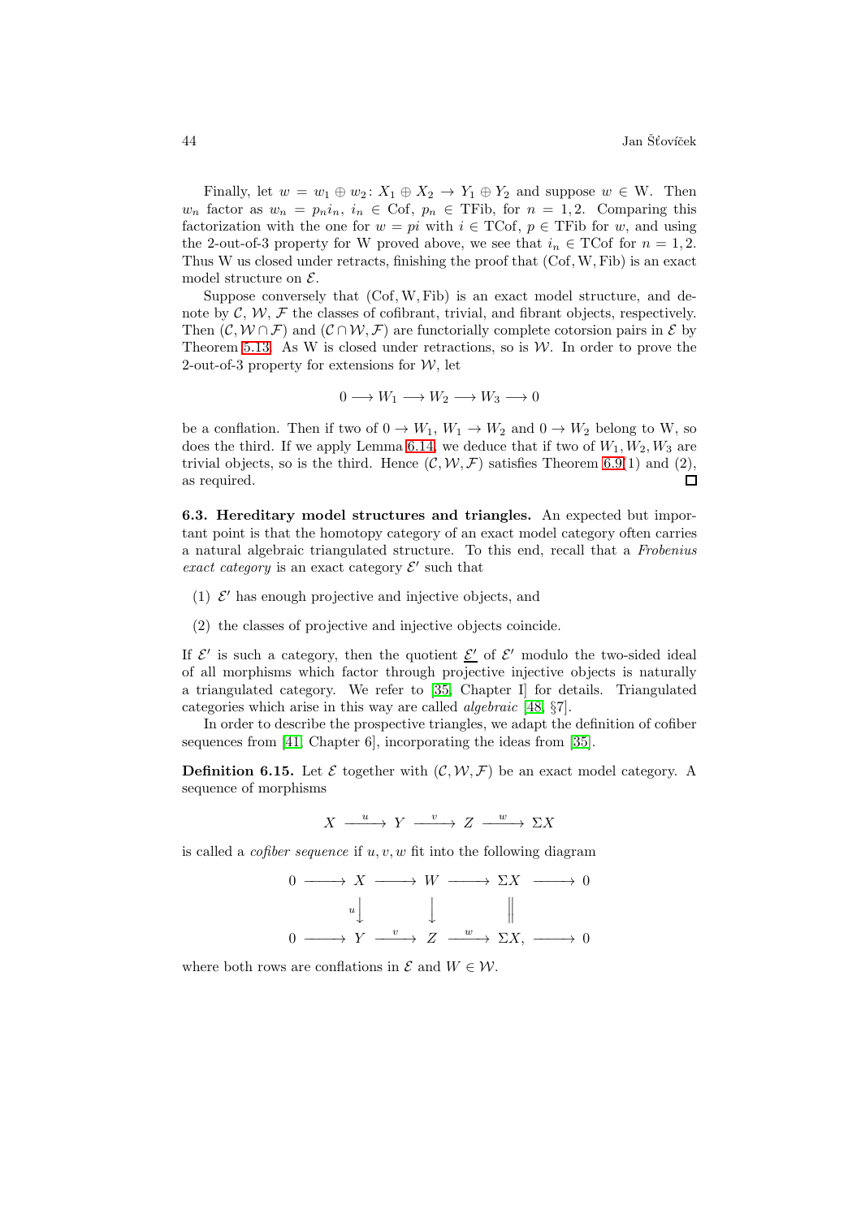Finally, let $w = w_1 \oplus w_2 \colon X_1 \oplus X_2 \to Y_1 \oplus Y_2$ and suppose $w \in \mathrm{W}$. Then $w_n$ factor as $w_n = p_n i_n$, $i_n \in \mathrm{Cof}$, $p_n \in \mathrm{TFib}$, for $n = 1, 2$. Comparing this factorization with the one for $w = pi$ with $i \in \mathrm{TCof}$, $p \in \mathrm{TFib}$ for $w$, and using the 2-out-of-3 property for W proved above, we see that $i_n \in \mathrm{TCof}$ for $n = 1, 2$. Thus W us closed under retracts, finishing the proof that $(\mathrm{Cof}, \mathrm{W}, \mathrm{Fib})$ is an exact model structure on $\mathcal{E}$.

Suppose conversely that $(\mathrm{Cof}, \mathrm{W}, \mathrm{Fib})$ is an exact model structure, and denote by $\mathcal{C}$, $\mathcal{W}$, $\mathcal{F}$ the classes of cofibrant, trivial, and fibrant objects, respectively. Then $(\mathcal{C}, \mathcal{W} \cap \mathcal{F})$ and $(\mathcal{C} \cap \mathcal{W}, \mathcal{F})$ are functorially complete cotorsion pairs in $\mathcal{E}$ by Theorem 5.13. As W is closed under retractions, so is $\mathcal{W}$. In order to prove the 2-out-of-3 property for extensions for $\mathcal{W}$, let

$$0 \longrightarrow W_1 \longrightarrow W_2 \longrightarrow W_3 \longrightarrow 0$$

be a conflation. Then if two of $0 \to W_1$, $W_1 \to W_2$ and $0 \to W_2$ belong to W, so does the third. If we apply Lemma 6.14, we deduce that if two of $W_1, W_2, W_3$ are trivial objects, so is the third. Hence $(\mathcal{C}, \mathcal{W}, \mathcal{F})$ satisfies Theorem 6.9(1) and (2), as required. □

## 6.3. Hereditary model structures and triangles.

An expected but important point is that the homotopy category of an exact model category often carries a natural algebraic triangulated structure. To this end, recall that a *Frobenius exact category* is an exact category $\mathcal{E}'$ such that

1. $\mathcal{E}'$ has enough projective and injective objects, and
2. the classes of projective and injective objects coincide.

If $\mathcal{E}'$ is such a category, then the quotient $\underline{\mathcal{E}'}$ of $\mathcal{E}'$ modulo the two-sided ideal of all morphisms which factor through projective injective objects is naturally a triangulated category. We refer to [35, Chapter I] for details. Triangulated categories which arise in this way are called *algebraic* [48, §7].

In order to describe the prospective triangles, we adapt the definition of cofiber sequences from [41, Chapter 6], incorporating the ideas from [35].

**Definition 6.15.** Let $\mathcal{E}$ together with $(\mathcal{C}, \mathcal{W}, \mathcal{F})$ be an exact model category. A sequence of morphisms

$$X \xrightarrow{\ u\ } Y \xrightarrow{\ v\ } Z \xrightarrow{\ w\ } \Sigma X$$

is called a *cofiber sequence* if $u, v, w$ fit into the following diagram

$$\begin{array}{ccccccccc}
0 & \longrightarrow & X & \longrightarrow & W & \longrightarrow & \Sigma X & \longrightarrow & 0 \\
 & & \big\downarrow{\scriptstyle u} & & \big\downarrow & & \big\| & & \\
0 & \longrightarrow & Y & \xrightarrow{\ v\ } & Z & \xrightarrow{\ w\ } & \Sigma X, & \longrightarrow & 0
\end{array}$$

where both rows are conflations in $\mathcal{E}$ and $W \in \mathcal{W}$.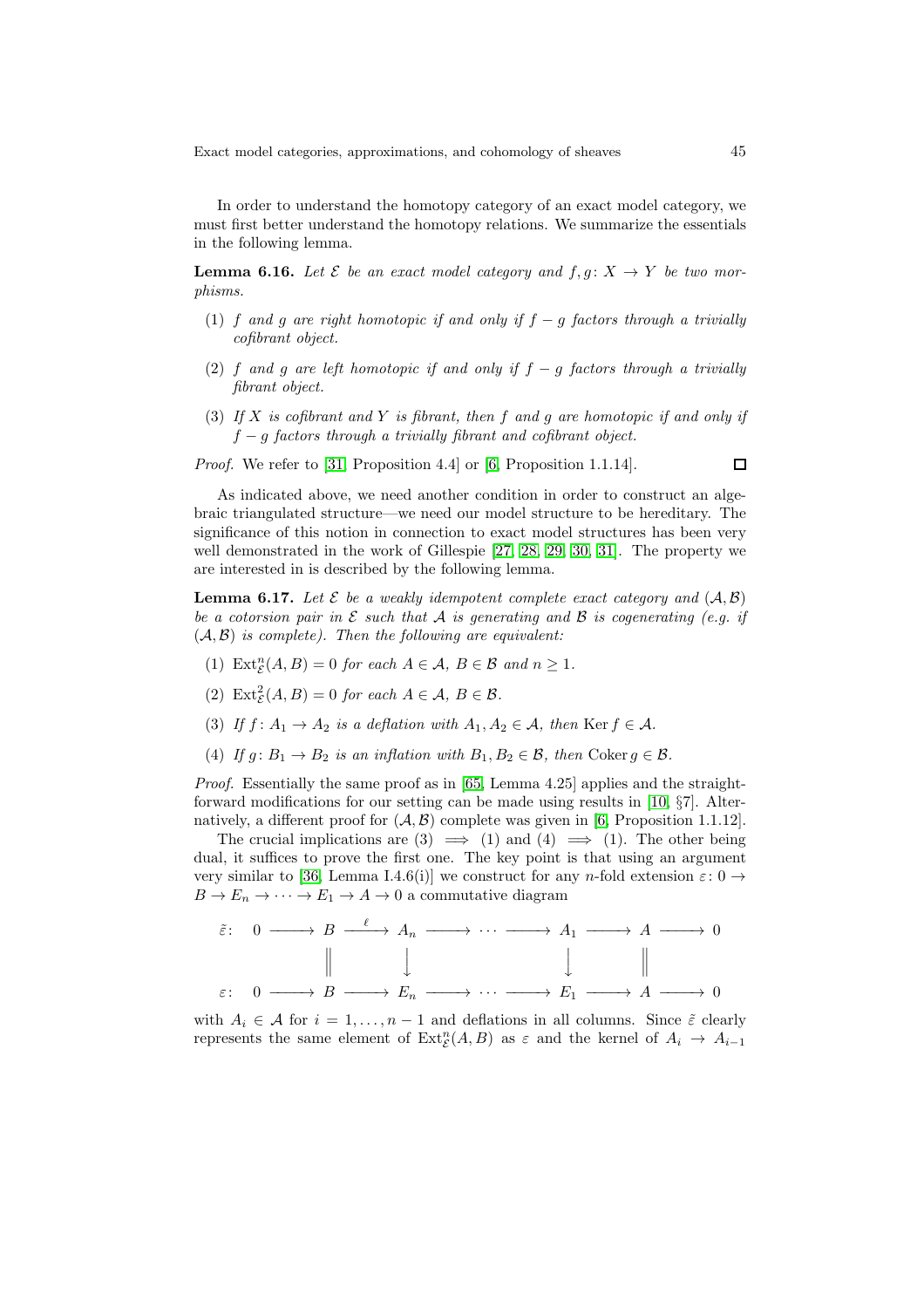In order to understand the homotopy category of an exact model category, we must first better understand the homotopy relations. We summarize the essentials in the following lemma.

**Lemma 6.16.** *Let $\mathcal{E}$ be an exact model category and $f, g\colon X \to Y$ be two morphisms.*

1. *$f$ and $g$ are right homotopic if and only if $f - g$ factors through a trivially cofibrant object.*
2. *$f$ and $g$ are left homotopic if and only if $f - g$ factors through a trivially fibrant object.*
3. *If $X$ is cofibrant and $Y$ is fibrant, then $f$ and $g$ are homotopic if and only if $f - g$ factors through a trivially fibrant and cofibrant object.*

*Proof.* We refer to [31, Proposition 4.4] or [6, Proposition 1.1.14]. $\square$

As indicated above, we need another condition in order to construct an algebraic triangulated structure—we need our model structure to be hereditary. The significance of this notion in connection to exact model structures has been very well demonstrated in the work of Gillespie [27, 28, 29, 30, 31]. The property we are interested in is described by the following lemma.

**Lemma 6.17.** *Let $\mathcal{E}$ be a weakly idempotent complete exact category and $(\mathcal{A}, \mathcal{B})$ be a cotorsion pair in $\mathcal{E}$ such that $\mathcal{A}$ is generating and $\mathcal{B}$ is cogenerating (e.g. if $(\mathcal{A}, \mathcal{B})$ is complete). Then the following are equivalent:*

1. *$\operatorname{Ext}^n_{\mathcal{E}}(A, B) = 0$ for each $A \in \mathcal{A}$, $B \in \mathcal{B}$ and $n \geq 1$.*
2. *$\operatorname{Ext}^2_{\mathcal{E}}(A, B) = 0$ for each $A \in \mathcal{A}$, $B \in \mathcal{B}$.*
3. *If $f\colon A_1 \to A_2$ is a deflation with $A_1, A_2 \in \mathcal{A}$, then $\operatorname{Ker} f \in \mathcal{A}$.*
4. *If $g\colon B_1 \to B_2$ is an inflation with $B_1, B_2 \in \mathcal{B}$, then $\operatorname{Coker} g \in \mathcal{B}$.*

*Proof.* Essentially the same proof as in [65, Lemma 4.25] applies and the straightforward modifications for our setting can be made using results in [10, §7]. Alternatively, a different proof for $(\mathcal{A}, \mathcal{B})$ complete was given in [6, Proposition 1.1.12].

The crucial implications are (3) $\implies$ (1) and (4) $\implies$ (1). The other being dual, it suffices to prove the first one. The key point is that using an argument very similar to [36, Lemma I.4.6(i)] we construct for any $n$-fold extension $\varepsilon\colon 0 \to B \to E_n \to \cdots \to E_1 \to A \to 0$ a commutative diagram

$$
\begin{array}{cccccccccccc}
\tilde{\varepsilon}\colon & 0 & \longrightarrow & B & \xrightarrow{\ \ell\ } & A_n & \longrightarrow & \cdots & \longrightarrow & A_1 & \longrightarrow & A & \longrightarrow & 0 \\
& & & \| & & \downarrow & & & & \downarrow & & \| & & \\
\varepsilon\colon & 0 & \longrightarrow & B & \longrightarrow & E_n & \longrightarrow & \cdots & \longrightarrow & E_1 & \longrightarrow & A & \longrightarrow & 0
\end{array}
$$

with $A_i \in \mathcal{A}$ for $i = 1, \ldots, n-1$ and deflations in all columns. Since $\tilde{\varepsilon}$ clearly represents the same element of $\operatorname{Ext}^n_{\mathcal{E}}(A, B)$ as $\varepsilon$ and the kernel of $A_i \to A_{i-1}$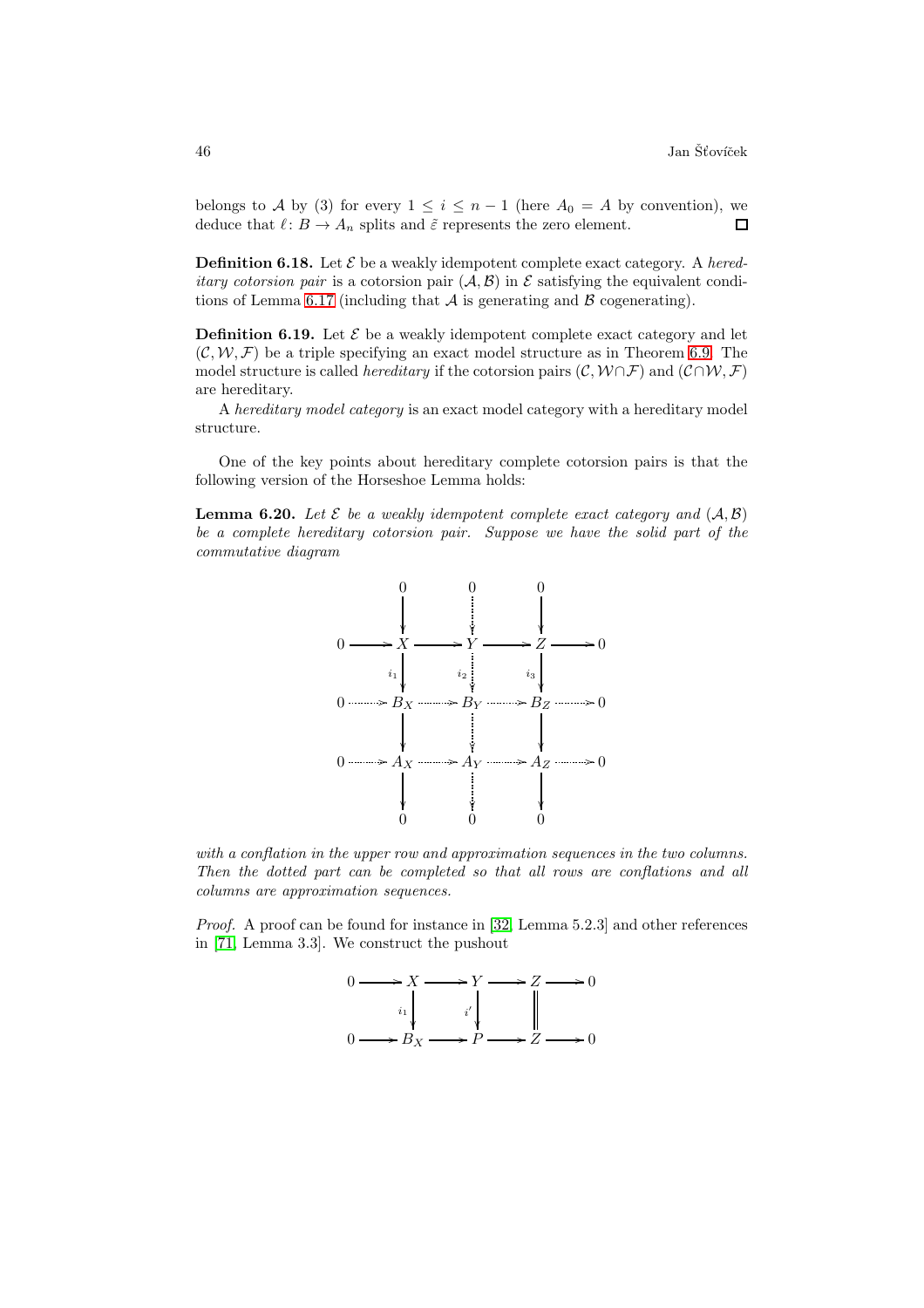belongs to $\mathcal{A}$ by (3) for every $1 \le i \le n-1$ (here $A_0 = A$ by convention), we deduce that $\ell\colon B \to A_n$ splits and $\tilde{\varepsilon}$ represents the zero element. □

**Definition 6.18.** Let $\mathcal{E}$ be a weakly idempotent complete exact category. A *hereditary cotorsion pair* is a cotorsion pair $(\mathcal{A}, \mathcal{B})$ in $\mathcal{E}$ satisfying the equivalent conditions of Lemma 6.17 (including that $\mathcal{A}$ is generating and $\mathcal{B}$ cogenerating).

**Definition 6.19.** Let $\mathcal{E}$ be a weakly idempotent complete exact category and let $(\mathcal{C}, \mathcal{W}, \mathcal{F})$ be a triple specifying an exact model structure as in Theorem 6.9. The model structure is called *hereditary* if the cotorsion pairs $(\mathcal{C}, \mathcal{W} \cap \mathcal{F})$ and $(\mathcal{C} \cap \mathcal{W}, \mathcal{F})$ are hereditary.

A *hereditary model category* is an exact model category with a hereditary model structure.

One of the key points about hereditary complete cotorsion pairs is that the following version of the Horseshoe Lemma holds:

**Lemma 6.20.** *Let $\mathcal{E}$ be a weakly idempotent complete exact category and $(\mathcal{A}, \mathcal{B})$ be a complete hereditary cotorsion pair. Suppose we have the solid part of the commutative diagram*

$$
\begin{array}{ccccccccc}
 & & 0 & & 0 & & 0 & & \\
 & & \downarrow & & \vdots & & \downarrow & & \\
0 & \longrightarrow & X & \longrightarrow & Y & \longrightarrow & Z & \longrightarrow & 0 \\
 & & \downarrow{\scriptstyle i_1} & & \vdots{\scriptstyle i_2} & & \downarrow{\scriptstyle i_3} & & \\
0 & \cdots\to & B_X & \cdots\to & B_Y & \cdots\to & B_Z & \cdots\to & 0 \\
 & & \downarrow & & \vdots & & \downarrow & & \\
0 & \cdots\to & A_X & \cdots\to & A_Y & \cdots\to & A_Z & \cdots\to & 0 \\
 & & \downarrow & & \vdots & & \downarrow & & \\
 & & 0 & & 0 & & 0 & &
\end{array}
$$

*with a conflation in the upper row and approximation sequences in the two columns. Then the dotted part can be completed so that all rows are conflations and all columns are approximation sequences.*

*Proof.* A proof can be found for instance in [32, Lemma 5.2.3] and other references in [71, Lemma 3.3]. We construct the pushout

$$
\begin{array}{ccccccccc}
0 & \longrightarrow & X & \longrightarrow & Y & \longrightarrow & Z & \longrightarrow & 0 \\
 & & \downarrow{\scriptstyle i_1} & & \downarrow{\scriptstyle i'} & & \| & & \\
0 & \longrightarrow & B_X & \longrightarrow & P & \longrightarrow & Z & \longrightarrow & 0
\end{array}
$$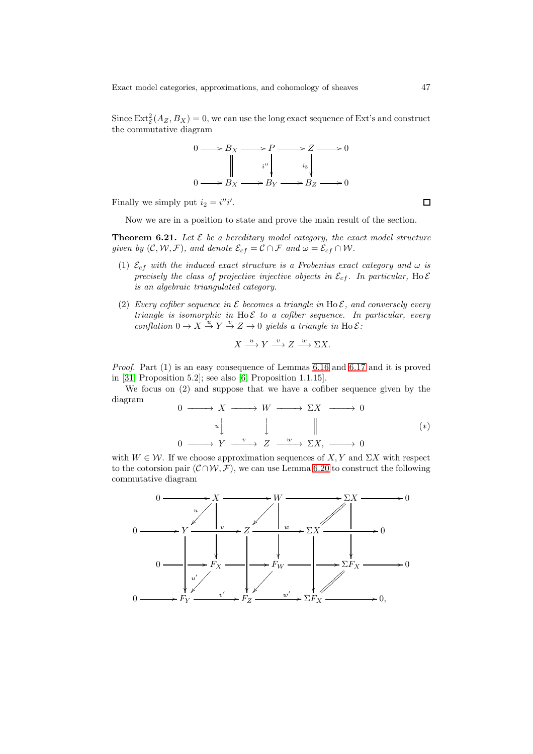Since $\operatorname{Ext}^2_{\mathcal{E}}(A_Z, B_X) = 0$, we can use the long exact sequence of Ext's and construct the commutative diagram

$$
\begin{array}{ccccccccc}
0 & \longrightarrow & B_X & \longrightarrow & P & \longrightarrow & Z & \longrightarrow & 0 \\
 & & \| & & \downarrow{\scriptstyle i''} & & \downarrow{\scriptstyle i_3} & & \\
0 & \longrightarrow & B_X & \longrightarrow & B_Y & \longrightarrow & B_Z & \longrightarrow & 0
\end{array}
$$

Finally we simply put $i_2 = i''i'$. □

Now we are in a position to state and prove the main result of the section.

**Theorem 6.21.** *Let $\mathcal{E}$ be a hereditary model category, the exact model structure given by $(\mathcal{C}, \mathcal{W}, \mathcal{F})$, and denote $\mathcal{E}_{cf} = \mathcal{C} \cap \mathcal{F}$ and $\omega = \mathcal{E}_{cf} \cap \mathcal{W}$.*

1. *$\mathcal{E}_{cf}$ with the induced exact structure is a Frobenius exact category and $\omega$ is precisely the class of projective injective objects in $\mathcal{E}_{cf}$. In particular, $\operatorname{Ho}\mathcal{E}$ is an algebraic triangulated category.*
2. *Every cofiber sequence in $\mathcal{E}$ becomes a triangle in $\operatorname{Ho}\mathcal{E}$, and conversely every triangle is isomorphic in $\operatorname{Ho}\mathcal{E}$ to a cofiber sequence. In particular, every conflation $0 \to X \xrightarrow{u} Y \xrightarrow{v} Z \to 0$ yields a triangle in $\operatorname{Ho}\mathcal{E}$:*

$$X \xrightarrow{u} Y \xrightarrow{v} Z \xrightarrow{w} \Sigma X.$$

*Proof.* Part (1) is an easy consequence of Lemmas 6.16 and 6.17 and it is proved in [31, Proposition 5.2]; see also [6, Proposition 1.1.15].

We focus on (2) and suppose that we have a cofiber sequence given by the diagram

$$
\begin{array}{ccccccccc}
0 & \longrightarrow & X & \longrightarrow & W & \longrightarrow & \Sigma X & \longrightarrow & 0 \\
 & & \downarrow{\scriptstyle u} & & \downarrow & & \| & & \\
0 & \longrightarrow & Y & \xrightarrow{v} & Z & \xrightarrow{w} & \Sigma X, & \longrightarrow & 0
\end{array}
\qquad (*)
$$

with $W \in \mathcal{W}$. If we choose approximation sequences of $X, Y$ and $\Sigma X$ with respect to the cotorsion pair $(\mathcal{C} \cap \mathcal{W}, \mathcal{F})$, we can use Lemma 6.20 to construct the following commutative diagram

$$
\begin{array}{ccccccccc}
0 & \longrightarrow & X & \longrightarrow & W & \longrightarrow & \Sigma X & \longrightarrow & 0 \\
0 & \longrightarrow & Y & \xrightarrow{v} & Z & \xrightarrow{w} & \Sigma X & \longrightarrow & 0 \\
0 & \longrightarrow & F_X & \longrightarrow & F_W & \longrightarrow & \Sigma F_X & \longrightarrow & 0 \\
0 & \longrightarrow & F_Y & \xrightarrow{v'} & F_Z & \xrightarrow{w'} & \Sigma F_X & \longrightarrow & 0,
\end{array}
$$

(with maps $u: X \to Y$, $u': F_X \to F_Y$, vertical maps $X \to F_X$, $Y \to F_Y$, $W \to F_W$, $Z \to F_Z$, $\Sigma X \to \Sigma F_X$, and identifications $\Sigma X = \Sigma X$, $\Sigma F_X = \Sigma F_X$)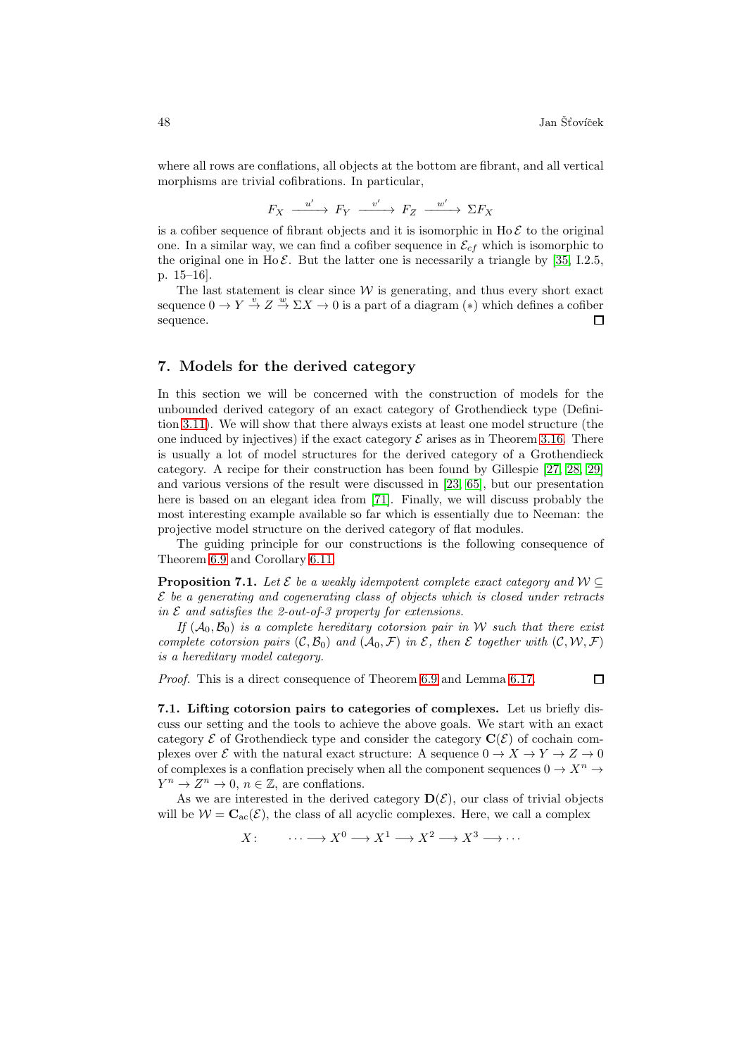where all rows are conflations, all objects at the bottom are fibrant, and all vertical morphisms are trivial cofibrations. In particular,

$$F_X \xrightarrow{\ u'\ } F_Y \xrightarrow{\ v'\ } F_Z \xrightarrow{\ w'\ } \Sigma F_X$$

is a cofiber sequence of fibrant objects and it is isomorphic in $\operatorname{Ho}\mathcal{E}$ to the original one. In a similar way, we can find a cofiber sequence in $\mathcal{E}_{cf}$ which is isomorphic to the original one in $\operatorname{Ho}\mathcal{E}$. But the latter one is necessarily a triangle by [35, I.2.5, p. 15–16].

The last statement is clear since $\mathcal{W}$ is generating, and thus every short exact sequence $0 \to Y \overset{v}{\to} Z \overset{w}{\to} \Sigma X \to 0$ is a part of a diagram $(*)$ which defines a cofiber sequence. □

## 7. Models for the derived category

In this section we will be concerned with the construction of models for the unbounded derived category of an exact category of Grothendieck type (Definition 3.11). We will show that there always exists at least one model structure (the one induced by injectives) if the exact category $\mathcal{E}$ arises as in Theorem 3.16. There is usually a lot of model structures for the derived category of a Grothendieck category. A recipe for their construction has been found by Gillespie [27, 28, 29] and various versions of the result were discussed in [23, 65], but our presentation here is based on an elegant idea from [71]. Finally, we will discuss probably the most interesting example available so far which is essentially due to Neeman: the projective model structure on the derived category of flat modules.

The guiding principle for our constructions is the following consequence of Theorem 6.9 and Corollary 6.11.

**Proposition 7.1.** *Let $\mathcal{E}$ be a weakly idempotent complete exact category and $\mathcal{W} \subseteq \mathcal{E}$ be a generating and cogenerating class of objects which is closed under retracts in $\mathcal{E}$ and satisfies the 2-out-of-3 property for extensions.*

*If $(\mathcal{A}_0, \mathcal{B}_0)$ is a complete hereditary cotorsion pair in $\mathcal{W}$ such that there exist complete cotorsion pairs $(\mathcal{C}, \mathcal{B}_0)$ and $(\mathcal{A}_0, \mathcal{F})$ in $\mathcal{E}$, then $\mathcal{E}$ together with $(\mathcal{C}, \mathcal{W}, \mathcal{F})$ is a hereditary model category.*

*Proof.* This is a direct consequence of Theorem 6.9 and Lemma 6.17. □

**7.1. Lifting cotorsion pairs to categories of complexes.** Let us briefly discuss our setting and the tools to achieve the above goals. We start with an exact category $\mathcal{E}$ of Grothendieck type and consider the category $\mathbf{C}(\mathcal{E})$ of cochain complexes over $\mathcal{E}$ with the natural exact structure: A sequence $0 \to X \to Y \to Z \to 0$ of complexes is a conflation precisely when all the component sequences $0 \to X^n \to Y^n \to Z^n \to 0$, $n \in \mathbb{Z}$, are conflations.

As we are interested in the derived category $\mathbf{D}(\mathcal{E})$, our class of trivial objects will be $\mathcal{W} = \mathbf{C}_{\mathrm{ac}}(\mathcal{E})$, the class of all acyclic complexes. Here, we call a complex

$$X\colon \qquad \cdots \longrightarrow X^0 \longrightarrow X^1 \longrightarrow X^2 \longrightarrow X^3 \longrightarrow \cdots$$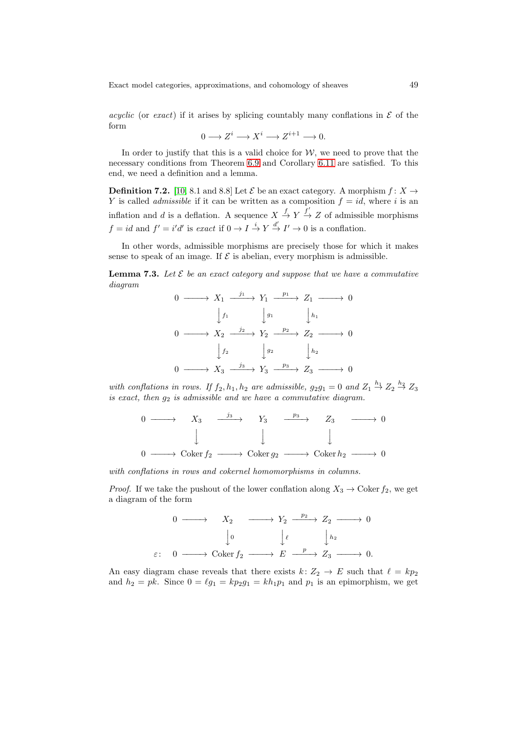*acyclic* (or *exact*) if it arises by splicing countably many conflations in $\mathcal{E}$ of the form

$$0 \longrightarrow Z^i \longrightarrow X^i \longrightarrow Z^{i+1} \longrightarrow 0.$$

In order to justify that this is a valid choice for $\mathcal{W}$, we need to prove that the necessary conditions from Theorem 6.9 and Corollary 6.11 are satisfied. To this end, we need a definition and a lemma.

**Definition 7.2.** [10, 8.1 and 8.8] Let $\mathcal{E}$ be an exact category. A morphism $f\colon X \to Y$ is called *admissible* if it can be written as a composition $f = id$, where $i$ is an inflation and $d$ is a deflation. A sequence $X \xrightarrow{f} Y \xrightarrow{f'} Z$ of admissible morphisms $f = id$ and $f' = i'd'$ is *exact* if $0 \to I \xrightarrow{i} Y \xrightarrow{d'} I' \to 0$ is a conflation.

In other words, admissible morphisms are precisely those for which it makes sense to speak of an image. If $\mathcal{E}$ is abelian, every morphism is admissible.

**Lemma 7.3.** *Let $\mathcal{E}$ be an exact category and suppose that we have a commutative diagram*

$$\begin{array}{ccccccccc}
0 & \longrightarrow & X_1 & \xrightarrow{j_1} & Y_1 & \xrightarrow{p_1} & Z_1 & \longrightarrow & 0 \\
 & & \downarrow{\scriptstyle f_1} & & \downarrow{\scriptstyle g_1} & & \downarrow{\scriptstyle h_1} & & \\
0 & \longrightarrow & X_2 & \xrightarrow{j_2} & Y_2 & \xrightarrow{p_2} & Z_2 & \longrightarrow & 0 \\
 & & \downarrow{\scriptstyle f_2} & & \downarrow{\scriptstyle g_2} & & \downarrow{\scriptstyle h_2} & & \\
0 & \longrightarrow & X_3 & \xrightarrow{j_3} & Y_3 & \xrightarrow{p_3} & Z_3 & \longrightarrow & 0
\end{array}$$

*with conflations in rows. If $f_2, h_1, h_2$ are admissible, $g_2 g_1 = 0$ and $Z_1 \xrightarrow{h_1} Z_2 \xrightarrow{h_2} Z_3$ is exact, then $g_2$ is admissible and we have a commutative diagram.*

$$\begin{array}{ccccccccc}
0 & \longrightarrow & X_3 & \xrightarrow{j_3} & Y_3 & \xrightarrow{p_3} & Z_3 & \longrightarrow & 0 \\
 & & \downarrow & & \downarrow & & \downarrow & & \\
0 & \longrightarrow & \operatorname{Coker} f_2 & \longrightarrow & \operatorname{Coker} g_2 & \longrightarrow & \operatorname{Coker} h_2 & \longrightarrow & 0
\end{array}$$

*with conflations in rows and cokernel homomorphisms in columns.*

*Proof.* If we take the pushout of the lower conflation along $X_3 \to \operatorname{Coker} f_2$, we get a diagram of the form

$$\begin{array}{cccccccccc}
 & 0 & \longrightarrow & X_2 & \longrightarrow & Y_2 & \xrightarrow{p_2} & Z_2 & \longrightarrow & 0 \\
 & & & \downarrow{\scriptstyle 0} & & \downarrow{\scriptstyle \ell} & & \downarrow{\scriptstyle h_2} & & \\
\varepsilon\colon & 0 & \longrightarrow & \operatorname{Coker} f_2 & \longrightarrow & E & \xrightarrow{p} & Z_3 & \longrightarrow & 0.
\end{array}$$

An easy diagram chase reveals that there exists $k\colon Z_2 \to E$ such that $\ell = kp_2$ and $h_2 = pk$. Since $0 = \ell g_1 = kp_2 g_1 = kh_1 p_1$ and $p_1$ is an epimorphism, we get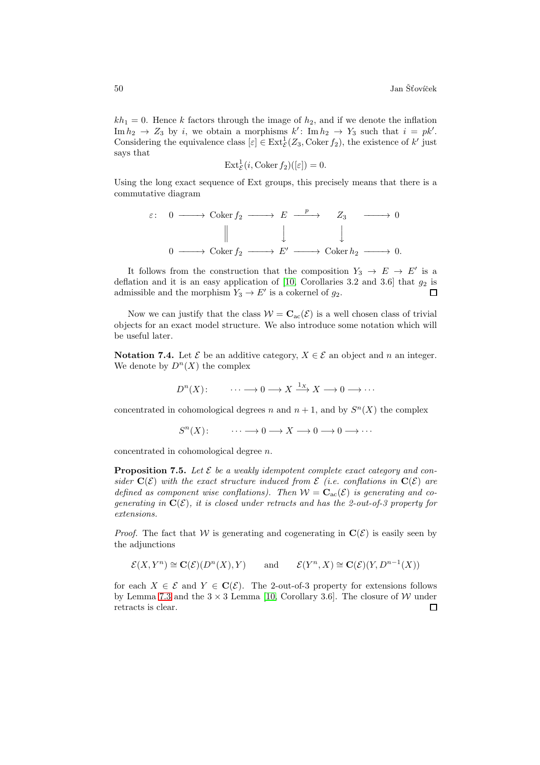$kh_1 = 0$. Hence $k$ factors through the image of $h_2$, and if we denote the inflation $\operatorname{Im} h_2 \to Z_3$ by $i$, we obtain a morphisms $k' \colon \operatorname{Im} h_2 \to Y_3$ such that $i = pk'$. Considering the equivalence class $[\varepsilon] \in \operatorname{Ext}^1_{\mathcal{E}}(Z_3, \operatorname{Coker} f_2)$, the existence of $k'$ just says that

$$\operatorname{Ext}^1_{\mathcal{E}}(i, \operatorname{Coker} f_2)([\varepsilon]) = 0.$$

Using the long exact sequence of Ext groups, this precisely means that there is a commutative diagram

$$\begin{array}{cccccccccc}
\varepsilon\colon & 0 & \longrightarrow & \operatorname{Coker} f_2 & \longrightarrow & E & \xrightarrow{\ p\ } & Z_3 & \longrightarrow & 0 \\
& & & \| & & \downarrow & & \downarrow & & \\
& 0 & \longrightarrow & \operatorname{Coker} f_2 & \longrightarrow & E' & \longrightarrow & \operatorname{Coker} h_2 & \longrightarrow & 0.
\end{array}$$

It follows from the construction that the composition $Y_3 \to E \to E'$ is a deflation and it is an easy application of [10, Corollaries 3.2 and 3.6] that $g_2$ is admissible and the morphism $Y_3 \to E'$ is a cokernel of $g_2$. $\square$

Now we can justify that the class $\mathcal{W} = \mathbf{C}_{\mathrm{ac}}(\mathcal{E})$ is a well chosen class of trivial objects for an exact model structure. We also introduce some notation which will be useful later.

**Notation 7.4.** Let $\mathcal{E}$ be an additive category, $X \in \mathcal{E}$ an object and $n$ an integer. We denote by $D^n(X)$ the complex

$$D^n(X)\colon \qquad \cdots \longrightarrow 0 \longrightarrow X \xrightarrow{1_X} X \longrightarrow 0 \longrightarrow \cdots$$

concentrated in cohomological degrees $n$ and $n+1$, and by $S^n(X)$ the complex

$$S^n(X)\colon \qquad \cdots \longrightarrow 0 \longrightarrow X \longrightarrow 0 \longrightarrow 0 \longrightarrow \cdots$$

concentrated in cohomological degree $n$.

**Proposition 7.5.** *Let $\mathcal{E}$ be a weakly idempotent complete exact category and consider $\mathbf{C}(\mathcal{E})$ with the exact structure induced from $\mathcal{E}$ (i.e. conflations in $\mathbf{C}(\mathcal{E})$ are defined as component wise conflations). Then $\mathcal{W} = \mathbf{C}_{\mathrm{ac}}(\mathcal{E})$ is generating and cogenerating in $\mathbf{C}(\mathcal{E})$, it is closed under retracts and has the 2-out-of-3 property for extensions.*

*Proof.* The fact that $\mathcal{W}$ is generating and cogenerating in $\mathbf{C}(\mathcal{E})$ is easily seen by the adjunctions

$$\mathcal{E}(X, Y^n) \cong \mathbf{C}(\mathcal{E})(D^n(X), Y) \qquad \text{and} \qquad \mathcal{E}(Y^n, X) \cong \mathbf{C}(\mathcal{E})(Y, D^{n-1}(X))$$

for each $X \in \mathcal{E}$ and $Y \in \mathbf{C}(\mathcal{E})$. The 2-out-of-3 property for extensions follows by Lemma 7.3 and the $3 \times 3$ Lemma [10, Corollary 3.6]. The closure of $\mathcal{W}$ under retracts is clear. $\square$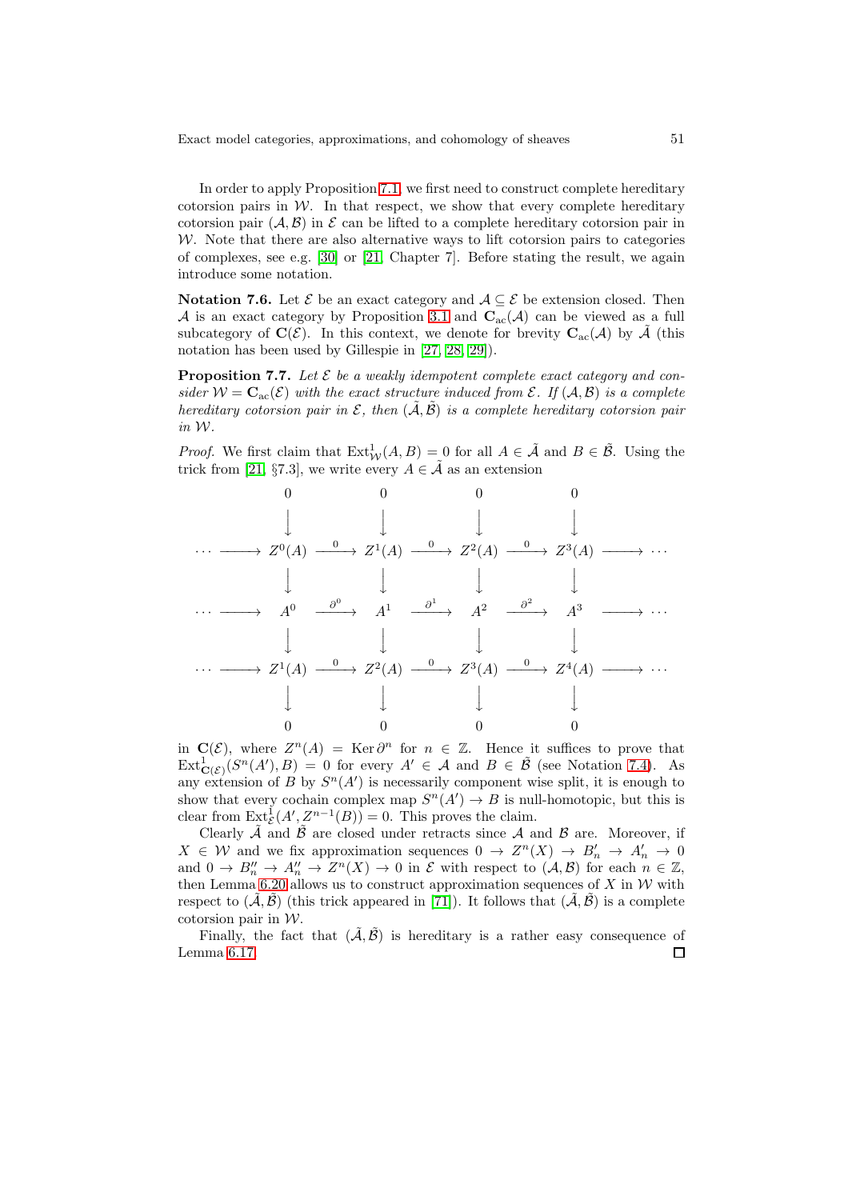In order to apply Proposition 7.1, we first need to construct complete hereditary cotorsion pairs in $\mathcal{W}$. In that respect, we show that every complete hereditary cotorsion pair $(\mathcal{A}, \mathcal{B})$ in $\mathcal{E}$ can be lifted to a complete hereditary cotorsion pair in $\mathcal{W}$. Note that there are also alternative ways to lift cotorsion pairs to categories of complexes, see e.g. [30] or [21, Chapter 7]. Before stating the result, we again introduce some notation.

**Notation 7.6.** Let $\mathcal{E}$ be an exact category and $\mathcal{A} \subseteq \mathcal{E}$ be extension closed. Then $\mathcal{A}$ is an exact category by Proposition 3.1 and $\mathbf{C}_{\mathrm{ac}}(\mathcal{A})$ can be viewed as a full subcategory of $\mathbf{C}(\mathcal{E})$. In this context, we denote for brevity $\mathbf{C}_{\mathrm{ac}}(\mathcal{A})$ by $\tilde{\mathcal{A}}$ (this notation has been used by Gillespie in [27, 28, 29]).

**Proposition 7.7.** *Let $\mathcal{E}$ be a weakly idempotent complete exact category and consider $\mathcal{W} = \mathbf{C}_{\mathrm{ac}}(\mathcal{E})$ with the exact structure induced from $\mathcal{E}$. If $(\mathcal{A}, \mathcal{B})$ is a complete hereditary cotorsion pair in $\mathcal{E}$, then $(\tilde{\mathcal{A}}, \tilde{\mathcal{B}})$ is a complete hereditary cotorsion pair in $\mathcal{W}$.*

*Proof.* We first claim that $\mathrm{Ext}^1_{\mathcal{W}}(A, B) = 0$ for all $A \in \tilde{\mathcal{A}}$ and $B \in \tilde{\mathcal{B}}$. Using the trick from [21, §7.3], we write every $A \in \tilde{\mathcal{A}}$ as an extension

$$
\begin{array}{ccccccccccc}
 & & 0 & & 0 & & 0 & & 0 & & \\
 & & \downarrow & & \downarrow & & \downarrow & & \downarrow & & \\
\cdots & \longrightarrow & Z^0(A) & \xrightarrow{0} & Z^1(A) & \xrightarrow{0} & Z^2(A) & \xrightarrow{0} & Z^3(A) & \longrightarrow & \cdots \\
 & & \downarrow & & \downarrow & & \downarrow & & \downarrow & & \\
\cdots & \longrightarrow & A^0 & \xrightarrow{\partial^0} & A^1 & \xrightarrow{\partial^1} & A^2 & \xrightarrow{\partial^2} & A^3 & \longrightarrow & \cdots \\
 & & \downarrow & & \downarrow & & \downarrow & & \downarrow & & \\
\cdots & \longrightarrow & Z^1(A) & \xrightarrow{0} & Z^2(A) & \xrightarrow{0} & Z^3(A) & \xrightarrow{0} & Z^4(A) & \longrightarrow & \cdots \\
 & & \downarrow & & \downarrow & & \downarrow & & \downarrow & & \\
 & & 0 & & 0 & & 0 & & 0 & &
\end{array}
$$

in $\mathbf{C}(\mathcal{E})$, where $Z^n(A) = \operatorname{Ker} \partial^n$ for $n \in \mathbb{Z}$. Hence it suffices to prove that $\mathrm{Ext}^1_{\mathbf{C}(\mathcal{E})}(S^n(A'), B) = 0$ for every $A' \in \mathcal{A}$ and $B \in \tilde{\mathcal{B}}$ (see Notation 7.4). As any extension of $B$ by $S^n(A')$ is necessarily component wise split, it is enough to show that every cochain complex map $S^n(A') \to B$ is null-homotopic, but this is clear from $\mathrm{Ext}^1_{\mathcal{E}}(A', Z^{n-1}(B)) = 0$. This proves the claim.

Clearly $\tilde{\mathcal{A}}$ and $\tilde{\mathcal{B}}$ are closed under retracts since $\mathcal{A}$ and $\mathcal{B}$ are. Moreover, if $X \in \mathcal{W}$ and we fix approximation sequences $0 \to Z^n(X) \to B'_n \to A'_n \to 0$ and $0 \to B''_n \to A''_n \to Z^n(X) \to 0$ in $\mathcal{E}$ with respect to $(\mathcal{A}, \mathcal{B})$ for each $n \in \mathbb{Z}$, then Lemma 6.20 allows us to construct approximation sequences of $X$ in $\mathcal{W}$ with respect to $(\tilde{\mathcal{A}}, \tilde{\mathcal{B}})$ (this trick appeared in [71]). It follows that $(\tilde{\mathcal{A}}, \tilde{\mathcal{B}})$ is a complete cotorsion pair in $\mathcal{W}$.

Finally, the fact that $(\tilde{\mathcal{A}}, \tilde{\mathcal{B}})$ is hereditary is a rather easy consequence of Lemma 6.17. $\square$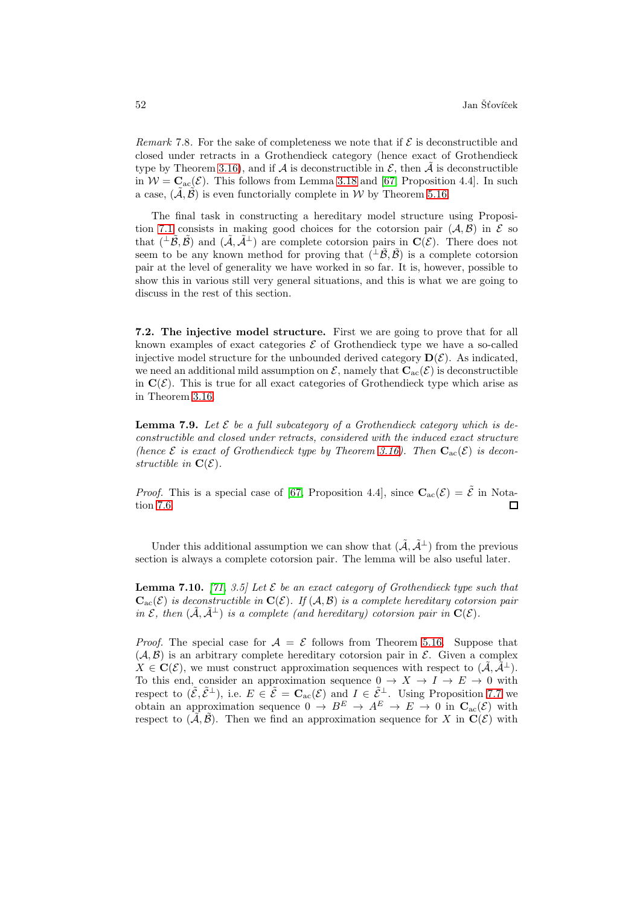*Remark* 7.8. For the sake of completeness we note that if $\mathcal{E}$ is deconstructible and closed under retracts in a Grothendieck category (hence exact of Grothendieck type by Theorem 3.16), and if $\mathcal{A}$ is deconstructible in $\mathcal{E}$, then $\tilde{\mathcal{A}}$ is deconstructible in $\mathcal{W} = \mathbf{C}_{\mathrm{ac}}(\mathcal{E})$. This follows from Lemma 3.18 and [67, Proposition 4.4]. In such a case, $(\tilde{\mathcal{A}}, \tilde{\mathcal{B}})$ is even functorially complete in $\mathcal{W}$ by Theorem 5.16.

The final task in constructing a hereditary model structure using Proposition 7.1 consists in making good choices for the cotorsion pair $(\mathcal{A}, \mathcal{B})$ in $\mathcal{E}$ so that $({}^{\perp}\tilde{\mathcal{B}}, \tilde{\mathcal{B}})$ and $(\tilde{\mathcal{A}}, \tilde{\mathcal{A}}^{\perp})$ are complete cotorsion pairs in $\mathbf{C}(\mathcal{E})$. There does not seem to be any known method for proving that $({}^{\perp}\tilde{\mathcal{B}}, \tilde{\mathcal{B}})$ is a complete cotorsion pair at the level of generality we have worked in so far. It is, however, possible to show this in various still very general situations, and this is what we are going to discuss in the rest of this section.

**7.2. The injective model structure.** First we are going to prove that for all known examples of exact categories $\mathcal{E}$ of Grothendieck type we have a so-called injective model structure for the unbounded derived category $\mathbf{D}(\mathcal{E})$. As indicated, we need an additional mild assumption on $\mathcal{E}$, namely that $\mathbf{C}_{\mathrm{ac}}(\mathcal{E})$ is deconstructible in $\mathbf{C}(\mathcal{E})$. This is true for all exact categories of Grothendieck type which arise as in Theorem 3.16.

**Lemma 7.9.** *Let $\mathcal{E}$ be a full subcategory of a Grothendieck category which is deconstructible and closed under retracts, considered with the induced exact structure (hence $\mathcal{E}$ is exact of Grothendieck type by Theorem 3.16). Then $\mathbf{C}_{\mathrm{ac}}(\mathcal{E})$ is deconstructible in $\mathbf{C}(\mathcal{E})$.*

*Proof.* This is a special case of [67, Proposition 4.4], since $\mathbf{C}_{\mathrm{ac}}(\mathcal{E}) = \tilde{\mathcal{E}}$ in Notation 7.6. □

Under this additional assumption we can show that $(\tilde{\mathcal{A}}, \tilde{\mathcal{A}}^{\perp})$ from the previous section is always a complete cotorsion pair. The lemma will be also useful later.

**Lemma 7.10.** *[71, 3.5] Let $\mathcal{E}$ be an exact category of Grothendieck type such that $\mathbf{C}_{\mathrm{ac}}(\mathcal{E})$ is deconstructible in $\mathbf{C}(\mathcal{E})$. If $(\mathcal{A}, \mathcal{B})$ is a complete hereditary cotorsion pair in $\mathcal{E}$, then $(\tilde{\mathcal{A}}, \tilde{\mathcal{A}}^{\perp})$ is a complete (and hereditary) cotorsion pair in $\mathbf{C}(\mathcal{E})$.*

*Proof.* The special case for $\mathcal{A} = \mathcal{E}$ follows from Theorem 5.16. Suppose that $(\mathcal{A}, \mathcal{B})$ is an arbitrary complete hereditary cotorsion pair in $\mathcal{E}$. Given a complex $X \in \mathbf{C}(\mathcal{E})$, we must construct approximation sequences with respect to $(\tilde{\mathcal{A}}, \tilde{\mathcal{A}}^{\perp})$. To this end, consider an approximation sequence $0 \to X \to I \to E \to 0$ with respect to $(\tilde{\mathcal{E}}, \tilde{\mathcal{E}}^{\perp})$, i.e. $E \in \tilde{\mathcal{E}} = \mathbf{C}_{\mathrm{ac}}(\mathcal{E})$ and $I \in \tilde{\mathcal{E}}^{\perp}$. Using Proposition 7.7 we obtain an approximation sequence $0 \to B^E \to A^E \to E \to 0$ in $\mathbf{C}_{\mathrm{ac}}(\mathcal{E})$ with respect to $(\tilde{\mathcal{A}}, \tilde{\mathcal{B}})$. Then we find an approximation sequence for $X$ in $\mathbf{C}(\mathcal{E})$ with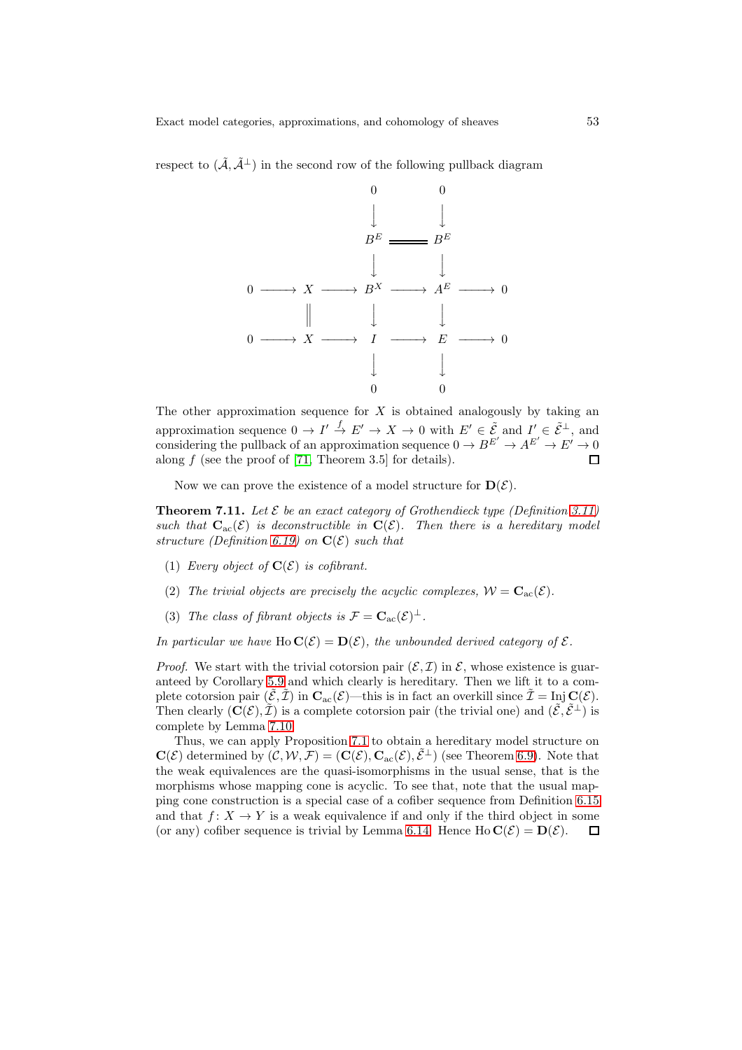respect to $(\tilde{\mathcal{A}}, \tilde{\mathcal{A}}^\perp)$ in the second row of the following pullback diagram

$$\begin{array}{ccccccccc}
 & & & & 0 & & 0 & & \\
 & & & & \downarrow & & \downarrow & & \\
 & & & & B^E & = & B^E & & \\
 & & & & \downarrow & & \downarrow & & \\
0 & \longrightarrow & X & \longrightarrow & B^X & \longrightarrow & A^E & \longrightarrow & 0 \\
 & & \| & & \downarrow & & \downarrow & & \\
0 & \longrightarrow & X & \longrightarrow & I & \longrightarrow & E & \longrightarrow & 0 \\
 & & & & \downarrow & & \downarrow & & \\
 & & & & 0 & & 0 & &
\end{array}$$

The other approximation sequence for $X$ is obtained analogously by taking an approximation sequence $0 \to I' \xrightarrow{f} E' \to X \to 0$ with $E' \in \tilde{\mathcal{E}}$ and $I' \in \tilde{\mathcal{E}}^\perp$, and considering the pullback of an approximation sequence $0 \to B^{E'} \to A^{E'} \to E' \to 0$ along $f$ (see the proof of [71, Theorem 3.5] for details). □

Now we can prove the existence of a model structure for $\mathbf{D}(\mathcal{E})$.

**Theorem 7.11.** *Let $\mathcal{E}$ be an exact category of Grothendieck type (Definition 3.11) such that $\mathbf{C}_{\mathrm{ac}}(\mathcal{E})$ is deconstructible in $\mathbf{C}(\mathcal{E})$. Then there is a hereditary model structure (Definition 6.19) on $\mathbf{C}(\mathcal{E})$ such that*

1. *Every object of $\mathbf{C}(\mathcal{E})$ is cofibrant.*
2. *The trivial objects are precisely the acyclic complexes, $\mathcal{W} = \mathbf{C}_{\mathrm{ac}}(\mathcal{E})$.*
3. *The class of fibrant objects is $\mathcal{F} = \mathbf{C}_{\mathrm{ac}}(\mathcal{E})^\perp$.*

*In particular we have $\operatorname{Ho}\mathbf{C}(\mathcal{E}) = \mathbf{D}(\mathcal{E})$, the unbounded derived category of $\mathcal{E}$.*

*Proof.* We start with the trivial cotorsion pair $(\mathcal{E}, \mathcal{I})$ in $\mathcal{E}$, whose existence is guaranteed by Corollary 5.9 and which clearly is hereditary. Then we lift it to a complete cotorsion pair $(\tilde{\mathcal{E}}, \tilde{\mathcal{I}})$ in $\mathbf{C}_{\mathrm{ac}}(\mathcal{E})$—this is in fact an overkill since $\tilde{\mathcal{I}} = \operatorname{Inj}\mathbf{C}(\mathcal{E})$. Then clearly $(\mathbf{C}(\mathcal{E}), \tilde{\mathcal{I}})$ is a complete cotorsion pair (the trivial one) and $(\tilde{\mathcal{E}}, \tilde{\mathcal{E}}^\perp)$ is complete by Lemma 7.10.

Thus, we can apply Proposition 7.1 to obtain a hereditary model structure on $\mathbf{C}(\mathcal{E})$ determined by $(\mathcal{C}, \mathcal{W}, \mathcal{F}) = (\mathbf{C}(\mathcal{E}), \mathbf{C}_{\mathrm{ac}}(\mathcal{E}), \tilde{\mathcal{E}}^\perp)$ (see Theorem 6.9). Note that the weak equivalences are the quasi-isomorphisms in the usual sense, that is the morphisms whose mapping cone is acyclic. To see that, note that the usual mapping cone construction is a special case of a cofiber sequence from Definition 6.15 and that $f\colon X \to Y$ is a weak equivalence if and only if the third object in some (or any) cofiber sequence is trivial by Lemma 6.14. Hence $\operatorname{Ho}\mathbf{C}(\mathcal{E}) = \mathbf{D}(\mathcal{E})$. □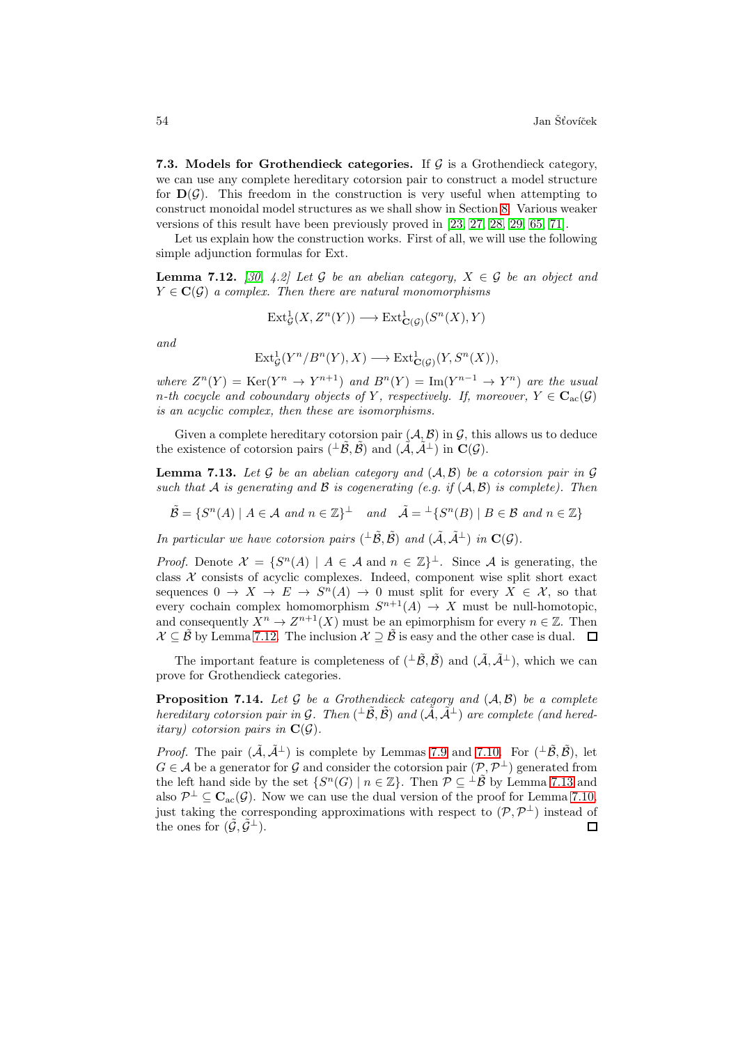**7.3. Models for Grothendieck categories.** If $\mathcal{G}$ is a Grothendieck category, we can use any complete hereditary cotorsion pair to construct a model structure for $\mathbf{D}(\mathcal{G})$. This freedom in the construction is very useful when attempting to construct monoidal model structures as we shall show in Section 8. Various weaker versions of this result have been previously proved in [23, 27, 28, 29, 65, 71].

Let us explain how the construction works. First of all, we will use the following simple adjunction formulas for Ext.

**Lemma 7.12.** *[30, 4.2] Let $\mathcal{G}$ be an abelian category, $X \in \mathcal{G}$ be an object and $Y \in \mathbf{C}(\mathcal{G})$ a complex. Then there are natural monomorphisms*

$$\operatorname{Ext}^1_{\mathcal{G}}(X, Z^n(Y)) \longrightarrow \operatorname{Ext}^1_{\mathbf{C}(\mathcal{G})}(S^n(X), Y)$$

*and*

$$\operatorname{Ext}^1_{\mathcal{G}}(Y^n/B^n(Y), X) \longrightarrow \operatorname{Ext}^1_{\mathbf{C}(\mathcal{G})}(Y, S^n(X)),$$

*where $Z^n(Y) = \operatorname{Ker}(Y^n \to Y^{n+1})$ and $B^n(Y) = \operatorname{Im}(Y^{n-1} \to Y^n)$ are the usual $n$-th cocycle and coboundary objects of $Y$, respectively. If, moreover, $Y \in \mathbf{C}_{\mathrm{ac}}(\mathcal{G})$ is an acyclic complex, then these are isomorphisms.*

Given a complete hereditary cotorsion pair $(\mathcal{A}, \mathcal{B})$ in $\mathcal{G}$, this allows us to deduce the existence of cotorsion pairs $({}^\perp\tilde{\mathcal{B}}, \tilde{\mathcal{B}})$ and $(\tilde{\mathcal{A}}, \tilde{\mathcal{A}}^\perp)$ in $\mathbf{C}(\mathcal{G})$.

**Lemma 7.13.** *Let $\mathcal{G}$ be an abelian category and $(\mathcal{A}, \mathcal{B})$ be a cotorsion pair in $\mathcal{G}$ such that $\mathcal{A}$ is generating and $\mathcal{B}$ is cogenerating (e.g. if $(\mathcal{A}, \mathcal{B})$ is complete). Then*

$$\tilde{\mathcal{B}} = \{S^n(A) \mid A \in \mathcal{A} \text{ and } n \in \mathbb{Z}\}^\perp \quad \text{and} \quad \tilde{\mathcal{A}} = {}^\perp\{S^n(B) \mid B \in \mathcal{B} \text{ and } n \in \mathbb{Z}\}$$

*In particular we have cotorsion pairs $({}^\perp\tilde{\mathcal{B}}, \tilde{\mathcal{B}})$ and $(\tilde{\mathcal{A}}, \tilde{\mathcal{A}}^\perp)$ in $\mathbf{C}(\mathcal{G})$.*

*Proof.* Denote $\mathcal{X} = \{S^n(A) \mid A \in \mathcal{A} \text{ and } n \in \mathbb{Z}\}^\perp$. Since $\mathcal{A}$ is generating, the class $\mathcal{X}$ consists of acyclic complexes. Indeed, component wise split short exact sequences $0 \to X \to E \to S^n(A) \to 0$ must split for every $X \in \mathcal{X}$, so that every cochain complex homomorphism $S^{n+1}(A) \to X$ must be null-homotopic, and consequently $X^n \to Z^{n+1}(X)$ must be an epimorphism for every $n \in \mathbb{Z}$. Then $\mathcal{X} \subseteq \tilde{\mathcal{B}}$ by Lemma 7.12. The inclusion $\mathcal{X} \supseteq \tilde{\mathcal{B}}$ is easy and the other case is dual. $\square$

The important feature is completeness of $({}^\perp\tilde{\mathcal{B}}, \tilde{\mathcal{B}})$ and $(\tilde{\mathcal{A}}, \tilde{\mathcal{A}}^\perp)$, which we can prove for Grothendieck categories.

**Proposition 7.14.** *Let $\mathcal{G}$ be a Grothendieck category and $(\mathcal{A}, \mathcal{B})$ be a complete hereditary cotorsion pair in $\mathcal{G}$. Then $({}^\perp\tilde{\mathcal{B}}, \tilde{\mathcal{B}})$ and $(\tilde{\mathcal{A}}, \tilde{\mathcal{A}}^\perp)$ are complete (and hereditary) cotorsion pairs in $\mathbf{C}(\mathcal{G})$.*

*Proof.* The pair $(\tilde{\mathcal{A}}, \tilde{\mathcal{A}}^\perp)$ is complete by Lemmas 7.9 and 7.10. For $({}^\perp\tilde{\mathcal{B}}, \tilde{\mathcal{B}})$, let $G \in \mathcal{A}$ be a generator for $\mathcal{G}$ and consider the cotorsion pair $(\mathcal{P}, \mathcal{P}^\perp)$ generated from the left hand side by the set $\{S^n(G) \mid n \in \mathbb{Z}\}$. Then $\mathcal{P} \subseteq {}^\perp\tilde{\mathcal{B}}$ by Lemma 7.13 and also $\mathcal{P}^\perp \subseteq \mathbf{C}_{\mathrm{ac}}(\mathcal{G})$. Now we can use the dual version of the proof for Lemma 7.10, just taking the corresponding approximations with respect to $(\mathcal{P}, \mathcal{P}^\perp)$ instead of the ones for $(\tilde{\mathcal{G}}, \tilde{\mathcal{G}}^\perp)$. $\square$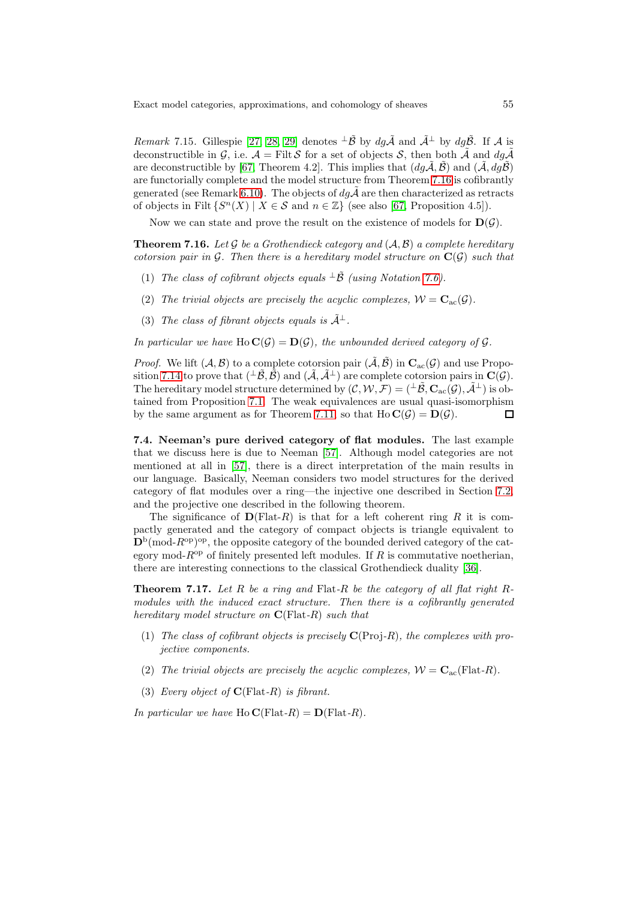*Remark* 7.15. Gillespie [27, 28, 29] denotes ${}^\perp\tilde{\mathcal{B}}$ by $dg\tilde{\mathcal{A}}$ and $\tilde{\mathcal{A}}^\perp$ by $dg\tilde{\mathcal{B}}$. If $\mathcal{A}$ is deconstructible in $\mathcal{G}$, i.e. $\mathcal{A} = \operatorname{Filt}\mathcal{S}$ for a set of objects $\mathcal{S}$, then both $\tilde{\mathcal{A}}$ and $dg\tilde{\mathcal{A}}$ are deconstructible by [67, Theorem 4.2]. This implies that $(dg\tilde{\mathcal{A}}, \tilde{\mathcal{B}})$ and $(\tilde{\mathcal{A}}, dg\tilde{\mathcal{B}})$ are functorially complete and the model structure from Theorem 7.16 is cofibrantly generated (see Remark 6.10). The objects of $dg\tilde{\mathcal{A}}$ are then characterized as retracts of objects in $\operatorname{Filt}\{S^n(X) \mid X \in \mathcal{S} \text{ and } n \in \mathbb{Z}\}$ (see also [67, Proposition 4.5]).

Now we can state and prove the result on the existence of models for $\mathbf{D}(\mathcal{G})$.

**Theorem 7.16.** *Let $\mathcal{G}$ be a Grothendieck category and $(\mathcal{A}, \mathcal{B})$ a complete hereditary cotorsion pair in $\mathcal{G}$. Then there is a hereditary model structure on $\mathbf{C}(\mathcal{G})$ such that*

1. *The class of cofibrant objects equals ${}^\perp\tilde{\mathcal{B}}$ (using Notation 7.6).*
2. *The trivial objects are precisely the acyclic complexes, $\mathcal{W} = \mathbf{C}_{\mathrm{ac}}(\mathcal{G})$.*
3. *The class of fibrant objects equals is $\tilde{\mathcal{A}}^\perp$.*

*In particular we have $\operatorname{Ho}\mathbf{C}(\mathcal{G}) = \mathbf{D}(\mathcal{G})$, the unbounded derived category of $\mathcal{G}$.*

*Proof.* We lift $(\mathcal{A}, \mathcal{B})$ to a complete cotorsion pair $(\tilde{\mathcal{A}}, \tilde{\mathcal{B}})$ in $\mathbf{C}_{\mathrm{ac}}(\mathcal{G})$ and use Proposition 7.14 to prove that $({}^\perp\tilde{\mathcal{B}}, \tilde{\mathcal{B}})$ and $(\tilde{\mathcal{A}}, \tilde{\mathcal{A}}^\perp)$ are complete cotorsion pairs in $\mathbf{C}(\mathcal{G})$. The hereditary model structure determined by $(\mathcal{C}, \mathcal{W}, \mathcal{F}) = ({}^\perp\tilde{\mathcal{B}}, \mathbf{C}_{\mathrm{ac}}(\mathcal{G}), \tilde{\mathcal{A}}^\perp)$ is obtained from Proposition 7.1. The weak equivalences are usual quasi-isomorphism by the same argument as for Theorem 7.11, so that $\operatorname{Ho}\mathbf{C}(\mathcal{G}) = \mathbf{D}(\mathcal{G})$. ∎

**7.4. Neeman's pure derived category of flat modules.** The last example that we discuss here is due to Neeman [57]. Although model categories are not mentioned at all in [57], there is a direct interpretation of the main results in our language. Basically, Neeman considers two model structures for the derived category of flat modules over a ring—the injective one described in Section 7.2, and the projective one described in the following theorem.

The significance of $\mathbf{D}(\text{Flat-}R)$ is that for a left coherent ring $R$ it is compactly generated and the category of compact objects is triangle equivalent to $\mathbf{D}^{\mathrm{b}}(\text{mod-}R^{\mathrm{op}})^{\mathrm{op}}$, the opposite category of the bounded derived category of the category $\text{mod-}R^{\mathrm{op}}$ of finitely presented left modules. If $R$ is commutative noetherian, there are interesting connections to the classical Grothendieck duality [36].

**Theorem 7.17.** *Let $R$ be a ring and $\text{Flat-}R$ be the category of all flat right $R$-modules with the induced exact structure. Then there is a cofibrantly generated hereditary model structure on $\mathbf{C}(\text{Flat-}R)$ such that*

1. *The class of cofibrant objects is precisely $\mathbf{C}(\text{Proj-}R)$, the complexes with projective components.*
2. *The trivial objects are precisely the acyclic complexes, $\mathcal{W} = \mathbf{C}_{\mathrm{ac}}(\text{Flat-}R)$.*
3. *Every object of $\mathbf{C}(\text{Flat-}R)$ is fibrant.*

*In particular we have $\operatorname{Ho}\mathbf{C}(\text{Flat-}R) = \mathbf{D}(\text{Flat-}R)$.*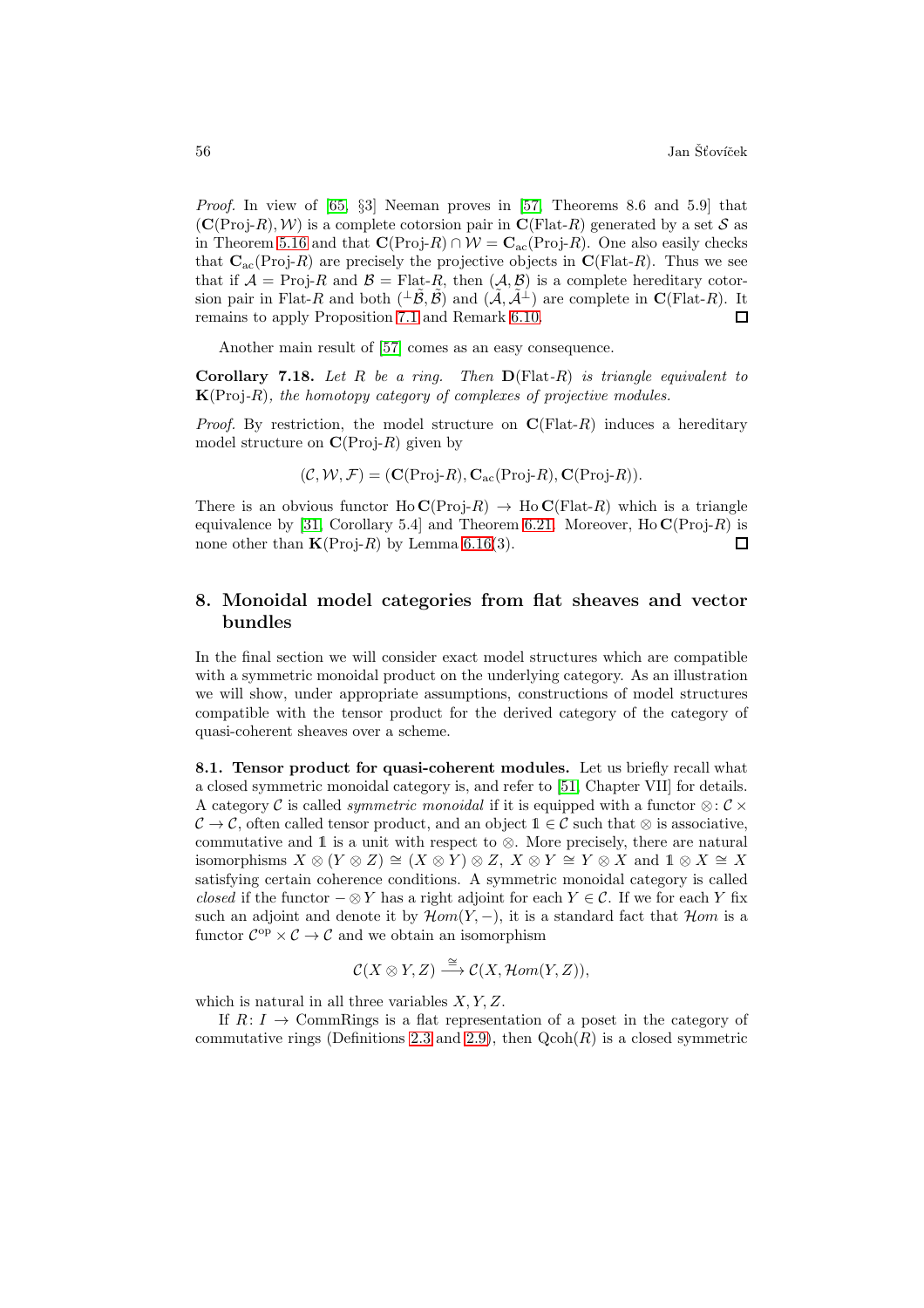*Proof.* In view of [65, §3] Neeman proves in [57, Theorems 8.6 and 5.9] that $(\mathbf{C}(\text{Proj-}R), \mathcal{W})$ is a complete cotorsion pair in $\mathbf{C}(\text{Flat-}R)$ generated by a set $\mathcal{S}$ as in Theorem 5.16 and that $\mathbf{C}(\text{Proj-}R) \cap \mathcal{W} = \mathbf{C}_{\text{ac}}(\text{Proj-}R)$. One also easily checks that $\mathbf{C}_{\text{ac}}(\text{Proj-}R)$ are precisely the projective objects in $\mathbf{C}(\text{Flat-}R)$. Thus we see that if $\mathcal{A} = \text{Proj-}R$ and $\mathcal{B} = \text{Flat-}R$, then $(\mathcal{A}, \mathcal{B})$ is a complete hereditary cotorsion pair in Flat-$R$ and both $({}^{\perp}\tilde{\mathcal{B}}, \tilde{\mathcal{B}})$ and $(\tilde{\mathcal{A}}, \tilde{\mathcal{A}}^{\perp})$ are complete in $\mathbf{C}(\text{Flat-}R)$. It remains to apply Proposition 7.1 and Remark 6.10. ◻

Another main result of [57] comes as an easy consequence.

**Corollary 7.18.** *Let $R$ be a ring. Then $\mathbf{D}(\text{Flat-}R)$ is triangle equivalent to $\mathbf{K}(\text{Proj-}R)$, the homotopy category of complexes of projective modules.*

*Proof.* By restriction, the model structure on $\mathbf{C}(\text{Flat-}R)$ induces a hereditary model structure on $\mathbf{C}(\text{Proj-}R)$ given by

$$(\mathcal{C}, \mathcal{W}, \mathcal{F}) = (\mathbf{C}(\text{Proj-}R), \mathbf{C}_{\text{ac}}(\text{Proj-}R), \mathbf{C}(\text{Proj-}R)).$$

There is an obvious functor $\text{Ho}\,\mathbf{C}(\text{Proj-}R) \to \text{Ho}\,\mathbf{C}(\text{Flat-}R)$ which is a triangle equivalence by [31, Corollary 5.4] and Theorem 6.21. Moreover, $\text{Ho}\,\mathbf{C}(\text{Proj-}R)$ is none other than $\mathbf{K}(\text{Proj-}R)$ by Lemma 6.16(3). ◻

## 8. Monoidal model categories from flat sheaves and vector bundles

In the final section we will consider exact model structures which are compatible with a symmetric monoidal product on the underlying category. As an illustration we will show, under appropriate assumptions, constructions of model structures compatible with the tensor product for the derived category of the category of quasi-coherent sheaves over a scheme.

**8.1. Tensor product for quasi-coherent modules.** Let us briefly recall what a closed symmetric monoidal category is, and refer to [51, Chapter VII] for details. A category $\mathcal{C}$ is called *symmetric monoidal* if it is equipped with a functor $\otimes\colon \mathcal{C} \times \mathcal{C} \to \mathcal{C}$, often called tensor product, and an object $\mathbb{1} \in \mathcal{C}$ such that $\otimes$ is associative, commutative and $\mathbb{1}$ is a unit with respect to $\otimes$. More precisely, there are natural isomorphisms $X \otimes (Y \otimes Z) \cong (X \otimes Y) \otimes Z$, $X \otimes Y \cong Y \otimes X$ and $\mathbb{1} \otimes X \cong X$ satisfying certain coherence conditions. A symmetric monoidal category is called *closed* if the functor $- \otimes Y$ has a right adjoint for each $Y \in \mathcal{C}$. If we for each $Y$ fix such an adjoint and denote it by $\mathcal{H}om(Y, -)$, it is a standard fact that $\mathcal{H}om$ is a functor $\mathcal{C}^{\text{op}} \times \mathcal{C} \to \mathcal{C}$ and we obtain an isomorphism

$$\mathcal{C}(X \otimes Y, Z) \xrightarrow{\cong} \mathcal{C}(X, \mathcal{H}om(Y, Z)),$$

which is natural in all three variables $X, Y, Z$.

If $R\colon I \to \text{CommRings}$ is a flat representation of a poset in the category of commutative rings (Definitions 2.3 and 2.9), then $\text{Qcoh}(R)$ is a closed symmetric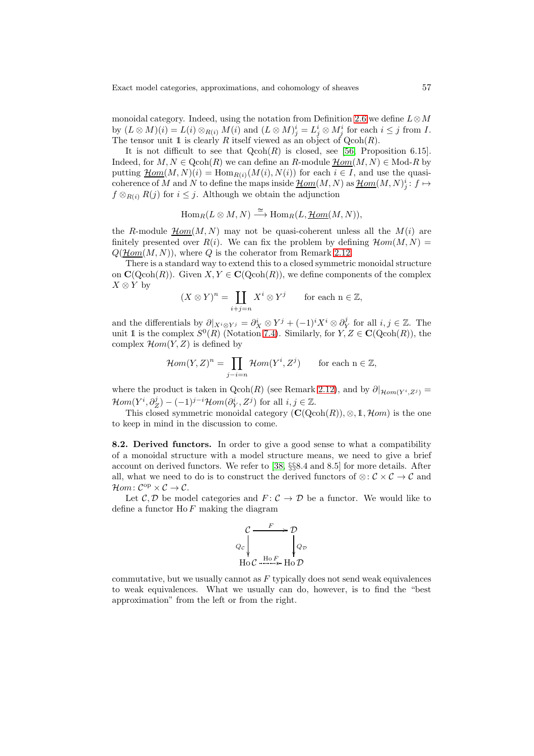monoidal category. Indeed, using the notation from Definition 2.6 we define $L \otimes M$ by $(L \otimes M)(i) = L(i) \otimes_{R(i)} M(i)$ and $(L \otimes M)^i_j = L^i_j \otimes M^i_j$ for each $i \leq j$ from $I$. The tensor unit $\mathbb{1}$ is clearly $R$ itself viewed as an object of $\mathrm{Qcoh}(R)$.

It is not difficult to see that $\mathrm{Qcoh}(R)$ is closed, see [56, Proposition 6.15]. Indeed, for $M, N \in \mathrm{Qcoh}(R)$ we can define an $R$-module $\underline{\mathcal{H}om}(M, N) \in \text{Mod-}R$ by putting $\underline{\mathcal{H}om}(M, N)(i) = \mathrm{Hom}_{R(i)}(M(i), N(i))$ for each $i \in I$, and use the quasi-coherence of $M$ and $N$ to define the maps inside $\underline{\mathcal{H}om}(M, N)$ as $\underline{\mathcal{H}om}(M, N)^i_j \colon f \mapsto f \otimes_{R(i)} R(j)$ for $i \leq j$. Although we obtain the adjunction

$$\mathrm{Hom}_R(L \otimes M, N) \xrightarrow{\cong} \mathrm{Hom}_R(L, \underline{\mathcal{H}om}(M, N)),$$

the $R$-module $\underline{\mathcal{H}om}(M, N)$ may not be quasi-coherent unless all the $M(i)$ are finitely presented over $R(i)$. We can fix the problem by defining $\mathcal{H}om(M, N) = Q(\underline{\mathcal{H}om}(M, N))$, where $Q$ is the coherator from Remark 2.12.

There is a standard way to extend this to a closed symmetric monoidal structure on $\mathbf{C}(\mathrm{Qcoh}(R))$. Given $X, Y \in \mathbf{C}(\mathrm{Qcoh}(R))$, we define components of the complex $X \otimes Y$ by

$$(X \otimes Y)^n = \coprod_{i+j=n} X^i \otimes Y^j \qquad \text{for each n} \in \mathbb{Z},$$

and the differentials by $\partial|_{X^i \otimes Y^j} = \partial^i_X \otimes Y^j + (-1)^i X^i \otimes \partial^j_Y$ for all $i, j \in \mathbb{Z}$. The unit $\mathbb{1}$ is the complex $S^0(R)$ (Notation 7.4). Similarly, for $Y, Z \in \mathbf{C}(\mathrm{Qcoh}(R))$, the complex $\mathcal{H}om(Y, Z)$ is defined by

$$\mathcal{H}om(Y, Z)^n = \prod_{j-i=n} \mathcal{H}om(Y^i, Z^j) \qquad \text{for each n} \in \mathbb{Z},$$

where the product is taken in $\mathrm{Qcoh}(R)$ (see Remark 2.12), and by $\partial|_{\mathcal{H}om(Y^i, Z^j)} = \mathcal{H}om(Y^i, \partial^j_Z) - (-1)^{j-i}\mathcal{H}om(\partial^i_Y, Z^j)$ for all $i, j \in \mathbb{Z}$.

This closed symmetric monoidal category $(\mathbf{C}(\mathrm{Qcoh}(R)), \otimes, \mathbb{1}, \mathcal{H}om)$ is the one to keep in mind in the discussion to come.

**8.2. Derived functors.** In order to give a good sense to what a compatibility of a monoidal structure with a model structure means, we need to give a brief account on derived functors. We refer to [38, §§8.4 and 8.5] for more details. After all, what we need to do is to construct the derived functors of $\otimes \colon \mathcal{C} \times \mathcal{C} \to \mathcal{C}$ and $\mathcal{H}om \colon \mathcal{C}^{\mathrm{op}} \times \mathcal{C} \to \mathcal{C}$.

Let $\mathcal{C}, \mathcal{D}$ be model categories and $F \colon \mathcal{C} \to \mathcal{D}$ be a functor. We would like to define a functor $\mathrm{Ho}\, F$ making the diagram

$$\begin{array}{ccc} \mathcal{C} & \xrightarrow{F} & \mathcal{D} \\ {\scriptstyle Q_\mathcal{C}}\downarrow & & \downarrow{\scriptstyle Q_\mathcal{D}} \\ \mathrm{Ho}\,\mathcal{C} & \xrightarrow{\mathrm{Ho}\,F} & \mathrm{Ho}\,\mathcal{D} \end{array}$$

commutative, but we usually cannot as $F$ typically does not send weak equivalences to weak equivalences. What we usually can do, however, is to find the "best approximation" from the left or from the right.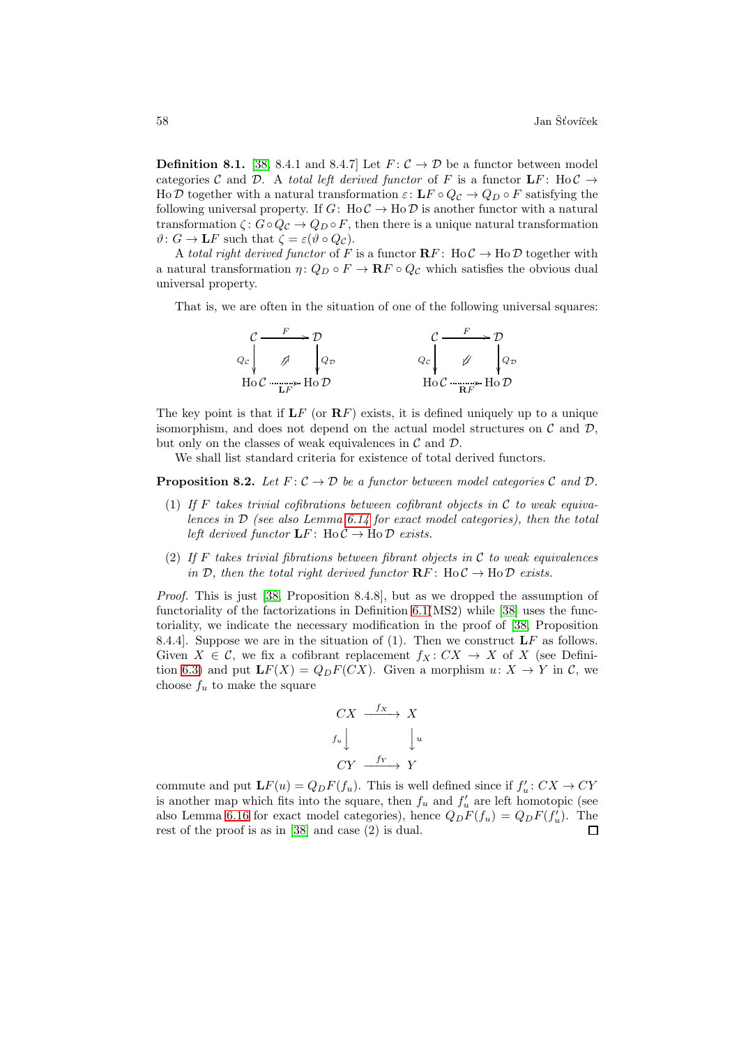**Definition 8.1.** [38, 8.4.1 and 8.4.7] Let $F\colon \mathcal{C} \to \mathcal{D}$ be a functor between model categories $\mathcal{C}$ and $\mathcal{D}$. A *total left derived functor* of $F$ is a functor $\mathbf{L}F\colon \operatorname{Ho}\mathcal{C} \to \operatorname{Ho}\mathcal{D}$ together with a natural transformation $\varepsilon\colon \mathbf{L}F \circ Q_\mathcal{C} \to Q_D \circ F$ satisfying the following universal property. If $G\colon \operatorname{Ho}\mathcal{C} \to \operatorname{Ho}\mathcal{D}$ is another functor with a natural transformation $\zeta\colon G \circ Q_\mathcal{C} \to Q_D \circ F$, then there is a unique natural transformation $\vartheta\colon G \to \mathbf{L}F$ such that $\zeta = \varepsilon(\vartheta \circ Q_\mathcal{C})$.

A *total right derived functor* of $F$ is a functor $\mathbf{R}F\colon \operatorname{Ho}\mathcal{C} \to \operatorname{Ho}\mathcal{D}$ together with a natural transformation $\eta\colon Q_D \circ F \to \mathbf{R}F \circ Q_\mathcal{C}$ which satisfies the obvious dual universal property.

That is, we are often in the situation of one of the following universal squares:

$$
\begin{array}{ccc}
\mathcal{C} & \xrightarrow{F} & \mathcal{D} \\
{\scriptstyle Q_\mathcal{C}}\downarrow & \swarrow & \downarrow{\scriptstyle Q_\mathcal{D}} \\
\operatorname{Ho}\mathcal{C} & \xrightarrow[\mathbf{L}F]{} & \operatorname{Ho}\mathcal{D}
\end{array}
\qquad\qquad
\begin{array}{ccc}
\mathcal{C} & \xrightarrow{F} & \mathcal{D} \\
{\scriptstyle Q_\mathcal{C}}\downarrow & \nearrow & \downarrow{\scriptstyle Q_\mathcal{D}} \\
\operatorname{Ho}\mathcal{C} & \xrightarrow[\mathbf{R}F]{} & \operatorname{Ho}\mathcal{D}
\end{array}
$$

The key point is that if $\mathbf{L}F$ (or $\mathbf{R}F$) exists, it is defined uniquely up to a unique isomorphism, and does not depend on the actual model structures on $\mathcal{C}$ and $\mathcal{D}$, but only on the classes of weak equivalences in $\mathcal{C}$ and $\mathcal{D}$.

We shall list standard criteria for existence of total derived functors.

**Proposition 8.2.** *Let $F\colon \mathcal{C} \to \mathcal{D}$ be a functor between model categories $\mathcal{C}$ and $\mathcal{D}$.*

1. *If $F$ takes trivial cofibrations between cofibrant objects in $\mathcal{C}$ to weak equivalences in $\mathcal{D}$ (see also Lemma 6.14 for exact model categories), then the total left derived functor $\mathbf{L}F\colon \operatorname{Ho}\mathcal{C} \to \operatorname{Ho}\mathcal{D}$ exists.*
2. *If $F$ takes trivial fibrations between fibrant objects in $\mathcal{C}$ to weak equivalences in $\mathcal{D}$, then the total right derived functor $\mathbf{R}F\colon \operatorname{Ho}\mathcal{C} \to \operatorname{Ho}\mathcal{D}$ exists.*

*Proof.* This is just [38, Proposition 8.4.8], but as we dropped the assumption of functoriality of the factorizations in Definition 6.1(MS2) while [38] uses the functoriality, we indicate the necessary modification in the proof of [38, Proposition 8.4.4]. Suppose we are in the situation of (1). Then we construct $\mathbf{L}F$ as follows. Given $X \in \mathcal{C}$, we fix a cofibrant replacement $f_X\colon CX \to X$ of $X$ (see Definition 6.3) and put $\mathbf{L}F(X) = Q_D F(CX)$. Given a morphism $u\colon X \to Y$ in $\mathcal{C}$, we choose $f_u$ to make the square

$$
\begin{array}{ccc}
CX & \xrightarrow{f_X} & X \\
{\scriptstyle f_u}\downarrow & & \downarrow{\scriptstyle u} \\
CY & \xrightarrow{f_Y} & Y
\end{array}
$$

commute and put $\mathbf{L}F(u) = Q_D F(f_u)$. This is well defined since if $f'_u\colon CX \to CY$ is another map which fits into the square, then $f_u$ and $f'_u$ are left homotopic (see also Lemma 6.16 for exact model categories), hence $Q_D F(f_u) = Q_D F(f'_u)$. The rest of the proof is as in [38] and case (2) is dual. $\square$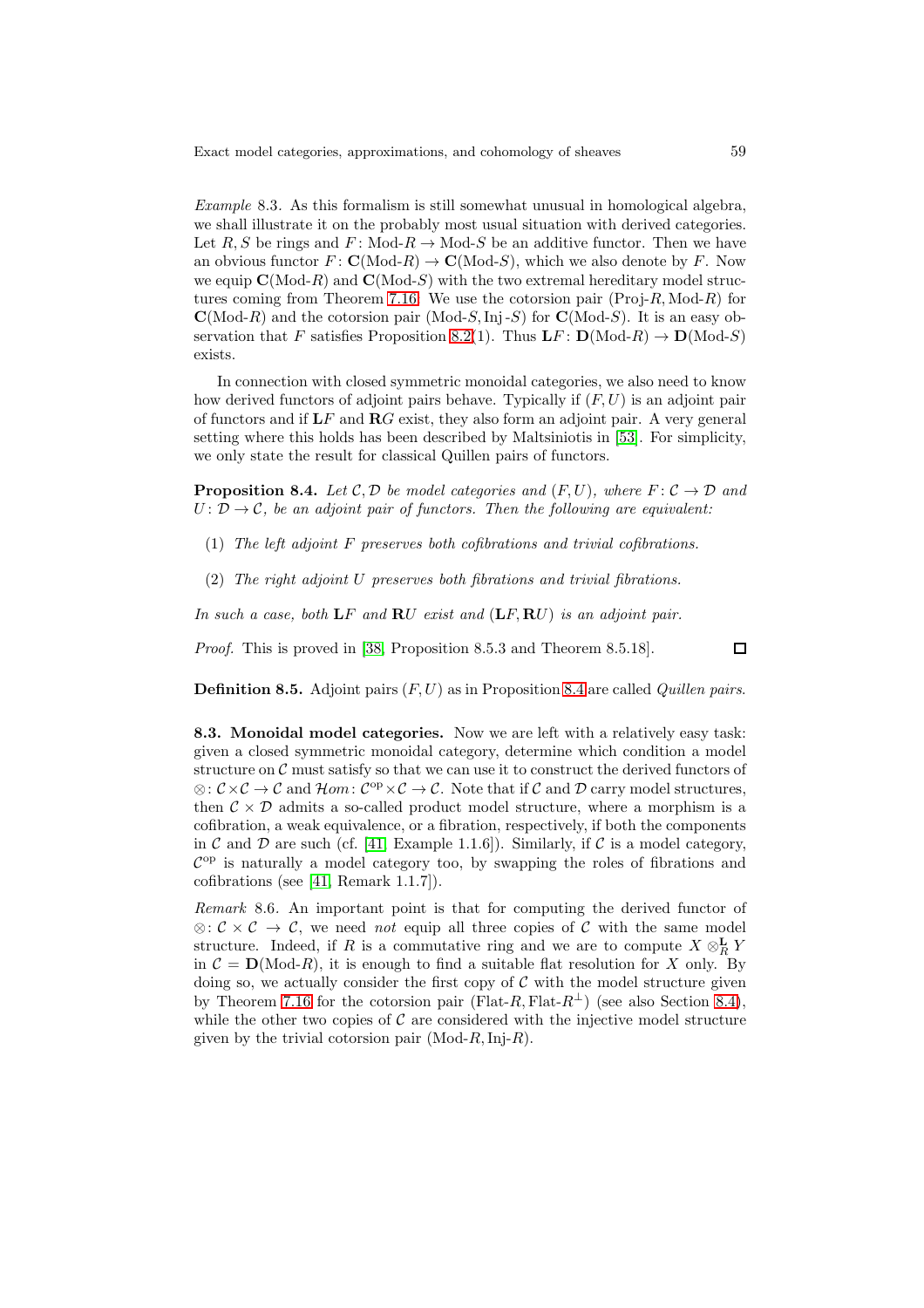*Example* 8.3. As this formalism is still somewhat unusual in homological algebra, we shall illustrate it on the probably most usual situation with derived categories. Let $R, S$ be rings and $F\colon \text{Mod-}R \to \text{Mod-}S$ be an additive functor. Then we have an obvious functor $F\colon \mathbf{C}(\text{Mod-}R) \to \mathbf{C}(\text{Mod-}S)$, which we also denote by $F$. Now we equip $\mathbf{C}(\text{Mod-}R)$ and $\mathbf{C}(\text{Mod-}S)$ with the two extremal hereditary model structures coming from Theorem 7.16. We use the cotorsion pair $(\text{Proj-}R, \text{Mod-}R)$ for $\mathbf{C}(\text{Mod-}R)$ and the cotorsion pair $(\text{Mod-}S, \text{Inj-}S)$ for $\mathbf{C}(\text{Mod-}S)$. It is an easy observation that $F$ satisfies Proposition 8.2(1). Thus $\mathbf{L}F\colon \mathbf{D}(\text{Mod-}R) \to \mathbf{D}(\text{Mod-}S)$ exists.

In connection with closed symmetric monoidal categories, we also need to know how derived functors of adjoint pairs behave. Typically if $(F, U)$ is an adjoint pair of functors and if $\mathbf{L}F$ and $\mathbf{R}G$ exist, they also form an adjoint pair. A very general setting where this holds has been described by Maltsiniotis in [53]. For simplicity, we only state the result for classical Quillen pairs of functors.

**Proposition 8.4.** *Let $\mathcal{C}, \mathcal{D}$ be model categories and $(F, U)$, where $F\colon \mathcal{C} \to \mathcal{D}$ and $U\colon \mathcal{D} \to \mathcal{C}$, be an adjoint pair of functors. Then the following are equivalent:*

1. *The left adjoint $F$ preserves both cofibrations and trivial cofibrations.*
2. *The right adjoint $U$ preserves both fibrations and trivial fibrations.*

*In such a case, both $\mathbf{L}F$ and $\mathbf{R}U$ exist and $(\mathbf{L}F, \mathbf{R}U)$ is an adjoint pair.*

*Proof.* This is proved in [38, Proposition 8.5.3 and Theorem 8.5.18]. $\square$

**Definition 8.5.** Adjoint pairs $(F, U)$ as in Proposition 8.4 are called *Quillen pairs*.

**8.3. Monoidal model categories.** Now we are left with a relatively easy task: given a closed symmetric monoidal category, determine which condition a model structure on $\mathcal{C}$ must satisfy so that we can use it to construct the derived functors of $\otimes\colon \mathcal{C} \times \mathcal{C} \to \mathcal{C}$ and $\mathcal{H}om\colon \mathcal{C}^{\text{op}} \times \mathcal{C} \to \mathcal{C}$. Note that if $\mathcal{C}$ and $\mathcal{D}$ carry model structures, then $\mathcal{C} \times \mathcal{D}$ admits a so-called product model structure, where a morphism is a cofibration, a weak equivalence, or a fibration, respectively, if both the components in $\mathcal{C}$ and $\mathcal{D}$ are such (cf. [41, Example 1.1.6]). Similarly, if $\mathcal{C}$ is a model category, $\mathcal{C}^{\text{op}}$ is naturally a model category too, by swapping the roles of fibrations and cofibrations (see [41, Remark 1.1.7]).

*Remark* 8.6. An important point is that for computing the derived functor of $\otimes\colon \mathcal{C} \times \mathcal{C} \to \mathcal{C}$, we need *not* equip all three copies of $\mathcal{C}$ with the same model structure. Indeed, if $R$ is a commutative ring and we are to compute $X \otimes_R^{\mathbf{L}} Y$ in $\mathcal{C} = \mathbf{D}(\text{Mod-}R)$, it is enough to find a suitable flat resolution for $X$ only. By doing so, we actually consider the first copy of $\mathcal{C}$ with the model structure given by Theorem 7.16 for the cotorsion pair $(\text{Flat-}R, \text{Flat-}R^{\perp})$ (see also Section 8.4), while the other two copies of $\mathcal{C}$ are considered with the injective model structure given by the trivial cotorsion pair $(\text{Mod-}R, \text{Inj-}R)$.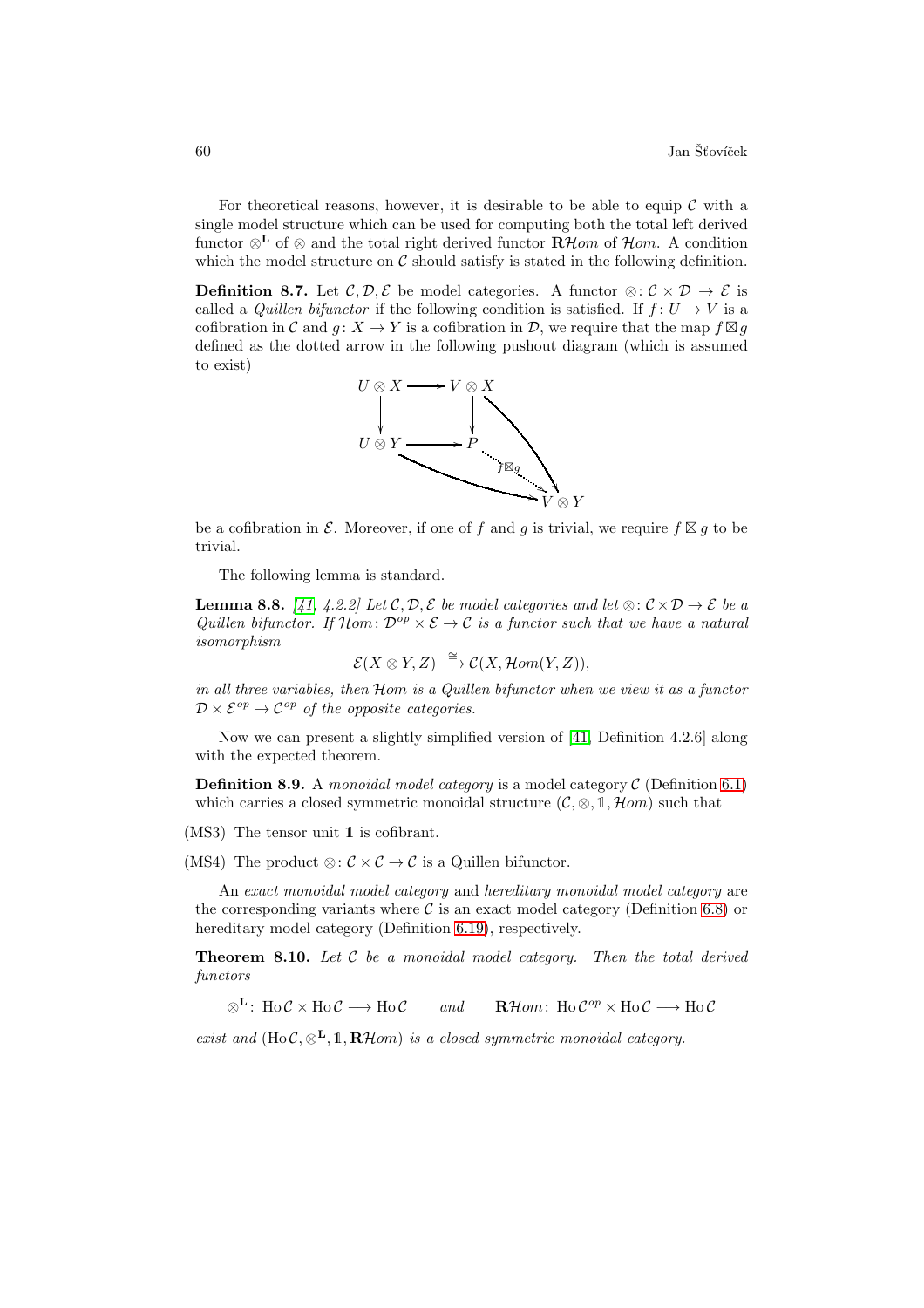For theoretical reasons, however, it is desirable to be able to equip $\mathcal{C}$ with a single model structure which can be used for computing both the total left derived functor $\otimes^{\mathbf{L}}$ of $\otimes$ and the total right derived functor $\mathbf{R}\mathcal{H}om$ of $\mathcal{H}om$. A condition which the model structure on $\mathcal{C}$ should satisfy is stated in the following definition.

**Definition 8.7.** Let $\mathcal{C}, \mathcal{D}, \mathcal{E}$ be model categories. A functor $\otimes\colon \mathcal{C} \times \mathcal{D} \to \mathcal{E}$ is called a *Quillen bifunctor* if the following condition is satisfied. If $f\colon U \to V$ is a cofibration in $\mathcal{C}$ and $g\colon X \to Y$ is a cofibration in $\mathcal{D}$, we require that the map $f \boxtimes g$ defined as the dotted arrow in the following pushout diagram (which is assumed to exist)

$$
\begin{array}{ccccc}
U \otimes X & \longrightarrow & V \otimes X & & \\
\downarrow & & \downarrow & \searrow & \\
U \otimes Y & \longrightarrow & P & \overset{f \boxtimes g}{\dashrightarrow} & V \otimes Y \\
& \searrow & & \nearrow & 
\end{array}
$$

be a cofibration in $\mathcal{E}$. Moreover, if one of $f$ and $g$ is trivial, we require $f \boxtimes g$ to be trivial.

The following lemma is standard.

**Lemma 8.8.** *[41, 4.2.2] Let $\mathcal{C}, \mathcal{D}, \mathcal{E}$ be model categories and let $\otimes\colon \mathcal{C} \times \mathcal{D} \to \mathcal{E}$ be a Quillen bifunctor. If $\mathcal{H}om\colon \mathcal{D}^{op} \times \mathcal{E} \to \mathcal{C}$ is a functor such that we have a natural isomorphism*

$$\mathcal{E}(X \otimes Y, Z) \xrightarrow{\cong} \mathcal{C}(X, \mathcal{H}om(Y, Z)),$$

*in all three variables, then $\mathcal{H}om$ is a Quillen bifunctor when we view it as a functor $\mathcal{D} \times \mathcal{E}^{op} \to \mathcal{C}^{op}$ of the opposite categories.*

Now we can present a slightly simplified version of [41, Definition 4.2.6] along with the expected theorem.

**Definition 8.9.** A *monoidal model category* is a model category $\mathcal{C}$ (Definition 6.1) which carries a closed symmetric monoidal structure $(\mathcal{C}, \otimes, \mathbb{1}, \mathcal{H}om)$ such that

(MS3) The tensor unit $\mathbb{1}$ is cofibrant.

(MS4) The product $\otimes\colon \mathcal{C} \times \mathcal{C} \to \mathcal{C}$ is a Quillen bifunctor.

An *exact monoidal model category* and *hereditary monoidal model category* are the corresponding variants where $\mathcal{C}$ is an exact model category (Definition 6.8) or hereditary model category (Definition 6.19), respectively.

**Theorem 8.10.** *Let $\mathcal{C}$ be a monoidal model category. Then the total derived functors*

$$\otimes^{\mathbf{L}}\colon \operatorname{Ho}\mathcal{C} \times \operatorname{Ho}\mathcal{C} \longrightarrow \operatorname{Ho}\mathcal{C} \qquad \textit{and} \qquad \mathbf{R}\mathcal{H}om\colon \operatorname{Ho}\mathcal{C}^{op} \times \operatorname{Ho}\mathcal{C} \longrightarrow \operatorname{Ho}\mathcal{C}$$

*exist and $(\operatorname{Ho}\mathcal{C}, \otimes^{\mathbf{L}}, \mathbb{1}, \mathbf{R}\mathcal{H}om)$ is a closed symmetric monoidal category.*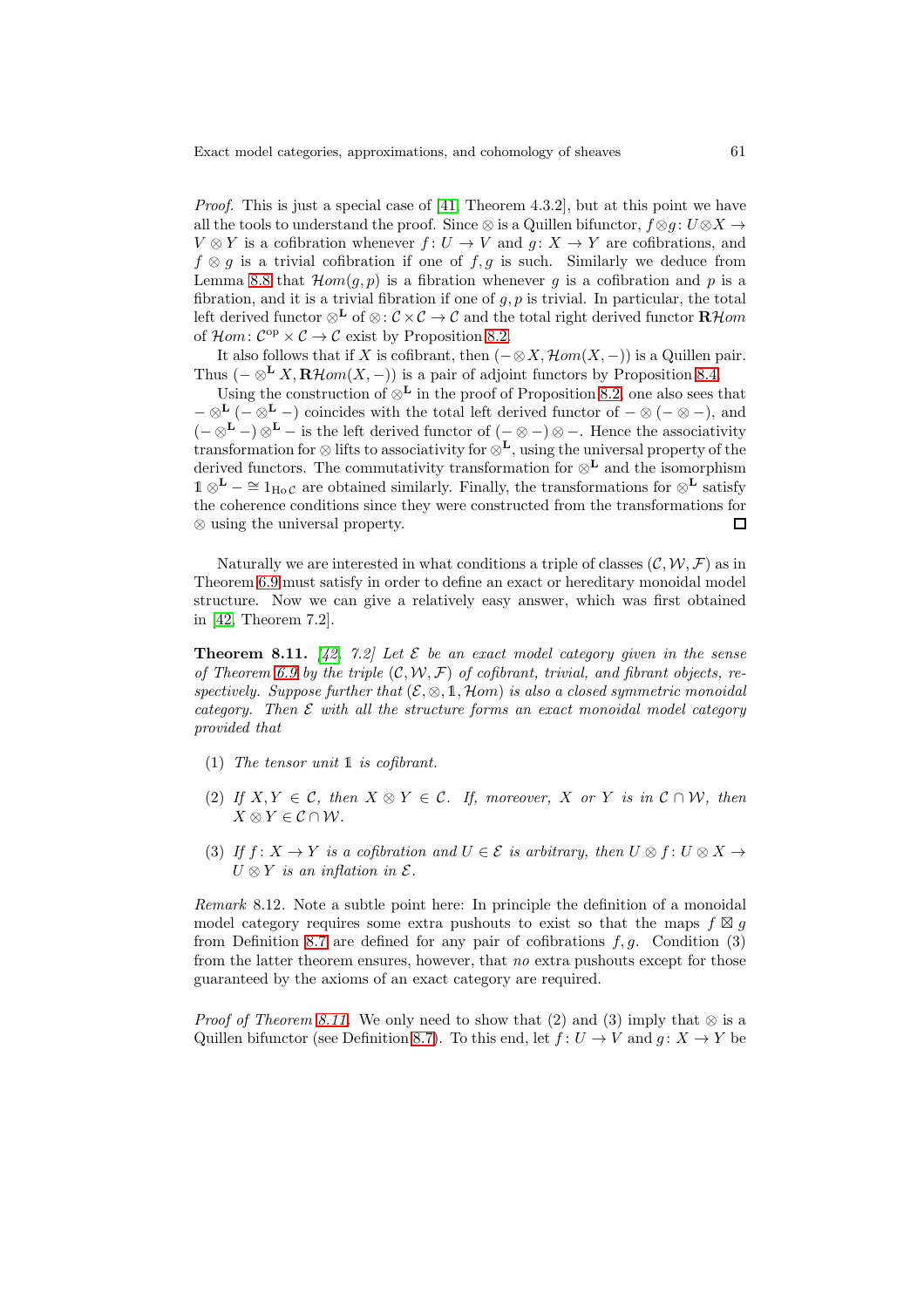*Proof.* This is just a special case of [41, Theorem 4.3.2], but at this point we have all the tools to understand the proof. Since $\otimes$ is a Quillen bifunctor, $f \otimes g\colon U \otimes X \to V \otimes Y$ is a cofibration whenever $f\colon U \to V$ and $g\colon X \to Y$ are cofibrations, and $f \otimes g$ is a trivial cofibration if one of $f, g$ is such. Similarly we deduce from Lemma 8.8 that $\mathcal{H}om(g, p)$ is a fibration whenever $g$ is a cofibration and $p$ is a fibration, and it is a trivial fibration if one of $g, p$ is trivial. In particular, the total left derived functor $\otimes^{\mathbf{L}}$ of $\otimes\colon \mathcal{C} \times \mathcal{C} \to \mathcal{C}$ and the total right derived functor $\mathbf{R}\mathcal{H}om$ of $\mathcal{H}om\colon \mathcal{C}^{\mathrm{op}} \times \mathcal{C} \to \mathcal{C}$ exist by Proposition 8.2.

It also follows that if $X$ is cofibrant, then $(- \otimes X, \mathcal{H}om(X, -))$ is a Quillen pair. Thus $(- \otimes^{\mathbf{L}} X, \mathbf{R}\mathcal{H}om(X, -))$ is a pair of adjoint functors by Proposition 8.4.

Using the construction of $\otimes^{\mathbf{L}}$ in the proof of Proposition 8.2, one also sees that $- \otimes^{\mathbf{L}} (- \otimes^{\mathbf{L}} -)$ coincides with the total left derived functor of $- \otimes (- \otimes -)$, and $(- \otimes^{\mathbf{L}} -) \otimes^{\mathbf{L}} -$ is the left derived functor of $(- \otimes -) \otimes -$. Hence the associativity transformation for $\otimes$ lifts to associativity for $\otimes^{\mathbf{L}}$, using the universal property of the derived functors. The commutativity transformation for $\otimes^{\mathbf{L}}$ and the isomorphism $\mathbb{1} \otimes^{\mathbf{L}} - \cong 1_{\mathrm{Ho}\,\mathcal{C}}$ are obtained similarly. Finally, the transformations for $\otimes^{\mathbf{L}}$ satisfy the coherence conditions since they were constructed from the transformations for $\otimes$ using the universal property. $\square$

Naturally we are interested in what conditions a triple of classes $(\mathcal{C}, \mathcal{W}, \mathcal{F})$ as in Theorem 6.9 must satisfy in order to define an exact or hereditary monoidal model structure. Now we can give a relatively easy answer, which was first obtained in [42, Theorem 7.2].

**Theorem 8.11.** *[42, 7.2] Let $\mathcal{E}$ be an exact model category given in the sense of Theorem 6.9 by the triple $(\mathcal{C}, \mathcal{W}, \mathcal{F})$ of cofibrant, trivial, and fibrant objects, respectively. Suppose further that $(\mathcal{E}, \otimes, \mathbb{1}, \mathcal{H}om)$ is also a closed symmetric monoidal category. Then $\mathcal{E}$ with all the structure forms an exact monoidal model category provided that*

1. *The tensor unit $\mathbb{1}$ is cofibrant.*
2. *If $X, Y \in \mathcal{C}$, then $X \otimes Y \in \mathcal{C}$. If, moreover, $X$ or $Y$ is in $\mathcal{C} \cap \mathcal{W}$, then $X \otimes Y \in \mathcal{C} \cap \mathcal{W}$.*
3. *If $f\colon X \to Y$ is a cofibration and $U \in \mathcal{E}$ is arbitrary, then $U \otimes f\colon U \otimes X \to U \otimes Y$ is an inflation in $\mathcal{E}$.*

*Remark* 8.12. Note a subtle point here: In principle the definition of a monoidal model category requires some extra pushouts to exist so that the maps $f \boxtimes g$ from Definition 8.7 are defined for any pair of cofibrations $f, g$. Condition (3) from the latter theorem ensures, however, that *no* extra pushouts except for those guaranteed by the axioms of an exact category are required.

*Proof of Theorem 8.11.* We only need to show that (2) and (3) imply that $\otimes$ is a Quillen bifunctor (see Definition 8.7). To this end, let $f\colon U \to V$ and $g\colon X \to Y$ be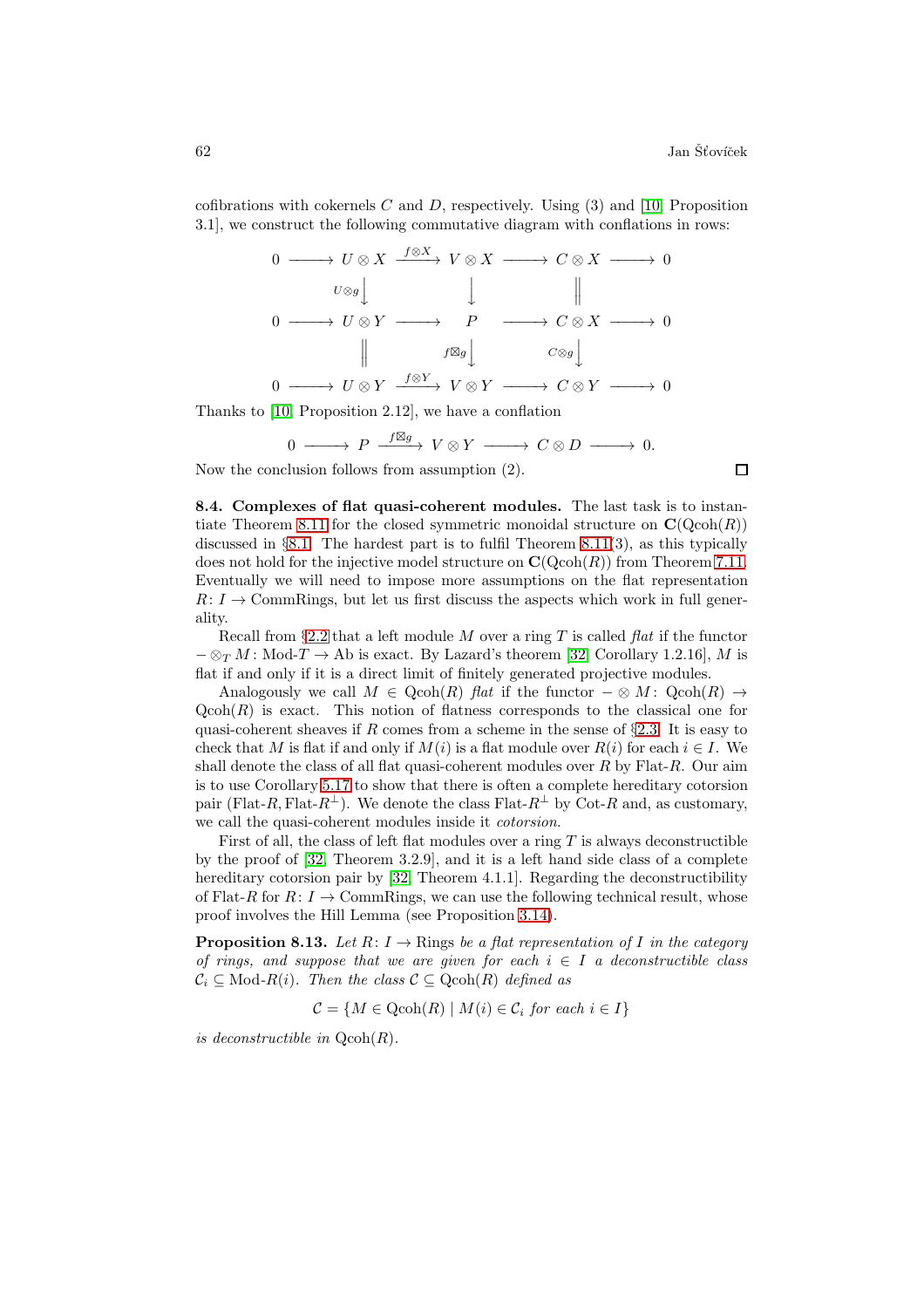cofibrations with cokernels $C$ and $D$, respectively. Using (3) and [10, Proposition 3.1], we construct the following commutative diagram with conflations in rows:

$$\begin{array}{ccccccccc}
0 & \longrightarrow & U \otimes X & \xrightarrow{f\otimes X} & V \otimes X & \longrightarrow & C \otimes X & \longrightarrow & 0 \\
 & & {\scriptstyle U\otimes g}\downarrow & & \downarrow & & \| & & \\
0 & \longrightarrow & U \otimes Y & \longrightarrow & P & \longrightarrow & C \otimes X & \longrightarrow & 0 \\
 & & \| & & {\scriptstyle f\boxtimes g}\downarrow & & {\scriptstyle C\otimes g}\downarrow & & \\
0 & \longrightarrow & U \otimes Y & \xrightarrow{f\otimes Y} & V \otimes Y & \longrightarrow & C \otimes Y & \longrightarrow & 0
\end{array}$$

Thanks to [10, Proposition 2.12], we have a conflation

$$0 \longrightarrow P \xrightarrow{f\boxtimes g} V \otimes Y \longrightarrow C \otimes D \longrightarrow 0.$$

Now the conclusion follows from assumption (2). □

**8.4. Complexes of flat quasi-coherent modules.** The last task is to instantiate Theorem 8.11 for the closed symmetric monoidal structure on $\mathbf{C}(\mathrm{Qcoh}(R))$ discussed in §8.1. The hardest part is to fulfil Theorem 8.11(3), as this typically does not hold for the injective model structure on $\mathbf{C}(\mathrm{Qcoh}(R))$ from Theorem 7.11. Eventually we will need to impose more assumptions on the flat representation $R: I \to \mathrm{CommRings}$, but let us first discuss the aspects which work in full generality.

Recall from §2.2 that a left module $M$ over a ring $T$ is called *flat* if the functor $- \otimes_T M: \text{Mod-}T \to \mathrm{Ab}$ is exact. By Lazard's theorem [32, Corollary 1.2.16], $M$ is flat if and only if it is a direct limit of finitely generated projective modules.

Analogously we call $M \in \mathrm{Qcoh}(R)$ *flat* if the functor $- \otimes M: \mathrm{Qcoh}(R) \to \mathrm{Qcoh}(R)$ is exact. This notion of flatness corresponds to the classical one for quasi-coherent sheaves if $R$ comes from a scheme in the sense of §2.3. It is easy to check that $M$ is flat if and only if $M(i)$ is a flat module over $R(i)$ for each $i \in I$. We shall denote the class of all flat quasi-coherent modules over $R$ by Flat-$R$. Our aim is to use Corollary 5.17 to show that there is often a complete hereditary cotorsion pair (Flat-$R$, Flat-$R^\perp$). We denote the class Flat-$R^\perp$ by Cot-$R$ and, as customary, we call the quasi-coherent modules inside it *cotorsion*.

First of all, the class of left flat modules over a ring $T$ is always deconstructible by the proof of [32, Theorem 3.2.9], and it is a left hand side class of a complete hereditary cotorsion pair by [32, Theorem 4.1.1]. Regarding the deconstructibility of Flat-$R$ for $R: I \to \mathrm{CommRings}$, we can use the following technical result, whose proof involves the Hill Lemma (see Proposition 3.14).

**Proposition 8.13.** *Let $R: I \to \mathrm{Rings}$ be a flat representation of $I$ in the category of rings, and suppose that we are given for each $i \in I$ a deconstructible class $\mathcal{C}_i \subseteq \text{Mod-}R(i)$. Then the class $\mathcal{C} \subseteq \mathrm{Qcoh}(R)$ defined as*

$$\mathcal{C} = \{M \in \mathrm{Qcoh}(R) \mid M(i) \in \mathcal{C}_i \text{ for each } i \in I\}$$

*is deconstructible in $\mathrm{Qcoh}(R)$.*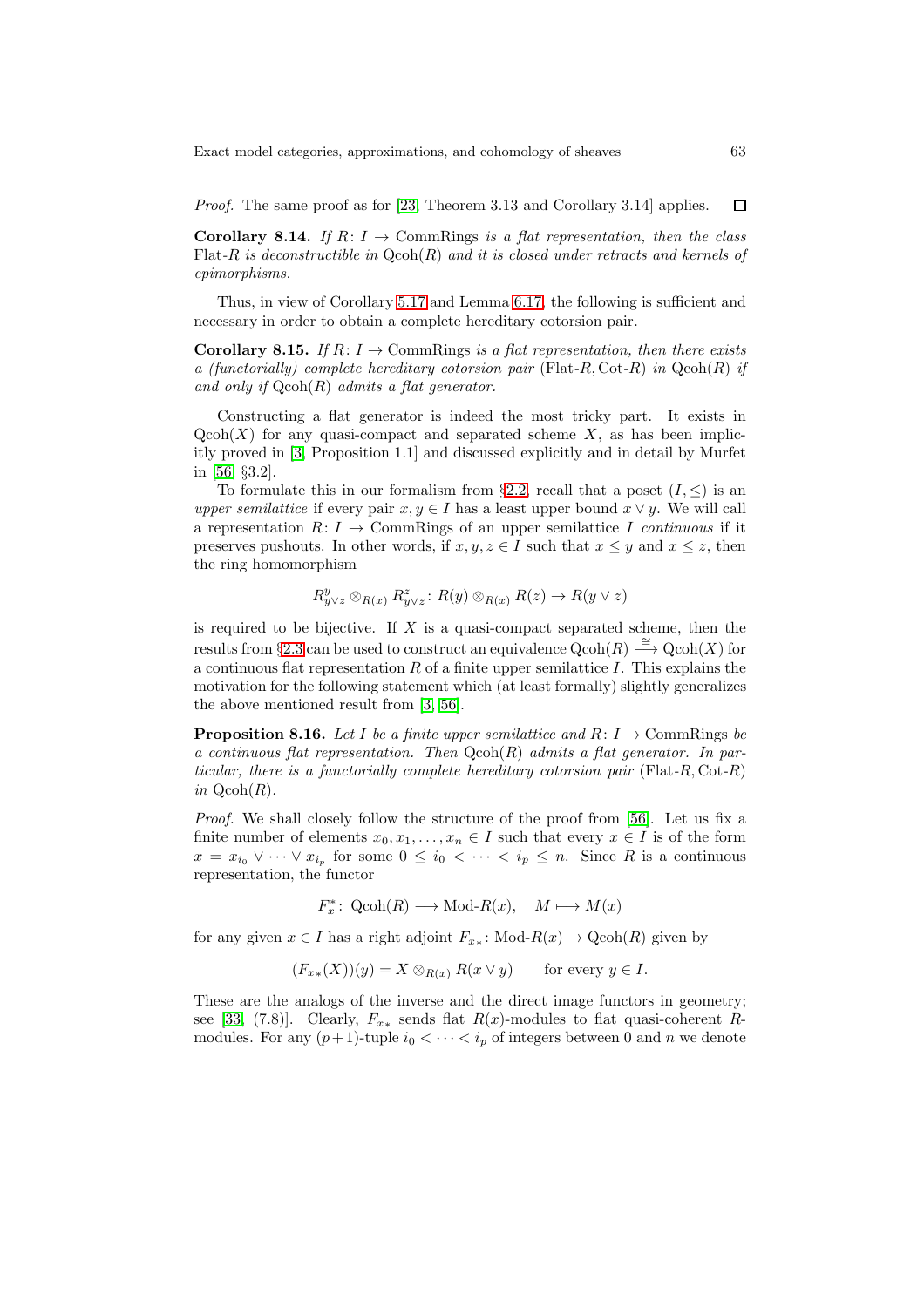*Proof.* The same proof as for [23, Theorem 3.13 and Corollary 3.14] applies. $\square$

**Corollary 8.14.** *If $R\colon I \to \mathrm{CommRings}$ is a flat representation, then the class $\mathrm{Flat}\text{-}R$ is deconstructible in $\mathrm{Qcoh}(R)$ and it is closed under retracts and kernels of epimorphisms.*

Thus, in view of Corollary 5.17 and Lemma 6.17, the following is sufficient and necessary in order to obtain a complete hereditary cotorsion pair.

**Corollary 8.15.** *If $R\colon I \to \mathrm{CommRings}$ is a flat representation, then there exists a (functorially) complete hereditary cotorsion pair $(\mathrm{Flat}\text{-}R, \mathrm{Cot}\text{-}R)$ in $\mathrm{Qcoh}(R)$ if and only if $\mathrm{Qcoh}(R)$ admits a flat generator.*

Constructing a flat generator is indeed the most tricky part. It exists in $\mathrm{Qcoh}(X)$ for any quasi-compact and separated scheme $X$, as has been implicitly proved in [3, Proposition 1.1] and discussed explicitly and in detail by Murfet in [56, §3.2].

To formulate this in our formalism from §2.2, recall that a poset $(I, \leq)$ is an *upper semilattice* if every pair $x, y \in I$ has a least upper bound $x \vee y$. We will call a representation $R\colon I \to \mathrm{CommRings}$ of an upper semilattice $I$ *continuous* if it preserves pushouts. In other words, if $x, y, z \in I$ such that $x \leq y$ and $x \leq z$, then the ring homomorphism

$$R^y_{y\vee z} \otimes_{R(x)} R^z_{y\vee z}\colon R(y) \otimes_{R(x)} R(z) \to R(y \vee z)$$

is required to be bijective. If $X$ is a quasi-compact separated scheme, then the results from §2.3 can be used to construct an equivalence $\mathrm{Qcoh}(R) \xrightarrow{\cong} \mathrm{Qcoh}(X)$ for a continuous flat representation $R$ of a finite upper semilattice $I$. This explains the motivation for the following statement which (at least formally) slightly generalizes the above mentioned result from [3, 56].

**Proposition 8.16.** *Let $I$ be a finite upper semilattice and $R\colon I \to \mathrm{CommRings}$ be a continuous flat representation. Then $\mathrm{Qcoh}(R)$ admits a flat generator. In particular, there is a functorially complete hereditary cotorsion pair $(\mathrm{Flat}\text{-}R, \mathrm{Cot}\text{-}R)$ in $\mathrm{Qcoh}(R)$.*

*Proof.* We shall closely follow the structure of the proof from [56]. Let us fix a finite number of elements $x_0, x_1, \dots, x_n \in I$ such that every $x \in I$ is of the form $x = x_{i_0} \vee \cdots \vee x_{i_p}$ for some $0 \leq i_0 < \cdots < i_p \leq n$. Since $R$ is a continuous representation, the functor

$$F_x^*\colon\ \mathrm{Qcoh}(R) \longrightarrow \mathrm{Mod}\text{-}R(x), \quad M \longmapsto M(x)$$

for any given $x \in I$ has a right adjoint $F_{x*}\colon \mathrm{Mod}\text{-}R(x) \to \mathrm{Qcoh}(R)$ given by

$$(F_{x*}(X))(y) = X \otimes_{R(x)} R(x \vee y) \qquad \text{for every } y \in I.$$

These are the analogs of the inverse and the direct image functors in geometry; see [33, (7.8)]. Clearly, $F_{x*}$ sends flat $R(x)$-modules to flat quasi-coherent $R$-modules. For any $(p+1)$-tuple $i_0 < \cdots < i_p$ of integers between 0 and $n$ we denote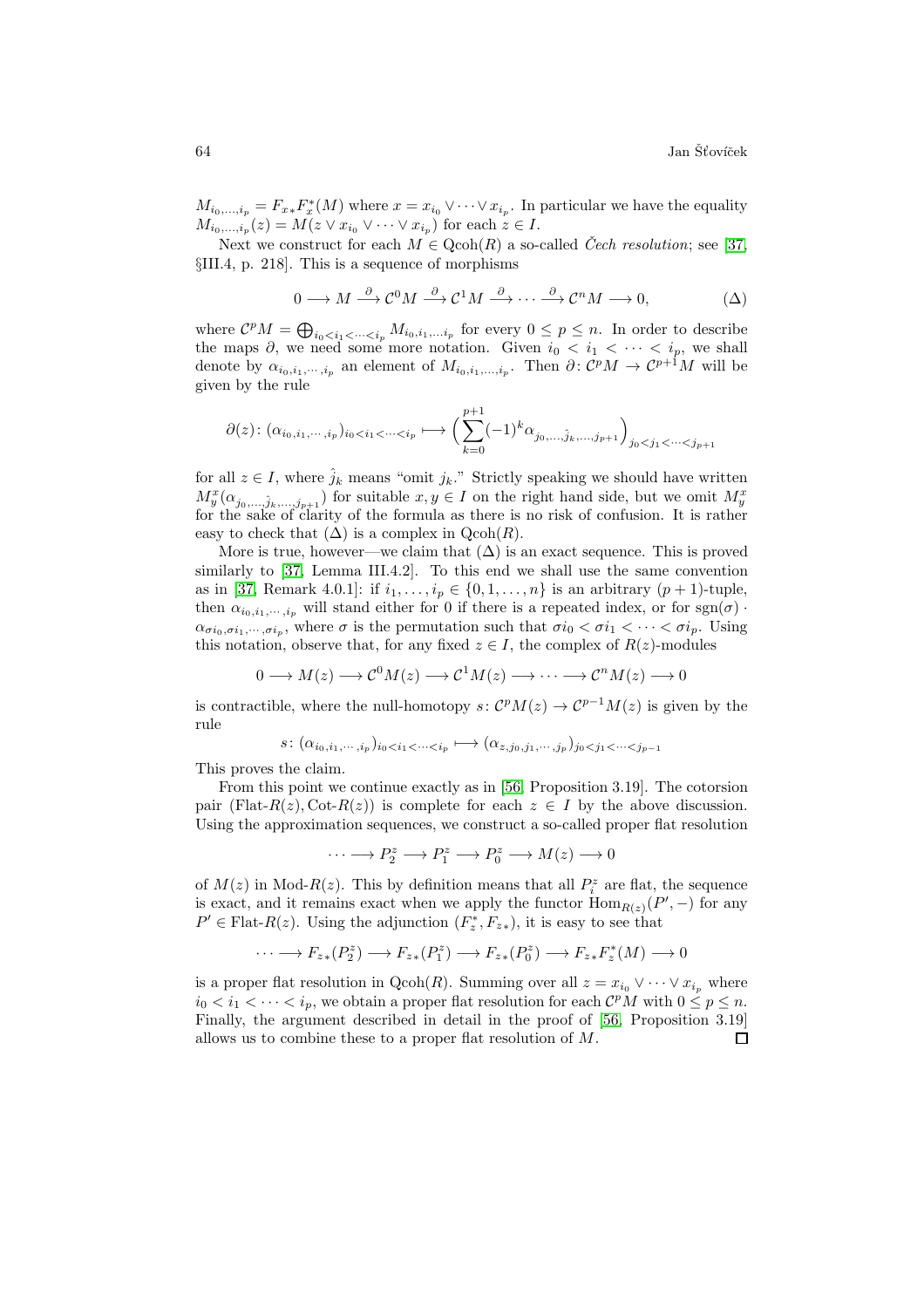$M_{i_0,\dots,i_p} = F_{x*}F_x^*(M)$ where $x = x_{i_0} \vee \dots \vee x_{i_p}$. In particular we have the equality $M_{i_0,\dots,i_p}(z) = M(z \vee x_{i_0} \vee \dots \vee x_{i_p})$ for each $z \in I$.

Next we construct for each $M \in \mathrm{Qcoh}(R)$ a so-called *Čech resolution*; see [37, §III.4, p. 218]. This is a sequence of morphisms

$$0 \longrightarrow M \xrightarrow{\partial} \mathcal{C}^0 M \xrightarrow{\partial} \mathcal{C}^1 M \xrightarrow{\partial} \cdots \xrightarrow{\partial} \mathcal{C}^n M \longrightarrow 0, \qquad (\Delta)$$

where $\mathcal{C}^p M = \bigoplus_{i_0 < i_1 < \dots < i_p} M_{i_0,i_1,\dots i_p}$ for every $0 \le p \le n$. In order to describe the maps $\partial$, we need some more notation. Given $i_0 < i_1 < \dots < i_p$, we shall denote by $\alpha_{i_0,i_1,\cdots,i_p}$ an element of $M_{i_0,i_1,\dots,i_p}$. Then $\partial \colon \mathcal{C}^p M \to \mathcal{C}^{p+1} M$ will be given by the rule

$$\partial(z) \colon (\alpha_{i_0,i_1,\cdots,i_p})_{i_0<i_1<\dots<i_p} \longmapsto \Big( \sum_{k=0}^{p+1} (-1)^k \alpha_{j_0,\dots,\hat{j}_k,\dots,j_{p+1}} \Big)_{j_0<j_1<\dots<j_{p+1}}$$

for all $z \in I$, where $\hat{j}_k$ means "omit $j_k$." Strictly speaking we should have written $M_y^x(\alpha_{j_0,\dots,\hat{j}_k,\dots,j_{p+1}})$ for suitable $x, y \in I$ on the right hand side, but we omit $M_y^x$ for the sake of clarity of the formula as there is no risk of confusion. It is rather easy to check that $(\Delta)$ is a complex in $\mathrm{Qcoh}(R)$.

More is true, however—we claim that $(\Delta)$ is an exact sequence. This is proved similarly to [37, Lemma III.4.2]. To this end we shall use the same convention as in [37, Remark 4.0.1]: if $i_1, \dots, i_p \in \{0, 1, \dots, n\}$ is an arbitrary $(p+1)$-tuple, then $\alpha_{i_0,i_1,\cdots,i_p}$ will stand either for 0 if there is a repeated index, or for $\mathrm{sgn}(\sigma) \cdot \alpha_{\sigma i_0, \sigma i_1, \cdots, \sigma i_p}$, where $\sigma$ is the permutation such that $\sigma i_0 < \sigma i_1 < \dots < \sigma i_p$. Using this notation, observe that, for any fixed $z \in I$, the complex of $R(z)$-modules

$$0 \longrightarrow M(z) \longrightarrow \mathcal{C}^0 M(z) \longrightarrow \mathcal{C}^1 M(z) \longrightarrow \cdots \longrightarrow \mathcal{C}^n M(z) \longrightarrow 0$$

is contractible, where the null-homotopy $s \colon \mathcal{C}^p M(z) \to \mathcal{C}^{p-1} M(z)$ is given by the rule

$$s \colon (\alpha_{i_0,i_1,\cdots,i_p})_{i_0<i_1<\dots<i_p} \longmapsto (\alpha_{z,j_0,j_1,\cdots,j_p})_{j_0<j_1<\dots<j_{p-1}}$$

This proves the claim.

From this point we continue exactly as in [56, Proposition 3.19]. The cotorsion pair $(\text{Flat-}R(z), \text{Cot-}R(z))$ is complete for each $z \in I$ by the above discussion. Using the approximation sequences, we construct a so-called proper flat resolution

$$\cdots \longrightarrow P_2^z \longrightarrow P_1^z \longrightarrow P_0^z \longrightarrow M(z) \longrightarrow 0$$

of $M(z)$ in $\text{Mod-}R(z)$. This by definition means that all $P_i^z$ are flat, the sequence is exact, and it remains exact when we apply the functor $\mathrm{Hom}_{R(z)}(P', -)$ for any $P' \in \text{Flat-}R(z)$. Using the adjunction $(F_z^*, F_{z*})$, it is easy to see that

$$\cdots \longrightarrow F_{z*}(P_2^z) \longrightarrow F_{z*}(P_1^z) \longrightarrow F_{z*}(P_0^z) \longrightarrow F_{z*}F_z^*(M) \longrightarrow 0$$

is a proper flat resolution in $\mathrm{Qcoh}(R)$. Summing over all $z = x_{i_0} \vee \dots \vee x_{i_p}$ where $i_0 < i_1 < \dots < i_p$, we obtain a proper flat resolution for each $\mathcal{C}^p M$ with $0 \le p \le n$. Finally, the argument described in detail in the proof of [56, Proposition 3.19] allows us to combine these to a proper flat resolution of $M$. □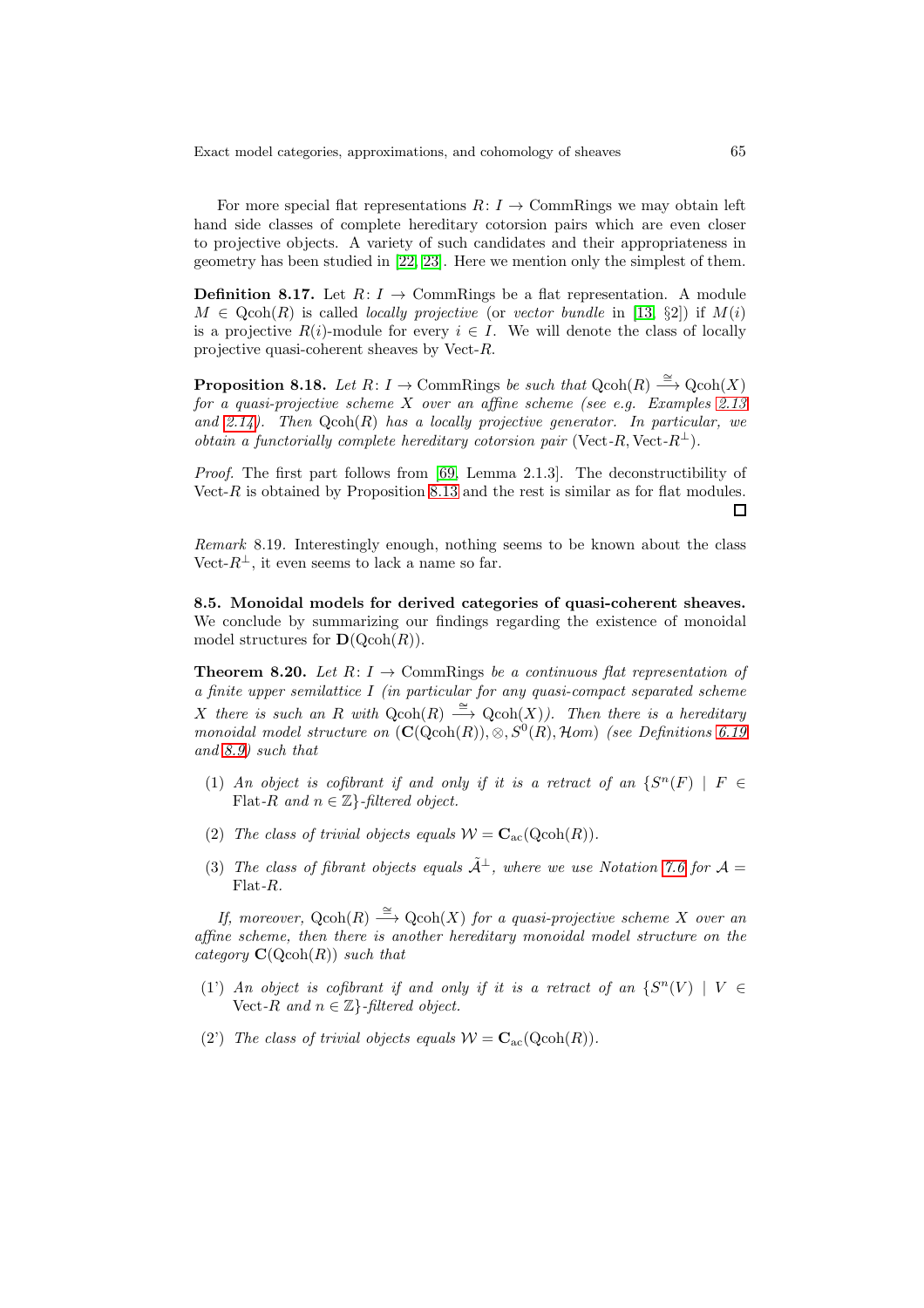For more special flat representations $R\colon I \to \mathrm{CommRings}$ we may obtain left hand side classes of complete hereditary cotorsion pairs which are even closer to projective objects. A variety of such candidates and their appropriateness in geometry has been studied in [22, 23]. Here we mention only the simplest of them.

**Definition 8.17.** Let $R\colon I \to \mathrm{CommRings}$ be a flat representation. A module $M \in \mathrm{Qcoh}(R)$ is called *locally projective* (or *vector bundle* in [13, §2]) if $M(i)$ is a projective $R(i)$-module for every $i \in I$. We will denote the class of locally projective quasi-coherent sheaves by $\mathrm{Vect}\text{-}R$.

**Proposition 8.18.** *Let $R\colon I \to \mathrm{CommRings}$ be such that $\mathrm{Qcoh}(R) \xrightarrow{\cong} \mathrm{Qcoh}(X)$ for a quasi-projective scheme $X$ over an affine scheme (see e.g. Examples 2.13 and 2.14). Then $\mathrm{Qcoh}(R)$ has a locally projective generator. In particular, we obtain a functorially complete hereditary cotorsion pair $(\mathrm{Vect}\text{-}R, \mathrm{Vect}\text{-}R^{\perp})$.*

*Proof.* The first part follows from [69, Lemma 2.1.3]. The deconstructibility of $\mathrm{Vect}\text{-}R$ is obtained by Proposition 8.13 and the rest is similar as for flat modules. □

*Remark* 8.19. Interestingly enough, nothing seems to be known about the class $\mathrm{Vect}\text{-}R^{\perp}$, it even seems to lack a name so far.

**8.5. Monoidal models for derived categories of quasi-coherent sheaves.** We conclude by summarizing our findings regarding the existence of monoidal model structures for $\mathbf{D}(\mathrm{Qcoh}(R))$.

**Theorem 8.20.** *Let $R\colon I \to \mathrm{CommRings}$ be a continuous flat representation of a finite upper semilattice $I$ (in particular for any quasi-compact separated scheme $X$ there is such an $R$ with $\mathrm{Qcoh}(R) \xrightarrow{\cong} \mathrm{Qcoh}(X)$). Then there is a hereditary monoidal model structure on $(\mathbf{C}(\mathrm{Qcoh}(R)), \otimes, S^0(R), \mathcal{H}om)$ (see Definitions 6.19 and 8.9) such that*

1. *An object is cofibrant if and only if it is a retract of an $\{S^n(F) \mid F \in \mathrm{Flat}\text{-}R \text{ and } n \in \mathbb{Z}\}$-filtered object.*
2. *The class of trivial objects equals $\mathcal{W} = \mathbf{C}_{\mathrm{ac}}(\mathrm{Qcoh}(R))$.*
3. *The class of fibrant objects equals $\tilde{\mathcal{A}}^{\perp}$, where we use Notation 7.6 for $\mathcal{A} = \mathrm{Flat}\text{-}R$.*

*If, moreover, $\mathrm{Qcoh}(R) \xrightarrow{\cong} \mathrm{Qcoh}(X)$ for a quasi-projective scheme $X$ over an affine scheme, then there is another hereditary monoidal model structure on the category $\mathbf{C}(\mathrm{Qcoh}(R))$ such that*

(1') *An object is cofibrant if and only if it is a retract of an $\{S^n(V) \mid V \in \mathrm{Vect}\text{-}R \text{ and } n \in \mathbb{Z}\}$-filtered object.*

(2') *The class of trivial objects equals $\mathcal{W} = \mathbf{C}_{\mathrm{ac}}(\mathrm{Qcoh}(R))$.*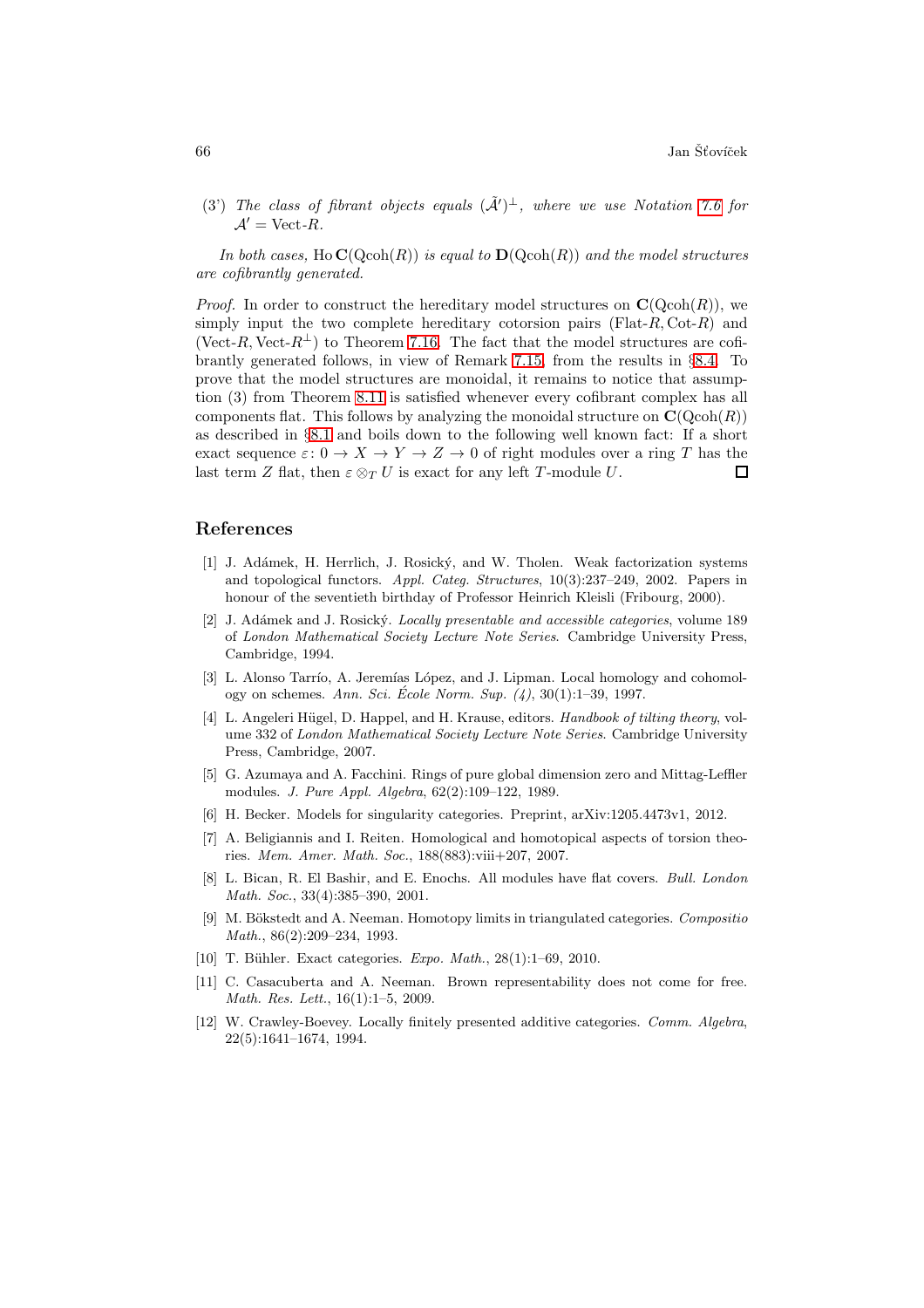(3') *The class of fibrant objects equals* $(\tilde{\mathcal{A}}')^\perp$, *where we use Notation 7.6 for* $\mathcal{A}' = \text{Vect-}R$.

*In both cases,* $\operatorname{Ho} \mathbf{C}(\operatorname{Qcoh}(R))$ *is equal to* $\mathbf{D}(\operatorname{Qcoh}(R))$ *and the model structures are cofibrantly generated.*

*Proof.* In order to construct the hereditary model structures on $\mathbf{C}(\operatorname{Qcoh}(R))$, we simply input the two complete hereditary cotorsion pairs $(\text{Flat-}R, \text{Cot-}R)$ and $(\text{Vect-}R, \text{Vect-}R^\perp)$ to Theorem 7.16. The fact that the model structures are cofibrantly generated follows, in view of Remark 7.15, from the results in §8.4. To prove that the model structures are monoidal, it remains to notice that assumption (3) from Theorem 8.11 is satisfied whenever every cofibrant complex has all components flat. This follows by analyzing the monoidal structure on $\mathbf{C}(\operatorname{Qcoh}(R))$ as described in §8.1 and boils down to the following well known fact: If a short exact sequence $\varepsilon\colon 0 \to X \to Y \to Z \to 0$ of right modules over a ring $T$ has the last term $Z$ flat, then $\varepsilon \otimes_T U$ is exact for any left $T$-module $U$. □

## References

[1] J. Adámek, H. Herrlich, J. Rosický, and W. Tholen. Weak factorization systems and topological functors. *Appl. Categ. Structures*, 10(3):237–249, 2002. Papers in honour of the seventieth birthday of Professor Heinrich Kleisli (Fribourg, 2000).

[2] J. Adámek and J. Rosický. *Locally presentable and accessible categories*, volume 189 of *London Mathematical Society Lecture Note Series*. Cambridge University Press, Cambridge, 1994.

[3] L. Alonso Tarrío, A. Jeremías López, and J. Lipman. Local homology and cohomology on schemes. *Ann. Sci. École Norm. Sup. (4)*, 30(1):1–39, 1997.

[4] L. Angeleri Hügel, D. Happel, and H. Krause, editors. *Handbook of tilting theory*, volume 332 of *London Mathematical Society Lecture Note Series*. Cambridge University Press, Cambridge, 2007.

[5] G. Azumaya and A. Facchini. Rings of pure global dimension zero and Mittag-Leffler modules. *J. Pure Appl. Algebra*, 62(2):109–122, 1989.

[6] H. Becker. Models for singularity categories. Preprint, arXiv:1205.4473v1, 2012.

[7] A. Beligiannis and I. Reiten. Homological and homotopical aspects of torsion theories. *Mem. Amer. Math. Soc.*, 188(883):viii+207, 2007.

[8] L. Bican, R. El Bashir, and E. Enochs. All modules have flat covers. *Bull. London Math. Soc.*, 33(4):385–390, 2001.

[9] M. Bökstedt and A. Neeman. Homotopy limits in triangulated categories. *Compositio Math.*, 86(2):209–234, 1993.

[10] T. Bühler. Exact categories. *Expo. Math.*, 28(1):1–69, 2010.

[11] C. Casacuberta and A. Neeman. Brown representability does not come for free. *Math. Res. Lett.*, 16(1):1–5, 2009.

[12] W. Crawley-Boevey. Locally finitely presented additive categories. *Comm. Algebra*, 22(5):1641–1674, 1994.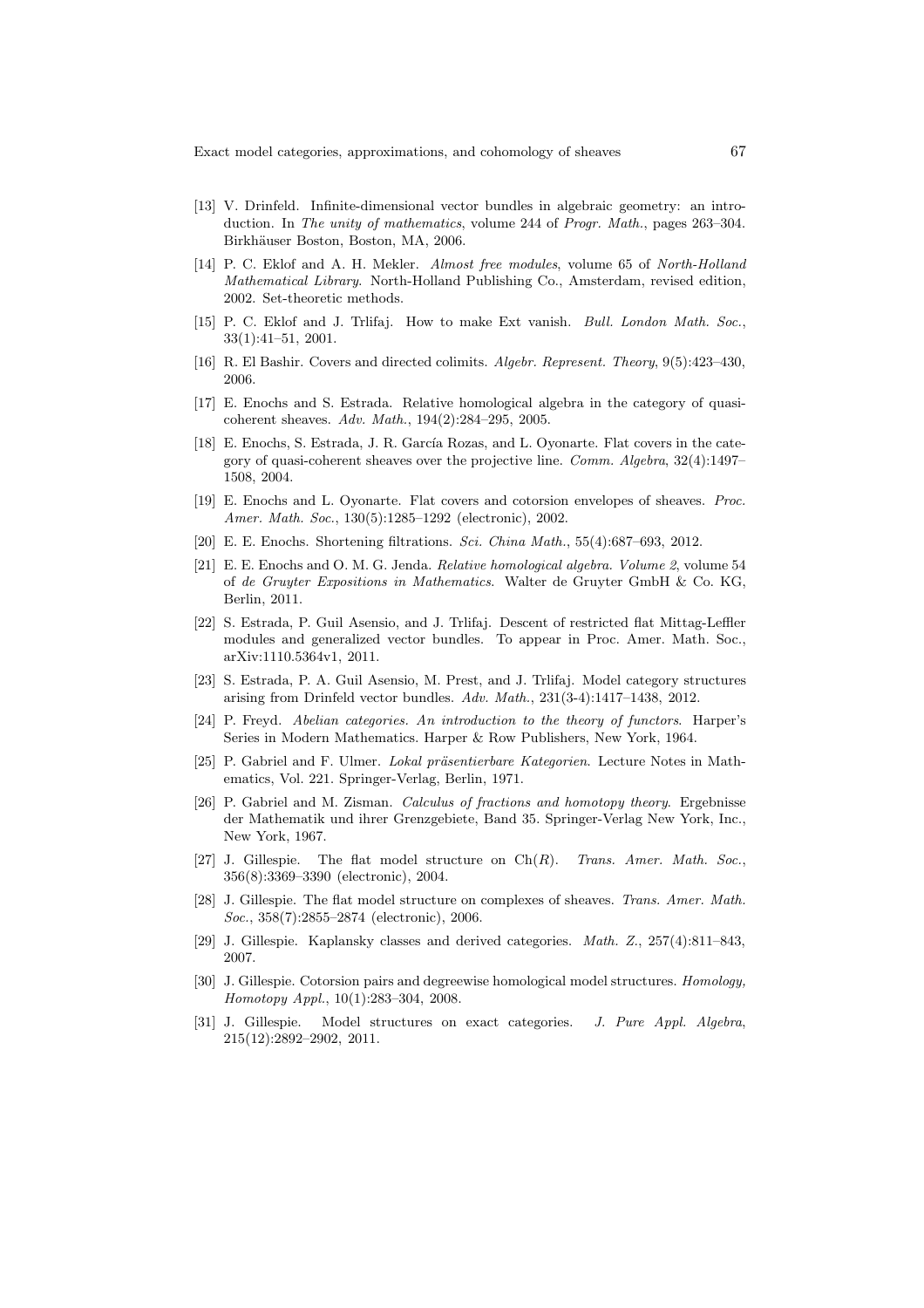[13] V. Drinfeld. Infinite-dimensional vector bundles in algebraic geometry: an introduction. In *The unity of mathematics*, volume 244 of *Progr. Math.*, pages 263–304. Birkhäuser Boston, Boston, MA, 2006.

[14] P. C. Eklof and A. H. Mekler. *Almost free modules*, volume 65 of *North-Holland Mathematical Library*. North-Holland Publishing Co., Amsterdam, revised edition, 2002. Set-theoretic methods.

[15] P. C. Eklof and J. Trlifaj. How to make Ext vanish. *Bull. London Math. Soc.*, 33(1):41–51, 2001.

[16] R. El Bashir. Covers and directed colimits. *Algebr. Represent. Theory*, 9(5):423–430, 2006.

[17] E. Enochs and S. Estrada. Relative homological algebra in the category of quasi-coherent sheaves. *Adv. Math.*, 194(2):284–295, 2005.

[18] E. Enochs, S. Estrada, J. R. García Rozas, and L. Oyonarte. Flat covers in the category of quasi-coherent sheaves over the projective line. *Comm. Algebra*, 32(4):1497–1508, 2004.

[19] E. Enochs and L. Oyonarte. Flat covers and cotorsion envelopes of sheaves. *Proc. Amer. Math. Soc.*, 130(5):1285–1292 (electronic), 2002.

[20] E. E. Enochs. Shortening filtrations. *Sci. China Math.*, 55(4):687–693, 2012.

[21] E. E. Enochs and O. M. G. Jenda. *Relative homological algebra. Volume 2*, volume 54 of *de Gruyter Expositions in Mathematics*. Walter de Gruyter GmbH & Co. KG, Berlin, 2011.

[22] S. Estrada, P. Guil Asensio, and J. Trlifaj. Descent of restricted flat Mittag-Leffler modules and generalized vector bundles. To appear in Proc. Amer. Math. Soc., arXiv:1110.5364v1, 2011.

[23] S. Estrada, P. A. Guil Asensio, M. Prest, and J. Trlifaj. Model category structures arising from Drinfeld vector bundles. *Adv. Math.*, 231(3-4):1417–1438, 2012.

[24] P. Freyd. *Abelian categories. An introduction to the theory of functors*. Harper's Series in Modern Mathematics. Harper & Row Publishers, New York, 1964.

[25] P. Gabriel and F. Ulmer. *Lokal präsentierbare Kategorien*. Lecture Notes in Mathematics, Vol. 221. Springer-Verlag, Berlin, 1971.

[26] P. Gabriel and M. Zisman. *Calculus of fractions and homotopy theory*. Ergebnisse der Mathematik und ihrer Grenzgebiete, Band 35. Springer-Verlag New York, Inc., New York, 1967.

[27] J. Gillespie. The flat model structure on $\mathrm{Ch}(R)$. *Trans. Amer. Math. Soc.*, 356(8):3369–3390 (electronic), 2004.

[28] J. Gillespie. The flat model structure on complexes of sheaves. *Trans. Amer. Math. Soc.*, 358(7):2855–2874 (electronic), 2006.

[29] J. Gillespie. Kaplansky classes and derived categories. *Math. Z.*, 257(4):811–843, 2007.

[30] J. Gillespie. Cotorsion pairs and degreewise homological model structures. *Homology, Homotopy Appl.*, 10(1):283–304, 2008.

[31] J. Gillespie. Model structures on exact categories. *J. Pure Appl. Algebra*, 215(12):2892–2902, 2011.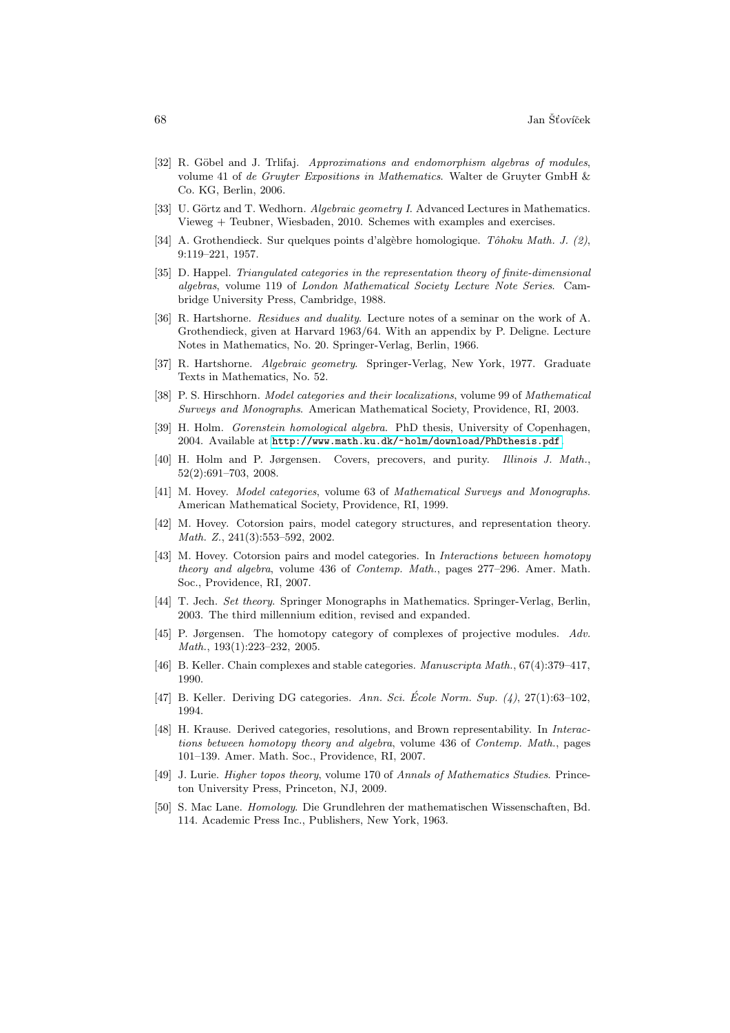[32] R. Göbel and J. Trlifaj. *Approximations and endomorphism algebras of modules*, volume 41 of *de Gruyter Expositions in Mathematics*. Walter de Gruyter GmbH & Co. KG, Berlin, 2006.

[33] U. Görtz and T. Wedhorn. *Algebraic geometry I*. Advanced Lectures in Mathematics. Vieweg + Teubner, Wiesbaden, 2010. Schemes with examples and exercises.

[34] A. Grothendieck. Sur quelques points d'algèbre homologique. *Tôhoku Math. J. (2)*, 9:119–221, 1957.

[35] D. Happel. *Triangulated categories in the representation theory of finite-dimensional algebras*, volume 119 of *London Mathematical Society Lecture Note Series*. Cambridge University Press, Cambridge, 1988.

[36] R. Hartshorne. *Residues and duality*. Lecture notes of a seminar on the work of A. Grothendieck, given at Harvard 1963/64. With an appendix by P. Deligne. Lecture Notes in Mathematics, No. 20. Springer-Verlag, Berlin, 1966.

[37] R. Hartshorne. *Algebraic geometry*. Springer-Verlag, New York, 1977. Graduate Texts in Mathematics, No. 52.

[38] P. S. Hirschhorn. *Model categories and their localizations*, volume 99 of *Mathematical Surveys and Monographs*. American Mathematical Society, Providence, RI, 2003.

[39] H. Holm. *Gorenstein homological algebra*. PhD thesis, University of Copenhagen, 2004. Available at http://www.math.ku.dk/~holm/download/PhDthesis.pdf.

[40] H. Holm and P. Jørgensen. Covers, precovers, and purity. *Illinois J. Math.*, 52(2):691–703, 2008.

[41] M. Hovey. *Model categories*, volume 63 of *Mathematical Surveys and Monographs*. American Mathematical Society, Providence, RI, 1999.

[42] M. Hovey. Cotorsion pairs, model category structures, and representation theory. *Math. Z.*, 241(3):553–592, 2002.

[43] M. Hovey. Cotorsion pairs and model categories. In *Interactions between homotopy theory and algebra*, volume 436 of *Contemp. Math.*, pages 277–296. Amer. Math. Soc., Providence, RI, 2007.

[44] T. Jech. *Set theory*. Springer Monographs in Mathematics. Springer-Verlag, Berlin, 2003. The third millennium edition, revised and expanded.

[45] P. Jørgensen. The homotopy category of complexes of projective modules. *Adv. Math.*, 193(1):223–232, 2005.

[46] B. Keller. Chain complexes and stable categories. *Manuscripta Math.*, 67(4):379–417, 1990.

[47] B. Keller. Deriving DG categories. *Ann. Sci. École Norm. Sup. (4)*, 27(1):63–102, 1994.

[48] H. Krause. Derived categories, resolutions, and Brown representability. In *Interactions between homotopy theory and algebra*, volume 436 of *Contemp. Math.*, pages 101–139. Amer. Math. Soc., Providence, RI, 2007.

[49] J. Lurie. *Higher topos theory*, volume 170 of *Annals of Mathematics Studies*. Princeton University Press, Princeton, NJ, 2009.

[50] S. Mac Lane. *Homology*. Die Grundlehren der mathematischen Wissenschaften, Bd. 114. Academic Press Inc., Publishers, New York, 1963.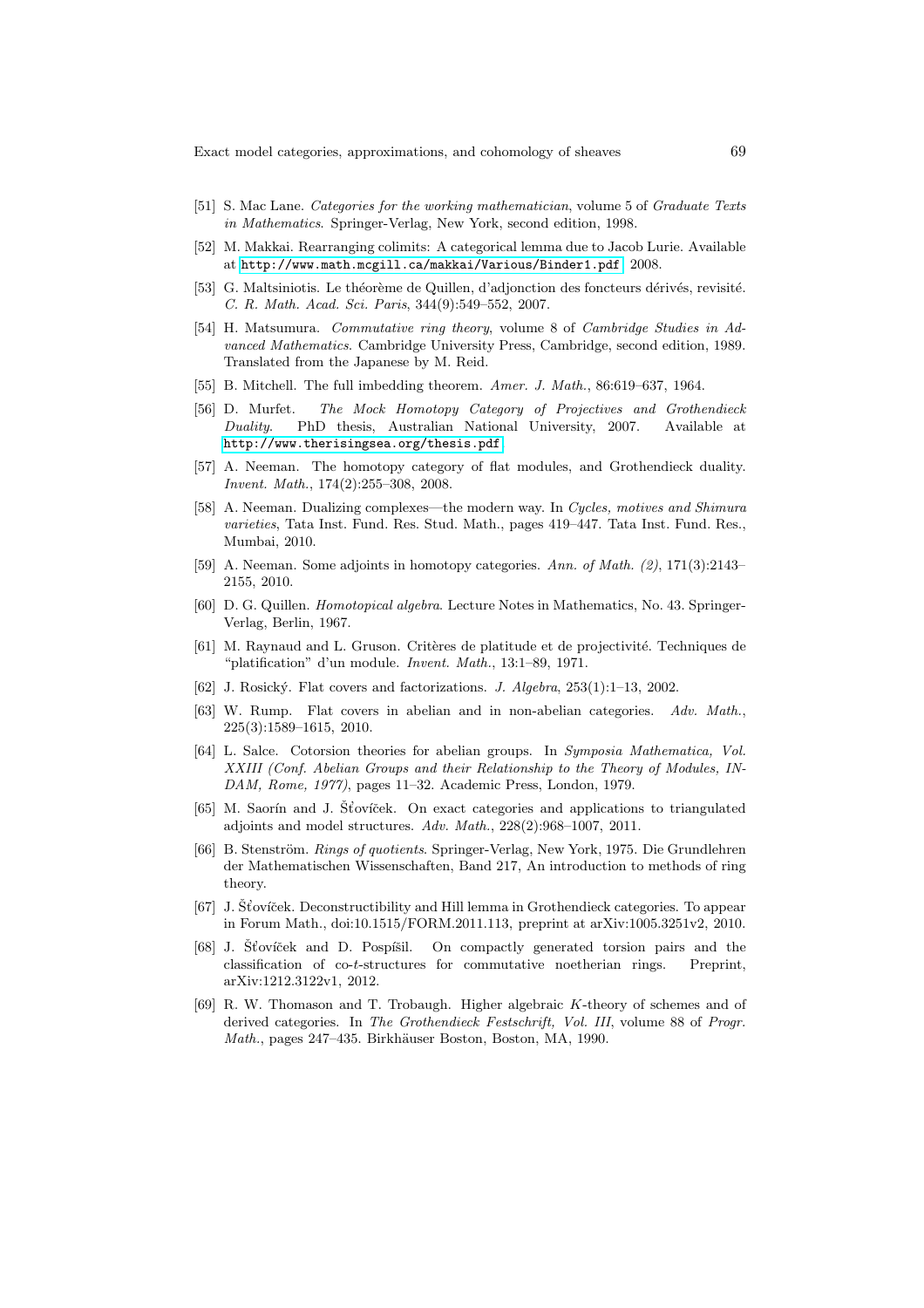[51] S. Mac Lane. *Categories for the working mathematician*, volume 5 of *Graduate Texts in Mathematics*. Springer-Verlag, New York, second edition, 1998.

[52] M. Makkai. Rearranging colimits: A categorical lemma due to Jacob Lurie. Available at http://www.math.mcgill.ca/makkai/Various/Binder1.pdf, 2008.

[53] G. Maltsiniotis. Le théorème de Quillen, d'adjonction des foncteurs dérivés, revisité. *C. R. Math. Acad. Sci. Paris*, 344(9):549–552, 2007.

[54] H. Matsumura. *Commutative ring theory*, volume 8 of *Cambridge Studies in Advanced Mathematics*. Cambridge University Press, Cambridge, second edition, 1989. Translated from the Japanese by M. Reid.

[55] B. Mitchell. The full imbedding theorem. *Amer. J. Math.*, 86:619–637, 1964.

[56] D. Murfet. *The Mock Homotopy Category of Projectives and Grothendieck Duality*. PhD thesis, Australian National University, 2007. Available at http://www.therisingsea.org/thesis.pdf.

[57] A. Neeman. The homotopy category of flat modules, and Grothendieck duality. *Invent. Math.*, 174(2):255–308, 2008.

[58] A. Neeman. Dualizing complexes—the modern way. In *Cycles, motives and Shimura varieties*, Tata Inst. Fund. Res. Stud. Math., pages 419–447. Tata Inst. Fund. Res., Mumbai, 2010.

[59] A. Neeman. Some adjoints in homotopy categories. *Ann. of Math. (2)*, 171(3):2143–2155, 2010.

[60] D. G. Quillen. *Homotopical algebra*. Lecture Notes in Mathematics, No. 43. Springer-Verlag, Berlin, 1967.

[61] M. Raynaud and L. Gruson. Critères de platitude et de projectivité. Techniques de "platification" d'un module. *Invent. Math.*, 13:1–89, 1971.

[62] J. Rosický. Flat covers and factorizations. *J. Algebra*, 253(1):1–13, 2002.

[63] W. Rump. Flat covers in abelian and in non-abelian categories. *Adv. Math.*, 225(3):1589–1615, 2010.

[64] L. Salce. Cotorsion theories for abelian groups. In *Symposia Mathematica, Vol. XXIII (Conf. Abelian Groups and their Relationship to the Theory of Modules, INDAM, Rome, 1977)*, pages 11–32. Academic Press, London, 1979.

[65] M. Saorín and J. Šťovíček. On exact categories and applications to triangulated adjoints and model structures. *Adv. Math.*, 228(2):968–1007, 2011.

[66] B. Stenström. *Rings of quotients*. Springer-Verlag, New York, 1975. Die Grundlehren der Mathematischen Wissenschaften, Band 217, An introduction to methods of ring theory.

[67] J. Šťovíček. Deconstructibility and Hill lemma in Grothendieck categories. To appear in Forum Math., doi:10.1515/FORM.2011.113, preprint at arXiv:1005.3251v2, 2010.

[68] J. Šťovíček and D. Pospíšil. On compactly generated torsion pairs and the classification of co-$t$-structures for commutative noetherian rings. Preprint, arXiv:1212.3122v1, 2012.

[69] R. W. Thomason and T. Trobaugh. Higher algebraic $K$-theory of schemes and of derived categories. In *The Grothendieck Festschrift, Vol. III*, volume 88 of *Progr. Math.*, pages 247–435. Birkhäuser Boston, Boston, MA, 1990.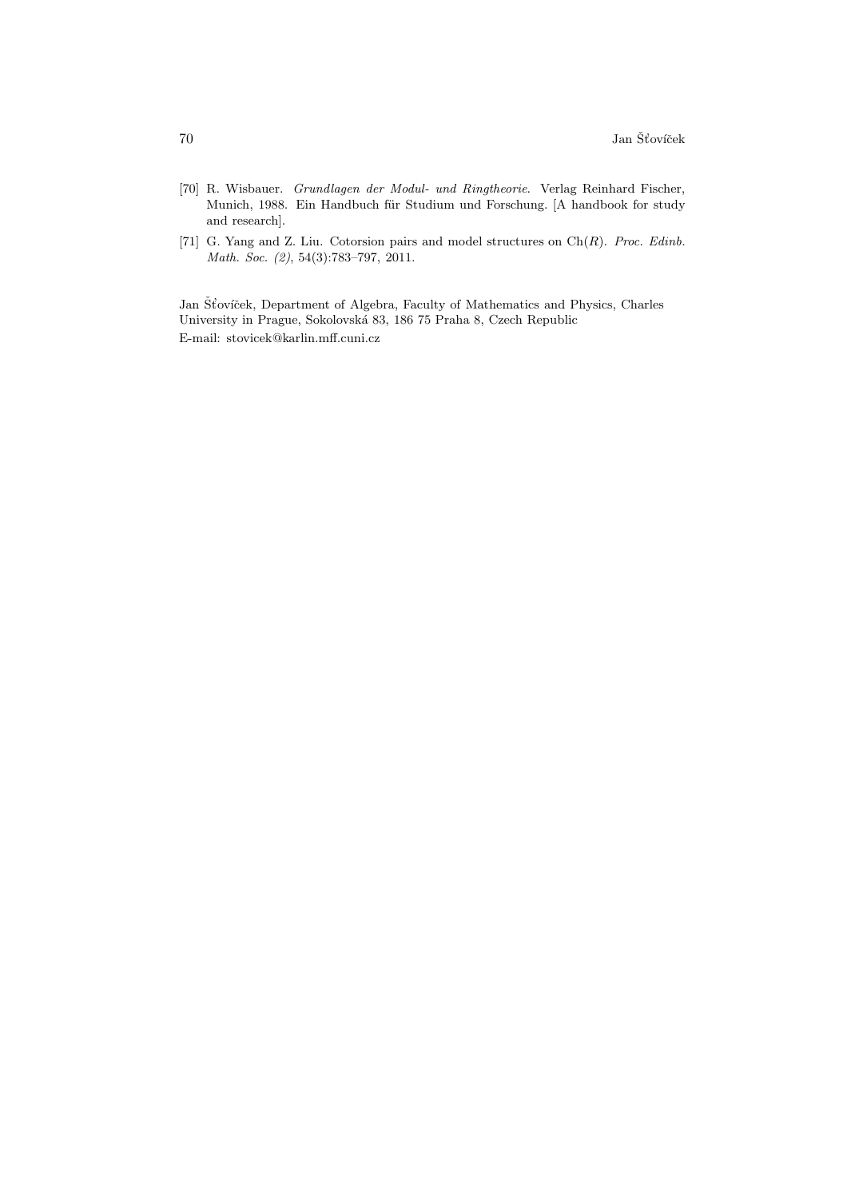[70] R. Wisbauer. *Grundlagen der Modul- und Ringtheorie.* Verlag Reinhard Fischer, Munich, 1988. Ein Handbuch für Studium und Forschung. [A handbook for study and research].

[71] G. Yang and Z. Liu. Cotorsion pairs and model structures on $\mathrm{Ch}(R)$. *Proc. Edinb. Math. Soc. (2)*, 54(3):783–797, 2011.

Jan Šťovíček, Department of Algebra, Faculty of Mathematics and Physics, Charles University in Prague, Sokolovská 83, 186 75 Praha 8, Czech Republic
E-mail: stovicek@karlin.mff.cuni.cz